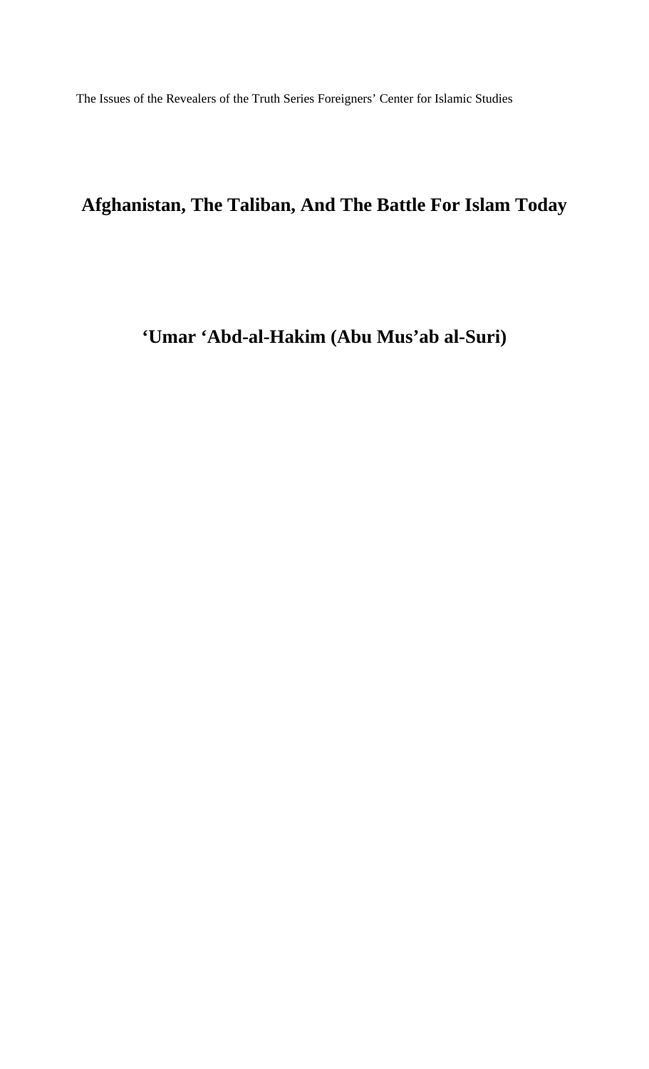The Issues of the Revealers of the Truth Series Foreigners' Center for Islamic Studies

# Afghanistan, The Taliban, And The Battle For Islam Today

## 'Umar 'Abd-al-Hakim (Abu Mus'ab al-Suri)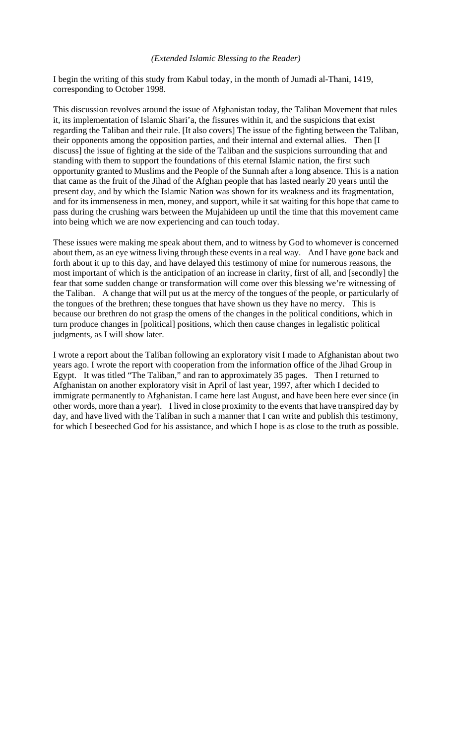*(Extended Islamic Blessing to the Reader)*

I begin the writing of this study from Kabul today, in the month of Jumadi al-Thani, 1419, corresponding to October 1998.

This discussion revolves around the issue of Afghanistan today, the Taliban Movement that rules it, its implementation of Islamic Shari'a, the fissures within it, and the suspicions that exist regarding the Taliban and their rule. [It also covers] The issue of the fighting between the Taliban, their opponents among the opposition parties, and their internal and external allies. Then [I discuss] the issue of fighting at the side of the Taliban and the suspicions surrounding that and standing with them to support the foundations of this eternal Islamic nation, the first such opportunity granted to Muslims and the People of the Sunnah after a long absence. This is a nation that came as the fruit of the Jihad of the Afghan people that has lasted nearly 20 years until the present day, and by which the Islamic Nation was shown for its weakness and its fragmentation, and for its immenseness in men, money, and support, while it sat waiting for this hope that came to pass during the crushing wars between the Mujahideen up until the time that this movement came into being which we are now experiencing and can touch today.

These issues were making me speak about them, and to witness by God to whomever is concerned about them, as an eye witness living through these events in a real way. And I have gone back and forth about it up to this day, and have delayed this testimony of mine for numerous reasons, the most important of which is the anticipation of an increase in clarity, first of all, and [secondly] the fear that some sudden change or transformation will come over this blessing we're witnessing of the Taliban. A change that will put us at the mercy of the tongues of the people, or particularly of the tongues of the brethren; these tongues that have shown us they have no mercy. This is because our brethren do not grasp the omens of the changes in the political conditions, which in turn produce changes in [political] positions, which then cause changes in legalistic political judgments, as I will show later.

I wrote a report about the Taliban following an exploratory visit I made to Afghanistan about two years ago. I wrote the report with cooperation from the information office of the Jihad Group in Egypt. It was titled "The Taliban," and ran to approximately 35 pages. Then I returned to Afghanistan on another exploratory visit in April of last year, 1997, after which I decided to immigrate permanently to Afghanistan. I came here last August, and have been here ever since (in other words, more than a year). I lived in close proximity to the events that have transpired day by day, and have lived with the Taliban in such a manner that I can write and publish this testimony, for which I beseeched God for his assistance, and which I hope is as close to the truth as possible.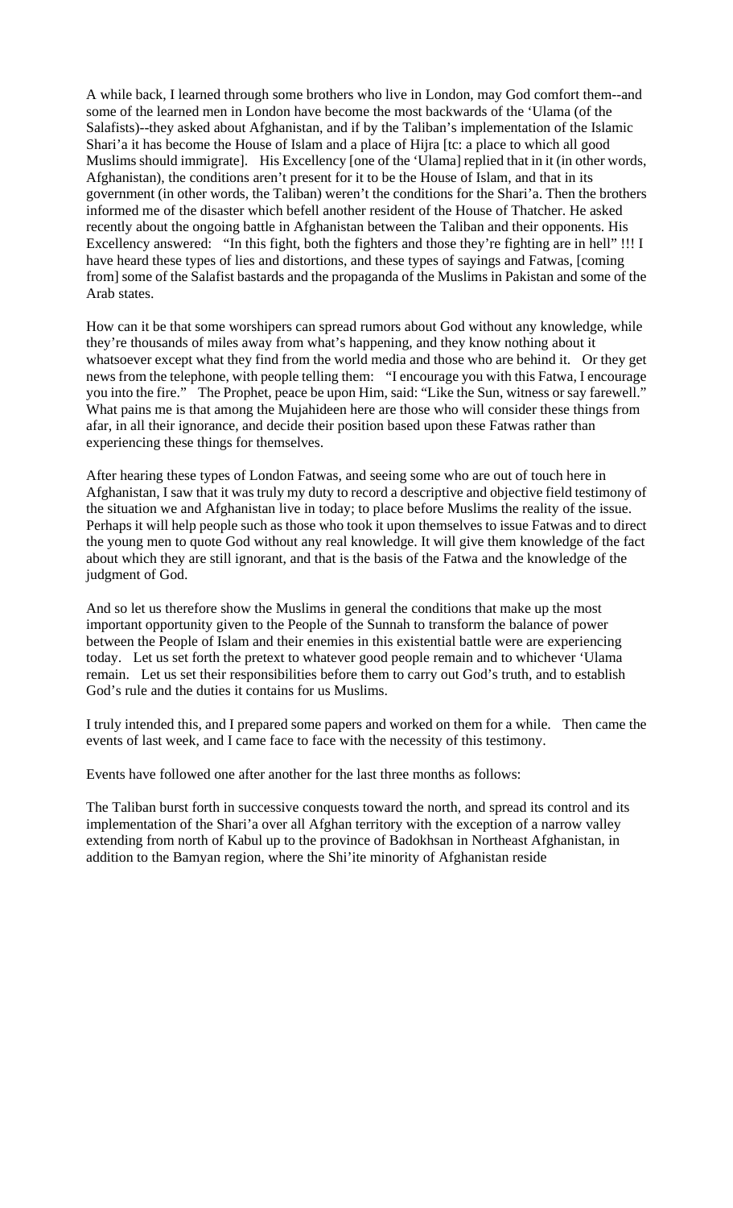A while back, I learned through some brothers who live in London, may God comfort them--and some of the learned men in London have become the most backwards of the 'Ulama (of the Salafists)--they asked about Afghanistan, and if by the Taliban's implementation of the Islamic Shari'a it has become the House of Islam and a place of Hijra [tc: a place to which all good Muslims should immigrate]. His Excellency [one of the 'Ulama] replied that in it (in other words, Afghanistan), the conditions aren't present for it to be the House of Islam, and that in its government (in other words, the Taliban) weren't the conditions for the Shari'a. Then the brothers informed me of the disaster which befell another resident of the House of Thatcher. He asked recently about the ongoing battle in Afghanistan between the Taliban and their opponents. His Excellency answered: "In this fight, both the fighters and those they're fighting are in hell" !!! I have heard these types of lies and distortions, and these types of sayings and Fatwas, [coming from] some of the Salafist bastards and the propaganda of the Muslims in Pakistan and some of the Arab states.

How can it be that some worshipers can spread rumors about God without any knowledge, while they're thousands of miles away from what's happening, and they know nothing about it whatsoever except what they find from the world media and those who are behind it. Or they get news from the telephone, with people telling them: "I encourage you with this Fatwa, I encourage you into the fire." The Prophet, peace be upon Him, said: "Like the Sun, witness or say farewell." What pains me is that among the Mujahideen here are those who will consider these things from afar, in all their ignorance, and decide their position based upon these Fatwas rather than experiencing these things for themselves.

After hearing these types of London Fatwas, and seeing some who are out of touch here in Afghanistan, I saw that it was truly my duty to record a descriptive and objective field testimony of the situation we and Afghanistan live in today; to place before Muslims the reality of the issue. Perhaps it will help people such as those who took it upon themselves to issue Fatwas and to direct the young men to quote God without any real knowledge. It will give them knowledge of the fact about which they are still ignorant, and that is the basis of the Fatwa and the knowledge of the judgment of God.

And so let us therefore show the Muslims in general the conditions that make up the most important opportunity given to the People of the Sunnah to transform the balance of power between the People of Islam and their enemies in this existential battle were are experiencing today. Let us set forth the pretext to whatever good people remain and to whichever 'Ulama remain. Let us set their responsibilities before them to carry out God's truth, and to establish God's rule and the duties it contains for us Muslims.

I truly intended this, and I prepared some papers and worked on them for a while. Then came the events of last week, and I came face to face with the necessity of this testimony.

Events have followed one after another for the last three months as follows:

The Taliban burst forth in successive conquests toward the north, and spread its control and its implementation of the Shari'a over all Afghan territory with the exception of a narrow valley extending from north of Kabul up to the province of Badokhsan in Northeast Afghanistan, in addition to the Bamyan region, where the Shi'ite minority of Afghanistan reside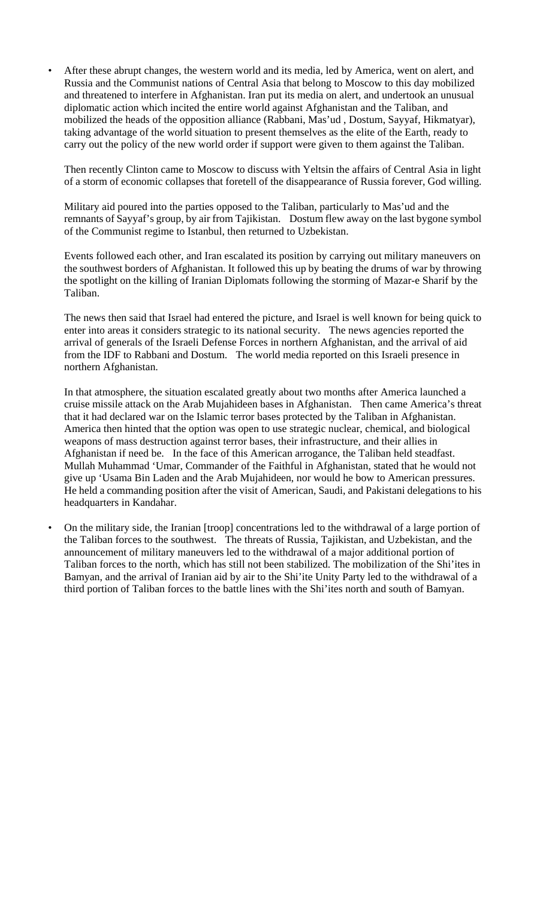- After these abrupt changes, the western world and its media, led by America, went on alert, and Russia and the Communist nations of Central Asia that belong to Moscow to this day mobilized and threatened to interfere in Afghanistan. Iran put its media on alert, and undertook an unusual diplomatic action which incited the entire world against Afghanistan and the Taliban, and mobilized the heads of the opposition alliance (Rabbani, Mas'ud , Dostum, Sayyaf, Hikmatyar), taking advantage of the world situation to present themselves as the elite of the Earth, ready to carry out the policy of the new world order if support were given to them against the Taliban.

  Then recently Clinton came to Moscow to discuss with Yeltsin the affairs of Central Asia in light of a storm of economic collapses that foretell of the disappearance of Russia forever, God willing.

  Military aid poured into the parties opposed to the Taliban, particularly to Mas'ud and the remnants of Sayyaf's group, by air from Tajikistan. Dostum flew away on the last bygone symbol of the Communist regime to Istanbul, then returned to Uzbekistan.

  Events followed each other, and Iran escalated its position by carrying out military maneuvers on the southwest borders of Afghanistan. It followed this up by beating the drums of war by throwing the spotlight on the killing of Iranian Diplomats following the storming of Mazar-e Sharif by the Taliban.

  The news then said that Israel had entered the picture, and Israel is well known for being quick to enter into areas it considers strategic to its national security. The news agencies reported the arrival of generals of the Israeli Defense Forces in northern Afghanistan, and the arrival of aid from the IDF to Rabbani and Dostum. The world media reported on this Israeli presence in northern Afghanistan.

  In that atmosphere, the situation escalated greatly about two months after America launched a cruise missile attack on the Arab Mujahideen bases in Afghanistan. Then came America's threat that it had declared war on the Islamic terror bases protected by the Taliban in Afghanistan. America then hinted that the option was open to use strategic nuclear, chemical, and biological weapons of mass destruction against terror bases, their infrastructure, and their allies in Afghanistan if need be. In the face of this American arrogance, the Taliban held steadfast. Mullah Muhammad 'Umar, Commander of the Faithful in Afghanistan, stated that he would not give up 'Usama Bin Laden and the Arab Mujahideen, nor would he bow to American pressures. He held a commanding position after the visit of American, Saudi, and Pakistani delegations to his headquarters in Kandahar.

- On the military side, the Iranian [troop] concentrations led to the withdrawal of a large portion of the Taliban forces to the southwest. The threats of Russia, Tajikistan, and Uzbekistan, and the announcement of military maneuvers led to the withdrawal of a major additional portion of Taliban forces to the north, which has still not been stabilized. The mobilization of the Shi'ites in Bamyan, and the arrival of Iranian aid by air to the Shi'ite Unity Party led to the withdrawal of a third portion of Taliban forces to the battle lines with the Shi'ites north and south of Bamyan.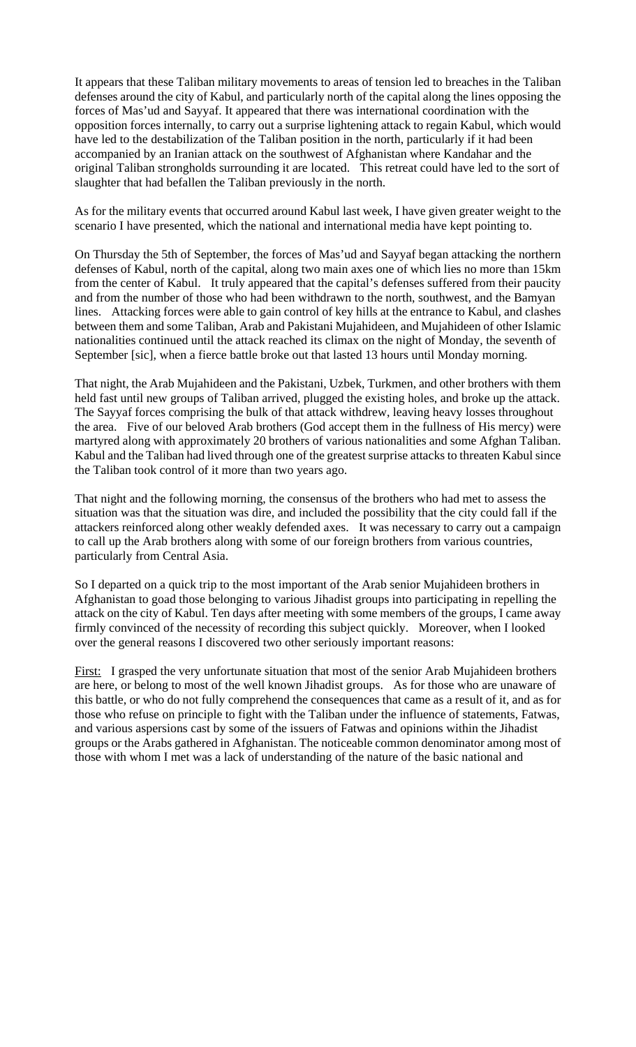It appears that these Taliban military movements to areas of tension led to breaches in the Taliban defenses around the city of Kabul, and particularly north of the capital along the lines opposing the forces of Mas'ud and Sayyaf. It appeared that there was international coordination with the opposition forces internally, to carry out a surprise lightening attack to regain Kabul, which would have led to the destabilization of the Taliban position in the north, particularly if it had been accompanied by an Iranian attack on the southwest of Afghanistan where Kandahar and the original Taliban strongholds surrounding it are located. This retreat could have led to the sort of slaughter that had befallen the Taliban previously in the north.

As for the military events that occurred around Kabul last week, I have given greater weight to the scenario I have presented, which the national and international media have kept pointing to.

On Thursday the 5th of September, the forces of Mas'ud and Sayyaf began attacking the northern defenses of Kabul, north of the capital, along two main axes one of which lies no more than 15km from the center of Kabul. It truly appeared that the capital's defenses suffered from their paucity and from the number of those who had been withdrawn to the north, southwest, and the Bamyan lines. Attacking forces were able to gain control of key hills at the entrance to Kabul, and clashes between them and some Taliban, Arab and Pakistani Mujahideen, and Mujahideen of other Islamic nationalities continued until the attack reached its climax on the night of Monday, the seventh of September [sic], when a fierce battle broke out that lasted 13 hours until Monday morning.

That night, the Arab Mujahideen and the Pakistani, Uzbek, Turkmen, and other brothers with them held fast until new groups of Taliban arrived, plugged the existing holes, and broke up the attack. The Sayyaf forces comprising the bulk of that attack withdrew, leaving heavy losses throughout the area. Five of our beloved Arab brothers (God accept them in the fullness of His mercy) were martyred along with approximately 20 brothers of various nationalities and some Afghan Taliban. Kabul and the Taliban had lived through one of the greatest surprise attacks to threaten Kabul since the Taliban took control of it more than two years ago.

That night and the following morning, the consensus of the brothers who had met to assess the situation was that the situation was dire, and included the possibility that the city could fall if the attackers reinforced along other weakly defended axes. It was necessary to carry out a campaign to call up the Arab brothers along with some of our foreign brothers from various countries, particularly from Central Asia.

So I departed on a quick trip to the most important of the Arab senior Mujahideen brothers in Afghanistan to goad those belonging to various Jihadist groups into participating in repelling the attack on the city of Kabul. Ten days after meeting with some members of the groups, I came away firmly convinced of the necessity of recording this subject quickly. Moreover, when I looked over the general reasons I discovered two other seriously important reasons:

First: I grasped the very unfortunate situation that most of the senior Arab Mujahideen brothers are here, or belong to most of the well known Jihadist groups. As for those who are unaware of this battle, or who do not fully comprehend the consequences that came as a result of it, and as for those who refuse on principle to fight with the Taliban under the influence of statements, Fatwas, and various aspersions cast by some of the issuers of Fatwas and opinions within the Jihadist groups or the Arabs gathered in Afghanistan. The noticeable common denominator among most of those with whom I met was a lack of understanding of the nature of the basic national and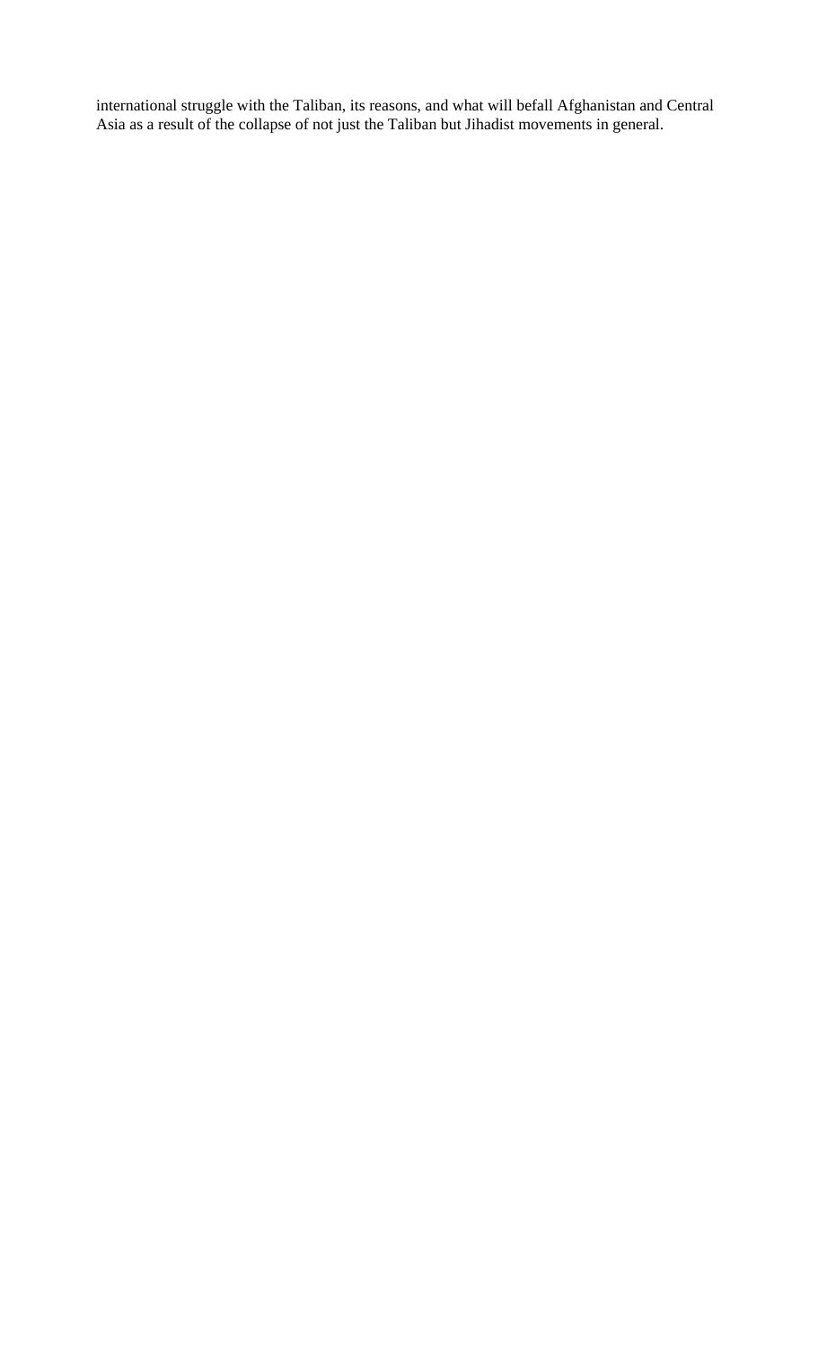international struggle with the Taliban, its reasons, and what will befall Afghanistan and Central Asia as a result of the collapse of not just the Taliban but Jihadist movements in general.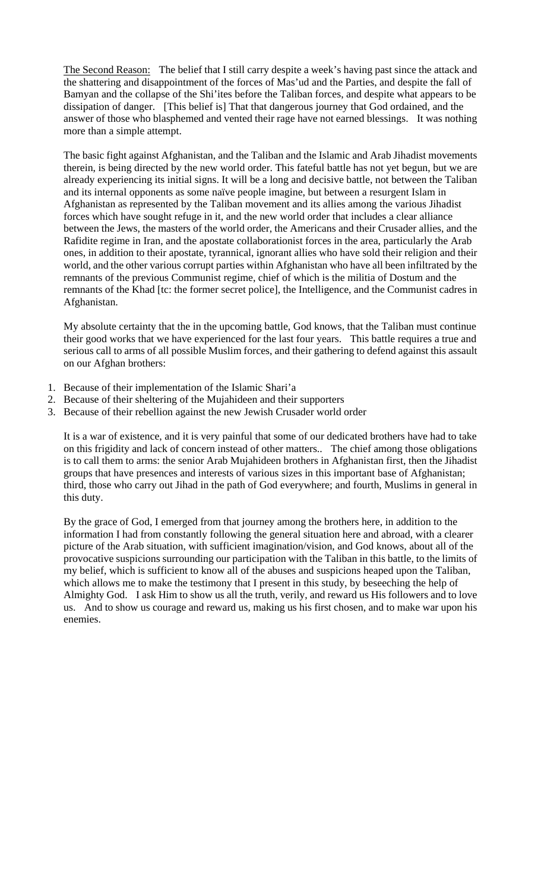The Second Reason: The belief that I still carry despite a week's having past since the attack and the shattering and disappointment of the forces of Mas'ud and the Parties, and despite the fall of Bamyan and the collapse of the Shi'ites before the Taliban forces, and despite what appears to be dissipation of danger. [This belief is] That that dangerous journey that God ordained, and the answer of those who blasphemed and vented their rage have not earned blessings. It was nothing more than a simple attempt.

The basic fight against Afghanistan, and the Taliban and the Islamic and Arab Jihadist movements therein, is being directed by the new world order. This fateful battle has not yet begun, but we are already experiencing its initial signs. It will be a long and decisive battle, not between the Taliban and its internal opponents as some naïve people imagine, but between a resurgent Islam in Afghanistan as represented by the Taliban movement and its allies among the various Jihadist forces which have sought refuge in it, and the new world order that includes a clear alliance between the Jews, the masters of the world order, the Americans and their Crusader allies, and the Rafidite regime in Iran, and the apostate collaborationist forces in the area, particularly the Arab ones, in addition to their apostate, tyrannical, ignorant allies who have sold their religion and their world, and the other various corrupt parties within Afghanistan who have all been infiltrated by the remnants of the previous Communist regime, chief of which is the militia of Dostum and the remnants of the Khad [tc: the former secret police], the Intelligence, and the Communist cadres in Afghanistan.

My absolute certainty that the in the upcoming battle, God knows, that the Taliban must continue their good works that we have experienced for the last four years. This battle requires a true and serious call to arms of all possible Muslim forces, and their gathering to defend against this assault on our Afghan brothers:

1. Because of their implementation of the Islamic Shari'a
2. Because of their sheltering of the Mujahideen and their supporters
3. Because of their rebellion against the new Jewish Crusader world order

It is a war of existence, and it is very painful that some of our dedicated brothers have had to take on this frigidity and lack of concern instead of other matters.. The chief among those obligations is to call them to arms: the senior Arab Mujahideen brothers in Afghanistan first, then the Jihadist groups that have presences and interests of various sizes in this important base of Afghanistan; third, those who carry out Jihad in the path of God everywhere; and fourth, Muslims in general in this duty.

By the grace of God, I emerged from that journey among the brothers here, in addition to the information I had from constantly following the general situation here and abroad, with a clearer picture of the Arab situation, with sufficient imagination/vision, and God knows, about all of the provocative suspicions surrounding our participation with the Taliban in this battle, to the limits of my belief, which is sufficient to know all of the abuses and suspicions heaped upon the Taliban, which allows me to make the testimony that I present in this study, by beseeching the help of Almighty God. I ask Him to show us all the truth, verily, and reward us His followers and to love us. And to show us courage and reward us, making us his first chosen, and to make war upon his enemies.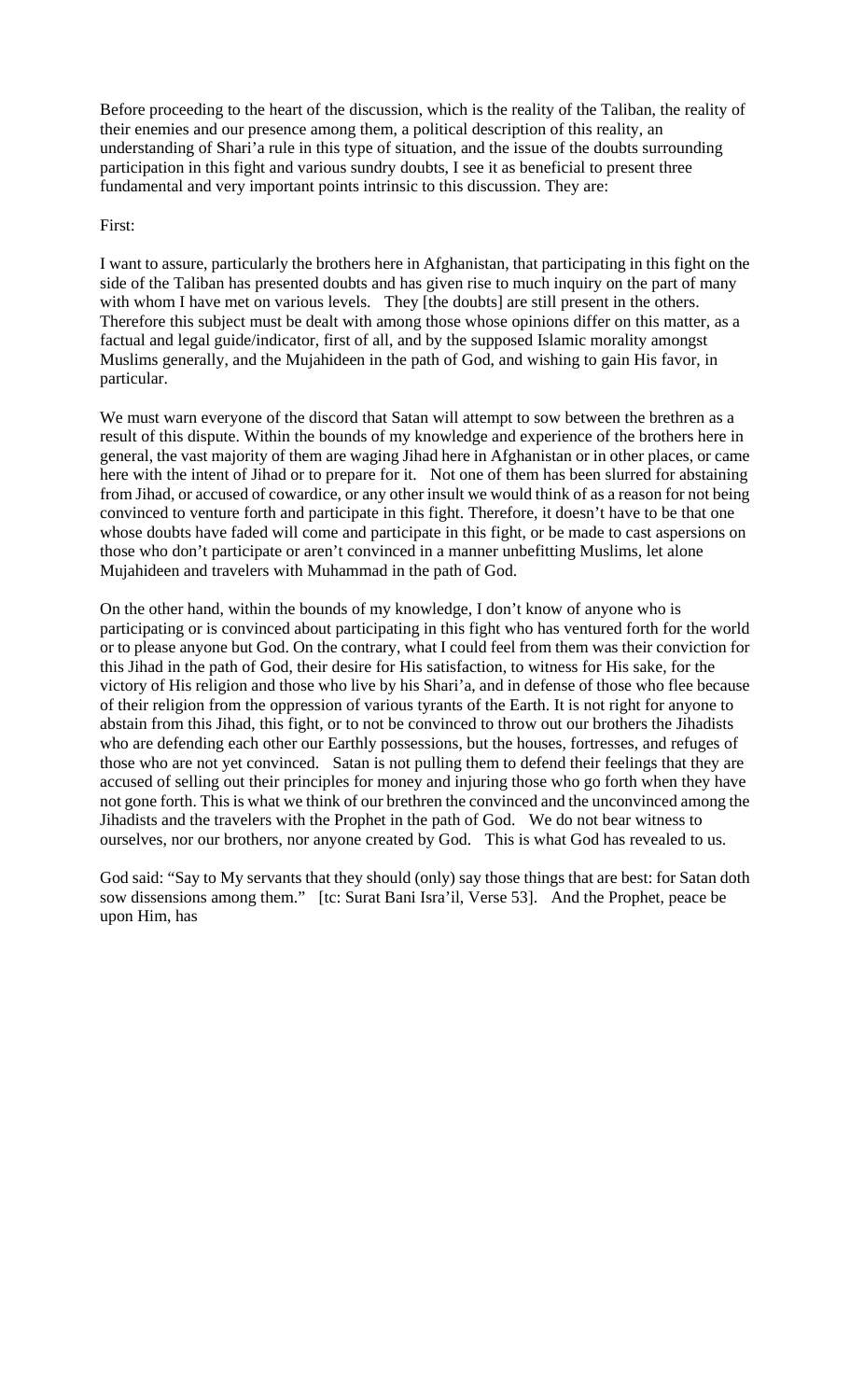Before proceeding to the heart of the discussion, which is the reality of the Taliban, the reality of their enemies and our presence among them, a political description of this reality, an understanding of Shari'a rule in this type of situation, and the issue of the doubts surrounding participation in this fight and various sundry doubts, I see it as beneficial to present three fundamental and very important points intrinsic to this discussion. They are:

First:

I want to assure, particularly the brothers here in Afghanistan, that participating in this fight on the side of the Taliban has presented doubts and has given rise to much inquiry on the part of many with whom I have met on various levels. They [the doubts] are still present in the others. Therefore this subject must be dealt with among those whose opinions differ on this matter, as a factual and legal guide/indicator, first of all, and by the supposed Islamic morality amongst Muslims generally, and the Mujahideen in the path of God, and wishing to gain His favor, in particular.

We must warn everyone of the discord that Satan will attempt to sow between the brethren as a result of this dispute. Within the bounds of my knowledge and experience of the brothers here in general, the vast majority of them are waging Jihad here in Afghanistan or in other places, or came here with the intent of Jihad or to prepare for it. Not one of them has been slurred for abstaining from Jihad, or accused of cowardice, or any other insult we would think of as a reason for not being convinced to venture forth and participate in this fight. Therefore, it doesn't have to be that one whose doubts have faded will come and participate in this fight, or be made to cast aspersions on those who don't participate or aren't convinced in a manner unbefitting Muslims, let alone Mujahideen and travelers with Muhammad in the path of God.

On the other hand, within the bounds of my knowledge, I don't know of anyone who is participating or is convinced about participating in this fight who has ventured forth for the world or to please anyone but God. On the contrary, what I could feel from them was their conviction for this Jihad in the path of God, their desire for His satisfaction, to witness for His sake, for the victory of His religion and those who live by his Shari'a, and in defense of those who flee because of their religion from the oppression of various tyrants of the Earth. It is not right for anyone to abstain from this Jihad, this fight, or to not be convinced to throw out our brothers the Jihadists who are defending each other our Earthly possessions, but the houses, fortresses, and refuges of those who are not yet convinced. Satan is not pulling them to defend their feelings that they are accused of selling out their principles for money and injuring those who go forth when they have not gone forth. This is what we think of our brethren the convinced and the unconvinced among the Jihadists and the travelers with the Prophet in the path of God. We do not bear witness to ourselves, nor our brothers, nor anyone created by God. This is what God has revealed to us.

God said: "Say to My servants that they should (only) say those things that are best: for Satan doth sow dissensions among them." [tc: Surat Bani Isra'il, Verse 53]. And the Prophet, peace be upon Him, has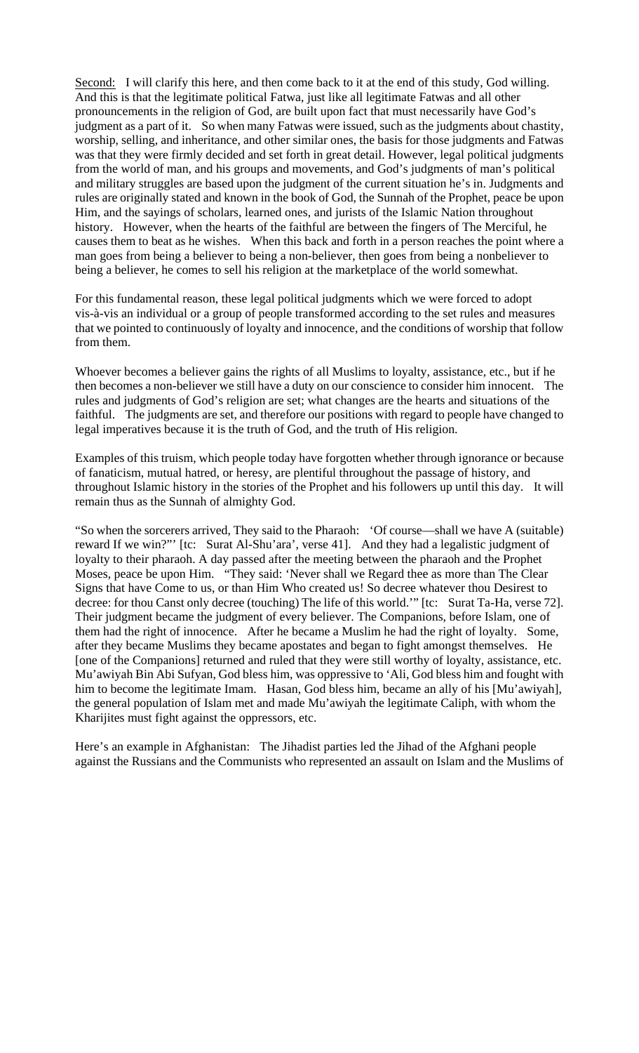Second: I will clarify this here, and then come back to it at the end of this study, God willing. And this is that the legitimate political Fatwa, just like all legitimate Fatwas and all other pronouncements in the religion of God, are built upon fact that must necessarily have God's judgment as a part of it. So when many Fatwas were issued, such as the judgments about chastity, worship, selling, and inheritance, and other similar ones, the basis for those judgments and Fatwas was that they were firmly decided and set forth in great detail. However, legal political judgments from the world of man, and his groups and movements, and God's judgments of man's political and military struggles are based upon the judgment of the current situation he's in. Judgments and rules are originally stated and known in the book of God, the Sunnah of the Prophet, peace be upon Him, and the sayings of scholars, learned ones, and jurists of the Islamic Nation throughout history. However, when the hearts of the faithful are between the fingers of The Merciful, he causes them to beat as he wishes. When this back and forth in a person reaches the point where a man goes from being a believer to being a non-believer, then goes from being a nonbeliever to being a believer, he comes to sell his religion at the marketplace of the world somewhat.

For this fundamental reason, these legal political judgments which we were forced to adopt vis-à-vis an individual or a group of people transformed according to the set rules and measures that we pointed to continuously of loyalty and innocence, and the conditions of worship that follow from them.

Whoever becomes a believer gains the rights of all Muslims to loyalty, assistance, etc., but if he then becomes a non-believer we still have a duty on our conscience to consider him innocent. The rules and judgments of God's religion are set; what changes are the hearts and situations of the faithful. The judgments are set, and therefore our positions with regard to people have changed to legal imperatives because it is the truth of God, and the truth of His religion.

Examples of this truism, which people today have forgotten whether through ignorance or because of fanaticism, mutual hatred, or heresy, are plentiful throughout the passage of history, and throughout Islamic history in the stories of the Prophet and his followers up until this day. It will remain thus as the Sunnah of almighty God.

"So when the sorcerers arrived, They said to the Pharaoh: 'Of course—shall we have A (suitable) reward If we win?"' [tc: Surat Al-Shu'ara', verse 41]. And they had a legalistic judgment of loyalty to their pharaoh. A day passed after the meeting between the pharaoh and the Prophet Moses, peace be upon Him. "They said: 'Never shall we Regard thee as more than The Clear Signs that have Come to us, or than Him Who created us! So decree whatever thou Desirest to decree: for thou Canst only decree (touching) The life of this world.'" [tc: Surat Ta-Ha, verse 72]. Their judgment became the judgment of every believer. The Companions, before Islam, one of them had the right of innocence. After he became a Muslim he had the right of loyalty. Some, after they became Muslims they became apostates and began to fight amongst themselves. He [one of the Companions] returned and ruled that they were still worthy of loyalty, assistance, etc. Mu'awiyah Bin Abi Sufyan, God bless him, was oppressive to 'Ali, God bless him and fought with him to become the legitimate Imam. Hasan, God bless him, became an ally of his [Mu'awiyah], the general population of Islam met and made Mu'awiyah the legitimate Caliph, with whom the Kharijites must fight against the oppressors, etc.

Here's an example in Afghanistan: The Jihadist parties led the Jihad of the Afghani people against the Russians and the Communists who represented an assault on Islam and the Muslims of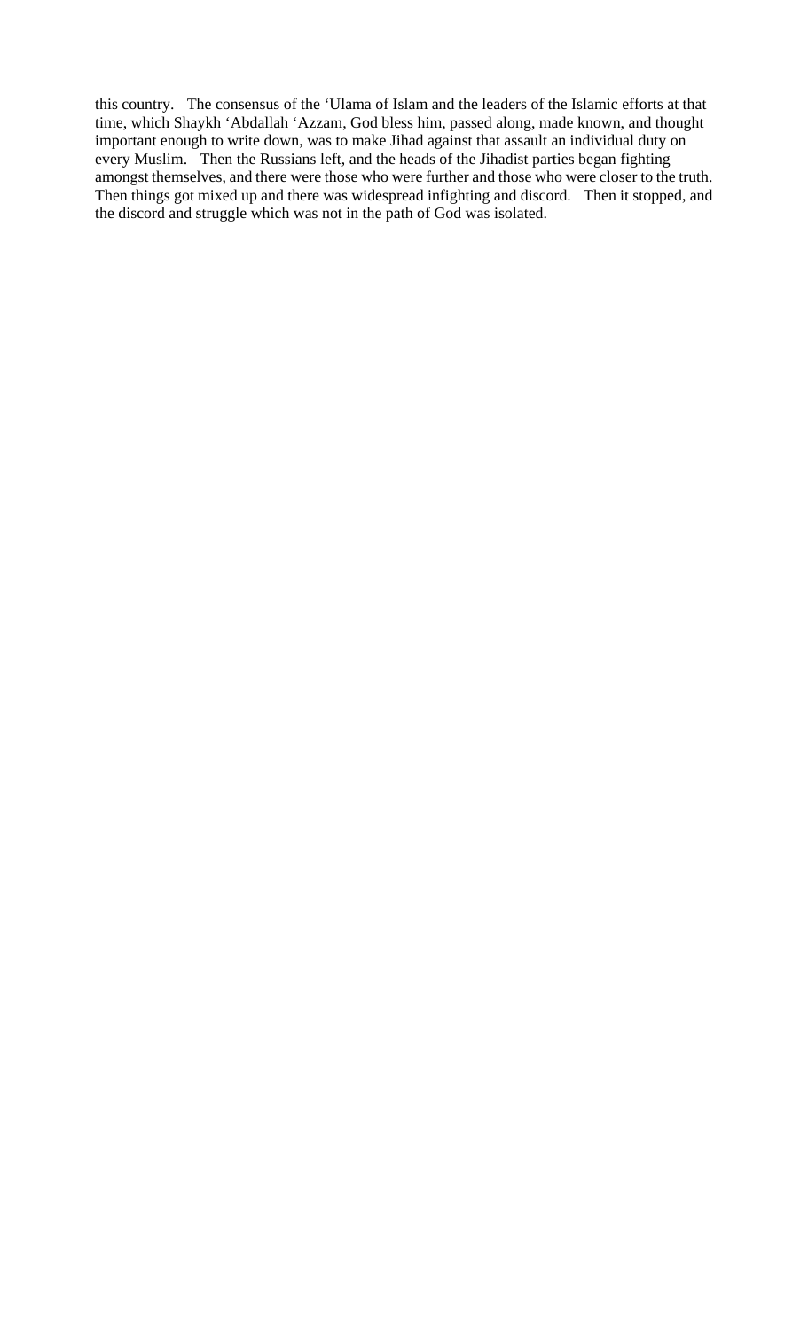this country. The consensus of the 'Ulama of Islam and the leaders of the Islamic efforts at that time, which Shaykh 'Abdallah 'Azzam, God bless him, passed along, made known, and thought important enough to write down, was to make Jihad against that assault an individual duty on every Muslim. Then the Russians left, and the heads of the Jihadist parties began fighting amongst themselves, and there were those who were further and those who were closer to the truth. Then things got mixed up and there was widespread infighting and discord. Then it stopped, and the discord and struggle which was not in the path of God was isolated.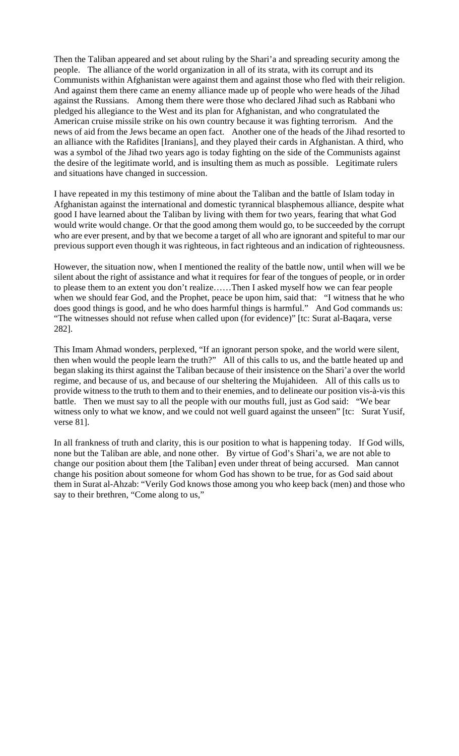Then the Taliban appeared and set about ruling by the Shari'a and spreading security among the people. The alliance of the world organization in all of its strata, with its corrupt and its Communists within Afghanistan were against them and against those who fled with their religion. And against them there came an enemy alliance made up of people who were heads of the Jihad against the Russians. Among them there were those who declared Jihad such as Rabbani who pledged his allegiance to the West and its plan for Afghanistan, and who congratulated the American cruise missile strike on his own country because it was fighting terrorism. And the news of aid from the Jews became an open fact. Another one of the heads of the Jihad resorted to an alliance with the Rafidites [Iranians], and they played their cards in Afghanistan. A third, who was a symbol of the Jihad two years ago is today fighting on the side of the Communists against the desire of the legitimate world, and is insulting them as much as possible. Legitimate rulers and situations have changed in succession.

I have repeated in my this testimony of mine about the Taliban and the battle of Islam today in Afghanistan against the international and domestic tyrannical blasphemous alliance, despite what good I have learned about the Taliban by living with them for two years, fearing that what God would write would change. Or that the good among them would go, to be succeeded by the corrupt who are ever present, and by that we become a target of all who are ignorant and spiteful to mar our previous support even though it was righteous, in fact righteous and an indication of righteousness.

However, the situation now, when I mentioned the reality of the battle now, until when will we be silent about the right of assistance and what it requires for fear of the tongues of people, or in order to please them to an extent you don't realize……Then I asked myself how we can fear people when we should fear God, and the Prophet, peace be upon him, said that: "I witness that he who does good things is good, and he who does harmful things is harmful." And God commands us: "The witnesses should not refuse when called upon (for evidence)" [tc: Surat al-Baqara, verse 282].

This Imam Ahmad wonders, perplexed, "If an ignorant person spoke, and the world were silent, then when would the people learn the truth?" All of this calls to us, and the battle heated up and began slaking its thirst against the Taliban because of their insistence on the Shari'a over the world regime, and because of us, and because of our sheltering the Mujahideen. All of this calls us to provide witness to the truth to them and to their enemies, and to delineate our position vis-à-vis this battle. Then we must say to all the people with our mouths full, just as God said: "We bear witness only to what we know, and we could not well guard against the unseen" [tc: Surat Yusif, verse 81].

In all frankness of truth and clarity, this is our position to what is happening today. If God wills, none but the Taliban are able, and none other. By virtue of God's Shari'a, we are not able to change our position about them [the Taliban] even under threat of being accursed. Man cannot change his position about someone for whom God has shown to be true, for as God said about them in Surat al-Ahzab: "Verily God knows those among you who keep back (men) and those who say to their brethren, "Come along to us,"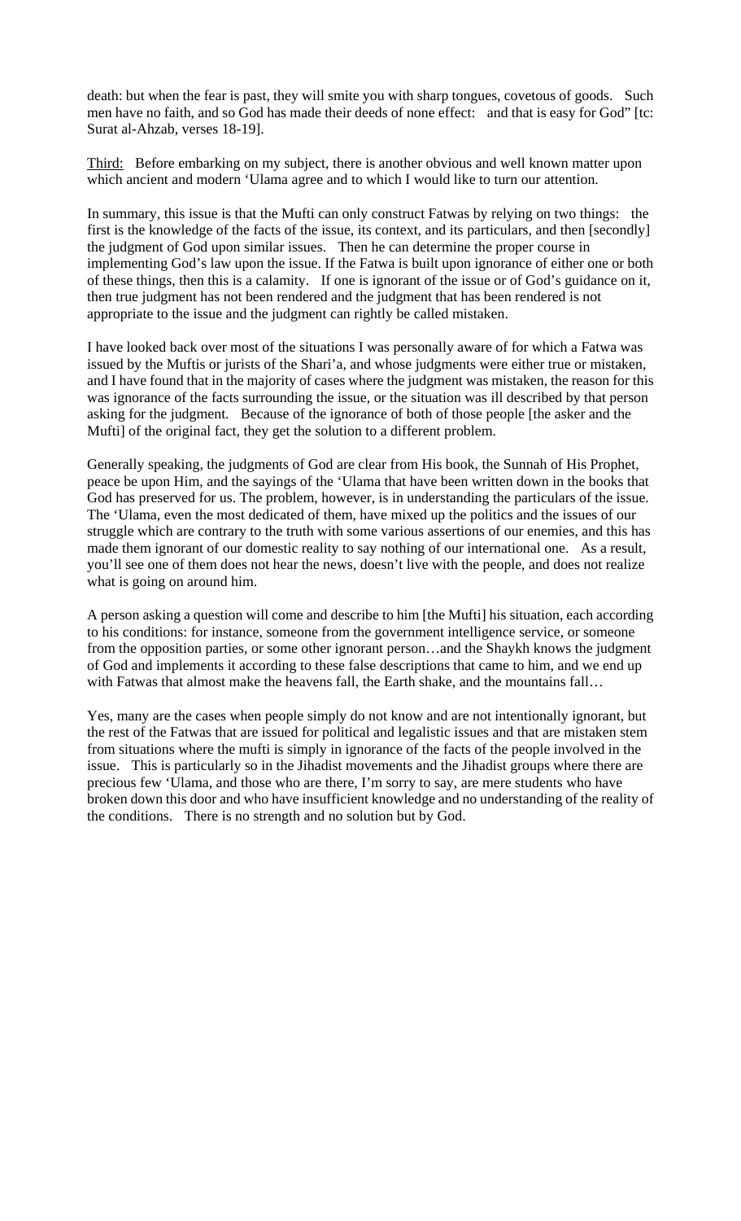death: but when the fear is past, they will smite you with sharp tongues, covetous of goods. Such men have no faith, and so God has made their deeds of none effect: and that is easy for God" [tc: Surat al-Ahzab, verses 18-19].

Third: Before embarking on my subject, there is another obvious and well known matter upon which ancient and modern 'Ulama agree and to which I would like to turn our attention.

In summary, this issue is that the Mufti can only construct Fatwas by relying on two things: the first is the knowledge of the facts of the issue, its context, and its particulars, and then [secondly] the judgment of God upon similar issues. Then he can determine the proper course in implementing God's law upon the issue. If the Fatwa is built upon ignorance of either one or both of these things, then this is a calamity. If one is ignorant of the issue or of God's guidance on it, then true judgment has not been rendered and the judgment that has been rendered is not appropriate to the issue and the judgment can rightly be called mistaken.

I have looked back over most of the situations I was personally aware of for which a Fatwa was issued by the Muftis or jurists of the Shari'a, and whose judgments were either true or mistaken, and I have found that in the majority of cases where the judgment was mistaken, the reason for this was ignorance of the facts surrounding the issue, or the situation was ill described by that person asking for the judgment. Because of the ignorance of both of those people [the asker and the Mufti] of the original fact, they get the solution to a different problem.

Generally speaking, the judgments of God are clear from His book, the Sunnah of His Prophet, peace be upon Him, and the sayings of the 'Ulama that have been written down in the books that God has preserved for us. The problem, however, is in understanding the particulars of the issue. The 'Ulama, even the most dedicated of them, have mixed up the politics and the issues of our struggle which are contrary to the truth with some various assertions of our enemies, and this has made them ignorant of our domestic reality to say nothing of our international one. As a result, you'll see one of them does not hear the news, doesn't live with the people, and does not realize what is going on around him.

A person asking a question will come and describe to him [the Mufti] his situation, each according to his conditions: for instance, someone from the government intelligence service, or someone from the opposition parties, or some other ignorant person…and the Shaykh knows the judgment of God and implements it according to these false descriptions that came to him, and we end up with Fatwas that almost make the heavens fall, the Earth shake, and the mountains fall…

Yes, many are the cases when people simply do not know and are not intentionally ignorant, but the rest of the Fatwas that are issued for political and legalistic issues and that are mistaken stem from situations where the mufti is simply in ignorance of the facts of the people involved in the issue. This is particularly so in the Jihadist movements and the Jihadist groups where there are precious few 'Ulama, and those who are there, I'm sorry to say, are mere students who have broken down this door and who have insufficient knowledge and no understanding of the reality of the conditions. There is no strength and no solution but by God.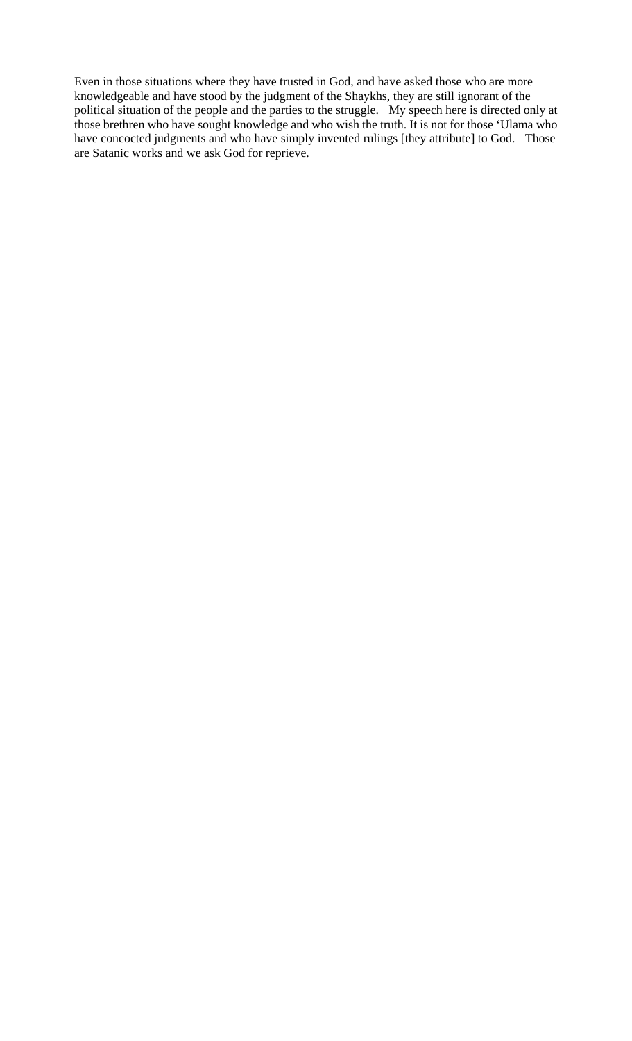Even in those situations where they have trusted in God, and have asked those who are more knowledgeable and have stood by the judgment of the Shaykhs, they are still ignorant of the political situation of the people and the parties to the struggle. My speech here is directed only at those brethren who have sought knowledge and who wish the truth. It is not for those 'Ulama who have concocted judgments and who have simply invented rulings [they attribute] to God. Those are Satanic works and we ask God for reprieve.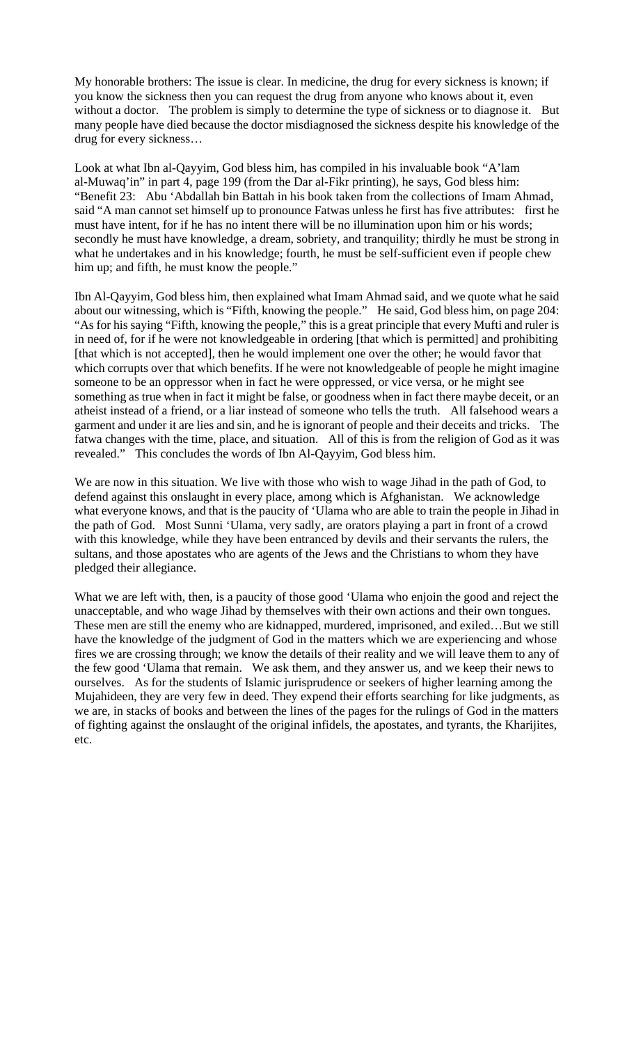My honorable brothers: The issue is clear. In medicine, the drug for every sickness is known; if you know the sickness then you can request the drug from anyone who knows about it, even without a doctor. The problem is simply to determine the type of sickness or to diagnose it. But many people have died because the doctor misdiagnosed the sickness despite his knowledge of the drug for every sickness…

Look at what Ibn al-Qayyim, God bless him, has compiled in his invaluable book "A'lam al-Muwaq'in" in part 4, page 199 (from the Dar al-Fikr printing), he says, God bless him: "Benefit 23: Abu 'Abdallah bin Battah in his book taken from the collections of Imam Ahmad, said "A man cannot set himself up to pronounce Fatwas unless he first has five attributes: first he must have intent, for if he has no intent there will be no illumination upon him or his words; secondly he must have knowledge, a dream, sobriety, and tranquility; thirdly he must be strong in what he undertakes and in his knowledge; fourth, he must be self-sufficient even if people chew him up; and fifth, he must know the people."

Ibn Al-Qayyim, God bless him, then explained what Imam Ahmad said, and we quote what he said about our witnessing, which is "Fifth, knowing the people." He said, God bless him, on page 204: "As for his saying "Fifth, knowing the people," this is a great principle that every Mufti and ruler is in need of, for if he were not knowledgeable in ordering [that which is permitted] and prohibiting [that which is not accepted], then he would implement one over the other; he would favor that which corrupts over that which benefits. If he were not knowledgeable of people he might imagine someone to be an oppressor when in fact he were oppressed, or vice versa, or he might see something as true when in fact it might be false, or goodness when in fact there maybe deceit, or an atheist instead of a friend, or a liar instead of someone who tells the truth. All falsehood wears a garment and under it are lies and sin, and he is ignorant of people and their deceits and tricks. The fatwa changes with the time, place, and situation. All of this is from the religion of God as it was revealed." This concludes the words of Ibn Al-Qayyim, God bless him.

We are now in this situation. We live with those who wish to wage Jihad in the path of God, to defend against this onslaught in every place, among which is Afghanistan. We acknowledge what everyone knows, and that is the paucity of 'Ulama who are able to train the people in Jihad in the path of God. Most Sunni 'Ulama, very sadly, are orators playing a part in front of a crowd with this knowledge, while they have been entranced by devils and their servants the rulers, the sultans, and those apostates who are agents of the Jews and the Christians to whom they have pledged their allegiance.

What we are left with, then, is a paucity of those good 'Ulama who enjoin the good and reject the unacceptable, and who wage Jihad by themselves with their own actions and their own tongues. These men are still the enemy who are kidnapped, murdered, imprisoned, and exiled…But we still have the knowledge of the judgment of God in the matters which we are experiencing and whose fires we are crossing through; we know the details of their reality and we will leave them to any of the few good 'Ulama that remain. We ask them, and they answer us, and we keep their news to ourselves. As for the students of Islamic jurisprudence or seekers of higher learning among the Mujahideen, they are very few in deed. They expend their efforts searching for like judgments, as we are, in stacks of books and between the lines of the pages for the rulings of God in the matters of fighting against the onslaught of the original infidels, the apostates, and tyrants, the Kharijites, etc.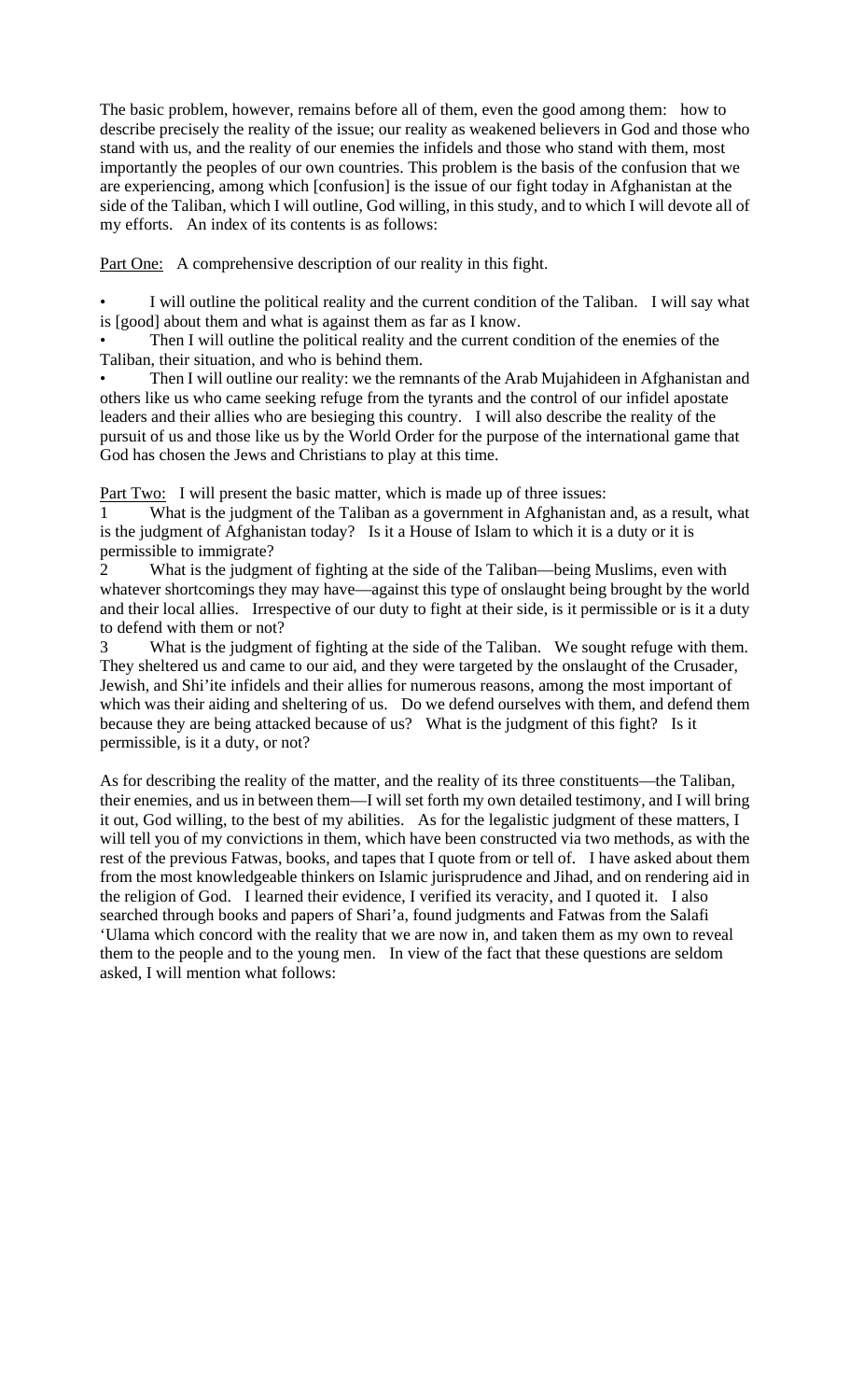The basic problem, however, remains before all of them, even the good among them: how to describe precisely the reality of the issue; our reality as weakened believers in God and those who stand with us, and the reality of our enemies the infidels and those who stand with them, most importantly the peoples of our own countries. This problem is the basis of the confusion that we are experiencing, among which [confusion] is the issue of our fight today in Afghanistan at the side of the Taliban, which I will outline, God willing, in this study, and to which I will devote all of my efforts. An index of its contents is as follows:

Part One: A comprehensive description of our reality in this fight.

- I will outline the political reality and the current condition of the Taliban. I will say what is [good] about them and what is against them as far as I know.
- Then I will outline the political reality and the current condition of the enemies of the Taliban, their situation, and who is behind them.
- Then I will outline our reality: we the remnants of the Arab Mujahideen in Afghanistan and others like us who came seeking refuge from the tyrants and the control of our infidel apostate leaders and their allies who are besieging this country. I will also describe the reality of the pursuit of us and those like us by the World Order for the purpose of the international game that God has chosen the Jews and Christians to play at this time.

Part Two: I will present the basic matter, which is made up of three issues:

1 What is the judgment of the Taliban as a government in Afghanistan and, as a result, what is the judgment of Afghanistan today? Is it a House of Islam to which it is a duty or it is permissible to immigrate?

2 What is the judgment of fighting at the side of the Taliban—being Muslims, even with whatever shortcomings they may have—against this type of onslaught being brought by the world and their local allies. Irrespective of our duty to fight at their side, is it permissible or is it a duty to defend with them or not?

3 What is the judgment of fighting at the side of the Taliban. We sought refuge with them. They sheltered us and came to our aid, and they were targeted by the onslaught of the Crusader, Jewish, and Shi'ite infidels and their allies for numerous reasons, among the most important of which was their aiding and sheltering of us. Do we defend ourselves with them, and defend them because they are being attacked because of us? What is the judgment of this fight? Is it permissible, is it a duty, or not?

As for describing the reality of the matter, and the reality of its three constituents—the Taliban, their enemies, and us in between them—I will set forth my own detailed testimony, and I will bring it out, God willing, to the best of my abilities. As for the legalistic judgment of these matters, I will tell you of my convictions in them, which have been constructed via two methods, as with the rest of the previous Fatwas, books, and tapes that I quote from or tell of. I have asked about them from the most knowledgeable thinkers on Islamic jurisprudence and Jihad, and on rendering aid in the religion of God. I learned their evidence, I verified its veracity, and I quoted it. I also searched through books and papers of Shari'a, found judgments and Fatwas from the Salafi 'Ulama which concord with the reality that we are now in, and taken them as my own to reveal them to the people and to the young men. In view of the fact that these questions are seldom asked, I will mention what follows: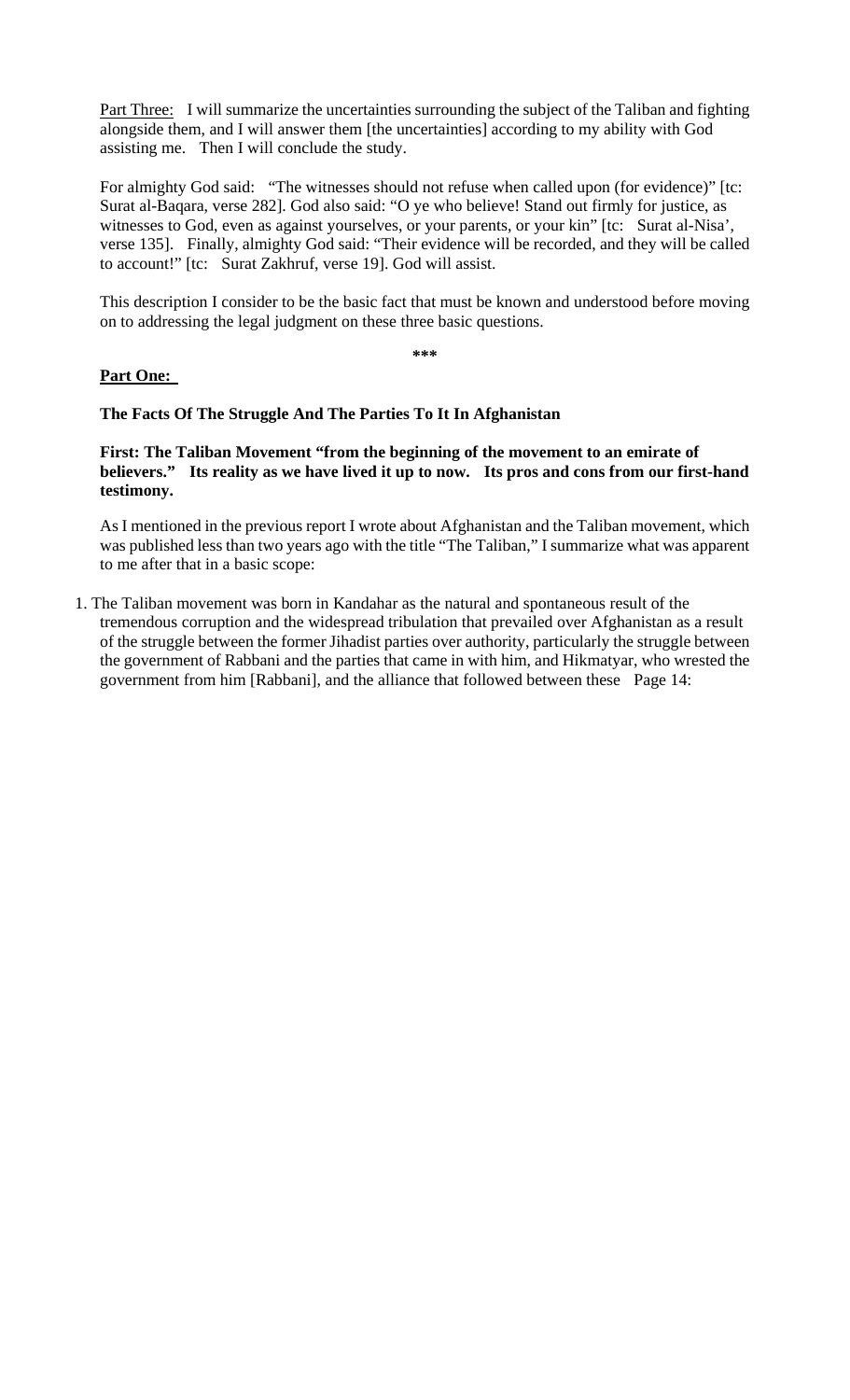Part Three: I will summarize the uncertainties surrounding the subject of the Taliban and fighting alongside them, and I will answer them [the uncertainties] according to my ability with God assisting me. Then I will conclude the study.

For almighty God said: "The witnesses should not refuse when called upon (for evidence)" [tc: Surat al-Baqara, verse 282]. God also said: "O ye who believe! Stand out firmly for justice, as witnesses to God, even as against yourselves, or your parents, or your kin" [tc: Surat al-Nisa', verse 135]. Finally, almighty God said: "Their evidence will be recorded, and they will be called to account!" [tc: Surat Zakhruf, verse 19]. God will assist.

This description I consider to be the basic fact that must be known and understood before moving on to addressing the legal judgment on these three basic questions.

***

**Part One:**

**The Facts Of The Struggle And The Parties To It In Afghanistan**

**First: The Taliban Movement "from the beginning of the movement to an emirate of believers." Its reality as we have lived it up to now. Its pros and cons from our first-hand testimony.**

As I mentioned in the previous report I wrote about Afghanistan and the Taliban movement, which was published less than two years ago with the title "The Taliban," I summarize what was apparent to me after that in a basic scope:

1. The Taliban movement was born in Kandahar as the natural and spontaneous result of the tremendous corruption and the widespread tribulation that prevailed over Afghanistan as a result of the struggle between the former Jihadist parties over authority, particularly the struggle between the government of Rabbani and the parties that came in with him, and Hikmatyar, who wrested the government from him [Rabbani], and the alliance that followed between these Page 14: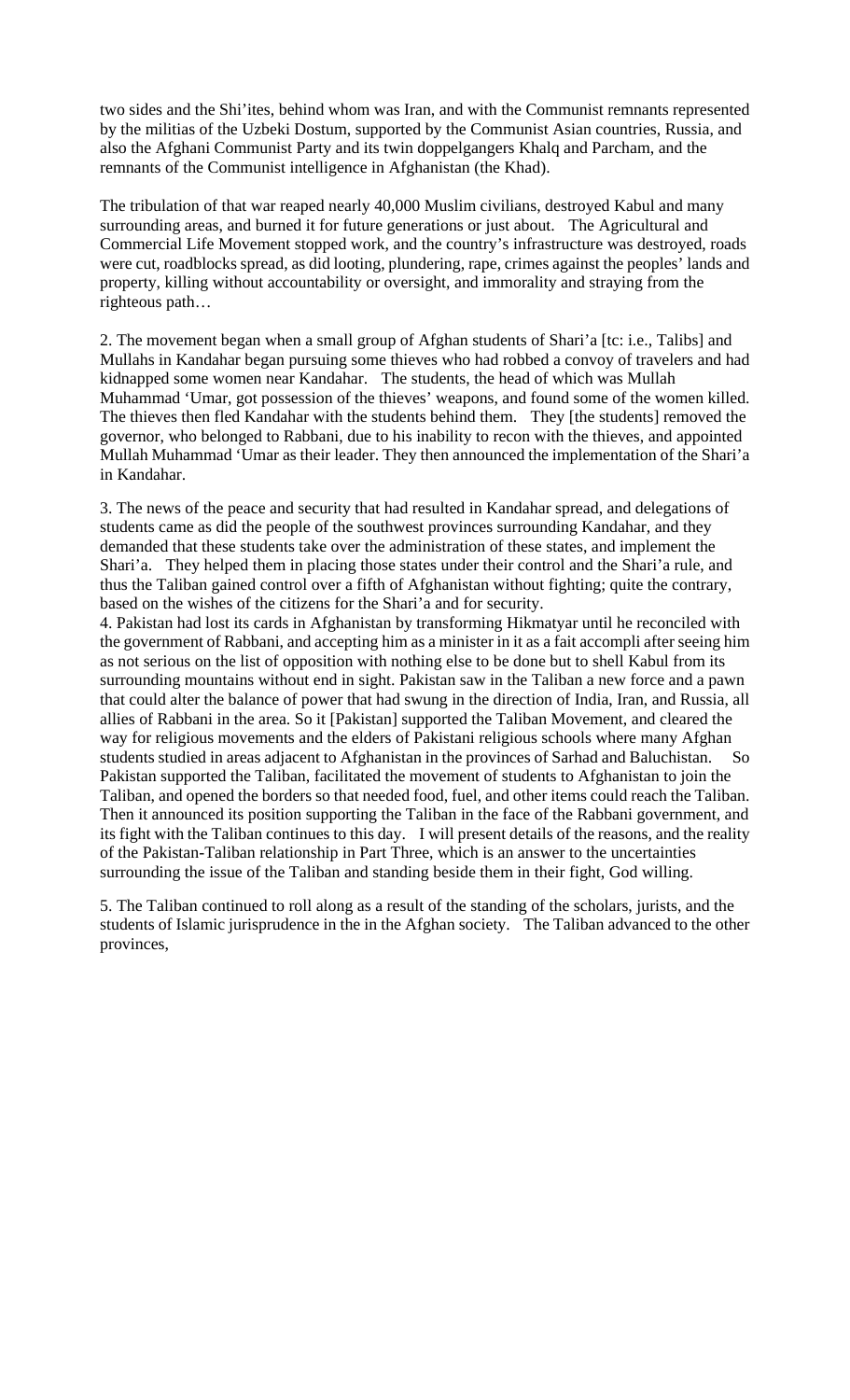two sides and the Shi'ites, behind whom was Iran, and with the Communist remnants represented by the militias of the Uzbeki Dostum, supported by the Communist Asian countries, Russia, and also the Afghani Communist Party and its twin doppelgangers Khalq and Parcham, and the remnants of the Communist intelligence in Afghanistan (the Khad).

The tribulation of that war reaped nearly 40,000 Muslim civilians, destroyed Kabul and many surrounding areas, and burned it for future generations or just about. The Agricultural and Commercial Life Movement stopped work, and the country's infrastructure was destroyed, roads were cut, roadblocks spread, as did looting, plundering, rape, crimes against the peoples' lands and property, killing without accountability or oversight, and immorality and straying from the righteous path…

2. The movement began when a small group of Afghan students of Shari'a [tc: i.e., Talibs] and Mullahs in Kandahar began pursuing some thieves who had robbed a convoy of travelers and had kidnapped some women near Kandahar. The students, the head of which was Mullah Muhammad 'Umar, got possession of the thieves' weapons, and found some of the women killed. The thieves then fled Kandahar with the students behind them. They [the students] removed the governor, who belonged to Rabbani, due to his inability to recon with the thieves, and appointed Mullah Muhammad 'Umar as their leader. They then announced the implementation of the Shari'a in Kandahar.

3. The news of the peace and security that had resulted in Kandahar spread, and delegations of students came as did the people of the southwest provinces surrounding Kandahar, and they demanded that these students take over the administration of these states, and implement the Shari'a. They helped them in placing those states under their control and the Shari'a rule, and thus the Taliban gained control over a fifth of Afghanistan without fighting; quite the contrary, based on the wishes of the citizens for the Shari'a and for security.

4. Pakistan had lost its cards in Afghanistan by transforming Hikmatyar until he reconciled with the government of Rabbani, and accepting him as a minister in it as a fait accompli after seeing him as not serious on the list of opposition with nothing else to be done but to shell Kabul from its surrounding mountains without end in sight. Pakistan saw in the Taliban a new force and a pawn that could alter the balance of power that had swung in the direction of India, Iran, and Russia, all allies of Rabbani in the area. So it [Pakistan] supported the Taliban Movement, and cleared the way for religious movements and the elders of Pakistani religious schools where many Afghan students studied in areas adjacent to Afghanistan in the provinces of Sarhad and Baluchistan. So Pakistan supported the Taliban, facilitated the movement of students to Afghanistan to join the Taliban, and opened the borders so that needed food, fuel, and other items could reach the Taliban. Then it announced its position supporting the Taliban in the face of the Rabbani government, and its fight with the Taliban continues to this day. I will present details of the reasons, and the reality of the Pakistan-Taliban relationship in Part Three, which is an answer to the uncertainties surrounding the issue of the Taliban and standing beside them in their fight, God willing.

5. The Taliban continued to roll along as a result of the standing of the scholars, jurists, and the students of Islamic jurisprudence in the in the Afghan society. The Taliban advanced to the other provinces,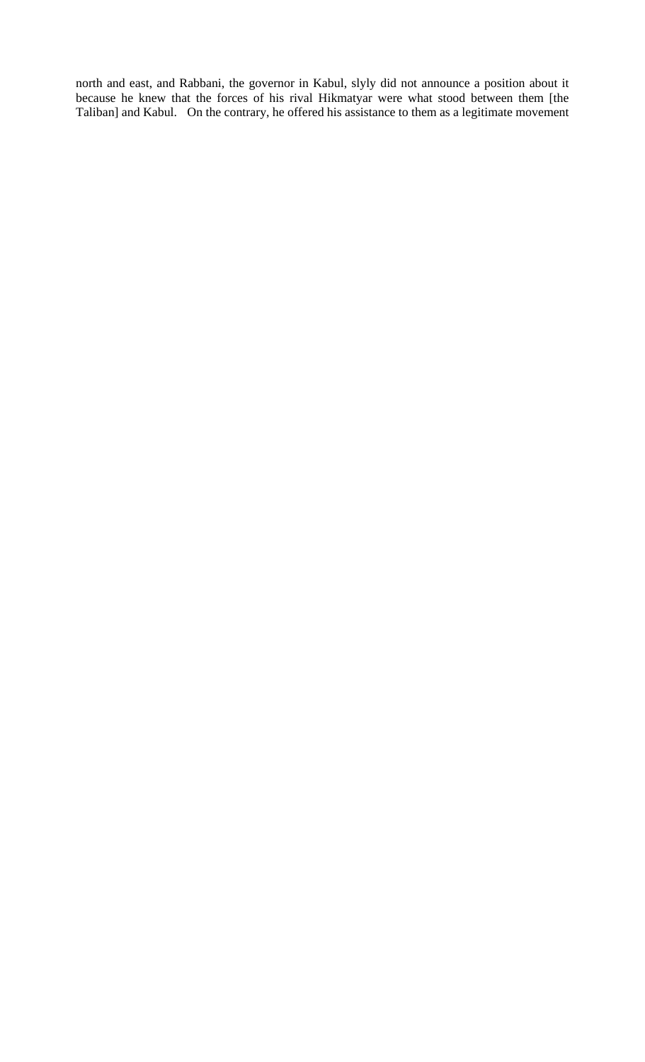north and east, and Rabbani, the governor in Kabul, slyly did not announce a position about it because he knew that the forces of his rival Hikmatyar were what stood between them [the Taliban] and Kabul. On the contrary, he offered his assistance to them as a legitimate movement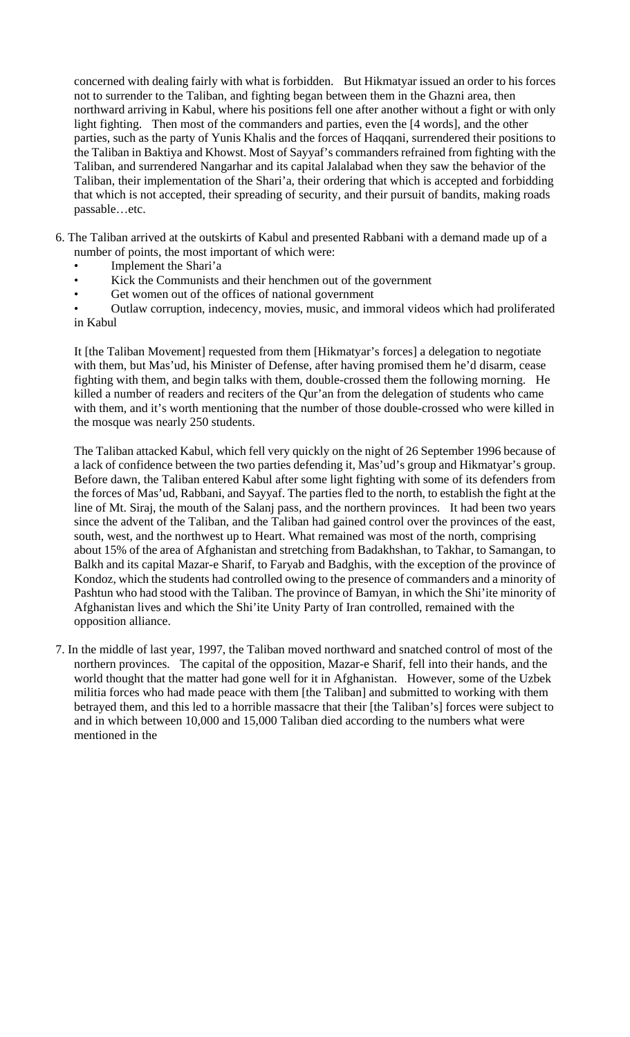concerned with dealing fairly with what is forbidden. But Hikmatyar issued an order to his forces not to surrender to the Taliban, and fighting began between them in the Ghazni area, then northward arriving in Kabul, where his positions fell one after another without a fight or with only light fighting. Then most of the commanders and parties, even the [4 words], and the other parties, such as the party of Yunis Khalis and the forces of Haqqani, surrendered their positions to the Taliban in Baktiya and Khowst. Most of Sayyaf's commanders refrained from fighting with the Taliban, and surrendered Nangarhar and its capital Jalalabad when they saw the behavior of the Taliban, their implementation of the Shari'a, their ordering that which is accepted and forbidding that which is not accepted, their spreading of security, and their pursuit of bandits, making roads passable…etc.

6. The Taliban arrived at the outskirts of Kabul and presented Rabbani with a demand made up of a number of points, the most important of which were:
   - Implement the Shari'a
   - Kick the Communists and their henchmen out of the government
   - Get women out of the offices of national government
   - Outlaw corruption, indecency, movies, music, and immoral videos which had proliferated in Kabul

   It [the Taliban Movement] requested from them [Hikmatyar's forces] a delegation to negotiate with them, but Mas'ud, his Minister of Defense, after having promised them he'd disarm, cease fighting with them, and begin talks with them, double-crossed them the following morning. He killed a number of readers and reciters of the Qur'an from the delegation of students who came with them, and it's worth mentioning that the number of those double-crossed who were killed in the mosque was nearly 250 students.

   The Taliban attacked Kabul, which fell very quickly on the night of 26 September 1996 because of a lack of confidence between the two parties defending it, Mas'ud's group and Hikmatyar's group. Before dawn, the Taliban entered Kabul after some light fighting with some of its defenders from the forces of Mas'ud, Rabbani, and Sayyaf. The parties fled to the north, to establish the fight at the line of Mt. Siraj, the mouth of the Salanj pass, and the northern provinces. It had been two years since the advent of the Taliban, and the Taliban had gained control over the provinces of the east, south, west, and the northwest up to Heart. What remained was most of the north, comprising about 15% of the area of Afghanistan and stretching from Badakhshan, to Takhar, to Samangan, to Balkh and its capital Mazar-e Sharif, to Faryab and Badghis, with the exception of the province of Kondoz, which the students had controlled owing to the presence of commanders and a minority of Pashtun who had stood with the Taliban. The province of Bamyan, in which the Shi'ite minority of Afghanistan lives and which the Shi'ite Unity Party of Iran controlled, remained with the opposition alliance.

7. In the middle of last year, 1997, the Taliban moved northward and snatched control of most of the northern provinces. The capital of the opposition, Mazar-e Sharif, fell into their hands, and the world thought that the matter had gone well for it in Afghanistan. However, some of the Uzbek militia forces who had made peace with them [the Taliban] and submitted to working with them betrayed them, and this led to a horrible massacre that their [the Taliban's] forces were subject to and in which between 10,000 and 15,000 Taliban died according to the numbers what were mentioned in the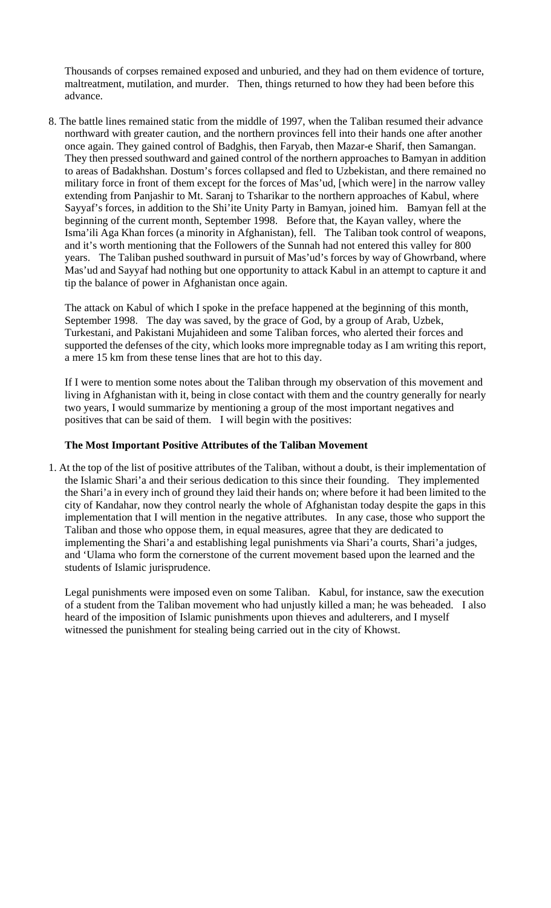Thousands of corpses remained exposed and unburied, and they had on them evidence of torture, maltreatment, mutilation, and murder. Then, things returned to how they had been before this advance.

8. The battle lines remained static from the middle of 1997, when the Taliban resumed their advance northward with greater caution, and the northern provinces fell into their hands one after another once again. They gained control of Badghis, then Faryab, then Mazar-e Sharif, then Samangan. They then pressed southward and gained control of the northern approaches to Bamyan in addition to areas of Badakhshan. Dostum's forces collapsed and fled to Uzbekistan, and there remained no military force in front of them except for the forces of Mas'ud, [which were] in the narrow valley extending from Panjashir to Mt. Saranj to Tsharikar to the northern approaches of Kabul, where Sayyaf's forces, in addition to the Shi'ite Unity Party in Bamyan, joined him. Bamyan fell at the beginning of the current month, September 1998. Before that, the Kayan valley, where the Isma'ili Aga Khan forces (a minority in Afghanistan), fell. The Taliban took control of weapons, and it's worth mentioning that the Followers of the Sunnah had not entered this valley for 800 years. The Taliban pushed southward in pursuit of Mas'ud's forces by way of Ghowrband, where Mas'ud and Sayyaf had nothing but one opportunity to attack Kabul in an attempt to capture it and tip the balance of power in Afghanistan once again.

   The attack on Kabul of which I spoke in the preface happened at the beginning of this month, September 1998. The day was saved, by the grace of God, by a group of Arab, Uzbek, Turkestani, and Pakistani Mujahideen and some Taliban forces, who alerted their forces and supported the defenses of the city, which looks more impregnable today as I am writing this report, a mere 15 km from these tense lines that are hot to this day.

   If I were to mention some notes about the Taliban through my observation of this movement and living in Afghanistan with it, being in close contact with them and the country generally for nearly two years, I would summarize by mentioning a group of the most important negatives and positives that can be said of them. I will begin with the positives:

**The Most Important Positive Attributes of the Taliban Movement**

1. At the top of the list of positive attributes of the Taliban, without a doubt, is their implementation of the Islamic Shari'a and their serious dedication to this since their founding. They implemented the Shari'a in every inch of ground they laid their hands on; where before it had been limited to the city of Kandahar, now they control nearly the whole of Afghanistan today despite the gaps in this implementation that I will mention in the negative attributes. In any case, those who support the Taliban and those who oppose them, in equal measures, agree that they are dedicated to implementing the Shari'a and establishing legal punishments via Shari'a courts, Shari'a judges, and 'Ulama who form the cornerstone of the current movement based upon the learned and the students of Islamic jurisprudence.

   Legal punishments were imposed even on some Taliban. Kabul, for instance, saw the execution of a student from the Taliban movement who had unjustly killed a man; he was beheaded. I also heard of the imposition of Islamic punishments upon thieves and adulterers, and I myself witnessed the punishment for stealing being carried out in the city of Khowst.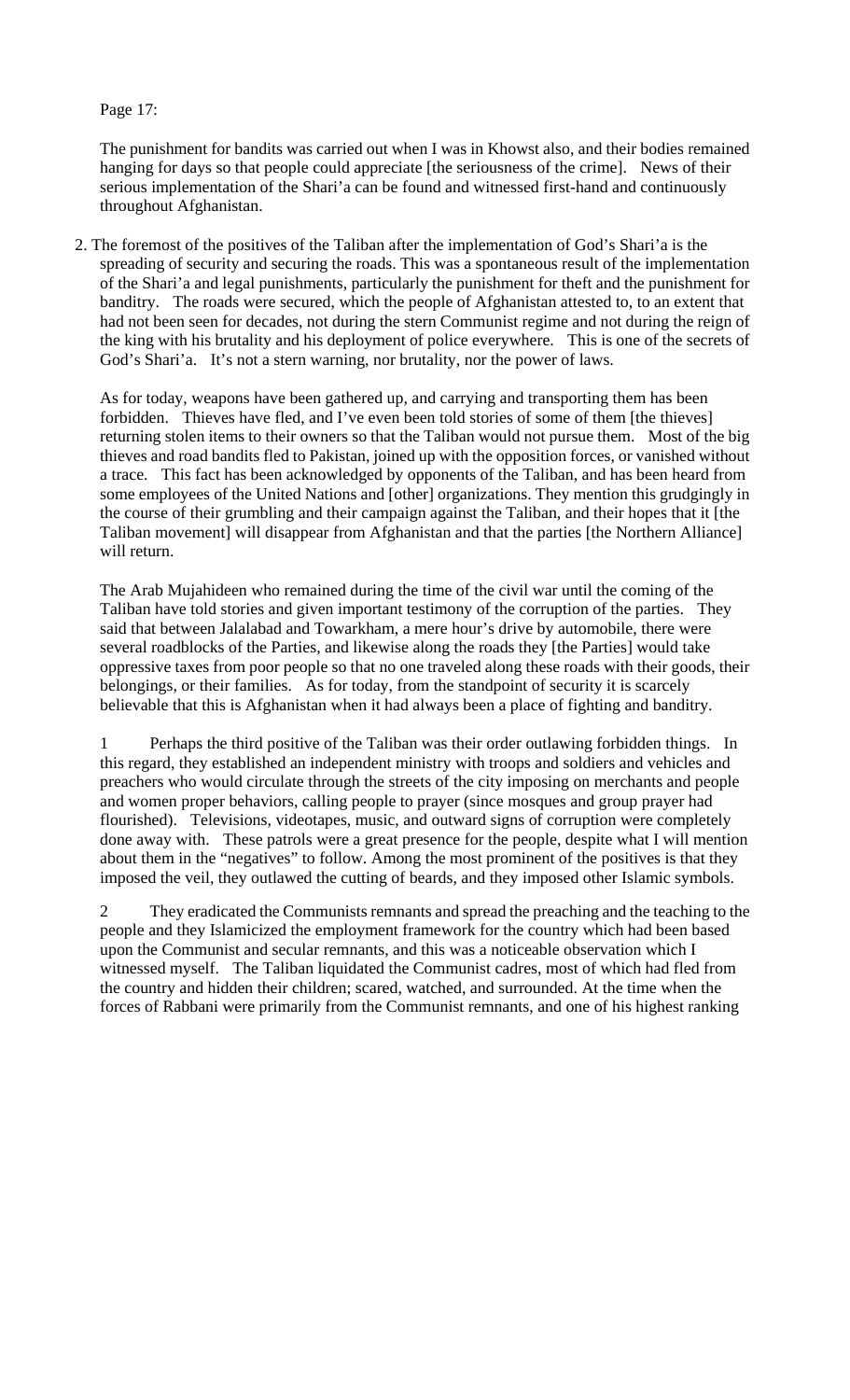Page 17:

The punishment for bandits was carried out when I was in Khowst also, and their bodies remained hanging for days so that people could appreciate [the seriousness of the crime]. News of their serious implementation of the Shari'a can be found and witnessed first-hand and continuously throughout Afghanistan.

2. The foremost of the positives of the Taliban after the implementation of God's Shari'a is the spreading of security and securing the roads. This was a spontaneous result of the implementation of the Shari'a and legal punishments, particularly the punishment for theft and the punishment for banditry. The roads were secured, which the people of Afghanistan attested to, to an extent that had not been seen for decades, not during the stern Communist regime and not during the reign of the king with his brutality and his deployment of police everywhere. This is one of the secrets of God's Shari'a. It's not a stern warning, nor brutality, nor the power of laws.

   As for today, weapons have been gathered up, and carrying and transporting them has been forbidden. Thieves have fled, and I've even been told stories of some of them [the thieves] returning stolen items to their owners so that the Taliban would not pursue them. Most of the big thieves and road bandits fled to Pakistan, joined up with the opposition forces, or vanished without a trace. This fact has been acknowledged by opponents of the Taliban, and has been heard from some employees of the United Nations and [other] organizations. They mention this grudgingly in the course of their grumbling and their campaign against the Taliban, and their hopes that it [the Taliban movement] will disappear from Afghanistan and that the parties [the Northern Alliance] will return.

   The Arab Mujahideen who remained during the time of the civil war until the coming of the Taliban have told stories and given important testimony of the corruption of the parties. They said that between Jalalabad and Towarkham, a mere hour's drive by automobile, there were several roadblocks of the Parties, and likewise along the roads they [the Parties] would take oppressive taxes from poor people so that no one traveled along these roads with their goods, their belongings, or their families. As for today, from the standpoint of security it is scarcely believable that this is Afghanistan when it had always been a place of fighting and banditry.

   1 Perhaps the third positive of the Taliban was their order outlawing forbidden things. In this regard, they established an independent ministry with troops and soldiers and vehicles and preachers who would circulate through the streets of the city imposing on merchants and people and women proper behaviors, calling people to prayer (since mosques and group prayer had flourished). Televisions, videotapes, music, and outward signs of corruption were completely done away with. These patrols were a great presence for the people, despite what I will mention about them in the "negatives" to follow. Among the most prominent of the positives is that they imposed the veil, they outlawed the cutting of beards, and they imposed other Islamic symbols.

   2 They eradicated the Communists remnants and spread the preaching and the teaching to the people and they Islamicized the employment framework for the country which had been based upon the Communist and secular remnants, and this was a noticeable observation which I witnessed myself. The Taliban liquidated the Communist cadres, most of which had fled from the country and hidden their children; scared, watched, and surrounded. At the time when the forces of Rabbani were primarily from the Communist remnants, and one of his highest ranking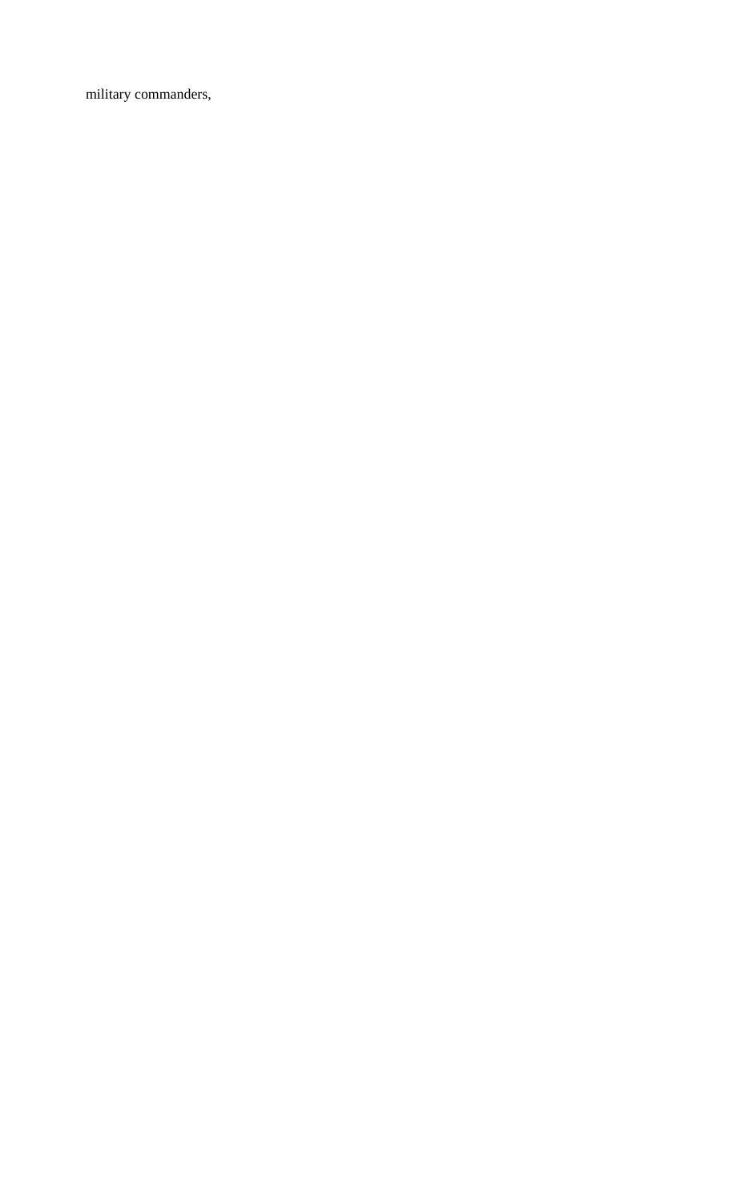military commanders,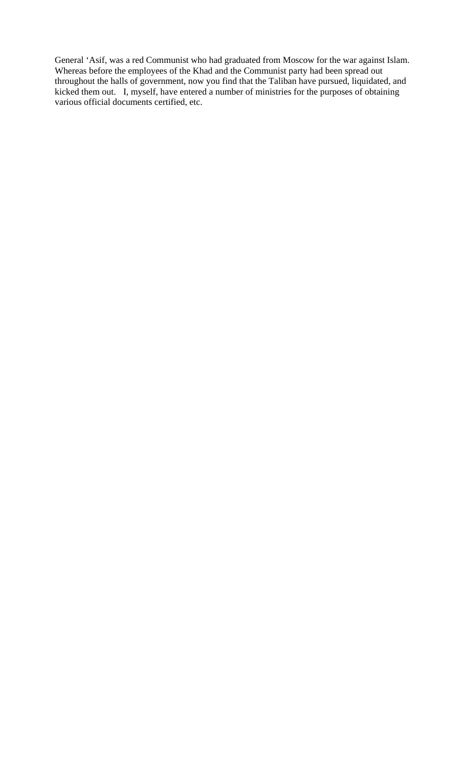General 'Asif, was a red Communist who had graduated from Moscow for the war against Islam. Whereas before the employees of the Khad and the Communist party had been spread out throughout the halls of government, now you find that the Taliban have pursued, liquidated, and kicked them out.   I, myself, have entered a number of ministries for the purposes of obtaining various official documents certified, etc.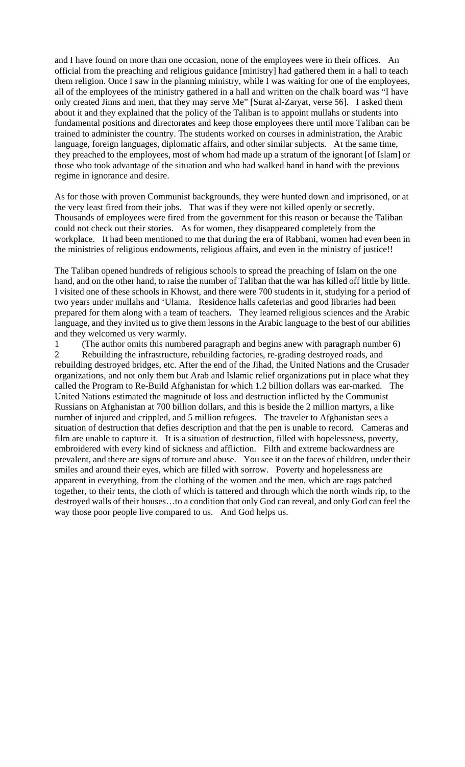and I have found on more than one occasion, none of the employees were in their offices. An official from the preaching and religious guidance [ministry] had gathered them in a hall to teach them religion. Once I saw in the planning ministry, while I was waiting for one of the employees, all of the employees of the ministry gathered in a hall and written on the chalk board was "I have only created Jinns and men, that they may serve Me" [Surat al-Zaryat, verse 56]. I asked them about it and they explained that the policy of the Taliban is to appoint mullahs or students into fundamental positions and directorates and keep those employees there until more Taliban can be trained to administer the country. The students worked on courses in administration, the Arabic language, foreign languages, diplomatic affairs, and other similar subjects. At the same time, they preached to the employees, most of whom had made up a stratum of the ignorant [of Islam] or those who took advantage of the situation and who had walked hand in hand with the previous regime in ignorance and desire.

As for those with proven Communist backgrounds, they were hunted down and imprisoned, or at the very least fired from their jobs. That was if they were not killed openly or secretly. Thousands of employees were fired from the government for this reason or because the Taliban could not check out their stories. As for women, they disappeared completely from the workplace. It had been mentioned to me that during the era of Rabbani, women had even been in the ministries of religious endowments, religious affairs, and even in the ministry of justice!!

The Taliban opened hundreds of religious schools to spread the preaching of Islam on the one hand, and on the other hand, to raise the number of Taliban that the war has killed off little by little. I visited one of these schools in Khowst, and there were 700 students in it, studying for a period of two years under mullahs and 'Ulama. Residence halls cafeterias and good libraries had been prepared for them along with a team of teachers. They learned religious sciences and the Arabic language, and they invited us to give them lessons in the Arabic language to the best of our abilities and they welcomed us very warmly.

1 (The author omits this numbered paragraph and begins anew with paragraph number 6)

2 Rebuilding the infrastructure, rebuilding factories, re-grading destroyed roads, and rebuilding destroyed bridges, etc. After the end of the Jihad, the United Nations and the Crusader organizations, and not only them but Arab and Islamic relief organizations put in place what they called the Program to Re-Build Afghanistan for which 1.2 billion dollars was ear-marked. The United Nations estimated the magnitude of loss and destruction inflicted by the Communist Russians on Afghanistan at 700 billion dollars, and this is beside the 2 million martyrs, a like number of injured and crippled, and 5 million refugees. The traveler to Afghanistan sees a situation of destruction that defies description and that the pen is unable to record. Cameras and film are unable to capture it. It is a situation of destruction, filled with hopelessness, poverty, embroidered with every kind of sickness and affliction. Filth and extreme backwardness are prevalent, and there are signs of torture and abuse. You see it on the faces of children, under their smiles and around their eyes, which are filled with sorrow. Poverty and hopelessness are apparent in everything, from the clothing of the women and the men, which are rags patched together, to their tents, the cloth of which is tattered and through which the north winds rip, to the destroyed walls of their houses…to a condition that only God can reveal, and only God can feel the way those poor people live compared to us. And God helps us.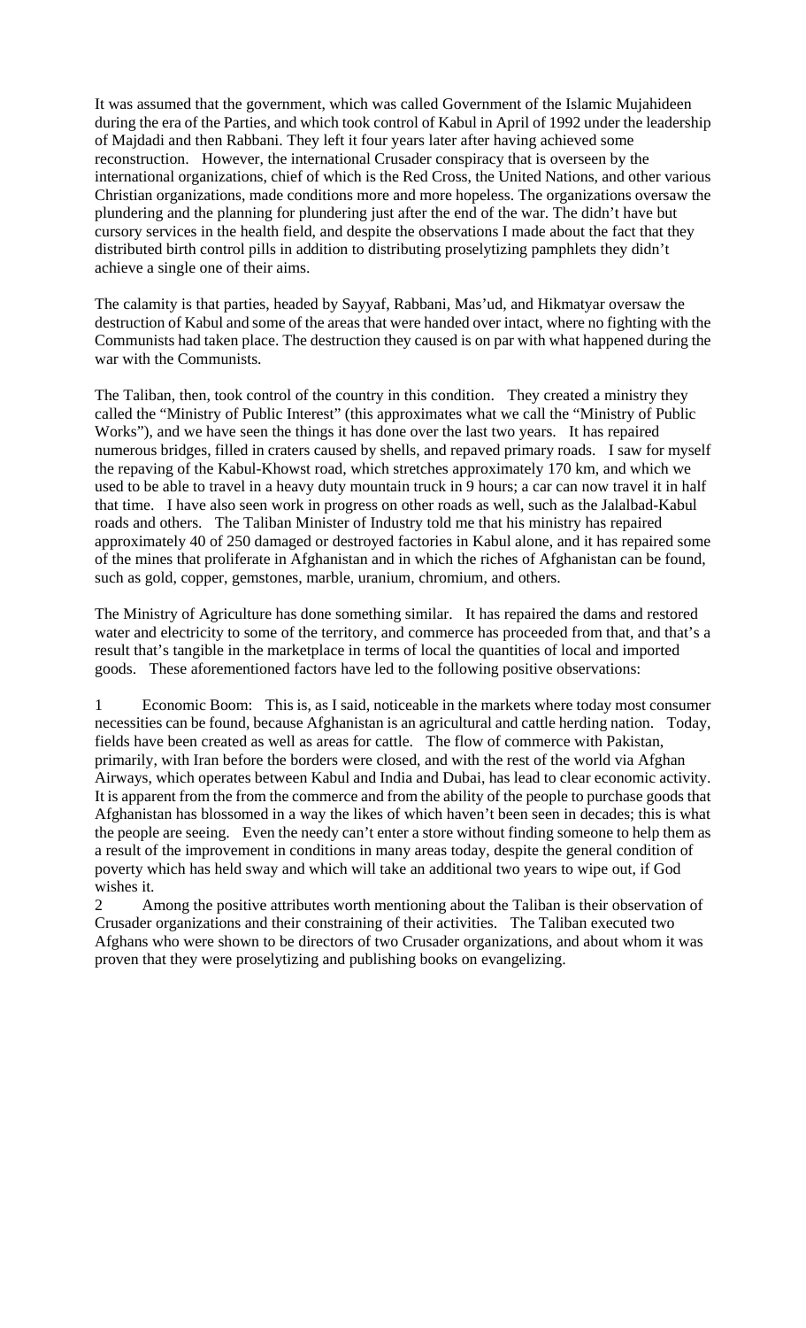It was assumed that the government, which was called Government of the Islamic Mujahideen during the era of the Parties, and which took control of Kabul in April of 1992 under the leadership of Majdadi and then Rabbani. They left it four years later after having achieved some reconstruction. However, the international Crusader conspiracy that is overseen by the international organizations, chief of which is the Red Cross, the United Nations, and other various Christian organizations, made conditions more and more hopeless. The organizations oversaw the plundering and the planning for plundering just after the end of the war. The didn't have but cursory services in the health field, and despite the observations I made about the fact that they distributed birth control pills in addition to distributing proselytizing pamphlets they didn't achieve a single one of their aims.

The calamity is that parties, headed by Sayyaf, Rabbani, Mas'ud, and Hikmatyar oversaw the destruction of Kabul and some of the areas that were handed over intact, where no fighting with the Communists had taken place. The destruction they caused is on par with what happened during the war with the Communists.

The Taliban, then, took control of the country in this condition. They created a ministry they called the "Ministry of Public Interest" (this approximates what we call the "Ministry of Public Works"), and we have seen the things it has done over the last two years. It has repaired numerous bridges, filled in craters caused by shells, and repaved primary roads. I saw for myself the repaving of the Kabul-Khowst road, which stretches approximately 170 km, and which we used to be able to travel in a heavy duty mountain truck in 9 hours; a car can now travel it in half that time. I have also seen work in progress on other roads as well, such as the Jalalbad-Kabul roads and others. The Taliban Minister of Industry told me that his ministry has repaired approximately 40 of 250 damaged or destroyed factories in Kabul alone, and it has repaired some of the mines that proliferate in Afghanistan and in which the riches of Afghanistan can be found, such as gold, copper, gemstones, marble, uranium, chromium, and others.

The Ministry of Agriculture has done something similar. It has repaired the dams and restored water and electricity to some of the territory, and commerce has proceeded from that, and that's a result that's tangible in the marketplace in terms of local the quantities of local and imported goods. These aforementioned factors have led to the following positive observations:

1 Economic Boom: This is, as I said, noticeable in the markets where today most consumer necessities can be found, because Afghanistan is an agricultural and cattle herding nation. Today, fields have been created as well as areas for cattle. The flow of commerce with Pakistan, primarily, with Iran before the borders were closed, and with the rest of the world via Afghan Airways, which operates between Kabul and India and Dubai, has lead to clear economic activity. It is apparent from the from the commerce and from the ability of the people to purchase goods that Afghanistan has blossomed in a way the likes of which haven't been seen in decades; this is what the people are seeing. Even the needy can't enter a store without finding someone to help them as a result of the improvement in conditions in many areas today, despite the general condition of poverty which has held sway and which will take an additional two years to wipe out, if God wishes it.

2 Among the positive attributes worth mentioning about the Taliban is their observation of Crusader organizations and their constraining of their activities. The Taliban executed two Afghans who were shown to be directors of two Crusader organizations, and about whom it was proven that they were proselytizing and publishing books on evangelizing.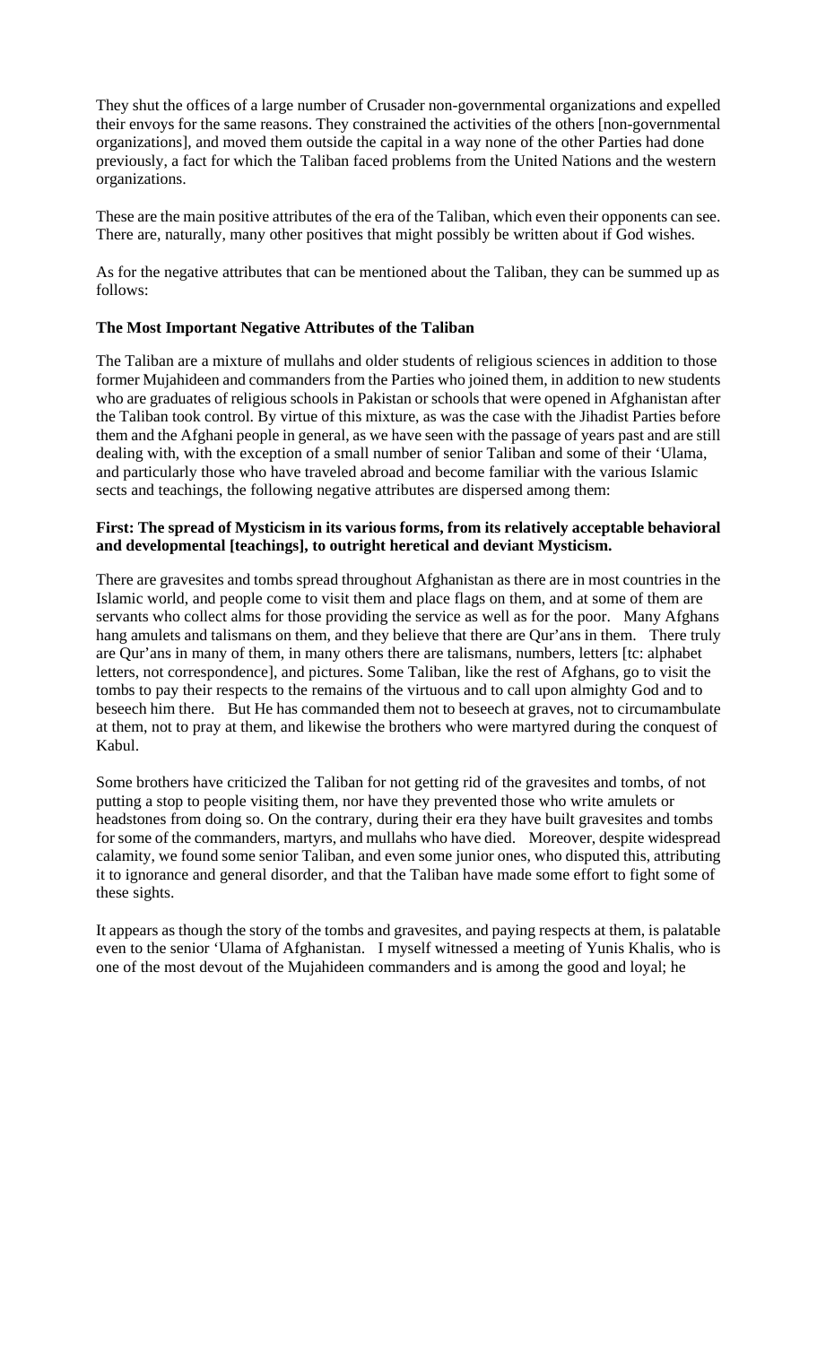They shut the offices of a large number of Crusader non-governmental organizations and expelled their envoys for the same reasons. They constrained the activities of the others [non-governmental organizations], and moved them outside the capital in a way none of the other Parties had done previously, a fact for which the Taliban faced problems from the United Nations and the western organizations.

These are the main positive attributes of the era of the Taliban, which even their opponents can see. There are, naturally, many other positives that might possibly be written about if God wishes.

As for the negative attributes that can be mentioned about the Taliban, they can be summed up as follows:

**The Most Important Negative Attributes of the Taliban**

The Taliban are a mixture of mullahs and older students of religious sciences in addition to those former Mujahideen and commanders from the Parties who joined them, in addition to new students who are graduates of religious schools in Pakistan or schools that were opened in Afghanistan after the Taliban took control. By virtue of this mixture, as was the case with the Jihadist Parties before them and the Afghani people in general, as we have seen with the passage of years past and are still dealing with, with the exception of a small number of senior Taliban and some of their 'Ulama, and particularly those who have traveled abroad and become familiar with the various Islamic sects and teachings, the following negative attributes are dispersed among them:

**First: The spread of Mysticism in its various forms, from its relatively acceptable behavioral and developmental [teachings], to outright heretical and deviant Mysticism.**

There are gravesites and tombs spread throughout Afghanistan as there are in most countries in the Islamic world, and people come to visit them and place flags on them, and at some of them are servants who collect alms for those providing the service as well as for the poor. Many Afghans hang amulets and talismans on them, and they believe that there are Qur'ans in them. There truly are Qur'ans in many of them, in many others there are talismans, numbers, letters [tc: alphabet letters, not correspondence], and pictures. Some Taliban, like the rest of Afghans, go to visit the tombs to pay their respects to the remains of the virtuous and to call upon almighty God and to beseech him there. But He has commanded them not to beseech at graves, not to circumambulate at them, not to pray at them, and likewise the brothers who were martyred during the conquest of Kabul.

Some brothers have criticized the Taliban for not getting rid of the gravesites and tombs, of not putting a stop to people visiting them, nor have they prevented those who write amulets or headstones from doing so. On the contrary, during their era they have built gravesites and tombs for some of the commanders, martyrs, and mullahs who have died. Moreover, despite widespread calamity, we found some senior Taliban, and even some junior ones, who disputed this, attributing it to ignorance and general disorder, and that the Taliban have made some effort to fight some of these sights.

It appears as though the story of the tombs and gravesites, and paying respects at them, is palatable even to the senior 'Ulama of Afghanistan. I myself witnessed a meeting of Yunis Khalis, who is one of the most devout of the Mujahideen commanders and is among the good and loyal; he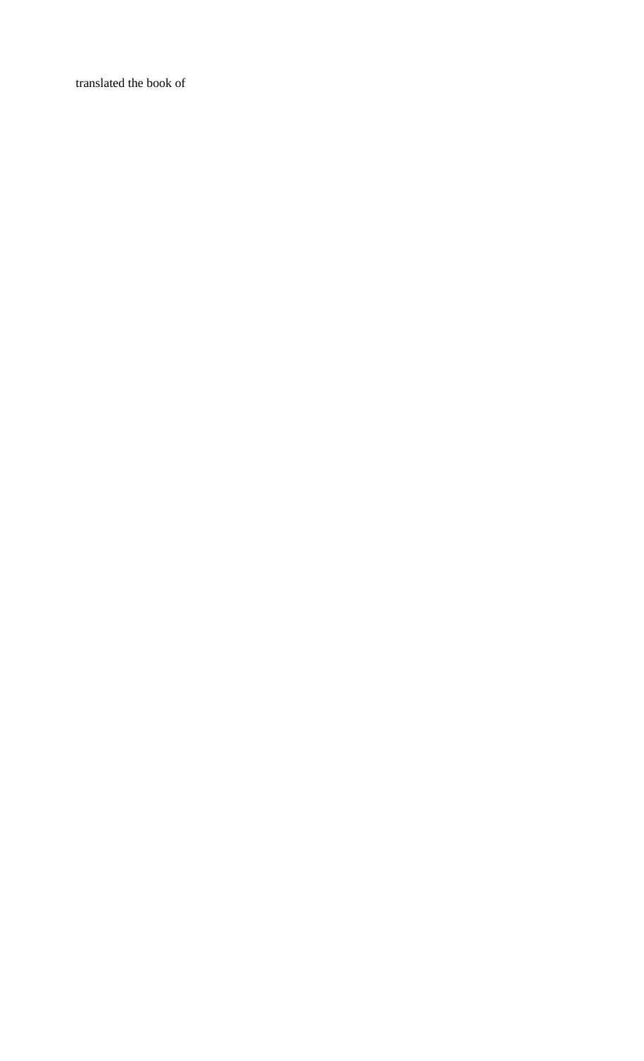translated the book of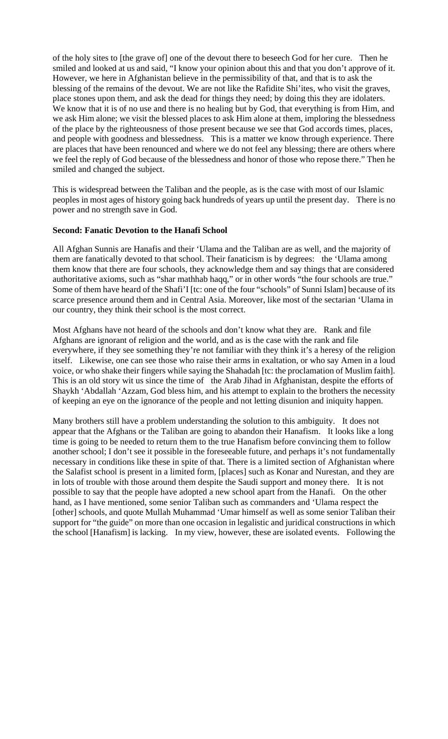of the holy sites to [the grave of] one of the devout there to beseech God for her cure. Then he smiled and looked at us and said, "I know your opinion about this and that you don't approve of it. However, we here in Afghanistan believe in the permissibility of that, and that is to ask the blessing of the remains of the devout. We are not like the Rafidite Shi'ites, who visit the graves, place stones upon them, and ask the dead for things they need; by doing this they are idolaters. We know that it is of no use and there is no healing but by God, that everything is from Him, and we ask Him alone; we visit the blessed places to ask Him alone at them, imploring the blessedness of the place by the righteousness of those present because we see that God accords times, places, and people with goodness and blessedness. This is a matter we know through experience. There are places that have been renounced and where we do not feel any blessing; there are others where we feel the reply of God because of the blessedness and honor of those who repose there." Then he smiled and changed the subject.

This is widespread between the Taliban and the people, as is the case with most of our Islamic peoples in most ages of history going back hundreds of years up until the present day. There is no power and no strength save in God.

**Second: Fanatic Devotion to the Hanafi School**

All Afghan Sunnis are Hanafis and their 'Ulama and the Taliban are as well, and the majority of them are fanatically devoted to that school. Their fanaticism is by degrees: the 'Ulama among them know that there are four schools, they acknowledge them and say things that are considered authoritative axioms, such as "shar mathhab haqq," or in other words "the four schools are true." Some of them have heard of the Shafi'I [tc: one of the four "schools" of Sunni Islam] because of its scarce presence around them and in Central Asia. Moreover, like most of the sectarian 'Ulama in our country, they think their school is the most correct.

Most Afghans have not heard of the schools and don't know what they are. Rank and file Afghans are ignorant of religion and the world, and as is the case with the rank and file everywhere, if they see something they're not familiar with they think it's a heresy of the religion itself. Likewise, one can see those who raise their arms in exaltation, or who say Amen in a loud voice, or who shake their fingers while saying the Shahadah [tc: the proclamation of Muslim faith]. This is an old story wit us since the time of the Arab Jihad in Afghanistan, despite the efforts of Shaykh 'Abdallah 'Azzam, God bless him, and his attempt to explain to the brothers the necessity of keeping an eye on the ignorance of the people and not letting disunion and iniquity happen.

Many brothers still have a problem understanding the solution to this ambiguity. It does not appear that the Afghans or the Taliban are going to abandon their Hanafism. It looks like a long time is going to be needed to return them to the true Hanafism before convincing them to follow another school; I don't see it possible in the foreseeable future, and perhaps it's not fundamentally necessary in conditions like these in spite of that. There is a limited section of Afghanistan where the Salafist school is present in a limited form, [places] such as Konar and Nurestan, and they are in lots of trouble with those around them despite the Saudi support and money there. It is not possible to say that the people have adopted a new school apart from the Hanafi. On the other hand, as I have mentioned, some senior Taliban such as commanders and 'Ulama respect the [other] schools, and quote Mullah Muhammad 'Umar himself as well as some senior Taliban their support for "the guide" on more than one occasion in legalistic and juridical constructions in which the school [Hanafism] is lacking. In my view, however, these are isolated events. Following the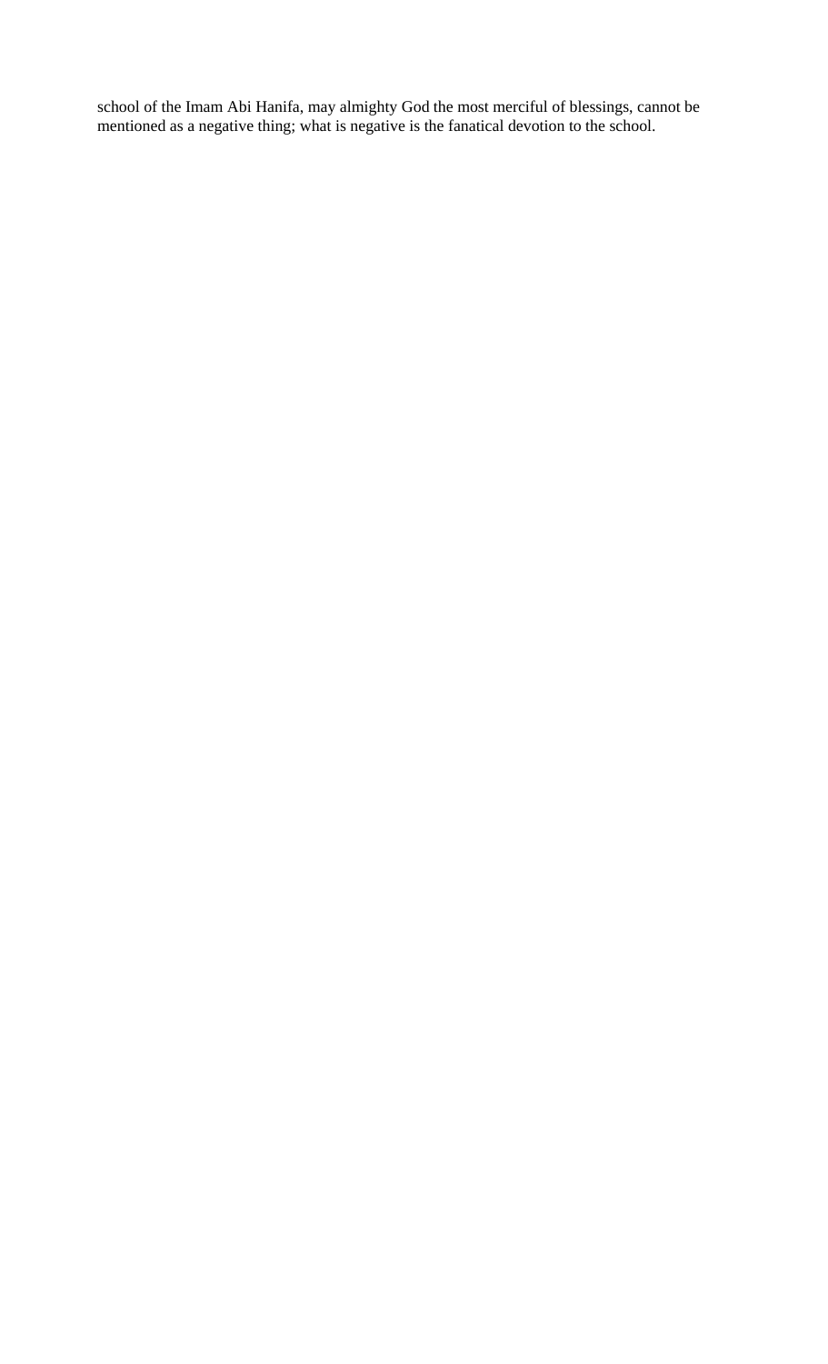school of the Imam Abi Hanifa, may almighty God the most merciful of blessings, cannot be mentioned as a negative thing; what is negative is the fanatical devotion to the school.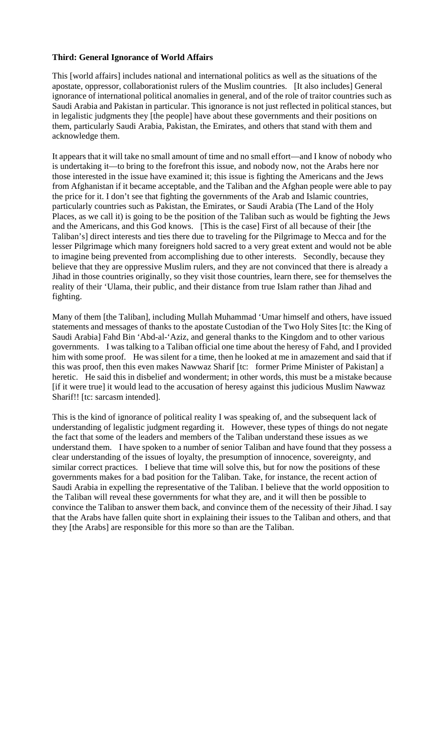**Third: General Ignorance of World Affairs**

This [world affairs] includes national and international politics as well as the situations of the apostate, oppressor, collaborationist rulers of the Muslim countries. [It also includes] General ignorance of international political anomalies in general, and of the role of traitor countries such as Saudi Arabia and Pakistan in particular. This ignorance is not just reflected in political stances, but in legalistic judgments they [the people] have about these governments and their positions on them, particularly Saudi Arabia, Pakistan, the Emirates, and others that stand with them and acknowledge them.

It appears that it will take no small amount of time and no small effort—and I know of nobody who is undertaking it—to bring to the forefront this issue, and nobody now, not the Arabs here nor those interested in the issue have examined it; this issue is fighting the Americans and the Jews from Afghanistan if it became acceptable, and the Taliban and the Afghan people were able to pay the price for it. I don't see that fighting the governments of the Arab and Islamic countries, particularly countries such as Pakistan, the Emirates, or Saudi Arabia (The Land of the Holy Places, as we call it) is going to be the position of the Taliban such as would be fighting the Jews and the Americans, and this God knows. [This is the case] First of all because of their [the Taliban's] direct interests and ties there due to traveling for the Pilgrimage to Mecca and for the lesser Pilgrimage which many foreigners hold sacred to a very great extent and would not be able to imagine being prevented from accomplishing due to other interests. Secondly, because they believe that they are oppressive Muslim rulers, and they are not convinced that there is already a Jihad in those countries originally, so they visit those countries, learn there, see for themselves the reality of their 'Ulama, their public, and their distance from true Islam rather than Jihad and fighting.

Many of them [the Taliban], including Mullah Muhammad 'Umar himself and others, have issued statements and messages of thanks to the apostate Custodian of the Two Holy Sites [tc: the King of Saudi Arabia] Fahd Bin 'Abd-al-'Aziz, and general thanks to the Kingdom and to other various governments. I was talking to a Taliban official one time about the heresy of Fahd, and I provided him with some proof. He was silent for a time, then he looked at me in amazement and said that if this was proof, then this even makes Nawwaz Sharif [tc: former Prime Minister of Pakistan] a heretic. He said this in disbelief and wonderment; in other words, this must be a mistake because [if it were true] it would lead to the accusation of heresy against this judicious Muslim Nawwaz Sharif!! [tc: sarcasm intended].

This is the kind of ignorance of political reality I was speaking of, and the subsequent lack of understanding of legalistic judgment regarding it. However, these types of things do not negate the fact that some of the leaders and members of the Taliban understand these issues as we understand them. I have spoken to a number of senior Taliban and have found that they possess a clear understanding of the issues of loyalty, the presumption of innocence, sovereignty, and similar correct practices. I believe that time will solve this, but for now the positions of these governments makes for a bad position for the Taliban. Take, for instance, the recent action of Saudi Arabia in expelling the representative of the Taliban. I believe that the world opposition to the Taliban will reveal these governments for what they are, and it will then be possible to convince the Taliban to answer them back, and convince them of the necessity of their Jihad. I say that the Arabs have fallen quite short in explaining their issues to the Taliban and others, and that they [the Arabs] are responsible for this more so than are the Taliban.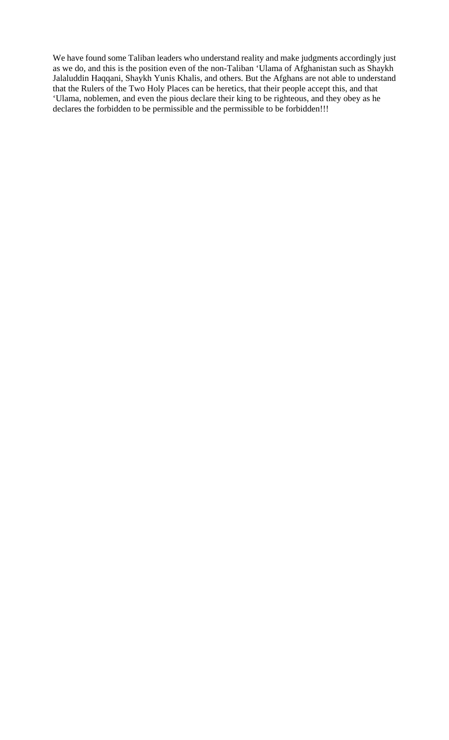We have found some Taliban leaders who understand reality and make judgments accordingly just as we do, and this is the position even of the non-Taliban 'Ulama of Afghanistan such as Shaykh Jalaluddin Haqqani, Shaykh Yunis Khalis, and others. But the Afghans are not able to understand that the Rulers of the Two Holy Places can be heretics, that their people accept this, and that 'Ulama, noblemen, and even the pious declare their king to be righteous, and they obey as he declares the forbidden to be permissible and the permissible to be forbidden!!!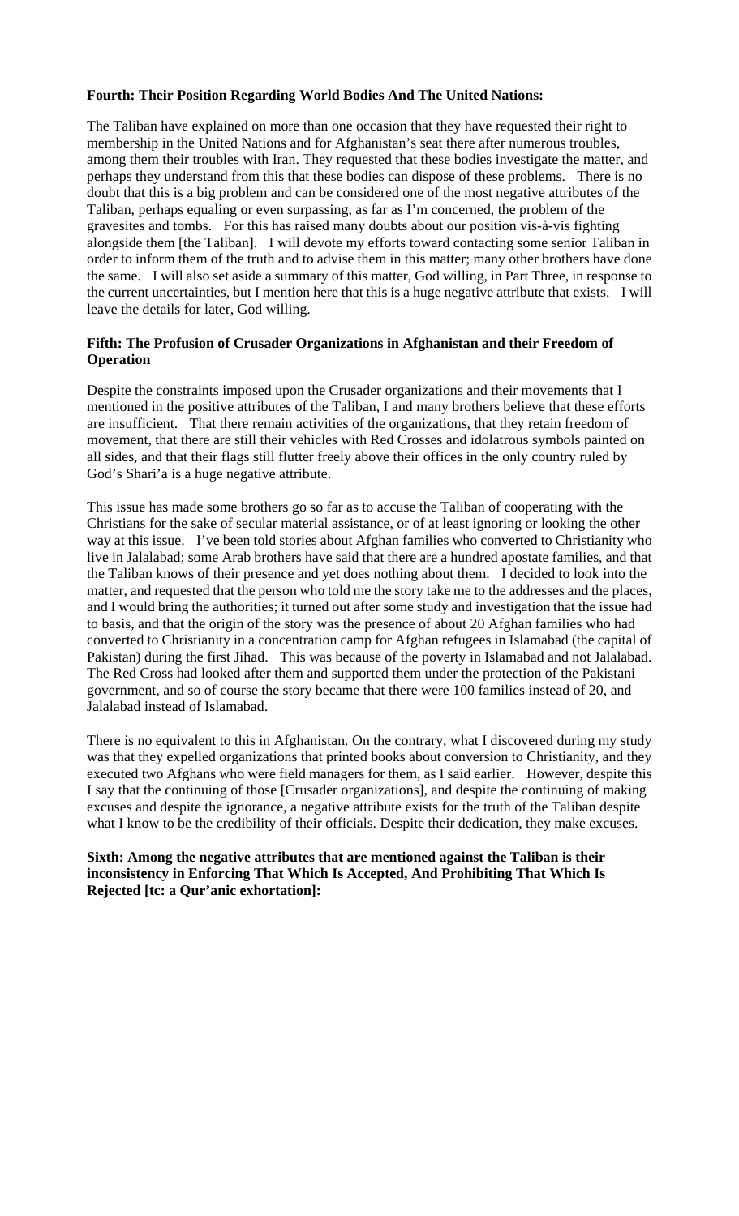**Fourth: Their Position Regarding World Bodies And The United Nations:**

The Taliban have explained on more than one occasion that they have requested their right to membership in the United Nations and for Afghanistan's seat there after numerous troubles, among them their troubles with Iran. They requested that these bodies investigate the matter, and perhaps they understand from this that these bodies can dispose of these problems. There is no doubt that this is a big problem and can be considered one of the most negative attributes of the Taliban, perhaps equaling or even surpassing, as far as I'm concerned, the problem of the gravesites and tombs. For this has raised many doubts about our position vis-à-vis fighting alongside them [the Taliban]. I will devote my efforts toward contacting some senior Taliban in order to inform them of the truth and to advise them in this matter; many other brothers have done the same. I will also set aside a summary of this matter, God willing, in Part Three, in response to the current uncertainties, but I mention here that this is a huge negative attribute that exists. I will leave the details for later, God willing.

**Fifth: The Profusion of Crusader Organizations in Afghanistan and their Freedom of Operation**

Despite the constraints imposed upon the Crusader organizations and their movements that I mentioned in the positive attributes of the Taliban, I and many brothers believe that these efforts are insufficient. That there remain activities of the organizations, that they retain freedom of movement, that there are still their vehicles with Red Crosses and idolatrous symbols painted on all sides, and that their flags still flutter freely above their offices in the only country ruled by God's Shari'a is a huge negative attribute.

This issue has made some brothers go so far as to accuse the Taliban of cooperating with the Christians for the sake of secular material assistance, or of at least ignoring or looking the other way at this issue. I've been told stories about Afghan families who converted to Christianity who live in Jalalabad; some Arab brothers have said that there are a hundred apostate families, and that the Taliban knows of their presence and yet does nothing about them. I decided to look into the matter, and requested that the person who told me the story take me to the addresses and the places, and I would bring the authorities; it turned out after some study and investigation that the issue had to basis, and that the origin of the story was the presence of about 20 Afghan families who had converted to Christianity in a concentration camp for Afghan refugees in Islamabad (the capital of Pakistan) during the first Jihad. This was because of the poverty in Islamabad and not Jalalabad. The Red Cross had looked after them and supported them under the protection of the Pakistani government, and so of course the story became that there were 100 families instead of 20, and Jalalabad instead of Islamabad.

There is no equivalent to this in Afghanistan. On the contrary, what I discovered during my study was that they expelled organizations that printed books about conversion to Christianity, and they executed two Afghans who were field managers for them, as I said earlier. However, despite this I say that the continuing of those [Crusader organizations], and despite the continuing of making excuses and despite the ignorance, a negative attribute exists for the truth of the Taliban despite what I know to be the credibility of their officials. Despite their dedication, they make excuses.

**Sixth: Among the negative attributes that are mentioned against the Taliban is their inconsistency in Enforcing That Which Is Accepted, And Prohibiting That Which Is Rejected [tc: a Qur'anic exhortation]:**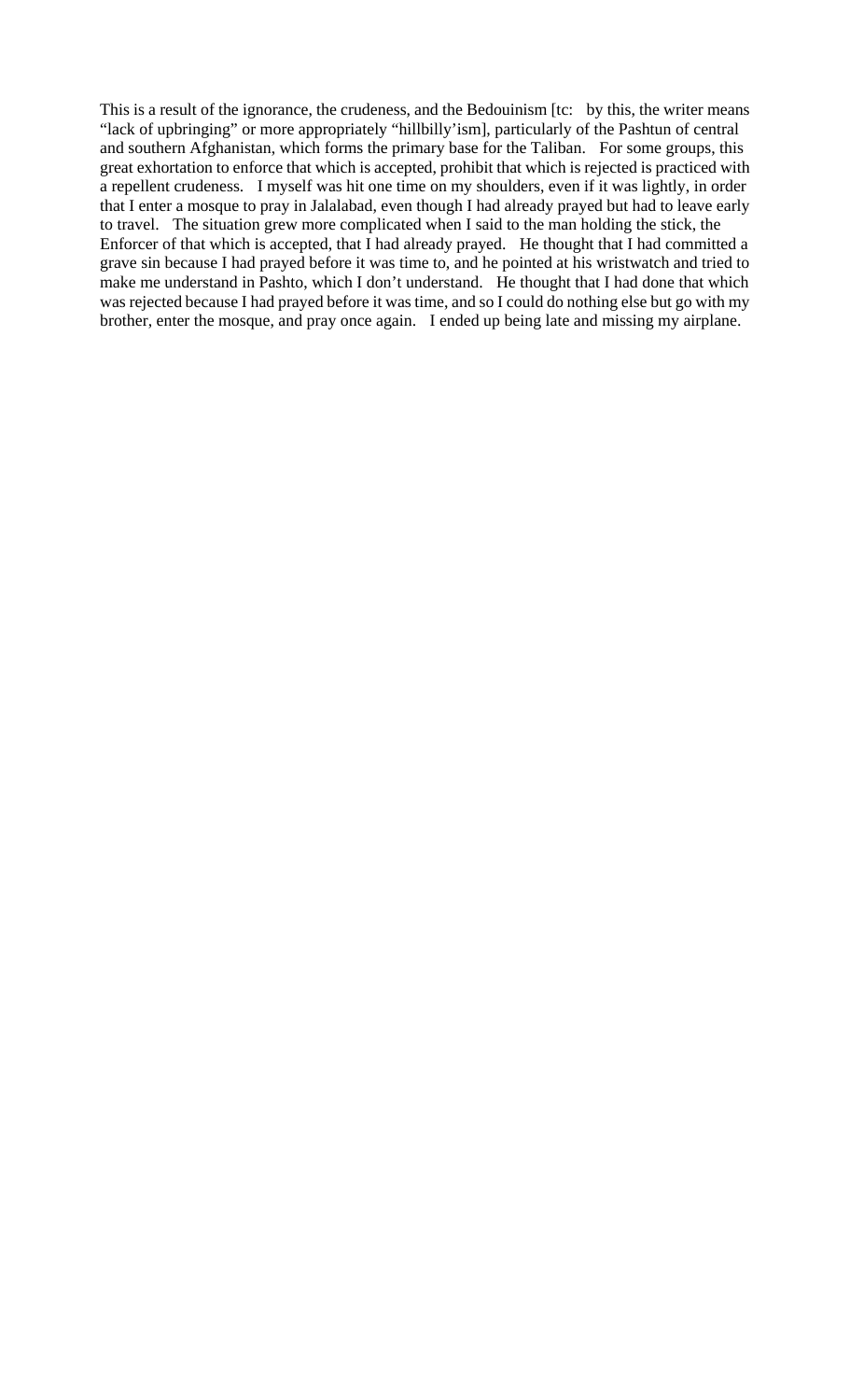This is a result of the ignorance, the crudeness, and the Bedouinism [tc: by this, the writer means "lack of upbringing" or more appropriately "hillbilly'ism], particularly of the Pashtun of central and southern Afghanistan, which forms the primary base for the Taliban. For some groups, this great exhortation to enforce that which is accepted, prohibit that which is rejected is practiced with a repellent crudeness. I myself was hit one time on my shoulders, even if it was lightly, in order that I enter a mosque to pray in Jalalabad, even though I had already prayed but had to leave early to travel. The situation grew more complicated when I said to the man holding the stick, the Enforcer of that which is accepted, that I had already prayed. He thought that I had committed a grave sin because I had prayed before it was time to, and he pointed at his wristwatch and tried to make me understand in Pashto, which I don't understand. He thought that I had done that which was rejected because I had prayed before it was time, and so I could do nothing else but go with my brother, enter the mosque, and pray once again. I ended up being late and missing my airplane.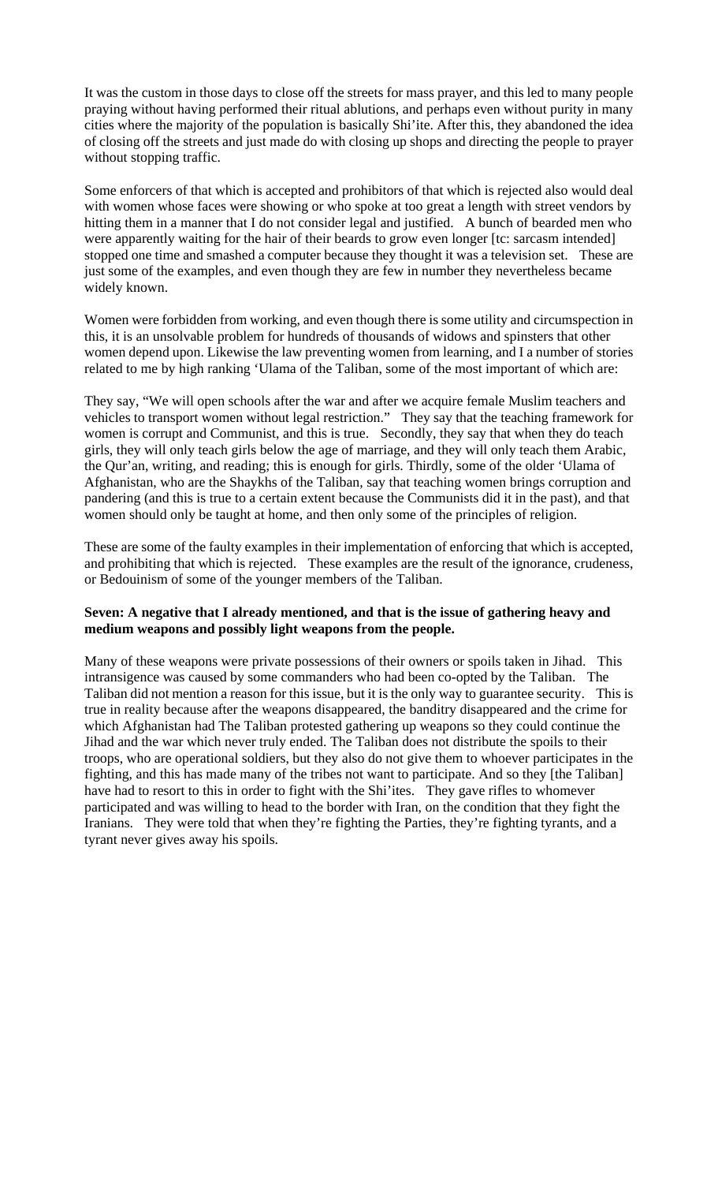It was the custom in those days to close off the streets for mass prayer, and this led to many people praying without having performed their ritual ablutions, and perhaps even without purity in many cities where the majority of the population is basically Shi'ite. After this, they abandoned the idea of closing off the streets and just made do with closing up shops and directing the people to prayer without stopping traffic.

Some enforcers of that which is accepted and prohibitors of that which is rejected also would deal with women whose faces were showing or who spoke at too great a length with street vendors by hitting them in a manner that I do not consider legal and justified. A bunch of bearded men who were apparently waiting for the hair of their beards to grow even longer [tc: sarcasm intended] stopped one time and smashed a computer because they thought it was a television set. These are just some of the examples, and even though they are few in number they nevertheless became widely known.

Women were forbidden from working, and even though there is some utility and circumspection in this, it is an unsolvable problem for hundreds of thousands of widows and spinsters that other women depend upon. Likewise the law preventing women from learning, and I a number of stories related to me by high ranking 'Ulama of the Taliban, some of the most important of which are:

They say, "We will open schools after the war and after we acquire female Muslim teachers and vehicles to transport women without legal restriction." They say that the teaching framework for women is corrupt and Communist, and this is true. Secondly, they say that when they do teach girls, they will only teach girls below the age of marriage, and they will only teach them Arabic, the Qur'an, writing, and reading; this is enough for girls. Thirdly, some of the older 'Ulama of Afghanistan, who are the Shaykhs of the Taliban, say that teaching women brings corruption and pandering (and this is true to a certain extent because the Communists did it in the past), and that women should only be taught at home, and then only some of the principles of religion.

These are some of the faulty examples in their implementation of enforcing that which is accepted, and prohibiting that which is rejected. These examples are the result of the ignorance, crudeness, or Bedouinism of some of the younger members of the Taliban.

**Seven: A negative that I already mentioned, and that is the issue of gathering heavy and medium weapons and possibly light weapons from the people.**

Many of these weapons were private possessions of their owners or spoils taken in Jihad. This intransigence was caused by some commanders who had been co-opted by the Taliban. The Taliban did not mention a reason for this issue, but it is the only way to guarantee security. This is true in reality because after the weapons disappeared, the banditry disappeared and the crime for which Afghanistan had The Taliban protested gathering up weapons so they could continue the Jihad and the war which never truly ended. The Taliban does not distribute the spoils to their troops, who are operational soldiers, but they also do not give them to whoever participates in the fighting, and this has made many of the tribes not want to participate. And so they [the Taliban] have had to resort to this in order to fight with the Shi'ites. They gave rifles to whomever participated and was willing to head to the border with Iran, on the condition that they fight the Iranians. They were told that when they're fighting the Parties, they're fighting tyrants, and a tyrant never gives away his spoils.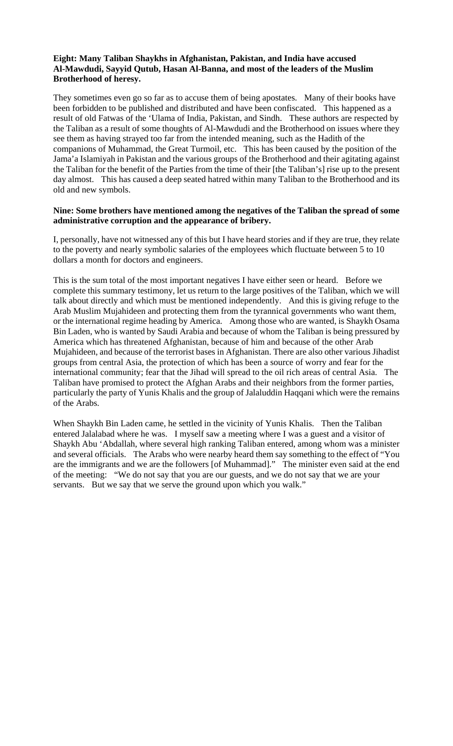**Eight: Many Taliban Shaykhs in Afghanistan, Pakistan, and India have accused Al-Mawdudi, Sayyid Qutub, Hasan Al-Banna, and most of the leaders of the Muslim Brotherhood of heresy.**

They sometimes even go so far as to accuse them of being apostates. Many of their books have been forbidden to be published and distributed and have been confiscated. This happened as a result of old Fatwas of the 'Ulama of India, Pakistan, and Sindh. These authors are respected by the Taliban as a result of some thoughts of Al-Mawdudi and the Brotherhood on issues where they see them as having strayed too far from the intended meaning, such as the Hadith of the companions of Muhammad, the Great Turmoil, etc. This has been caused by the position of the Jama'a Islamiyah in Pakistan and the various groups of the Brotherhood and their agitating against the Taliban for the benefit of the Parties from the time of their [the Taliban's] rise up to the present day almost. This has caused a deep seated hatred within many Taliban to the Brotherhood and its old and new symbols.

**Nine: Some brothers have mentioned among the negatives of the Taliban the spread of some administrative corruption and the appearance of bribery.**

I, personally, have not witnessed any of this but I have heard stories and if they are true, they relate to the poverty and nearly symbolic salaries of the employees which fluctuate between 5 to 10 dollars a month for doctors and engineers.

This is the sum total of the most important negatives I have either seen or heard. Before we complete this summary testimony, let us return to the large positives of the Taliban, which we will talk about directly and which must be mentioned independently. And this is giving refuge to the Arab Muslim Mujahideen and protecting them from the tyrannical governments who want them, or the international regime heading by America. Among those who are wanted, is Shaykh Osama Bin Laden, who is wanted by Saudi Arabia and because of whom the Taliban is being pressured by America which has threatened Afghanistan, because of him and because of the other Arab Mujahideen, and because of the terrorist bases in Afghanistan. There are also other various Jihadist groups from central Asia, the protection of which has been a source of worry and fear for the international community; fear that the Jihad will spread to the oil rich areas of central Asia. The Taliban have promised to protect the Afghan Arabs and their neighbors from the former parties, particularly the party of Yunis Khalis and the group of Jalaluddin Haqqani which were the remains of the Arabs.

When Shaykh Bin Laden came, he settled in the vicinity of Yunis Khalis. Then the Taliban entered Jalalabad where he was. I myself saw a meeting where I was a guest and a visitor of Shaykh Abu 'Abdallah, where several high ranking Taliban entered, among whom was a minister and several officials. The Arabs who were nearby heard them say something to the effect of "You are the immigrants and we are the followers [of Muhammad]." The minister even said at the end of the meeting: "We do not say that you are our guests, and we do not say that we are your servants. But we say that we serve the ground upon which you walk."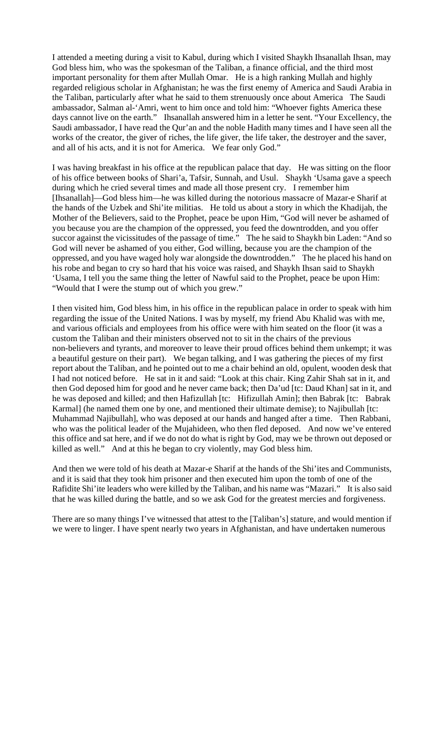I attended a meeting during a visit to Kabul, during which I visited Shaykh Ihsanallah Ihsan, may God bless him, who was the spokesman of the Taliban, a finance official, and the third most important personality for them after Mullah Omar. He is a high ranking Mullah and highly regarded religious scholar in Afghanistan; he was the first enemy of America and Saudi Arabia in the Taliban, particularly after what he said to them strenuously once about America The Saudi ambassador, Salman al-'Amri, went to him once and told him: "Whoever fights America these days cannot live on the earth." Ihsanallah answered him in a letter he sent. "Your Excellency, the Saudi ambassador, I have read the Qur'an and the noble Hadith many times and I have seen all the works of the creator, the giver of riches, the life giver, the life taker, the destroyer and the saver, and all of his acts, and it is not for America. We fear only God."

I was having breakfast in his office at the republican palace that day. He was sitting on the floor of his office between books of Shari'a, Tafsir, Sunnah, and Usul. Shaykh 'Usama gave a speech during which he cried several times and made all those present cry. I remember him [Ihsanallah]—God bless him—he was killed during the notorious massacre of Mazar-e Sharif at the hands of the Uzbek and Shi'ite militias. He told us about a story in which the Khadijah, the Mother of the Believers, said to the Prophet, peace be upon Him, "God will never be ashamed of you because you are the champion of the oppressed, you feed the downtrodden, and you offer succor against the vicissitudes of the passage of time." The he said to Shaykh bin Laden: "And so God will never be ashamed of you either, God willing, because you are the champion of the oppressed, and you have waged holy war alongside the downtrodden." The he placed his hand on his robe and began to cry so hard that his voice was raised, and Shaykh Ihsan said to Shaykh 'Usama, I tell you the same thing the letter of Nawful said to the Prophet, peace be upon Him: "Would that I were the stump out of which you grew."

I then visited him, God bless him, in his office in the republican palace in order to speak with him regarding the issue of the United Nations. I was by myself, my friend Abu Khalid was with me, and various officials and employees from his office were with him seated on the floor (it was a custom the Taliban and their ministers observed not to sit in the chairs of the previous non-believers and tyrants, and moreover to leave their proud offices behind them unkempt; it was a beautiful gesture on their part). We began talking, and I was gathering the pieces of my first report about the Taliban, and he pointed out to me a chair behind an old, opulent, wooden desk that I had not noticed before. He sat in it and said: "Look at this chair. King Zahir Shah sat in it, and then God deposed him for good and he never came back; then Da'ud [tc: Daud Khan] sat in it, and he was deposed and killed; and then Hafizullah [tc: Hifizullah Amin]; then Babrak [tc: Babrak Karmal] (he named them one by one, and mentioned their ultimate demise); to Najibullah [tc: Muhammad Najibullah], who was deposed at our hands and hanged after a time. Then Rabbani, who was the political leader of the Mujahideen, who then fled deposed. And now we've entered this office and sat here, and if we do not do what is right by God, may we be thrown out deposed or killed as well." And at this he began to cry violently, may God bless him.

And then we were told of his death at Mazar-e Sharif at the hands of the Shi'ites and Communists, and it is said that they took him prisoner and then executed him upon the tomb of one of the Rafidite Shi'ite leaders who were killed by the Taliban, and his name was "Mazari." It is also said that he was killed during the battle, and so we ask God for the greatest mercies and forgiveness.

There are so many things I've witnessed that attest to the [Taliban's] stature, and would mention if we were to linger. I have spent nearly two years in Afghanistan, and have undertaken numerous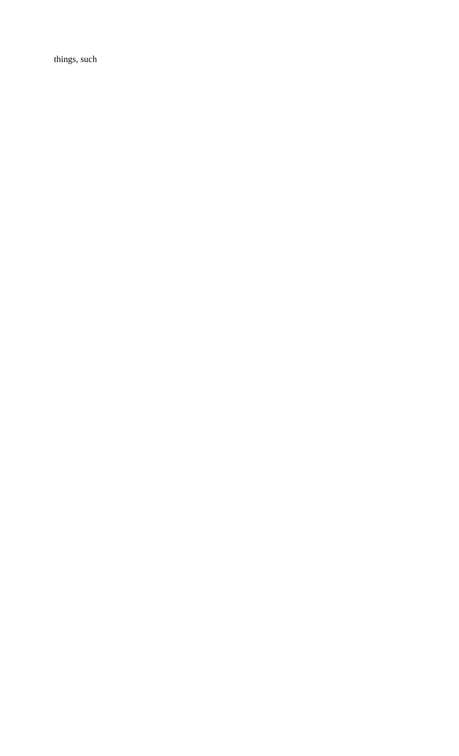things, such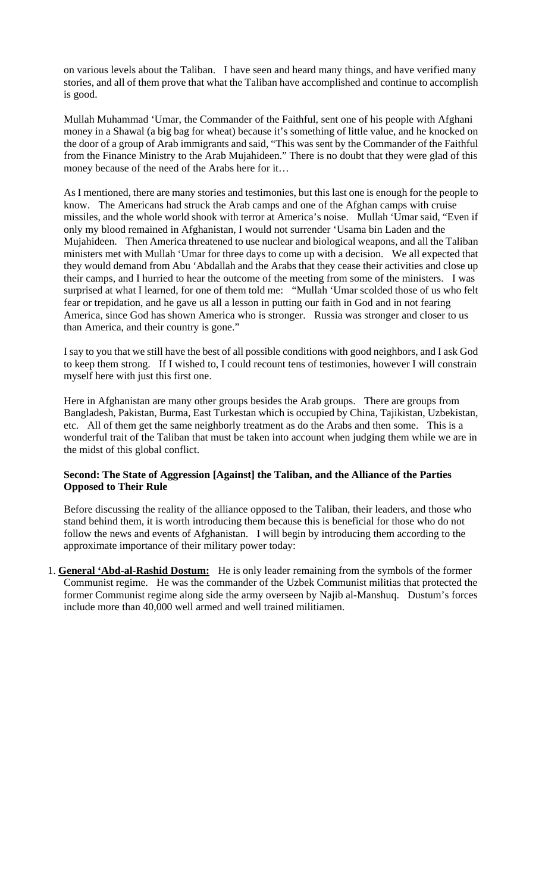on various levels about the Taliban. I have seen and heard many things, and have verified many stories, and all of them prove that what the Taliban have accomplished and continue to accomplish is good.

Mullah Muhammad 'Umar, the Commander of the Faithful, sent one of his people with Afghani money in a Shawal (a big bag for wheat) because it's something of little value, and he knocked on the door of a group of Arab immigrants and said, "This was sent by the Commander of the Faithful from the Finance Ministry to the Arab Mujahideen." There is no doubt that they were glad of this money because of the need of the Arabs here for it…

As I mentioned, there are many stories and testimonies, but this last one is enough for the people to know. The Americans had struck the Arab camps and one of the Afghan camps with cruise missiles, and the whole world shook with terror at America's noise. Mullah 'Umar said, "Even if only my blood remained in Afghanistan, I would not surrender 'Usama bin Laden and the Mujahideen. Then America threatened to use nuclear and biological weapons, and all the Taliban ministers met with Mullah 'Umar for three days to come up with a decision. We all expected that they would demand from Abu 'Abdallah and the Arabs that they cease their activities and close up their camps, and I hurried to hear the outcome of the meeting from some of the ministers. I was surprised at what I learned, for one of them told me: "Mullah 'Umar scolded those of us who felt fear or trepidation, and he gave us all a lesson in putting our faith in God and in not fearing America, since God has shown America who is stronger. Russia was stronger and closer to us than America, and their country is gone."

I say to you that we still have the best of all possible conditions with good neighbors, and I ask God to keep them strong. If I wished to, I could recount tens of testimonies, however I will constrain myself here with just this first one.

Here in Afghanistan are many other groups besides the Arab groups. There are groups from Bangladesh, Pakistan, Burma, East Turkestan which is occupied by China, Tajikistan, Uzbekistan, etc. All of them get the same neighborly treatment as do the Arabs and then some. This is a wonderful trait of the Taliban that must be taken into account when judging them while we are in the midst of this global conflict.

**Second: The State of Aggression [Against] the Taliban, and the Alliance of the Parties Opposed to Their Rule**

Before discussing the reality of the alliance opposed to the Taliban, their leaders, and those who stand behind them, it is worth introducing them because this is beneficial for those who do not follow the news and events of Afghanistan. I will begin by introducing them according to the approximate importance of their military power today:

1. **General 'Abd-al-Rashid Dostum:** He is only leader remaining from the symbols of the former Communist regime. He was the commander of the Uzbek Communist militias that protected the former Communist regime along side the army overseen by Najib al-Manshuq. Dustum's forces include more than 40,000 well armed and well trained militiamen.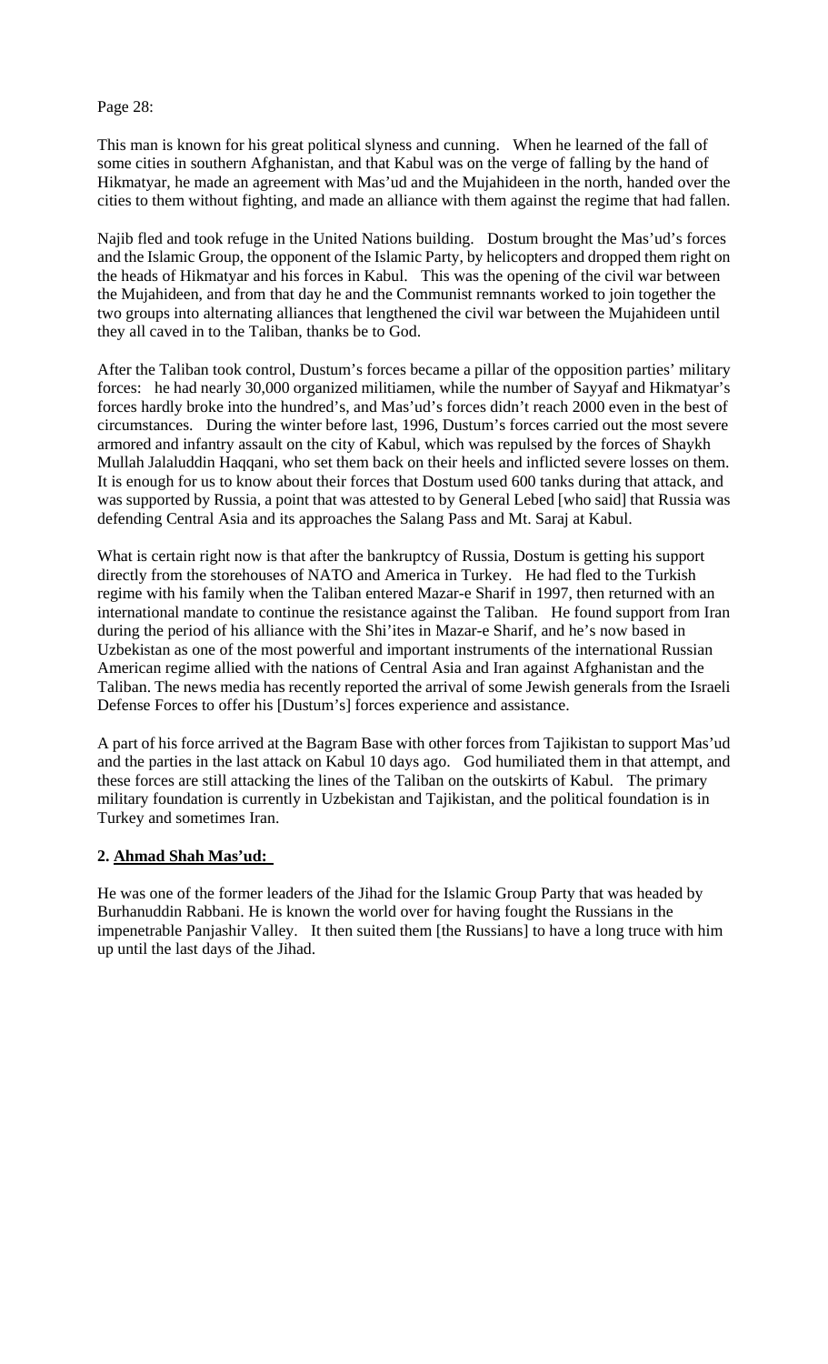Page 28:

This man is known for his great political slyness and cunning. When he learned of the fall of some cities in southern Afghanistan, and that Kabul was on the verge of falling by the hand of Hikmatyar, he made an agreement with Mas'ud and the Mujahideen in the north, handed over the cities to them without fighting, and made an alliance with them against the regime that had fallen.

Najib fled and took refuge in the United Nations building. Dostum brought the Mas'ud's forces and the Islamic Group, the opponent of the Islamic Party, by helicopters and dropped them right on the heads of Hikmatyar and his forces in Kabul. This was the opening of the civil war between the Mujahideen, and from that day he and the Communist remnants worked to join together the two groups into alternating alliances that lengthened the civil war between the Mujahideen until they all caved in to the Taliban, thanks be to God.

After the Taliban took control, Dustum's forces became a pillar of the opposition parties' military forces: he had nearly 30,000 organized militiamen, while the number of Sayyaf and Hikmatyar's forces hardly broke into the hundred's, and Mas'ud's forces didn't reach 2000 even in the best of circumstances. During the winter before last, 1996, Dustum's forces carried out the most severe armored and infantry assault on the city of Kabul, which was repulsed by the forces of Shaykh Mullah Jalaluddin Haqqani, who set them back on their heels and inflicted severe losses on them. It is enough for us to know about their forces that Dostum used 600 tanks during that attack, and was supported by Russia, a point that was attested to by General Lebed [who said] that Russia was defending Central Asia and its approaches the Salang Pass and Mt. Saraj at Kabul.

What is certain right now is that after the bankruptcy of Russia, Dostum is getting his support directly from the storehouses of NATO and America in Turkey. He had fled to the Turkish regime with his family when the Taliban entered Mazar-e Sharif in 1997, then returned with an international mandate to continue the resistance against the Taliban. He found support from Iran during the period of his alliance with the Shi'ites in Mazar-e Sharif, and he's now based in Uzbekistan as one of the most powerful and important instruments of the international Russian American regime allied with the nations of Central Asia and Iran against Afghanistan and the Taliban. The news media has recently reported the arrival of some Jewish generals from the Israeli Defense Forces to offer his [Dustum's] forces experience and assistance.

A part of his force arrived at the Bagram Base with other forces from Tajikistan to support Mas'ud and the parties in the last attack on Kabul 10 days ago. God humiliated them in that attempt, and these forces are still attacking the lines of the Taliban on the outskirts of Kabul. The primary military foundation is currently in Uzbekistan and Tajikistan, and the political foundation is in Turkey and sometimes Iran.

**2. Ahmad Shah Mas'ud:**

He was one of the former leaders of the Jihad for the Islamic Group Party that was headed by Burhanuddin Rabbani. He is known the world over for having fought the Russians in the impenetrable Panjashir Valley. It then suited them [the Russians] to have a long truce with him up until the last days of the Jihad.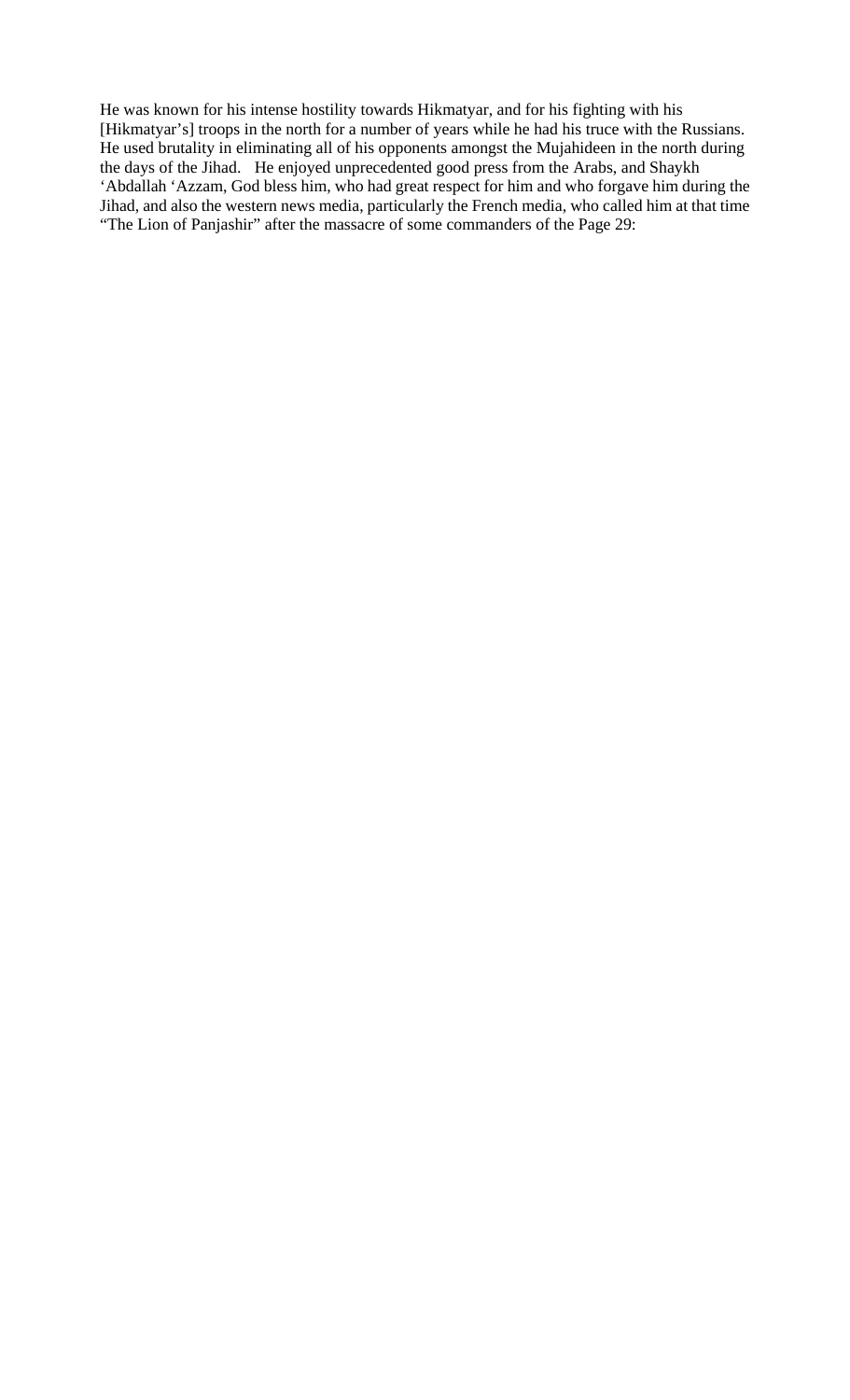He was known for his intense hostility towards Hikmatyar, and for his fighting with his [Hikmatyar's] troops in the north for a number of years while he had his truce with the Russians. He used brutality in eliminating all of his opponents amongst the Mujahideen in the north during the days of the Jihad. He enjoyed unprecedented good press from the Arabs, and Shaykh 'Abdallah 'Azzam, God bless him, who had great respect for him and who forgave him during the Jihad, and also the western news media, particularly the French media, who called him at that time "The Lion of Panjashir" after the massacre of some commanders of the Page 29: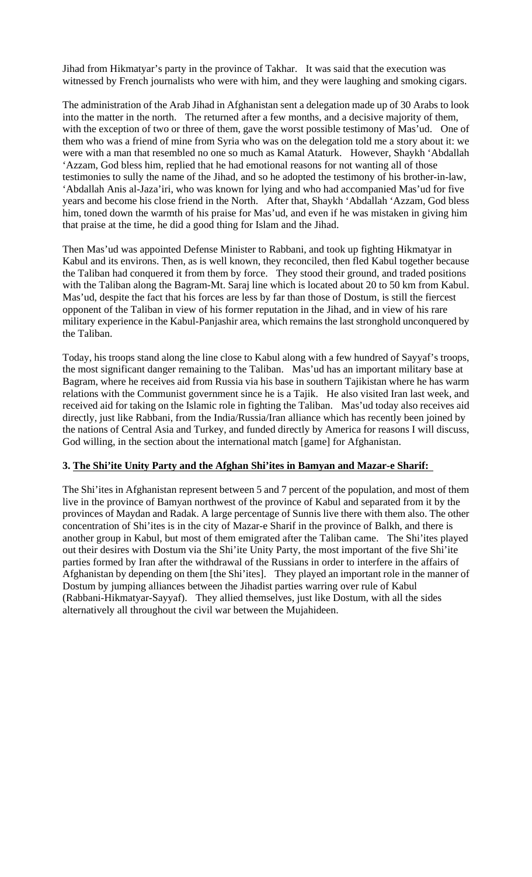Jihad from Hikmatyar's party in the province of Takhar. It was said that the execution was witnessed by French journalists who were with him, and they were laughing and smoking cigars.

The administration of the Arab Jihad in Afghanistan sent a delegation made up of 30 Arabs to look into the matter in the north. The returned after a few months, and a decisive majority of them, with the exception of two or three of them, gave the worst possible testimony of Mas'ud. One of them who was a friend of mine from Syria who was on the delegation told me a story about it: we were with a man that resembled no one so much as Kamal Ataturk. However, Shaykh 'Abdallah 'Azzam, God bless him, replied that he had emotional reasons for not wanting all of those testimonies to sully the name of the Jihad, and so he adopted the testimony of his brother-in-law, 'Abdallah Anis al-Jaza'iri, who was known for lying and who had accompanied Mas'ud for five years and become his close friend in the North. After that, Shaykh 'Abdallah 'Azzam, God bless him, toned down the warmth of his praise for Mas'ud, and even if he was mistaken in giving him that praise at the time, he did a good thing for Islam and the Jihad.

Then Mas'ud was appointed Defense Minister to Rabbani, and took up fighting Hikmatyar in Kabul and its environs. Then, as is well known, they reconciled, then fled Kabul together because the Taliban had conquered it from them by force. They stood their ground, and traded positions with the Taliban along the Bagram-Mt. Saraj line which is located about 20 to 50 km from Kabul. Mas'ud, despite the fact that his forces are less by far than those of Dostum, is still the fiercest opponent of the Taliban in view of his former reputation in the Jihad, and in view of his rare military experience in the Kabul-Panjashir area, which remains the last stronghold unconquered by the Taliban.

Today, his troops stand along the line close to Kabul along with a few hundred of Sayyaf's troops, the most significant danger remaining to the Taliban. Mas'ud has an important military base at Bagram, where he receives aid from Russia via his base in southern Tajikistan where he has warm relations with the Communist government since he is a Tajik. He also visited Iran last week, and received aid for taking on the Islamic role in fighting the Taliban. Mas'ud today also receives aid directly, just like Rabbani, from the India/Russia/Iran alliance which has recently been joined by the nations of Central Asia and Turkey, and funded directly by America for reasons I will discuss, God willing, in the section about the international match [game] for Afghanistan.

### 3. The Shi'ite Unity Party and the Afghan Shi'ites in Bamyan and Mazar-e Sharif:

The Shi'ites in Afghanistan represent between 5 and 7 percent of the population, and most of them live in the province of Bamyan northwest of the province of Kabul and separated from it by the provinces of Maydan and Radak. A large percentage of Sunnis live there with them also. The other concentration of Shi'ites is in the city of Mazar-e Sharif in the province of Balkh, and there is another group in Kabul, but most of them emigrated after the Taliban came. The Shi'ites played out their desires with Dostum via the Shi'ite Unity Party, the most important of the five Shi'ite parties formed by Iran after the withdrawal of the Russians in order to interfere in the affairs of Afghanistan by depending on them [the Shi'ites]. They played an important role in the manner of Dostum by jumping alliances between the Jihadist parties warring over rule of Kabul (Rabbani-Hikmatyar-Sayyaf). They allied themselves, just like Dostum, with all the sides alternatively all throughout the civil war between the Mujahideen.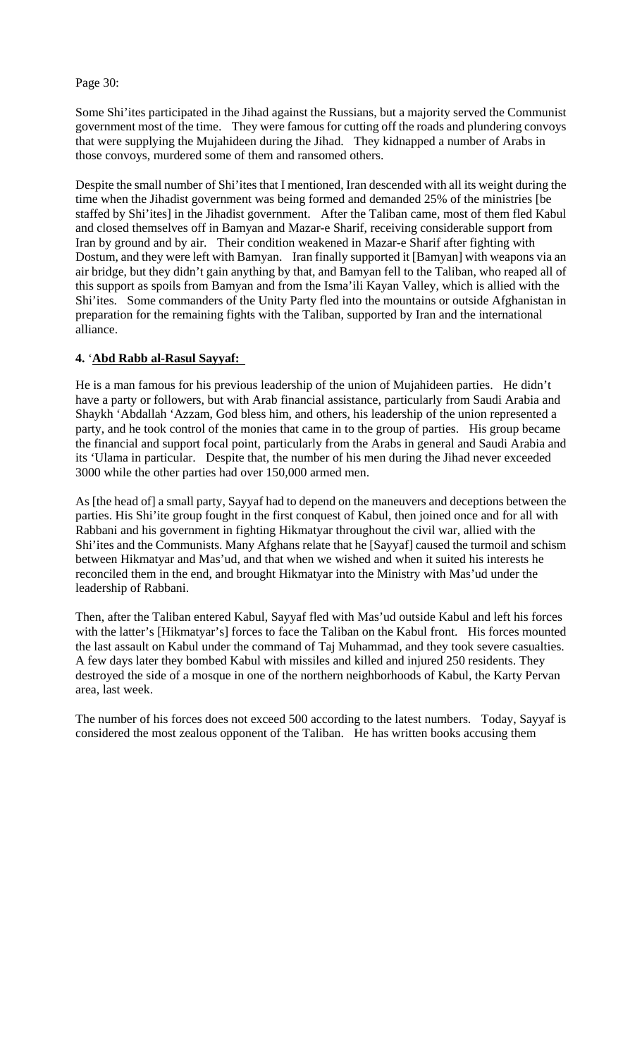Page 30:

Some Shi'ites participated in the Jihad against the Russians, but a majority served the Communist government most of the time. They were famous for cutting off the roads and plundering convoys that were supplying the Mujahideen during the Jihad. They kidnapped a number of Arabs in those convoys, murdered some of them and ransomed others.

Despite the small number of Shi'ites that I mentioned, Iran descended with all its weight during the time when the Jihadist government was being formed and demanded 25% of the ministries [be staffed by Shi'ites] in the Jihadist government. After the Taliban came, most of them fled Kabul and closed themselves off in Bamyan and Mazar-e Sharif, receiving considerable support from Iran by ground and by air. Their condition weakened in Mazar-e Sharif after fighting with Dostum, and they were left with Bamyan. Iran finally supported it [Bamyan] with weapons via an air bridge, but they didn't gain anything by that, and Bamyan fell to the Taliban, who reaped all of this support as spoils from Bamyan and from the Isma'ili Kayan Valley, which is allied with the Shi'ites. Some commanders of the Unity Party fled into the mountains or outside Afghanistan in preparation for the remaining fights with the Taliban, supported by Iran and the international alliance.

**4. 'Abd Rabb al-Rasul Sayyaf:**

He is a man famous for his previous leadership of the union of Mujahideen parties. He didn't have a party or followers, but with Arab financial assistance, particularly from Saudi Arabia and Shaykh 'Abdallah 'Azzam, God bless him, and others, his leadership of the union represented a party, and he took control of the monies that came in to the group of parties. His group became the financial and support focal point, particularly from the Arabs in general and Saudi Arabia and its 'Ulama in particular. Despite that, the number of his men during the Jihad never exceeded 3000 while the other parties had over 150,000 armed men.

As [the head of] a small party, Sayyaf had to depend on the maneuvers and deceptions between the parties. His Shi'ite group fought in the first conquest of Kabul, then joined once and for all with Rabbani and his government in fighting Hikmatyar throughout the civil war, allied with the Shi'ites and the Communists. Many Afghans relate that he [Sayyaf] caused the turmoil and schism between Hikmatyar and Mas'ud, and that when we wished and when it suited his interests he reconciled them in the end, and brought Hikmatyar into the Ministry with Mas'ud under the leadership of Rabbani.

Then, after the Taliban entered Kabul, Sayyaf fled with Mas'ud outside Kabul and left his forces with the latter's [Hikmatyar's] forces to face the Taliban on the Kabul front. His forces mounted the last assault on Kabul under the command of Taj Muhammad, and they took severe casualties. A few days later they bombed Kabul with missiles and killed and injured 250 residents. They destroyed the side of a mosque in one of the northern neighborhoods of Kabul, the Karty Pervan area, last week.

The number of his forces does not exceed 500 according to the latest numbers. Today, Sayyaf is considered the most zealous opponent of the Taliban. He has written books accusing them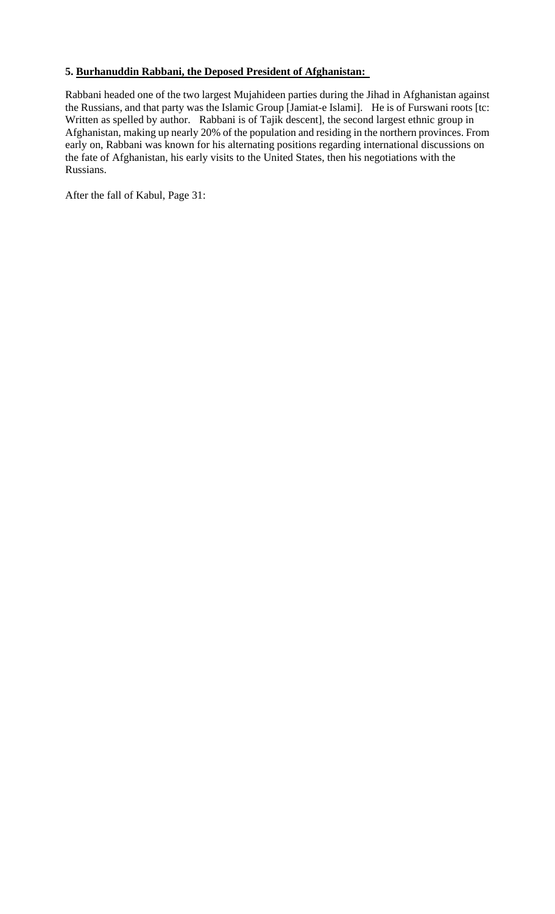**5. <u>Burhanuddin Rabbani, the Deposed President of Afghanistan:</u>**

Rabbani headed one of the two largest Mujahideen parties during the Jihad in Afghanistan against the Russians, and that party was the Islamic Group [Jamiat-e Islami]. He is of Furswani roots [tc: Written as spelled by author. Rabbani is of Tajik descent], the second largest ethnic group in Afghanistan, making up nearly 20% of the population and residing in the northern provinces. From early on, Rabbani was known for his alternating positions regarding international discussions on the fate of Afghanistan, his early visits to the United States, then his negotiations with the Russians.

After the fall of Kabul, Page 31: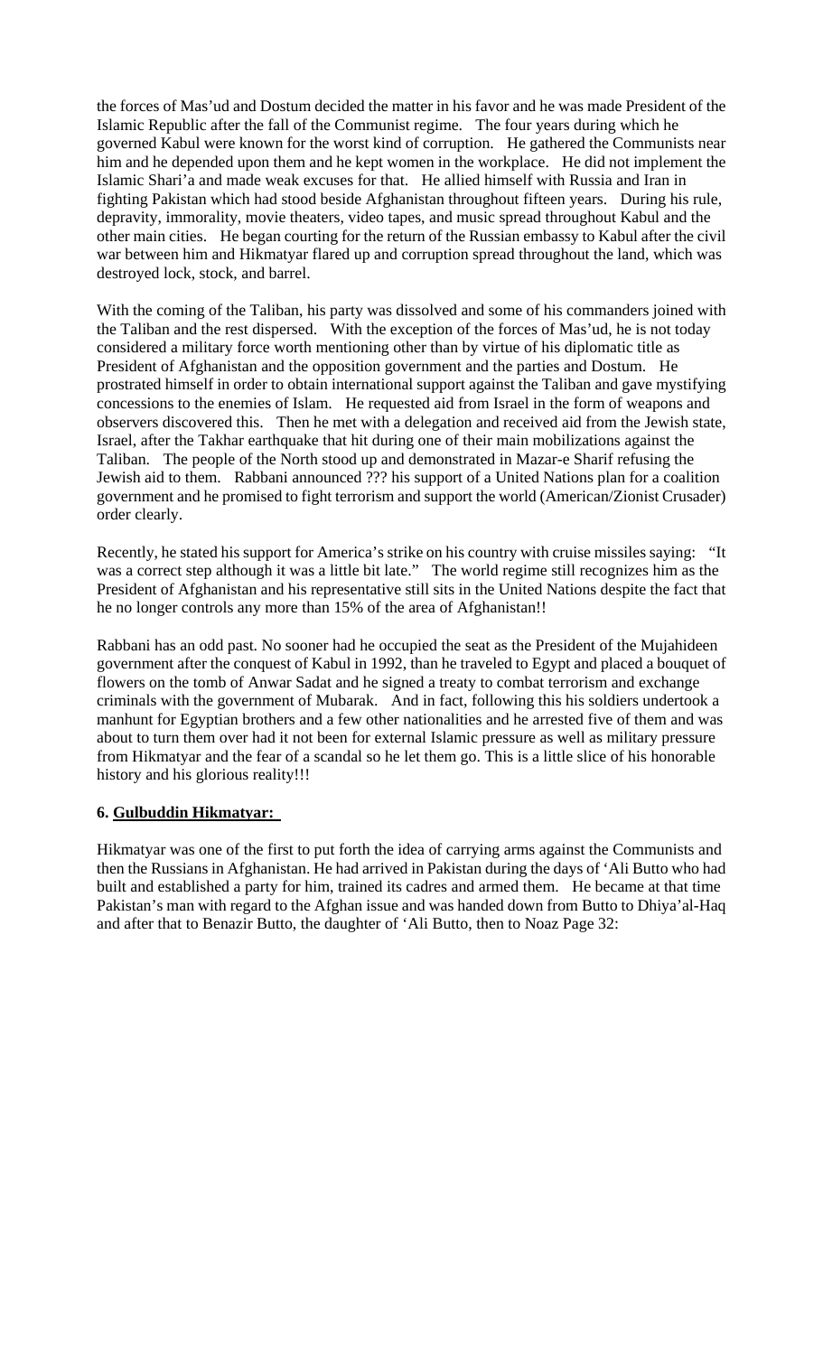the forces of Mas'ud and Dostum decided the matter in his favor and he was made President of the Islamic Republic after the fall of the Communist regime. The four years during which he governed Kabul were known for the worst kind of corruption. He gathered the Communists near him and he depended upon them and he kept women in the workplace. He did not implement the Islamic Shari'a and made weak excuses for that. He allied himself with Russia and Iran in fighting Pakistan which had stood beside Afghanistan throughout fifteen years. During his rule, depravity, immorality, movie theaters, video tapes, and music spread throughout Kabul and the other main cities. He began courting for the return of the Russian embassy to Kabul after the civil war between him and Hikmatyar flared up and corruption spread throughout the land, which was destroyed lock, stock, and barrel.

With the coming of the Taliban, his party was dissolved and some of his commanders joined with the Taliban and the rest dispersed. With the exception of the forces of Mas'ud, he is not today considered a military force worth mentioning other than by virtue of his diplomatic title as President of Afghanistan and the opposition government and the parties and Dostum. He prostrated himself in order to obtain international support against the Taliban and gave mystifying concessions to the enemies of Islam. He requested aid from Israel in the form of weapons and observers discovered this. Then he met with a delegation and received aid from the Jewish state, Israel, after the Takhar earthquake that hit during one of their main mobilizations against the Taliban. The people of the North stood up and demonstrated in Mazar-e Sharif refusing the Jewish aid to them. Rabbani announced ??? his support of a United Nations plan for a coalition government and he promised to fight terrorism and support the world (American/Zionist Crusader) order clearly.

Recently, he stated his support for America's strike on his country with cruise missiles saying: "It was a correct step although it was a little bit late." The world regime still recognizes him as the President of Afghanistan and his representative still sits in the United Nations despite the fact that he no longer controls any more than 15% of the area of Afghanistan!!

Rabbani has an odd past. No sooner had he occupied the seat as the President of the Mujahideen government after the conquest of Kabul in 1992, than he traveled to Egypt and placed a bouquet of flowers on the tomb of Anwar Sadat and he signed a treaty to combat terrorism and exchange criminals with the government of Mubarak. And in fact, following this his soldiers undertook a manhunt for Egyptian brothers and a few other nationalities and he arrested five of them and was about to turn them over had it not been for external Islamic pressure as well as military pressure from Hikmatyar and the fear of a scandal so he let them go. This is a little slice of his honorable history and his glorious reality!!!

**6. Gulbuddin Hikmatyar:**

Hikmatyar was one of the first to put forth the idea of carrying arms against the Communists and then the Russians in Afghanistan. He had arrived in Pakistan during the days of 'Ali Butto who had built and established a party for him, trained its cadres and armed them. He became at that time Pakistan's man with regard to the Afghan issue and was handed down from Butto to Dhiya'al-Haq and after that to Benazir Butto, the daughter of 'Ali Butto, then to Noaz Page 32: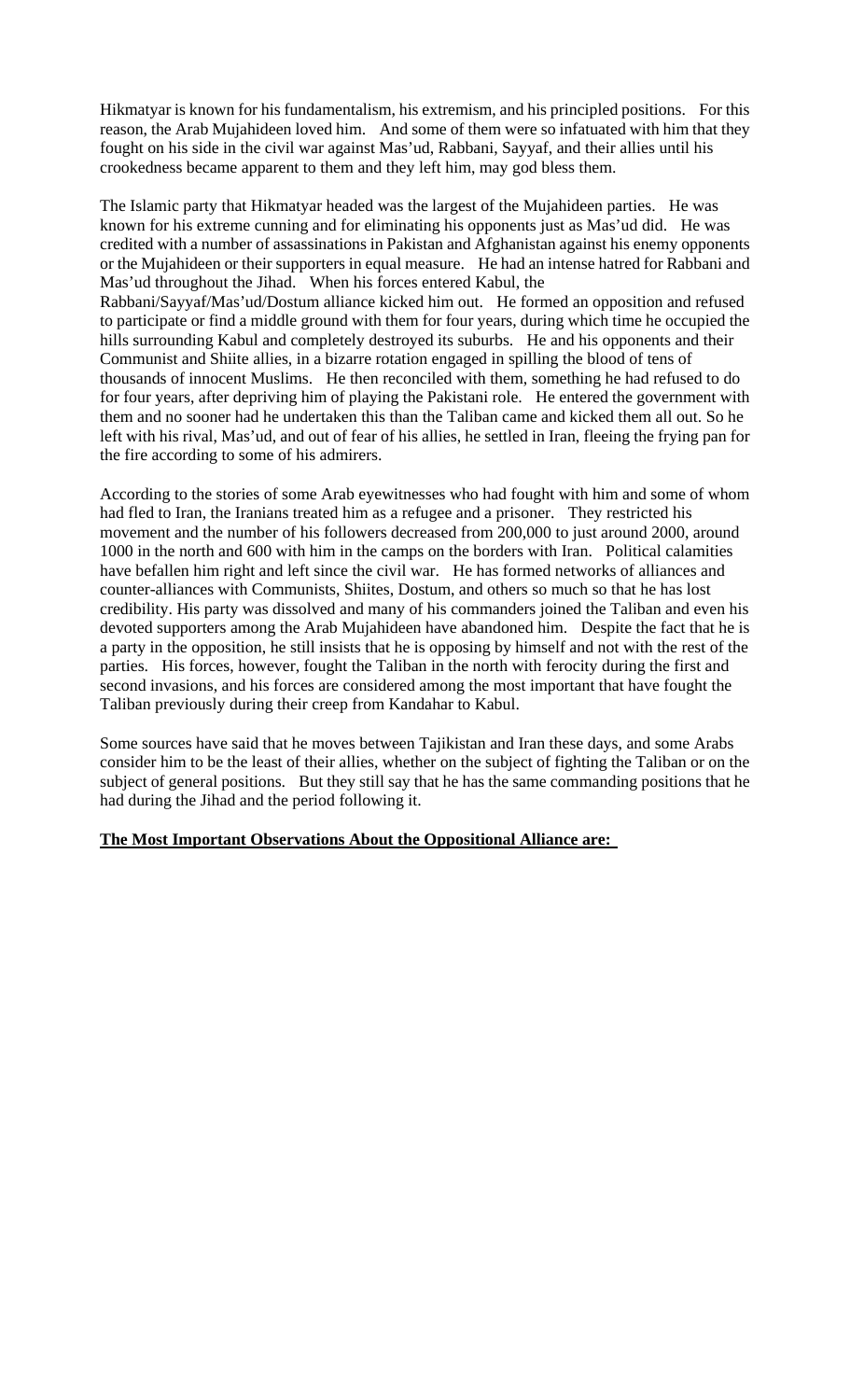Hikmatyar is known for his fundamentalism, his extremism, and his principled positions. For this reason, the Arab Mujahideen loved him. And some of them were so infatuated with him that they fought on his side in the civil war against Mas'ud, Rabbani, Sayyaf, and their allies until his crookedness became apparent to them and they left him, may god bless them.

The Islamic party that Hikmatyar headed was the largest of the Mujahideen parties. He was known for his extreme cunning and for eliminating his opponents just as Mas'ud did. He was credited with a number of assassinations in Pakistan and Afghanistan against his enemy opponents or the Mujahideen or their supporters in equal measure. He had an intense hatred for Rabbani and Mas'ud throughout the Jihad. When his forces entered Kabul, the Rabbani/Sayyaf/Mas'ud/Dostum alliance kicked him out. He formed an opposition and refused to participate or find a middle ground with them for four years, during which time he occupied the hills surrounding Kabul and completely destroyed its suburbs. He and his opponents and their Communist and Shiite allies, in a bizarre rotation engaged in spilling the blood of tens of thousands of innocent Muslims. He then reconciled with them, something he had refused to do for four years, after depriving him of playing the Pakistani role. He entered the government with them and no sooner had he undertaken this than the Taliban came and kicked them all out. So he left with his rival, Mas'ud, and out of fear of his allies, he settled in Iran, fleeing the frying pan for the fire according to some of his admirers.

According to the stories of some Arab eyewitnesses who had fought with him and some of whom had fled to Iran, the Iranians treated him as a refugee and a prisoner. They restricted his movement and the number of his followers decreased from 200,000 to just around 2000, around 1000 in the north and 600 with him in the camps on the borders with Iran. Political calamities have befallen him right and left since the civil war. He has formed networks of alliances and counter-alliances with Communists, Shiites, Dostum, and others so much so that he has lost credibility. His party was dissolved and many of his commanders joined the Taliban and even his devoted supporters among the Arab Mujahideen have abandoned him. Despite the fact that he is a party in the opposition, he still insists that he is opposing by himself and not with the rest of the parties. His forces, however, fought the Taliban in the north with ferocity during the first and second invasions, and his forces are considered among the most important that have fought the Taliban previously during their creep from Kandahar to Kabul.

Some sources have said that he moves between Tajikistan and Iran these days, and some Arabs consider him to be the least of their allies, whether on the subject of fighting the Taliban or on the subject of general positions. But they still say that he has the same commanding positions that he had during the Jihad and the period following it.

**The Most Important Observations About the Oppositional Alliance are:**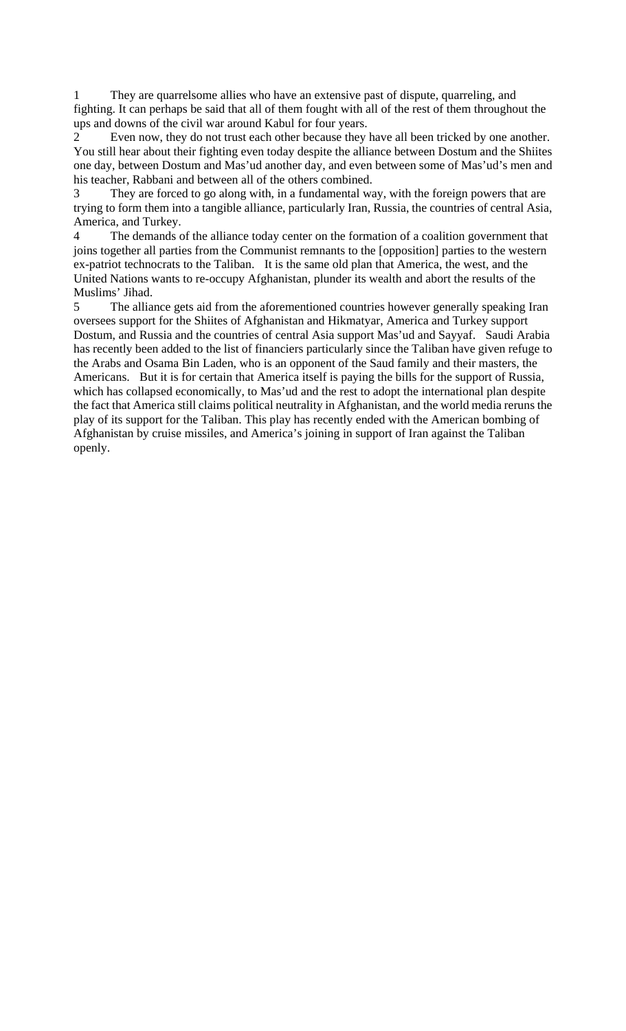1 They are quarrelsome allies who have an extensive past of dispute, quarreling, and fighting. It can perhaps be said that all of them fought with all of the rest of them throughout the ups and downs of the civil war around Kabul for four years.

2 Even now, they do not trust each other because they have all been tricked by one another. You still hear about their fighting even today despite the alliance between Dostum and the Shiites one day, between Dostum and Mas'ud another day, and even between some of Mas'ud's men and his teacher, Rabbani and between all of the others combined.

3 They are forced to go along with, in a fundamental way, with the foreign powers that are trying to form them into a tangible alliance, particularly Iran, Russia, the countries of central Asia, America, and Turkey.

4 The demands of the alliance today center on the formation of a coalition government that joins together all parties from the Communist remnants to the [opposition] parties to the western ex-patriot technocrats to the Taliban. It is the same old plan that America, the west, and the United Nations wants to re-occupy Afghanistan, plunder its wealth and abort the results of the Muslims' Jihad.

5 The alliance gets aid from the aforementioned countries however generally speaking Iran oversees support for the Shiites of Afghanistan and Hikmatyar, America and Turkey support Dostum, and Russia and the countries of central Asia support Mas'ud and Sayyaf. Saudi Arabia has recently been added to the list of financiers particularly since the Taliban have given refuge to the Arabs and Osama Bin Laden, who is an opponent of the Saud family and their masters, the Americans. But it is for certain that America itself is paying the bills for the support of Russia, which has collapsed economically, to Mas'ud and the rest to adopt the international plan despite the fact that America still claims political neutrality in Afghanistan, and the world media reruns the play of its support for the Taliban. This play has recently ended with the American bombing of Afghanistan by cruise missiles, and America's joining in support of Iran against the Taliban openly.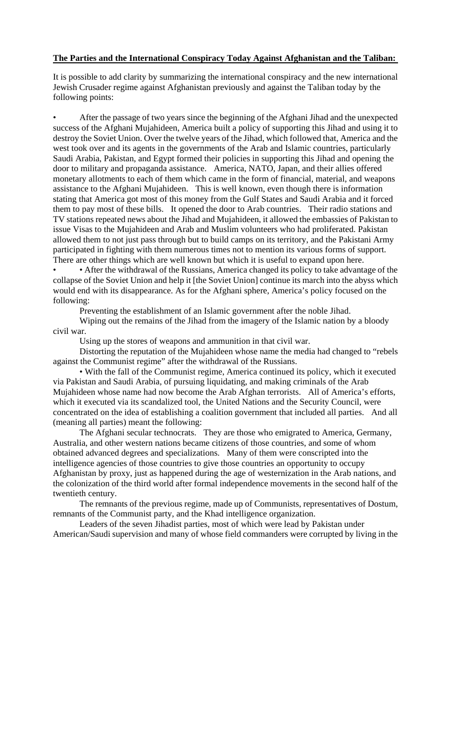**The Parties and the International Conspiracy Today Against Afghanistan and the Taliban:**

It is possible to add clarity by summarizing the international conspiracy and the new international Jewish Crusader regime against Afghanistan previously and against the Taliban today by the following points:

- After the passage of two years since the beginning of the Afghani Jihad and the unexpected success of the Afghani Mujahideen, America built a policy of supporting this Jihad and using it to destroy the Soviet Union. Over the twelve years of the Jihad, which followed that, America and the west took over and its agents in the governments of the Arab and Islamic countries, particularly Saudi Arabia, Pakistan, and Egypt formed their policies in supporting this Jihad and opening the door to military and propaganda assistance. America, NATO, Japan, and their allies offered monetary allotments to each of them which came in the form of financial, material, and weapons assistance to the Afghani Mujahideen. This is well known, even though there is information stating that America got most of this money from the Gulf States and Saudi Arabia and it forced them to pay most of these bills. It opened the door to Arab countries. Their radio stations and TV stations repeated news about the Jihad and Mujahideen, it allowed the embassies of Pakistan to issue Visas to the Mujahideen and Arab and Muslim volunteers who had proliferated. Pakistan allowed them to not just pass through but to build camps on its territory, and the Pakistani Army participated in fighting with them numerous times not to mention its various forms of support. There are other things which are well known but which it is useful to expand upon here.
- • After the withdrawal of the Russians, America changed its policy to take advantage of the collapse of the Soviet Union and help it [the Soviet Union] continue its march into the abyss which would end with its disappearance. As for the Afghani sphere, America's policy focused on the following:

    Preventing the establishment of an Islamic government after the noble Jihad.

    Wiping out the remains of the Jihad from the imagery of the Islamic nation by a bloody civil war.

    Using up the stores of weapons and ammunition in that civil war.

    Distorting the reputation of the Mujahideen whose name the media had changed to "rebels against the Communist regime" after the withdrawal of the Russians.

    • With the fall of the Communist regime, America continued its policy, which it executed via Pakistan and Saudi Arabia, of pursuing liquidating, and making criminals of the Arab Mujahideen whose name had now become the Arab Afghan terrorists. All of America's efforts, which it executed via its scandalized tool, the United Nations and the Security Council, were concentrated on the idea of establishing a coalition government that included all parties. And all (meaning all parties) meant the following:

    The Afghani secular technocrats. They are those who emigrated to America, Germany, Australia, and other western nations became citizens of those countries, and some of whom obtained advanced degrees and specializations. Many of them were conscripted into the intelligence agencies of those countries to give those countries an opportunity to occupy Afghanistan by proxy, just as happened during the age of westernization in the Arab nations, and the colonization of the third world after formal independence movements in the second half of the twentieth century.

    The remnants of the previous regime, made up of Communists, representatives of Dostum, remnants of the Communist party, and the Khad intelligence organization.

    Leaders of the seven Jihadist parties, most of which were lead by Pakistan under American/Saudi supervision and many of whose field commanders were corrupted by living in the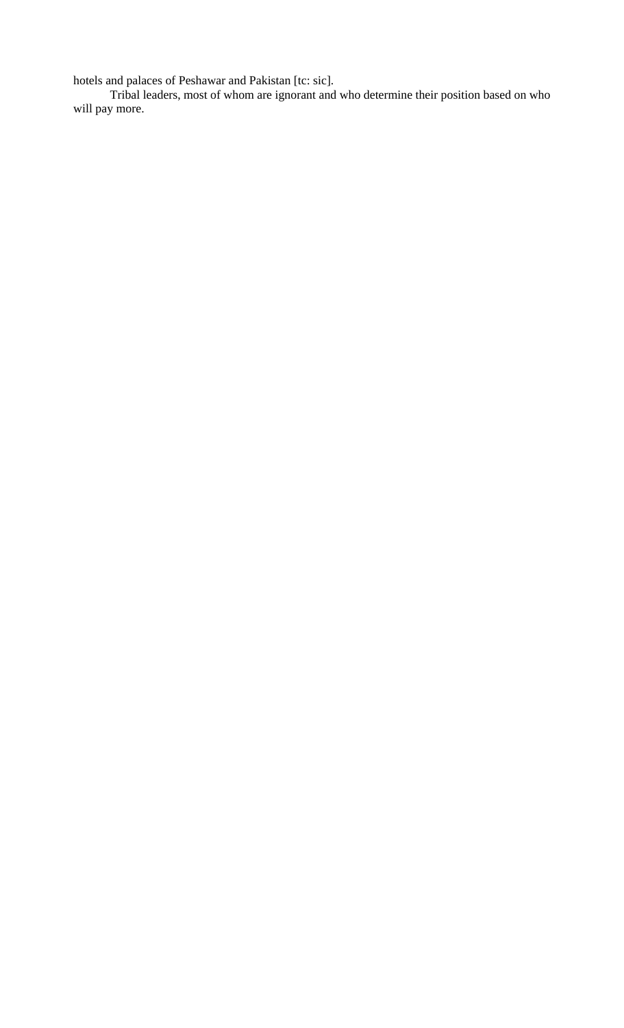hotels and palaces of Peshawar and Pakistan [tc: sic].

Tribal leaders, most of whom are ignorant and who determine their position based on who will pay more.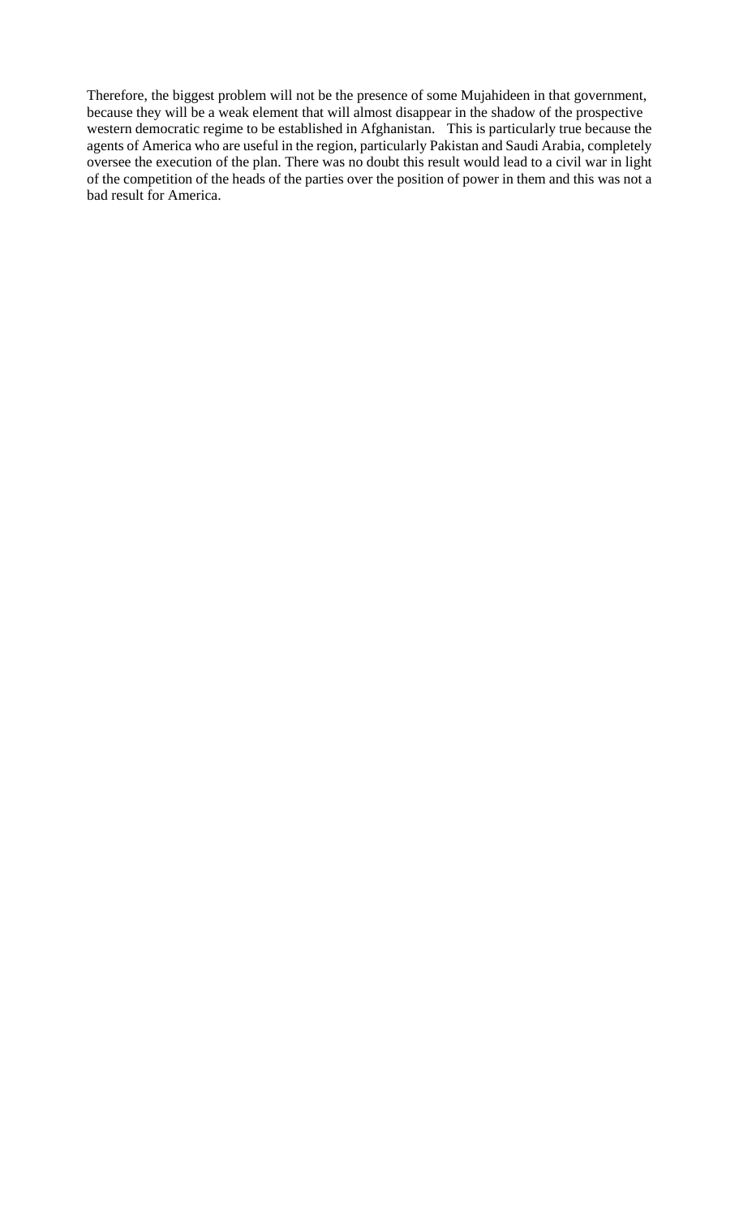Therefore, the biggest problem will not be the presence of some Mujahideen in that government, because they will be a weak element that will almost disappear in the shadow of the prospective western democratic regime to be established in Afghanistan. This is particularly true because the agents of America who are useful in the region, particularly Pakistan and Saudi Arabia, completely oversee the execution of the plan. There was no doubt this result would lead to a civil war in light of the competition of the heads of the parties over the position of power in them and this was not a bad result for America.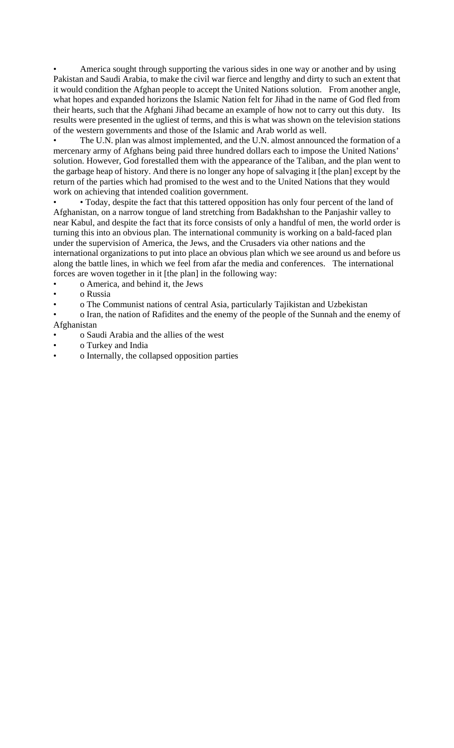- America sought through supporting the various sides in one way or another and by using Pakistan and Saudi Arabia, to make the civil war fierce and lengthy and dirty to such an extent that it would condition the Afghan people to accept the United Nations solution. From another angle, what hopes and expanded horizons the Islamic Nation felt for Jihad in the name of God fled from their hearts, such that the Afghani Jihad became an example of how not to carry out this duty. Its results were presented in the ugliest of terms, and this is what was shown on the television stations of the western governments and those of the Islamic and Arab world as well.
- The U.N. plan was almost implemented, and the U.N. almost announced the formation of a mercenary army of Afghans being paid three hundred dollars each to impose the United Nations' solution. However, God forestalled them with the appearance of the Taliban, and the plan went to the garbage heap of history. And there is no longer any hope of salvaging it [the plan] except by the return of the parties which had promised to the west and to the United Nations that they would work on achieving that intended coalition government.
- • Today, despite the fact that this tattered opposition has only four percent of the land of Afghanistan, on a narrow tongue of land stretching from Badakhshan to the Panjashir valley to near Kabul, and despite the fact that its force consists of only a handful of men, the world order is turning this into an obvious plan. The international community is working on a bald-faced plan under the supervision of America, the Jews, and the Crusaders via other nations and the international organizations to put into place an obvious plan which we see around us and before us along the battle lines, in which we feel from afar the media and conferences. The international forces are woven together in it [the plan] in the following way:
- o America, and behind it, the Jews
- o Russia
- o The Communist nations of central Asia, particularly Tajikistan and Uzbekistan
- o Iran, the nation of Rafidites and the enemy of the people of the Sunnah and the enemy of Afghanistan
- o Saudi Arabia and the allies of the west
- o Turkey and India
- o Internally, the collapsed opposition parties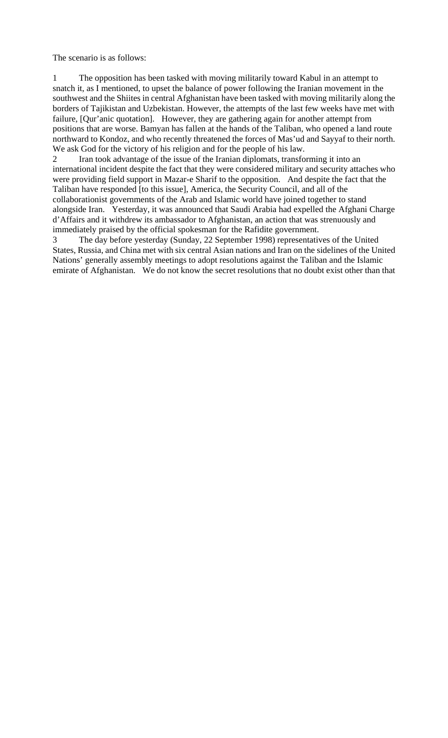The scenario is as follows:

1 The opposition has been tasked with moving militarily toward Kabul in an attempt to snatch it, as I mentioned, to upset the balance of power following the Iranian movement in the southwest and the Shiites in central Afghanistan have been tasked with moving militarily along the borders of Tajikistan and Uzbekistan. However, the attempts of the last few weeks have met with failure, [Qur'anic quotation]. However, they are gathering again for another attempt from positions that are worse. Bamyan has fallen at the hands of the Taliban, who opened a land route northward to Kondoz, and who recently threatened the forces of Mas'ud and Sayyaf to their north. We ask God for the victory of his religion and for the people of his law.

2 Iran took advantage of the issue of the Iranian diplomats, transforming it into an international incident despite the fact that they were considered military and security attaches who were providing field support in Mazar-e Sharif to the opposition. And despite the fact that the Taliban have responded [to this issue], America, the Security Council, and all of the collaborationist governments of the Arab and Islamic world have joined together to stand alongside Iran. Yesterday, it was announced that Saudi Arabia had expelled the Afghani Charge d'Affairs and it withdrew its ambassador to Afghanistan, an action that was strenuously and immediately praised by the official spokesman for the Rafidite government.

3 The day before yesterday (Sunday, 22 September 1998) representatives of the United States, Russia, and China met with six central Asian nations and Iran on the sidelines of the United Nations' generally assembly meetings to adopt resolutions against the Taliban and the Islamic emirate of Afghanistan. We do not know the secret resolutions that no doubt exist other than that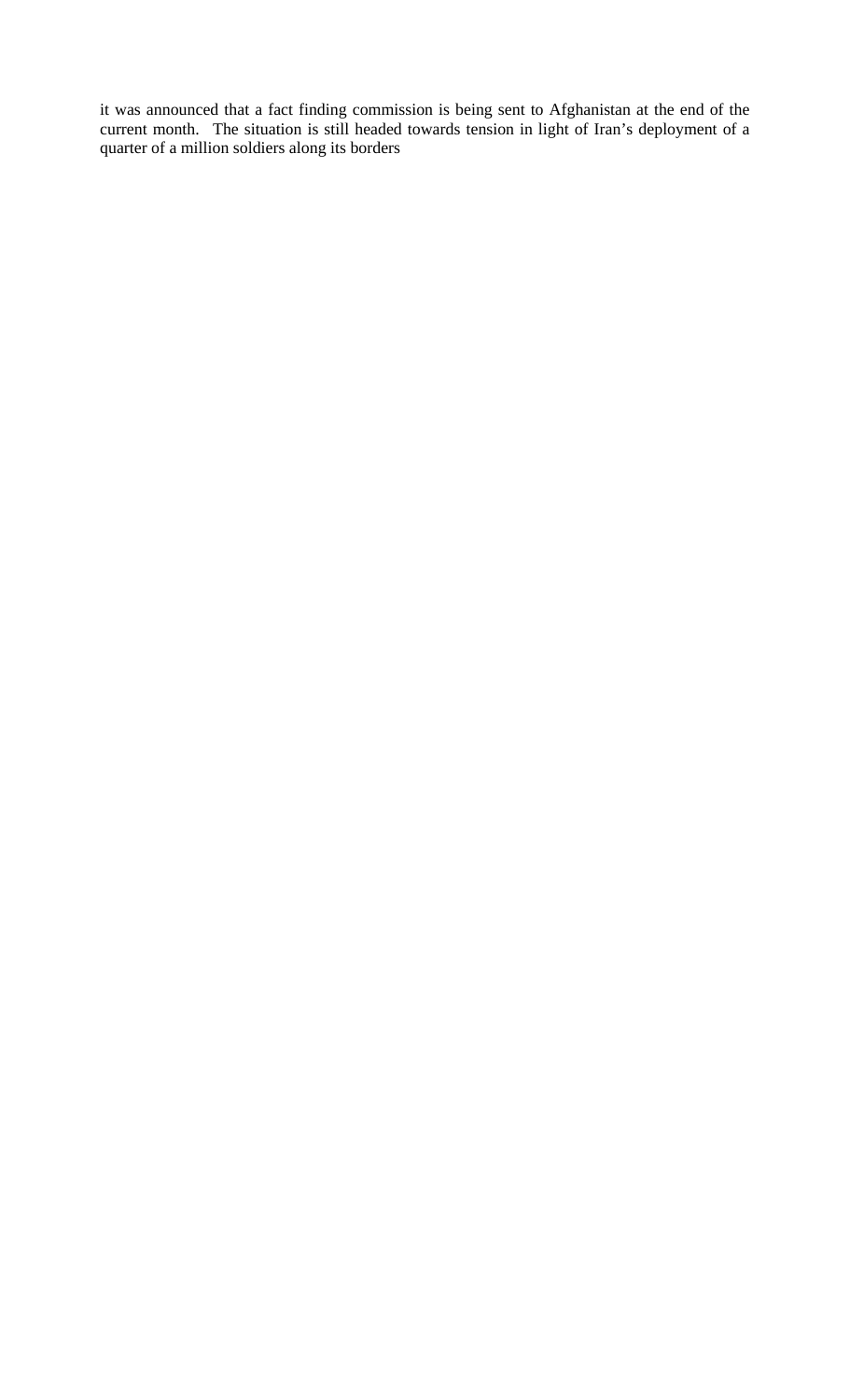it was announced that a fact finding commission is being sent to Afghanistan at the end of the current month. The situation is still headed towards tension in light of Iran's deployment of a quarter of a million soldiers along its borders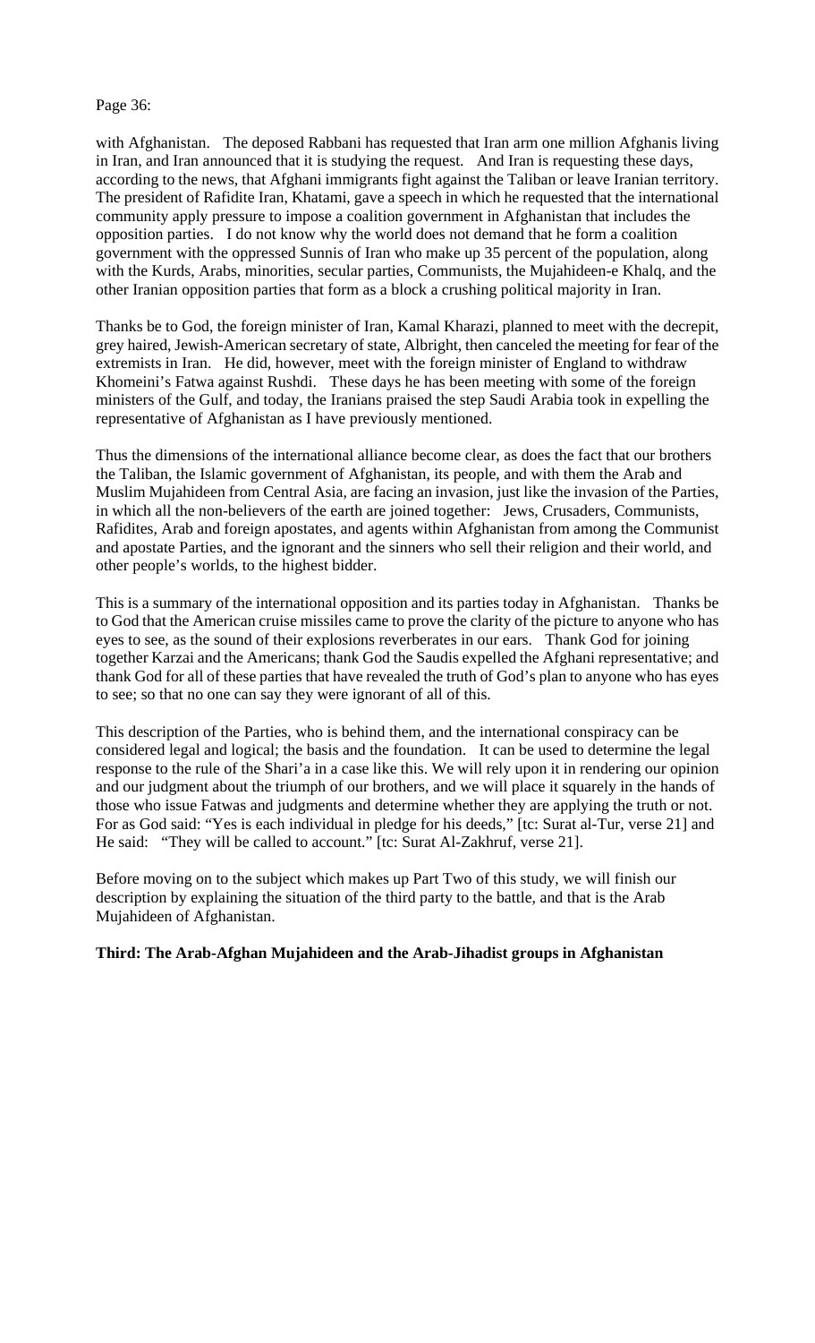with Afghanistan. The deposed Rabbani has requested that Iran arm one million Afghanis living in Iran, and Iran announced that it is studying the request. And Iran is requesting these days, according to the news, that Afghani immigrants fight against the Taliban or leave Iranian territory. The president of Rafidite Iran, Khatami, gave a speech in which he requested that the international community apply pressure to impose a coalition government in Afghanistan that includes the opposition parties. I do not know why the world does not demand that he form a coalition government with the oppressed Sunnis of Iran who make up 35 percent of the population, along with the Kurds, Arabs, minorities, secular parties, Communists, the Mujahideen-e Khalq, and the other Iranian opposition parties that form as a block a crushing political majority in Iran.

Thanks be to God, the foreign minister of Iran, Kamal Kharazi, planned to meet with the decrepit, grey haired, Jewish-American secretary of state, Albright, then canceled the meeting for fear of the extremists in Iran. He did, however, meet with the foreign minister of England to withdraw Khomeini's Fatwa against Rushdi. These days he has been meeting with some of the foreign ministers of the Gulf, and today, the Iranians praised the step Saudi Arabia took in expelling the representative of Afghanistan as I have previously mentioned.

Thus the dimensions of the international alliance become clear, as does the fact that our brothers the Taliban, the Islamic government of Afghanistan, its people, and with them the Arab and Muslim Mujahideen from Central Asia, are facing an invasion, just like the invasion of the Parties, in which all the non-believers of the earth are joined together: Jews, Crusaders, Communists, Rafidites, Arab and foreign apostates, and agents within Afghanistan from among the Communist and apostate Parties, and the ignorant and the sinners who sell their religion and their world, and other people's worlds, to the highest bidder.

This is a summary of the international opposition and its parties today in Afghanistan. Thanks be to God that the American cruise missiles came to prove the clarity of the picture to anyone who has eyes to see, as the sound of their explosions reverberates in our ears. Thank God for joining together Karzai and the Americans; thank God the Saudis expelled the Afghani representative; and thank God for all of these parties that have revealed the truth of God's plan to anyone who has eyes to see; so that no one can say they were ignorant of all of this.

This description of the Parties, who is behind them, and the international conspiracy can be considered legal and logical; the basis and the foundation. It can be used to determine the legal response to the rule of the Shari'a in a case like this. We will rely upon it in rendering our opinion and our judgment about the triumph of our brothers, and we will place it squarely in the hands of those who issue Fatwas and judgments and determine whether they are applying the truth or not. For as God said: "Yes is each individual in pledge for his deeds," [tc: Surat al-Tur, verse 21] and He said: "They will be called to account." [tc: Surat Al-Zakhruf, verse 21].

Before moving on to the subject which makes up Part Two of this study, we will finish our description by explaining the situation of the third party to the battle, and that is the Arab Mujahideen of Afghanistan.

**Third: The Arab-Afghan Mujahideen and the Arab-Jihadist groups in Afghanistan**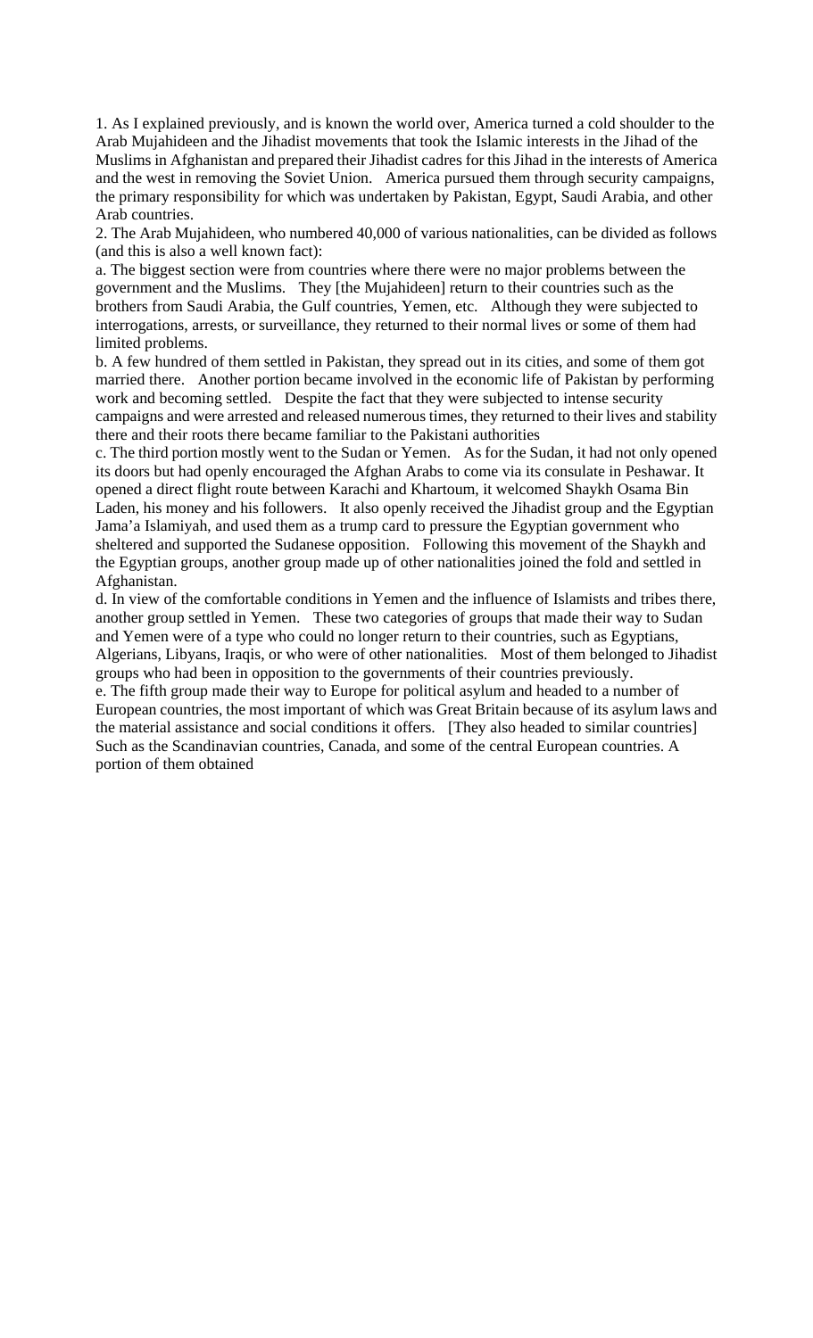1. As I explained previously, and is known the world over, America turned a cold shoulder to the Arab Mujahideen and the Jihadist movements that took the Islamic interests in the Jihad of the Muslims in Afghanistan and prepared their Jihadist cadres for this Jihad in the interests of America and the west in removing the Soviet Union. America pursued them through security campaigns, the primary responsibility for which was undertaken by Pakistan, Egypt, Saudi Arabia, and other Arab countries.

2. The Arab Mujahideen, who numbered 40,000 of various nationalities, can be divided as follows (and this is also a well known fact):

a. The biggest section were from countries where there were no major problems between the government and the Muslims. They [the Mujahideen] return to their countries such as the brothers from Saudi Arabia, the Gulf countries, Yemen, etc. Although they were subjected to interrogations, arrests, or surveillance, they returned to their normal lives or some of them had limited problems.

b. A few hundred of them settled in Pakistan, they spread out in its cities, and some of them got married there. Another portion became involved in the economic life of Pakistan by performing work and becoming settled. Despite the fact that they were subjected to intense security campaigns and were arrested and released numerous times, they returned to their lives and stability there and their roots there became familiar to the Pakistani authorities

c. The third portion mostly went to the Sudan or Yemen. As for the Sudan, it had not only opened its doors but had openly encouraged the Afghan Arabs to come via its consulate in Peshawar. It opened a direct flight route between Karachi and Khartoum, it welcomed Shaykh Osama Bin Laden, his money and his followers. It also openly received the Jihadist group and the Egyptian Jama'a Islamiyah, and used them as a trump card to pressure the Egyptian government who sheltered and supported the Sudanese opposition. Following this movement of the Shaykh and the Egyptian groups, another group made up of other nationalities joined the fold and settled in Afghanistan.

d. In view of the comfortable conditions in Yemen and the influence of Islamists and tribes there, another group settled in Yemen. These two categories of groups that made their way to Sudan and Yemen were of a type who could no longer return to their countries, such as Egyptians, Algerians, Libyans, Iraqis, or who were of other nationalities. Most of them belonged to Jihadist groups who had been in opposition to the governments of their countries previously.

e. The fifth group made their way to Europe for political asylum and headed to a number of European countries, the most important of which was Great Britain because of its asylum laws and the material assistance and social conditions it offers. [They also headed to similar countries] Such as the Scandinavian countries, Canada, and some of the central European countries. A portion of them obtained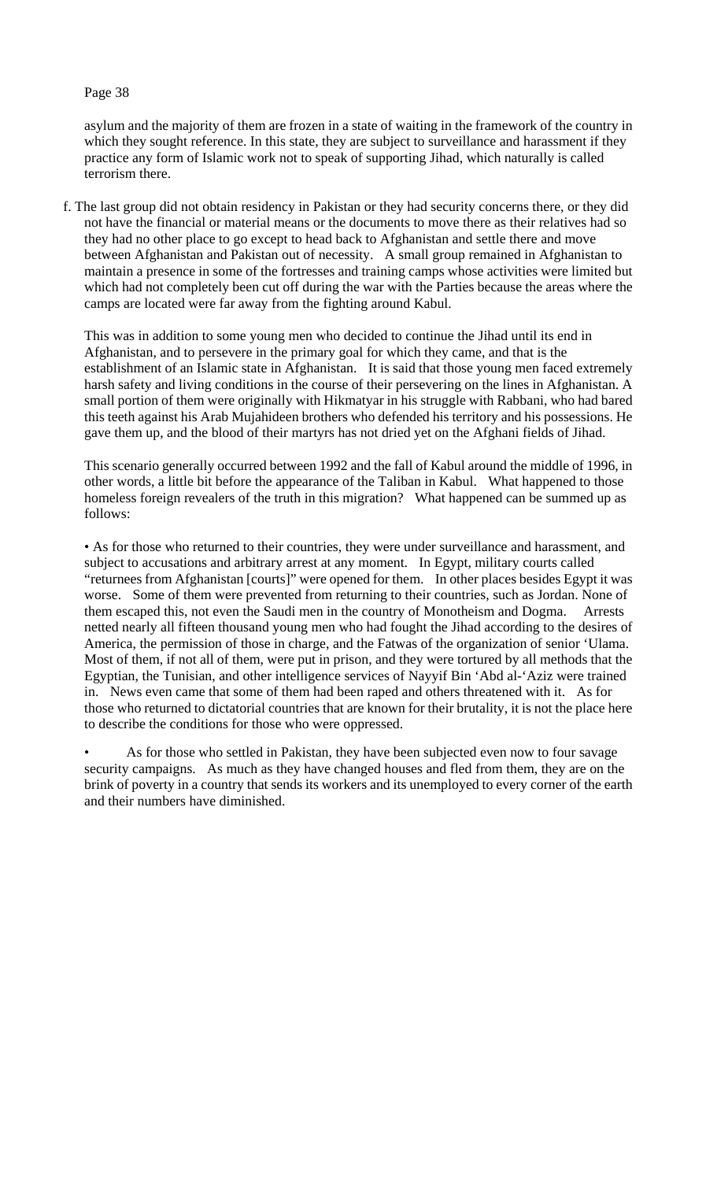asylum and the majority of them are frozen in a state of waiting in the framework of the country in which they sought reference. In this state, they are subject to surveillance and harassment if they practice any form of Islamic work not to speak of supporting Jihad, which naturally is called terrorism there.

f. The last group did not obtain residency in Pakistan or they had security concerns there, or they did not have the financial or material means or the documents to move there as their relatives had so they had no other place to go except to head back to Afghanistan and settle there and move between Afghanistan and Pakistan out of necessity. A small group remained in Afghanistan to maintain a presence in some of the fortresses and training camps whose activities were limited but which had not completely been cut off during the war with the Parties because the areas where the camps are located were far away from the fighting around Kabul.

This was in addition to some young men who decided to continue the Jihad until its end in Afghanistan, and to persevere in the primary goal for which they came, and that is the establishment of an Islamic state in Afghanistan. It is said that those young men faced extremely harsh safety and living conditions in the course of their persevering on the lines in Afghanistan. A small portion of them were originally with Hikmatyar in his struggle with Rabbani, who had bared this teeth against his Arab Mujahideen brothers who defended his territory and his possessions. He gave them up, and the blood of their martyrs has not dried yet on the Afghani fields of Jihad.

This scenario generally occurred between 1992 and the fall of Kabul around the middle of 1996, in other words, a little bit before the appearance of the Taliban in Kabul. What happened to those homeless foreign revealers of the truth in this migration? What happened can be summed up as follows:

- As for those who returned to their countries, they were under surveillance and harassment, and subject to accusations and arbitrary arrest at any moment. In Egypt, military courts called "returnees from Afghanistan [courts]" were opened for them. In other places besides Egypt it was worse. Some of them were prevented from returning to their countries, such as Jordan. None of them escaped this, not even the Saudi men in the country of Monotheism and Dogma. Arrests netted nearly all fifteen thousand young men who had fought the Jihad according to the desires of America, the permission of those in charge, and the Fatwas of the organization of senior 'Ulama. Most of them, if not all of them, were put in prison, and they were tortured by all methods that the Egyptian, the Tunisian, and other intelligence services of Nayyif Bin 'Abd al-'Aziz were trained in. News even came that some of them had been raped and others threatened with it. As for those who returned to dictatorial countries that are known for their brutality, it is not the place here to describe the conditions for those who were oppressed.

- As for those who settled in Pakistan, they have been subjected even now to four savage security campaigns. As much as they have changed houses and fled from them, they are on the brink of poverty in a country that sends its workers and its unemployed to every corner of the earth and their numbers have diminished.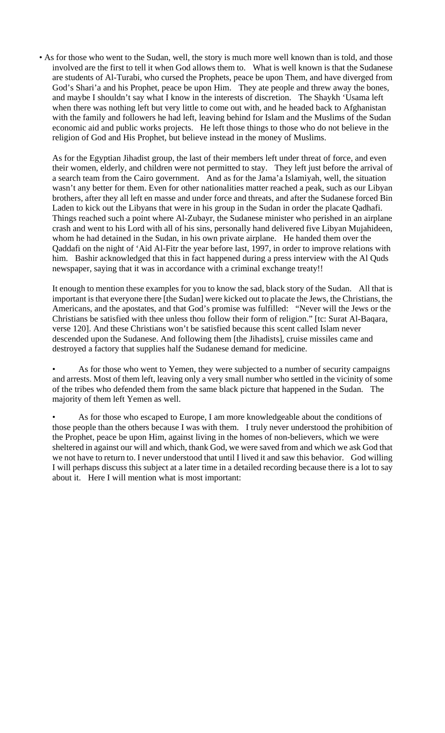- As for those who went to the Sudan, well, the story is much more well known than is told, and those involved are the first to tell it when God allows them to. What is well known is that the Sudanese are students of Al-Turabi, who cursed the Prophets, peace be upon Them, and have diverged from God's Shari'a and his Prophet, peace be upon Him. They ate people and threw away the bones, and maybe I shouldn't say what I know in the interests of discretion. The Shaykh 'Usama left when there was nothing left but very little to come out with, and he headed back to Afghanistan with the family and followers he had left, leaving behind for Islam and the Muslims of the Sudan economic aid and public works projects. He left those things to those who do not believe in the religion of God and His Prophet, but believe instead in the money of Muslims.

  As for the Egyptian Jihadist group, the last of their members left under threat of force, and even their women, elderly, and children were not permitted to stay. They left just before the arrival of a search team from the Cairo government. And as for the Jama'a Islamiyah, well, the situation wasn't any better for them. Even for other nationalities matter reached a peak, such as our Libyan brothers, after they all left en masse and under force and threats, and after the Sudanese forced Bin Laden to kick out the Libyans that were in his group in the Sudan in order the placate Qadhafi. Things reached such a point where Al-Zubayr, the Sudanese minister who perished in an airplane crash and went to his Lord with all of his sins, personally hand delivered five Libyan Mujahideen, whom he had detained in the Sudan, in his own private airplane. He handed them over the Qaddafi on the night of 'Aid Al-Fitr the year before last, 1997, in order to improve relations with him. Bashir acknowledged that this in fact happened during a press interview with the Al Quds newspaper, saying that it was in accordance with a criminal exchange treaty!!

  It enough to mention these examples for you to know the sad, black story of the Sudan. All that is important is that everyone there [the Sudan] were kicked out to placate the Jews, the Christians, the Americans, and the apostates, and that God's promise was fulfilled: "Never will the Jews or the Christians be satisfied with thee unless thou follow their form of religion." [tc: Surat Al-Baqara, verse 120]. And these Christians won't be satisfied because this scent called Islam never descended upon the Sudanese. And following them [the Jihadists], cruise missiles came and destroyed a factory that supplies half the Sudanese demand for medicine.

- As for those who went to Yemen, they were subjected to a number of security campaigns and arrests. Most of them left, leaving only a very small number who settled in the vicinity of some of the tribes who defended them from the same black picture that happened in the Sudan. The majority of them left Yemen as well.

- As for those who escaped to Europe, I am more knowledgeable about the conditions of those people than the others because I was with them. I truly never understood the prohibition of the Prophet, peace be upon Him, against living in the homes of non-believers, which we were sheltered in against our will and which, thank God, we were saved from and which we ask God that we not have to return to. I never understood that until I lived it and saw this behavior. God willing I will perhaps discuss this subject at a later time in a detailed recording because there is a lot to say about it. Here I will mention what is most important: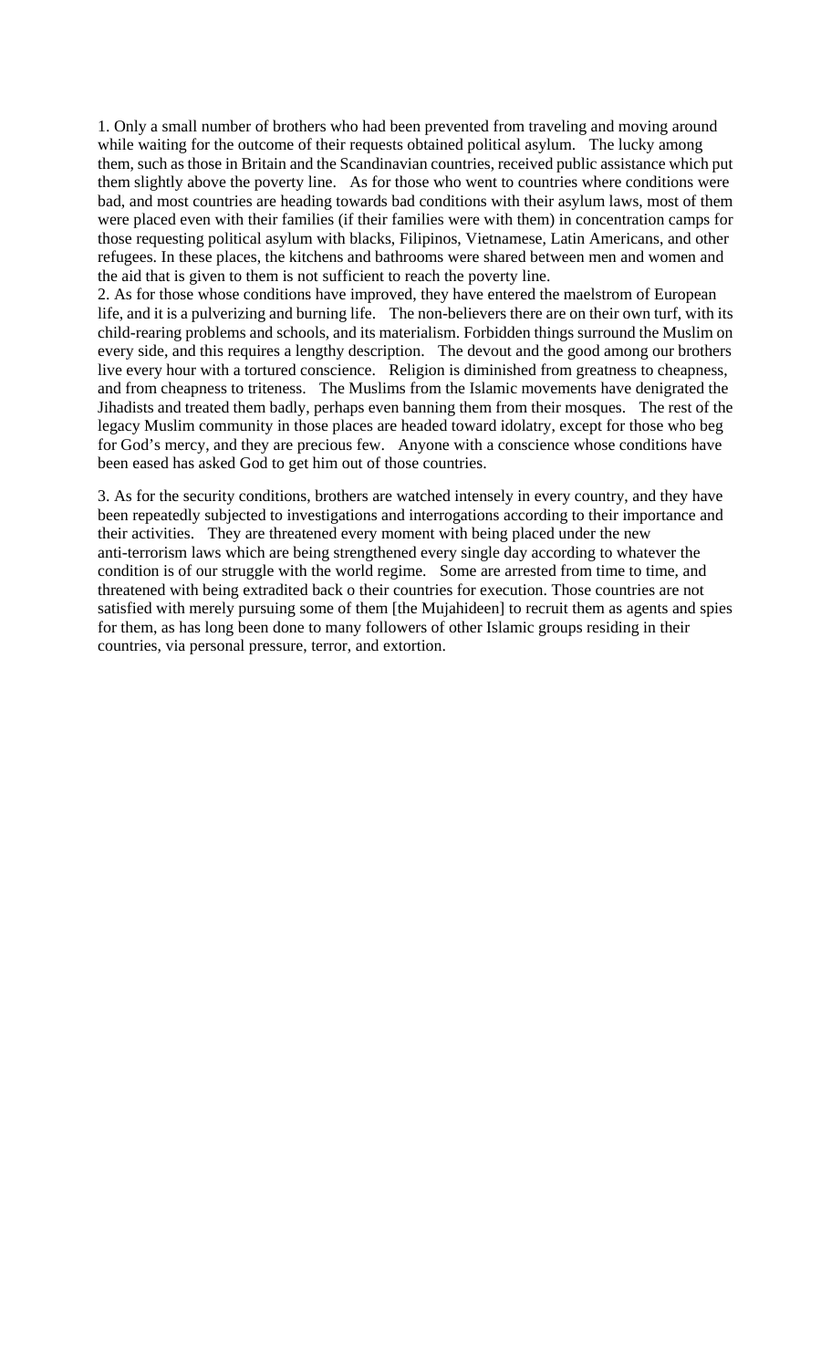1. Only a small number of brothers who had been prevented from traveling and moving around while waiting for the outcome of their requests obtained political asylum. The lucky among them, such as those in Britain and the Scandinavian countries, received public assistance which put them slightly above the poverty line. As for those who went to countries where conditions were bad, and most countries are heading towards bad conditions with their asylum laws, most of them were placed even with their families (if their families were with them) in concentration camps for those requesting political asylum with blacks, Filipinos, Vietnamese, Latin Americans, and other refugees. In these places, the kitchens and bathrooms were shared between men and women and the aid that is given to them is not sufficient to reach the poverty line.

2. As for those whose conditions have improved, they have entered the maelstrom of European life, and it is a pulverizing and burning life. The non-believers there are on their own turf, with its child-rearing problems and schools, and its materialism. Forbidden things surround the Muslim on every side, and this requires a lengthy description. The devout and the good among our brothers live every hour with a tortured conscience. Religion is diminished from greatness to cheapness, and from cheapness to triteness. The Muslims from the Islamic movements have denigrated the Jihadists and treated them badly, perhaps even banning them from their mosques. The rest of the legacy Muslim community in those places are headed toward idolatry, except for those who beg for God's mercy, and they are precious few. Anyone with a conscience whose conditions have been eased has asked God to get him out of those countries.

3. As for the security conditions, brothers are watched intensely in every country, and they have been repeatedly subjected to investigations and interrogations according to their importance and their activities. They are threatened every moment with being placed under the new anti-terrorism laws which are being strengthened every single day according to whatever the condition is of our struggle with the world regime. Some are arrested from time to time, and threatened with being extradited back o their countries for execution. Those countries are not satisfied with merely pursuing some of them [the Mujahideen] to recruit them as agents and spies for them, as has long been done to many followers of other Islamic groups residing in their countries, via personal pressure, terror, and extortion.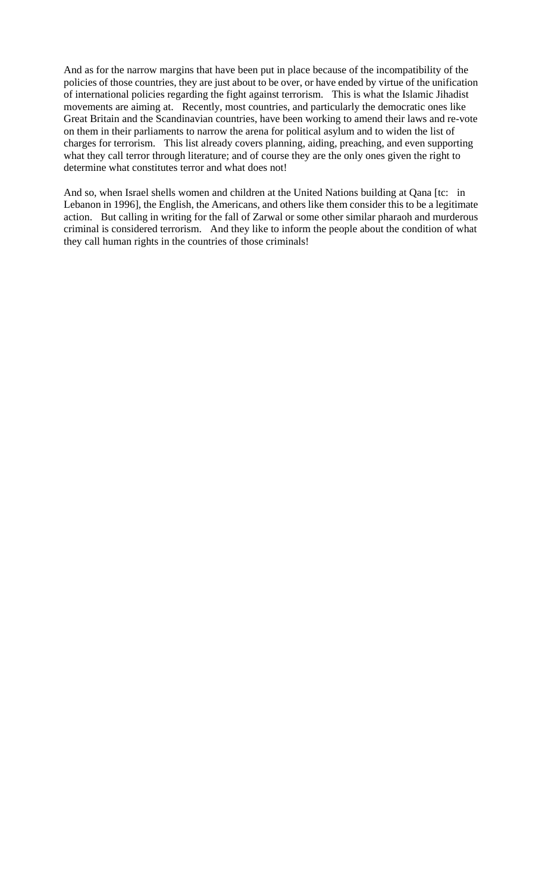And as for the narrow margins that have been put in place because of the incompatibility of the policies of those countries, they are just about to be over, or have ended by virtue of the unification of international policies regarding the fight against terrorism. This is what the Islamic Jihadist movements are aiming at. Recently, most countries, and particularly the democratic ones like Great Britain and the Scandinavian countries, have been working to amend their laws and re-vote on them in their parliaments to narrow the arena for political asylum and to widen the list of charges for terrorism. This list already covers planning, aiding, preaching, and even supporting what they call terror through literature; and of course they are the only ones given the right to determine what constitutes terror and what does not!

And so, when Israel shells women and children at the United Nations building at Qana [tc: in Lebanon in 1996], the English, the Americans, and others like them consider this to be a legitimate action. But calling in writing for the fall of Zarwal or some other similar pharaoh and murderous criminal is considered terrorism. And they like to inform the people about the condition of what they call human rights in the countries of those criminals!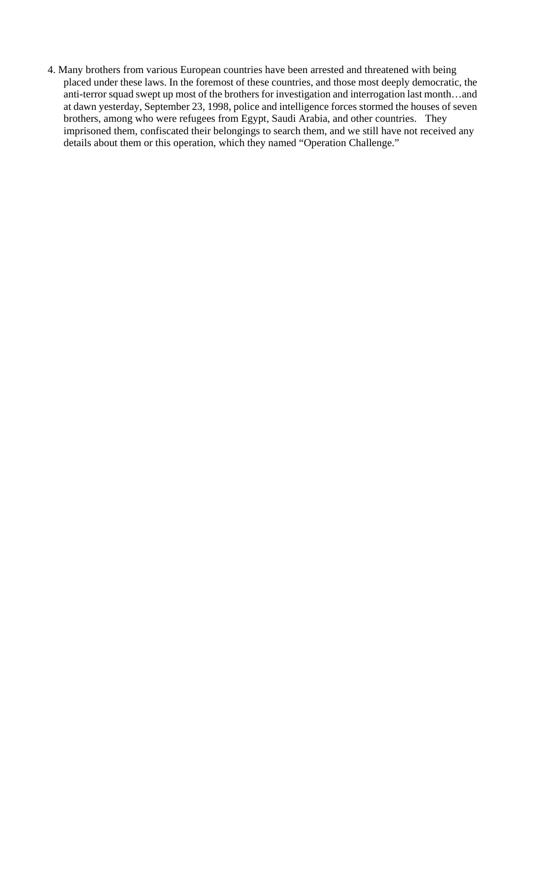4. Many brothers from various European countries have been arrested and threatened with being placed under these laws. In the foremost of these countries, and those most deeply democratic, the anti-terror squad swept up most of the brothers for investigation and interrogation last month…and at dawn yesterday, September 23, 1998, police and intelligence forces stormed the houses of seven brothers, among who were refugees from Egypt, Saudi Arabia, and other countries. They imprisoned them, confiscated their belongings to search them, and we still have not received any details about them or this operation, which they named "Operation Challenge."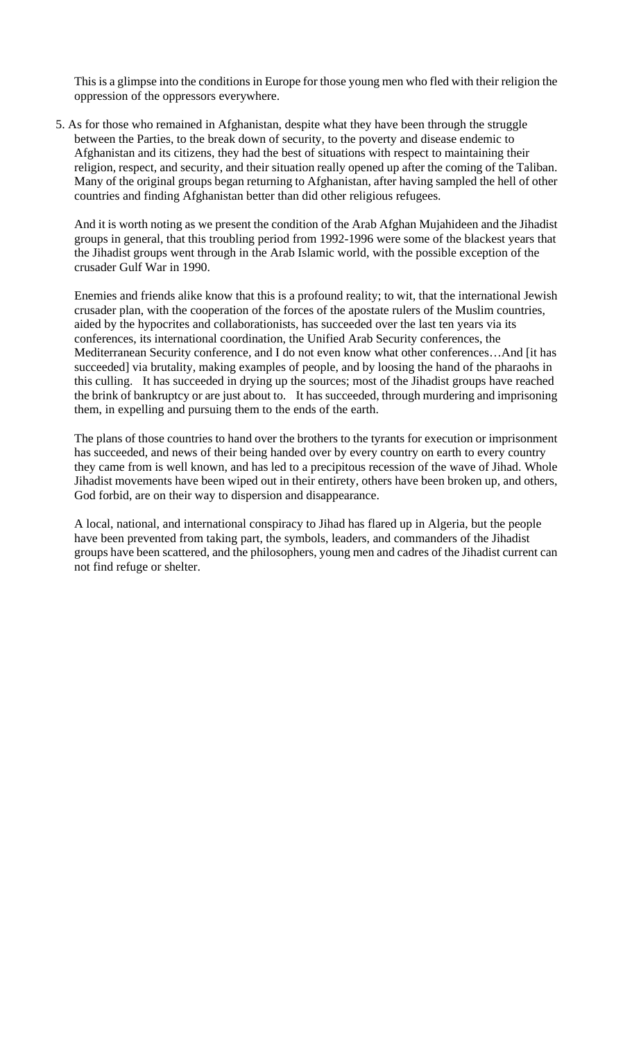This is a glimpse into the conditions in Europe for those young men who fled with their religion the oppression of the oppressors everywhere.

5. As for those who remained in Afghanistan, despite what they have been through the struggle between the Parties, to the break down of security, to the poverty and disease endemic to Afghanistan and its citizens, they had the best of situations with respect to maintaining their religion, respect, and security, and their situation really opened up after the coming of the Taliban. Many of the original groups began returning to Afghanistan, after having sampled the hell of other countries and finding Afghanistan better than did other religious refugees.

   And it is worth noting as we present the condition of the Arab Afghan Mujahideen and the Jihadist groups in general, that this troubling period from 1992-1996 were some of the blackest years that the Jihadist groups went through in the Arab Islamic world, with the possible exception of the crusader Gulf War in 1990.

   Enemies and friends alike know that this is a profound reality; to wit, that the international Jewish crusader plan, with the cooperation of the forces of the apostate rulers of the Muslim countries, aided by the hypocrites and collaborationists, has succeeded over the last ten years via its conferences, its international coordination, the Unified Arab Security conferences, the Mediterranean Security conference, and I do not even know what other conferences…And [it has succeeded] via brutality, making examples of people, and by loosing the hand of the pharaohs in this culling. It has succeeded in drying up the sources; most of the Jihadist groups have reached the brink of bankruptcy or are just about to. It has succeeded, through murdering and imprisoning them, in expelling and pursuing them to the ends of the earth.

   The plans of those countries to hand over the brothers to the tyrants for execution or imprisonment has succeeded, and news of their being handed over by every country on earth to every country they came from is well known, and has led to a precipitous recession of the wave of Jihad. Whole Jihadist movements have been wiped out in their entirety, others have been broken up, and others, God forbid, are on their way to dispersion and disappearance.

   A local, national, and international conspiracy to Jihad has flared up in Algeria, but the people have been prevented from taking part, the symbols, leaders, and commanders of the Jihadist groups have been scattered, and the philosophers, young men and cadres of the Jihadist current can not find refuge or shelter.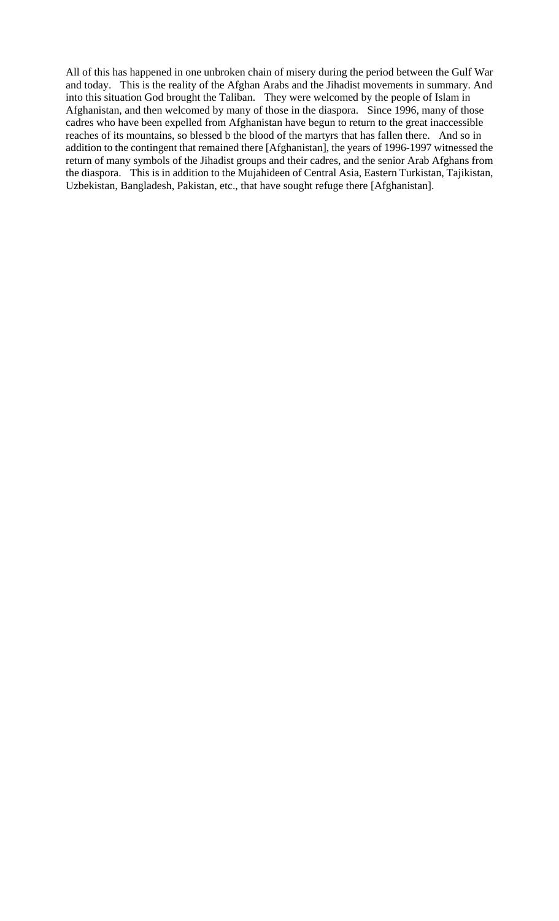All of this has happened in one unbroken chain of misery during the period between the Gulf War and today. This is the reality of the Afghan Arabs and the Jihadist movements in summary. And into this situation God brought the Taliban. They were welcomed by the people of Islam in Afghanistan, and then welcomed by many of those in the diaspora. Since 1996, many of those cadres who have been expelled from Afghanistan have begun to return to the great inaccessible reaches of its mountains, so blessed b the blood of the martyrs that has fallen there. And so in addition to the contingent that remained there [Afghanistan], the years of 1996-1997 witnessed the return of many symbols of the Jihadist groups and their cadres, and the senior Arab Afghans from the diaspora. This is in addition to the Mujahideen of Central Asia, Eastern Turkistan, Tajikistan, Uzbekistan, Bangladesh, Pakistan, etc., that have sought refuge there [Afghanistan].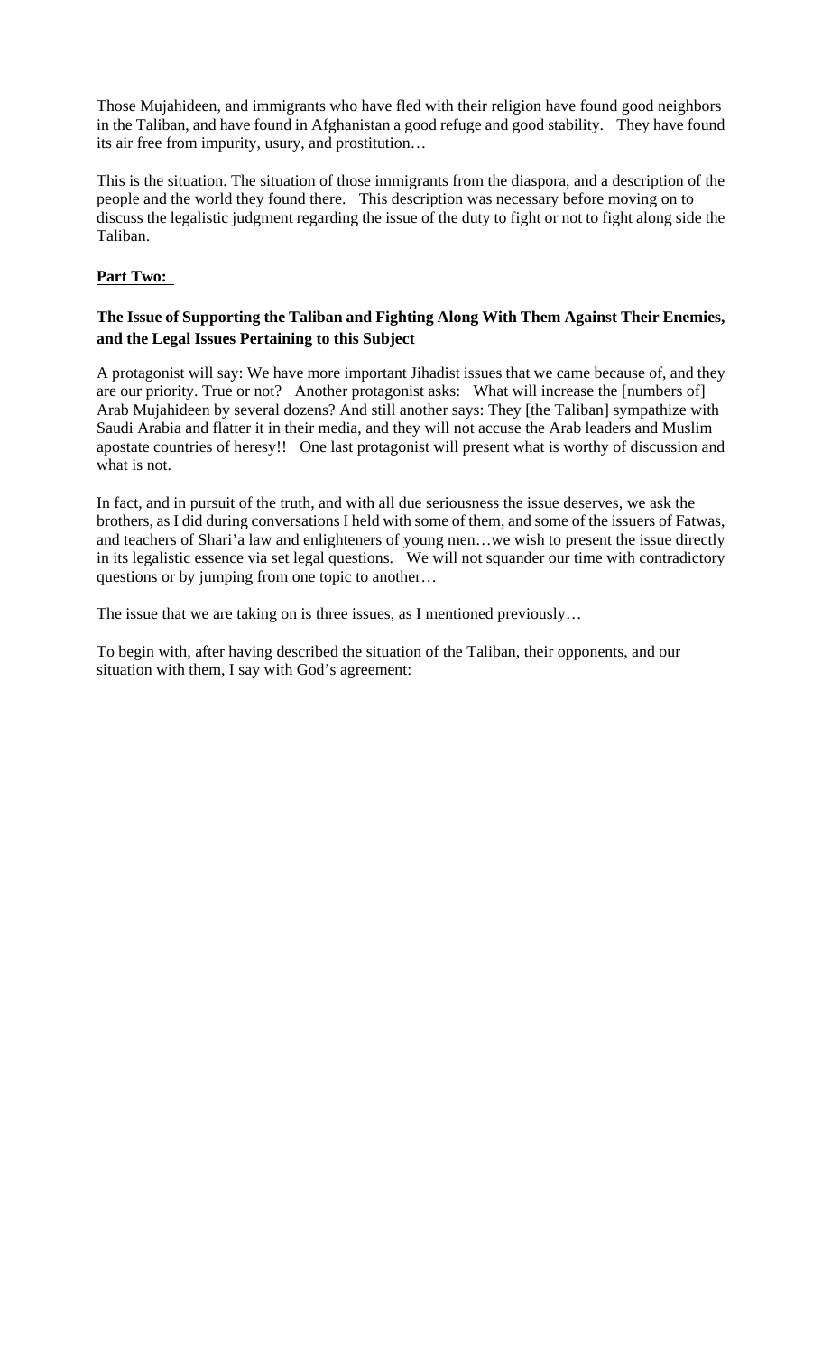Those Mujahideen, and immigrants who have fled with their religion have found good neighbors in the Taliban, and have found in Afghanistan a good refuge and good stability. They have found its air free from impurity, usury, and prostitution…

This is the situation. The situation of those immigrants from the diaspora, and a description of the people and the world they found there. This description was necessary before moving on to discuss the legalistic judgment regarding the issue of the duty to fight or not to fight along side the Taliban.

**Part Two:**

**The Issue of Supporting the Taliban and Fighting Along With Them Against Their Enemies, and the Legal Issues Pertaining to this Subject**

A protagonist will say: We have more important Jihadist issues that we came because of, and they are our priority. True or not? Another protagonist asks: What will increase the [numbers of] Arab Mujahideen by several dozens? And still another says: They [the Taliban] sympathize with Saudi Arabia and flatter it in their media, and they will not accuse the Arab leaders and Muslim apostate countries of heresy!! One last protagonist will present what is worthy of discussion and what is not.

In fact, and in pursuit of the truth, and with all due seriousness the issue deserves, we ask the brothers, as I did during conversations I held with some of them, and some of the issuers of Fatwas, and teachers of Shari'a law and enlighteners of young men…we wish to present the issue directly in its legalistic essence via set legal questions. We will not squander our time with contradictory questions or by jumping from one topic to another…

The issue that we are taking on is three issues, as I mentioned previously…

To begin with, after having described the situation of the Taliban, their opponents, and our situation with them, I say with God's agreement: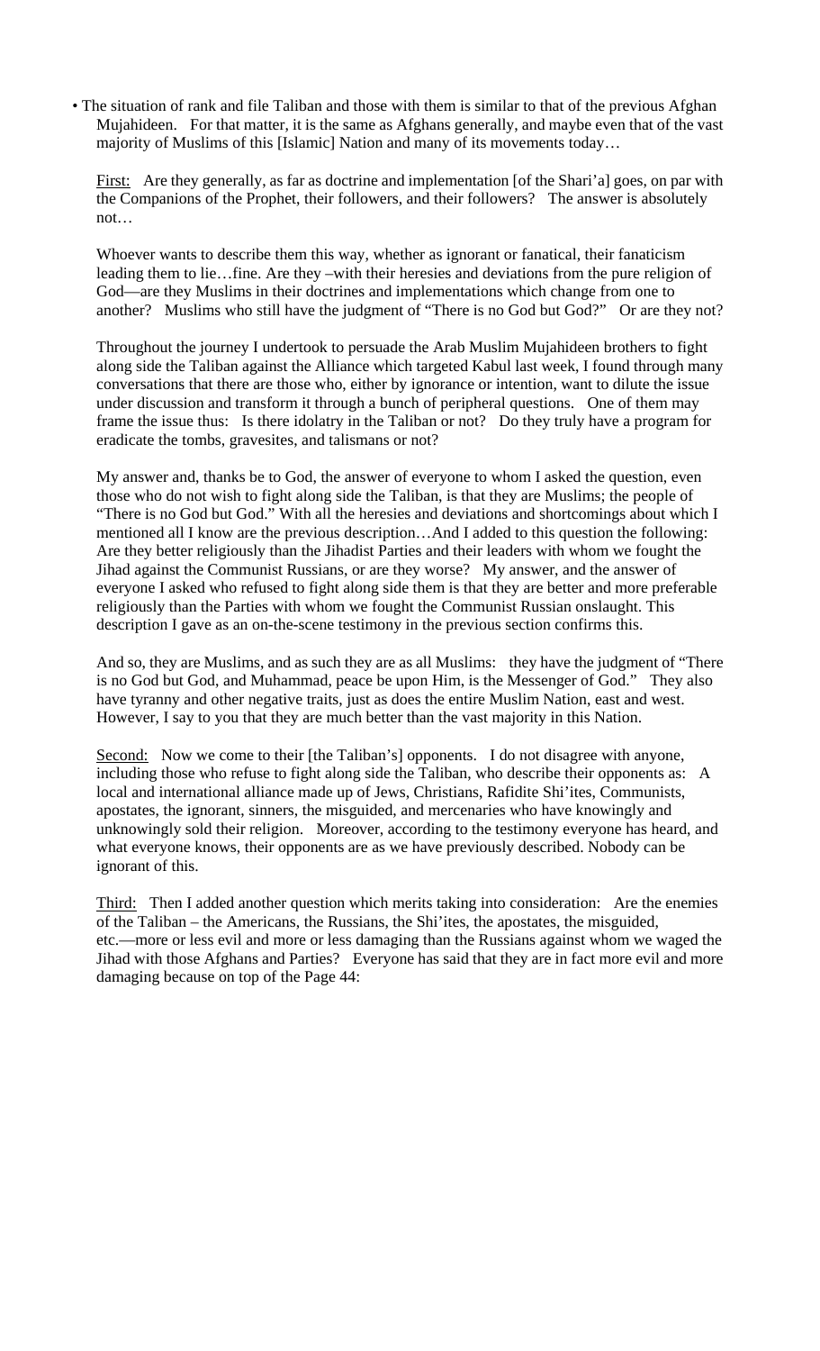- The situation of rank and file Taliban and those with them is similar to that of the previous Afghan Mujahideen. For that matter, it is the same as Afghans generally, and maybe even that of the vast majority of Muslims of this [Islamic] Nation and many of its movements today…

  First: Are they generally, as far as doctrine and implementation [of the Shari'a] goes, on par with the Companions of the Prophet, their followers, and their followers? The answer is absolutely not…

  Whoever wants to describe them this way, whether as ignorant or fanatical, their fanaticism leading them to lie…fine. Are they –with their heresies and deviations from the pure religion of God—are they Muslims in their doctrines and implementations which change from one to another? Muslims who still have the judgment of "There is no God but God?" Or are they not?

  Throughout the journey I undertook to persuade the Arab Muslim Mujahideen brothers to fight along side the Taliban against the Alliance which targeted Kabul last week, I found through many conversations that there are those who, either by ignorance or intention, want to dilute the issue under discussion and transform it through a bunch of peripheral questions. One of them may frame the issue thus: Is there idolatry in the Taliban or not? Do they truly have a program for eradicate the tombs, gravesites, and talismans or not?

  My answer and, thanks be to God, the answer of everyone to whom I asked the question, even those who do not wish to fight along side the Taliban, is that they are Muslims; the people of "There is no God but God." With all the heresies and deviations and shortcomings about which I mentioned all I know are the previous description…And I added to this question the following: Are they better religiously than the Jihadist Parties and their leaders with whom we fought the Jihad against the Communist Russians, or are they worse? My answer, and the answer of everyone I asked who refused to fight along side them is that they are better and more preferable religiously than the Parties with whom we fought the Communist Russian onslaught. This description I gave as an on-the-scene testimony in the previous section confirms this.

  And so, they are Muslims, and as such they are as all Muslims: they have the judgment of "There is no God but God, and Muhammad, peace be upon Him, is the Messenger of God." They also have tyranny and other negative traits, just as does the entire Muslim Nation, east and west. However, I say to you that they are much better than the vast majority in this Nation.

  Second: Now we come to their [the Taliban's] opponents. I do not disagree with anyone, including those who refuse to fight along side the Taliban, who describe their opponents as: A local and international alliance made up of Jews, Christians, Rafidite Shi'ites, Communists, apostates, the ignorant, sinners, the misguided, and mercenaries who have knowingly and unknowingly sold their religion. Moreover, according to the testimony everyone has heard, and what everyone knows, their opponents are as we have previously described. Nobody can be ignorant of this.

  Third: Then I added another question which merits taking into consideration: Are the enemies of the Taliban – the Americans, the Russians, the Shi'ites, the apostates, the misguided, etc.—more or less evil and more or less damaging than the Russians against whom we waged the Jihad with those Afghans and Parties? Everyone has said that they are in fact more evil and more damaging because on top of the Page 44: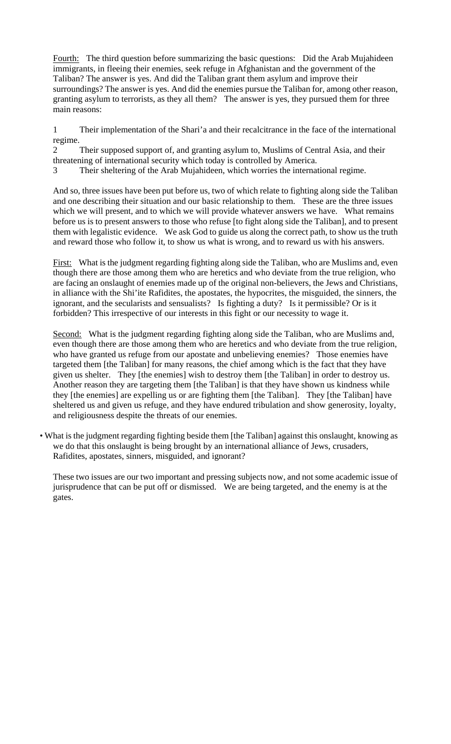<u>Fourth:</u> The third question before summarizing the basic questions: Did the Arab Mujahideen immigrants, in fleeing their enemies, seek refuge in Afghanistan and the government of the Taliban? The answer is yes. And did the Taliban grant them asylum and improve their surroundings? The answer is yes. And did the enemies pursue the Taliban for, among other reason, granting asylum to terrorists, as they all them? The answer is yes, they pursued them for three main reasons:

1 Their implementation of the Shari'a and their recalcitrance in the face of the international regime.
2 Their supposed support of, and granting asylum to, Muslims of Central Asia, and their threatening of international security which today is controlled by America.
3 Their sheltering of the Arab Mujahideen, which worries the international regime.

And so, three issues have been put before us, two of which relate to fighting along side the Taliban and one describing their situation and our basic relationship to them. These are the three issues which we will present, and to which we will provide whatever answers we have. What remains before us is to present answers to those who refuse [to fight along side the Taliban], and to present them with legalistic evidence. We ask God to guide us along the correct path, to show us the truth and reward those who follow it, to show us what is wrong, and to reward us with his answers.

<u>First:</u> What is the judgment regarding fighting along side the Taliban, who are Muslims and, even though there are those among them who are heretics and who deviate from the true religion, who are facing an onslaught of enemies made up of the original non-believers, the Jews and Christians, in alliance with the Shi'ite Rafidites, the apostates, the hypocrites, the misguided, the sinners, the ignorant, and the secularists and sensualists? Is fighting a duty? Is it permissible? Or is it forbidden? This irrespective of our interests in this fight or our necessity to wage it.

<u>Second:</u> What is the judgment regarding fighting along side the Taliban, who are Muslims and, even though there are those among them who are heretics and who deviate from the true religion, who have granted us refuge from our apostate and unbelieving enemies? Those enemies have targeted them [the Taliban] for many reasons, the chief among which is the fact that they have given us shelter. They [the enemies] wish to destroy them [the Taliban] in order to destroy us. Another reason they are targeting them [the Taliban] is that they have shown us kindness while they [the enemies] are expelling us or are fighting them [the Taliban]. They [the Taliban] have sheltered us and given us refuge, and they have endured tribulation and show generosity, loyalty, and religiousness despite the threats of our enemies.

- What is the judgment regarding fighting beside them [the Taliban] against this onslaught, knowing as we do that this onslaught is being brought by an international alliance of Jews, crusaders, Rafidites, apostates, sinners, misguided, and ignorant?

These two issues are our two important and pressing subjects now, and not some academic issue of jurisprudence that can be put off or dismissed. We are being targeted, and the enemy is at the gates.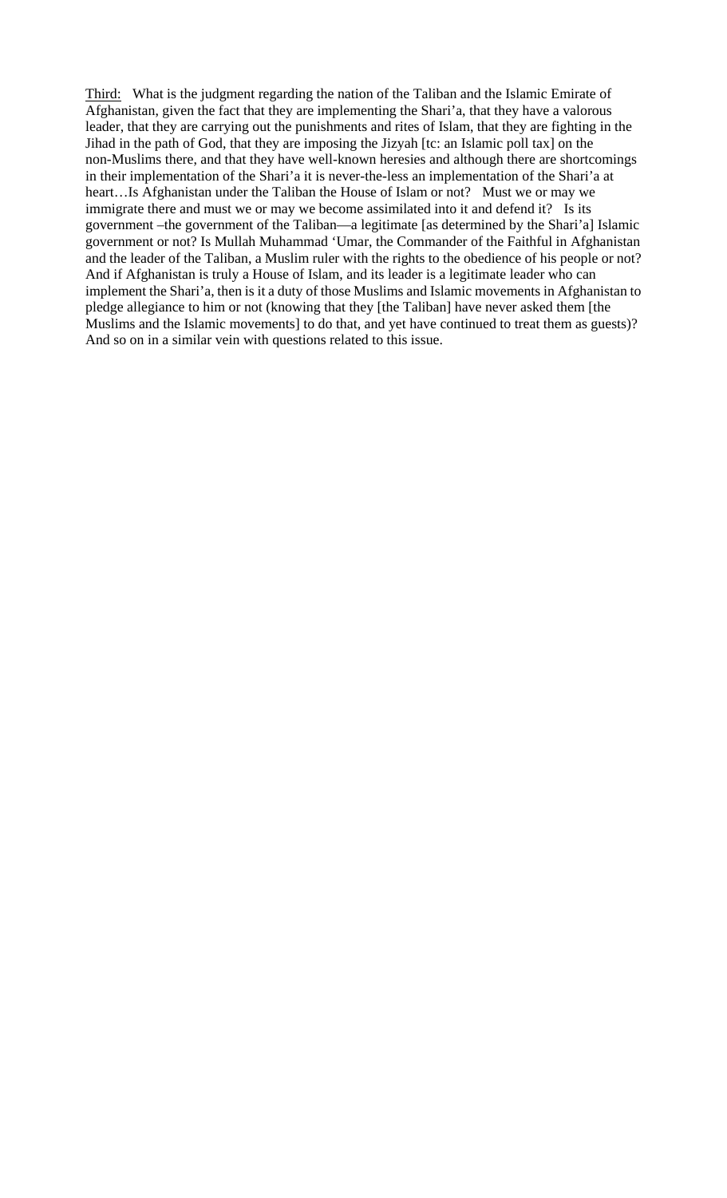<u>Third:</u> What is the judgment regarding the nation of the Taliban and the Islamic Emirate of Afghanistan, given the fact that they are implementing the Shari'a, that they have a valorous leader, that they are carrying out the punishments and rites of Islam, that they are fighting in the Jihad in the path of God, that they are imposing the Jizyah [tc: an Islamic poll tax] on the non-Muslims there, and that they have well-known heresies and although there are shortcomings in their implementation of the Shari'a it is never-the-less an implementation of the Shari'a at heart…Is Afghanistan under the Taliban the House of Islam or not? Must we or may we immigrate there and must we or may we become assimilated into it and defend it? Is its government –the government of the Taliban—a legitimate [as determined by the Shari'a] Islamic government or not? Is Mullah Muhammad 'Umar, the Commander of the Faithful in Afghanistan and the leader of the Taliban, a Muslim ruler with the rights to the obedience of his people or not? And if Afghanistan is truly a House of Islam, and its leader is a legitimate leader who can implement the Shari'a, then is it a duty of those Muslims and Islamic movements in Afghanistan to pledge allegiance to him or not (knowing that they [the Taliban] have never asked them [the Muslims and the Islamic movements] to do that, and yet have continued to treat them as guests)? And so on in a similar vein with questions related to this issue.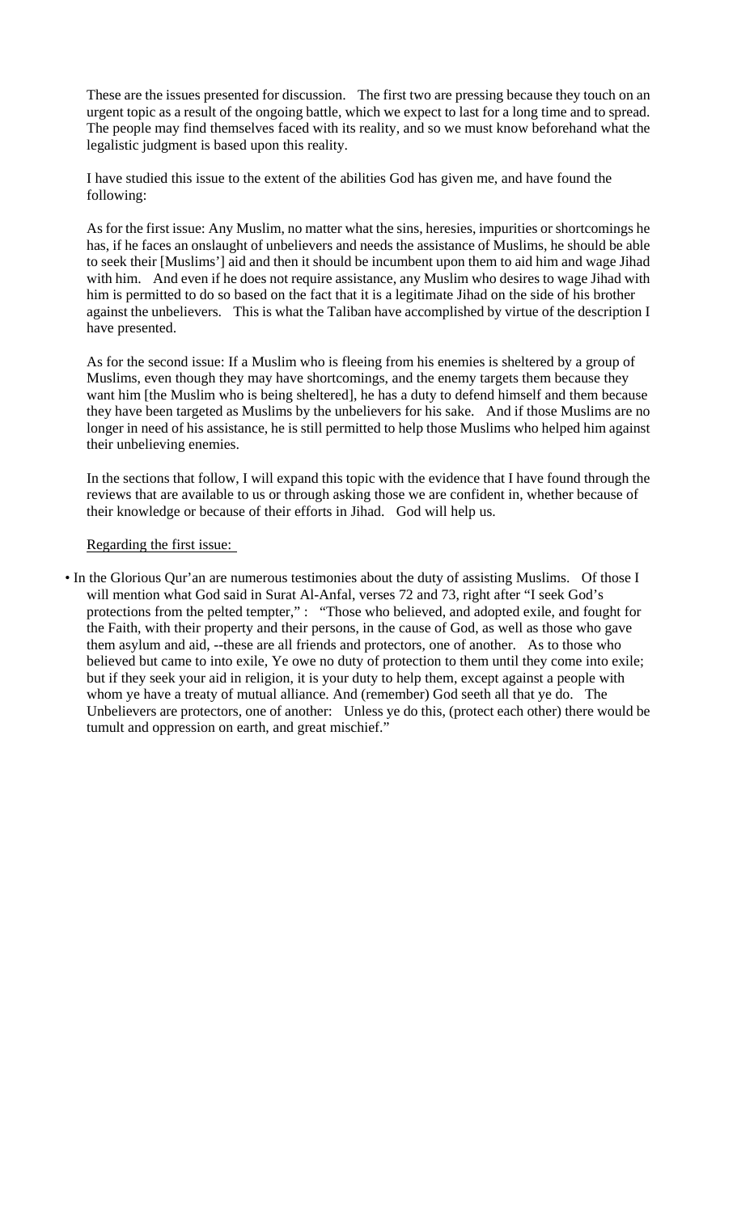These are the issues presented for discussion. The first two are pressing because they touch on an urgent topic as a result of the ongoing battle, which we expect to last for a long time and to spread. The people may find themselves faced with its reality, and so we must know beforehand what the legalistic judgment is based upon this reality.

I have studied this issue to the extent of the abilities God has given me, and have found the following:

As for the first issue: Any Muslim, no matter what the sins, heresies, impurities or shortcomings he has, if he faces an onslaught of unbelievers and needs the assistance of Muslims, he should be able to seek their [Muslims'] aid and then it should be incumbent upon them to aid him and wage Jihad with him. And even if he does not require assistance, any Muslim who desires to wage Jihad with him is permitted to do so based on the fact that it is a legitimate Jihad on the side of his brother against the unbelievers. This is what the Taliban have accomplished by virtue of the description I have presented.

As for the second issue: If a Muslim who is fleeing from his enemies is sheltered by a group of Muslims, even though they may have shortcomings, and the enemy targets them because they want him [the Muslim who is being sheltered], he has a duty to defend himself and them because they have been targeted as Muslims by the unbelievers for his sake. And if those Muslims are no longer in need of his assistance, he is still permitted to help those Muslims who helped him against their unbelieving enemies.

In the sections that follow, I will expand this topic with the evidence that I have found through the reviews that are available to us or through asking those we are confident in, whether because of their knowledge or because of their efforts in Jihad. God will help us.

Regarding the first issue:

- In the Glorious Qur'an are numerous testimonies about the duty of assisting Muslims. Of those I will mention what God said in Surat Al-Anfal, verses 72 and 73, right after "I seek God's protections from the pelted tempter," : "Those who believed, and adopted exile, and fought for the Faith, with their property and their persons, in the cause of God, as well as those who gave them asylum and aid, --these are all friends and protectors, one of another. As to those who believed but came to into exile, Ye owe no duty of protection to them until they come into exile; but if they seek your aid in religion, it is your duty to help them, except against a people with whom ye have a treaty of mutual alliance. And (remember) God seeth all that ye do. The Unbelievers are protectors, one of another: Unless ye do this, (protect each other) there would be tumult and oppression on earth, and great mischief."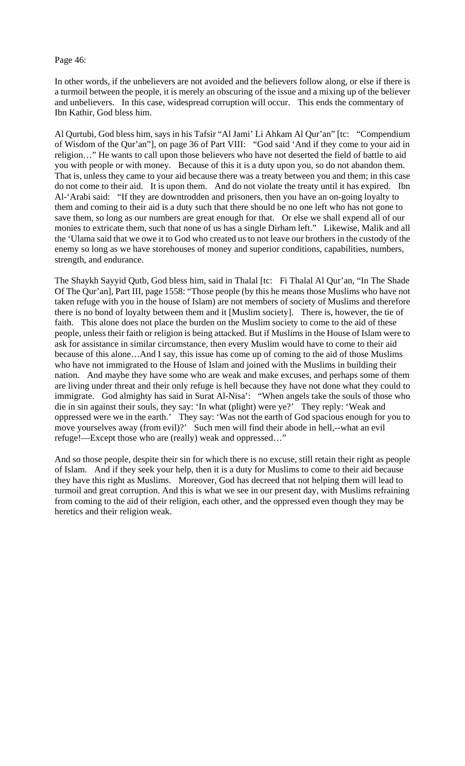Page 46:

In other words, if the unbelievers are not avoided and the believers follow along, or else if there is a turmoil between the people, it is merely an obscuring of the issue and a mixing up of the believer and unbelievers. In this case, widespread corruption will occur. This ends the commentary of Ibn Kathir, God bless him.

Al Qurtubi, God bless him, says in his Tafsir "Al Jami' Li Ahkam Al Qur'an" [tc: "Compendium of Wisdom of the Qur'an"], on page 36 of Part VIII: "God said 'And if they come to your aid in religion…" He wants to call upon those believers who have not deserted the field of battle to aid you with people or with money. Because of this it is a duty upon you, so do not abandon them. That is, unless they came to your aid because there was a treaty between you and them; in this case do not come to their aid. It is upon them. And do not violate the treaty until it has expired. Ibn Al-'Arabi said: "If they are downtrodden and prisoners, then you have an on-going loyalty to them and coming to their aid is a duty such that there should be no one left who has not gone to save them, so long as our numbers are great enough for that. Or else we shall expend all of our monies to extricate them, such that none of us has a single Dirham left." Likewise, Malik and all the 'Ulama said that we owe it to God who created us to not leave our brothers in the custody of the enemy so long as we have storehouses of money and superior conditions, capabilities, numbers, strength, and endurance.

The Shaykh Sayyid Qutb, God bless him, said in Thalal [tc: Fi Thalal Al Qur'an, "In The Shade Of The Qur'an], Part III, page 1558: "Those people (by this he means those Muslims who have not taken refuge with you in the house of Islam) are not members of society of Muslims and therefore there is no bond of loyalty between them and it [Muslim society]. There is, however, the tie of faith. This alone does not place the burden on the Muslim society to come to the aid of these people, unless their faith or religion is being attacked. But if Muslims in the House of Islam were to ask for assistance in similar circumstance, then every Muslim would have to come to their aid because of this alone…And I say, this issue has come up of coming to the aid of those Muslims who have not immigrated to the House of Islam and joined with the Muslims in building their nation. And maybe they have some who are weak and make excuses, and perhaps some of them are living under threat and their only refuge is hell because they have not done what they could to immigrate. God almighty has said in Surat Al-Nisa': "When angels take the souls of those who die in sin against their souls, they say: 'In what (plight) were ye?' They reply: 'Weak and oppressed were we in the earth.' They say: 'Was not the earth of God spacious enough for you to move yourselves away (from evil)?' Such men will find their abode in hell,--what an evil refuge!—Except those who are (really) weak and oppressed…"

And so those people, despite their sin for which there is no excuse, still retain their right as people of Islam. And if they seek your help, then it is a duty for Muslims to come to their aid because they have this right as Muslims. Moreover, God has decreed that not helping them will lead to turmoil and great corruption. And this is what we see in our present day, with Muslims refraining from coming to the aid of their religion, each other, and the oppressed even though they may be heretics and their religion weak.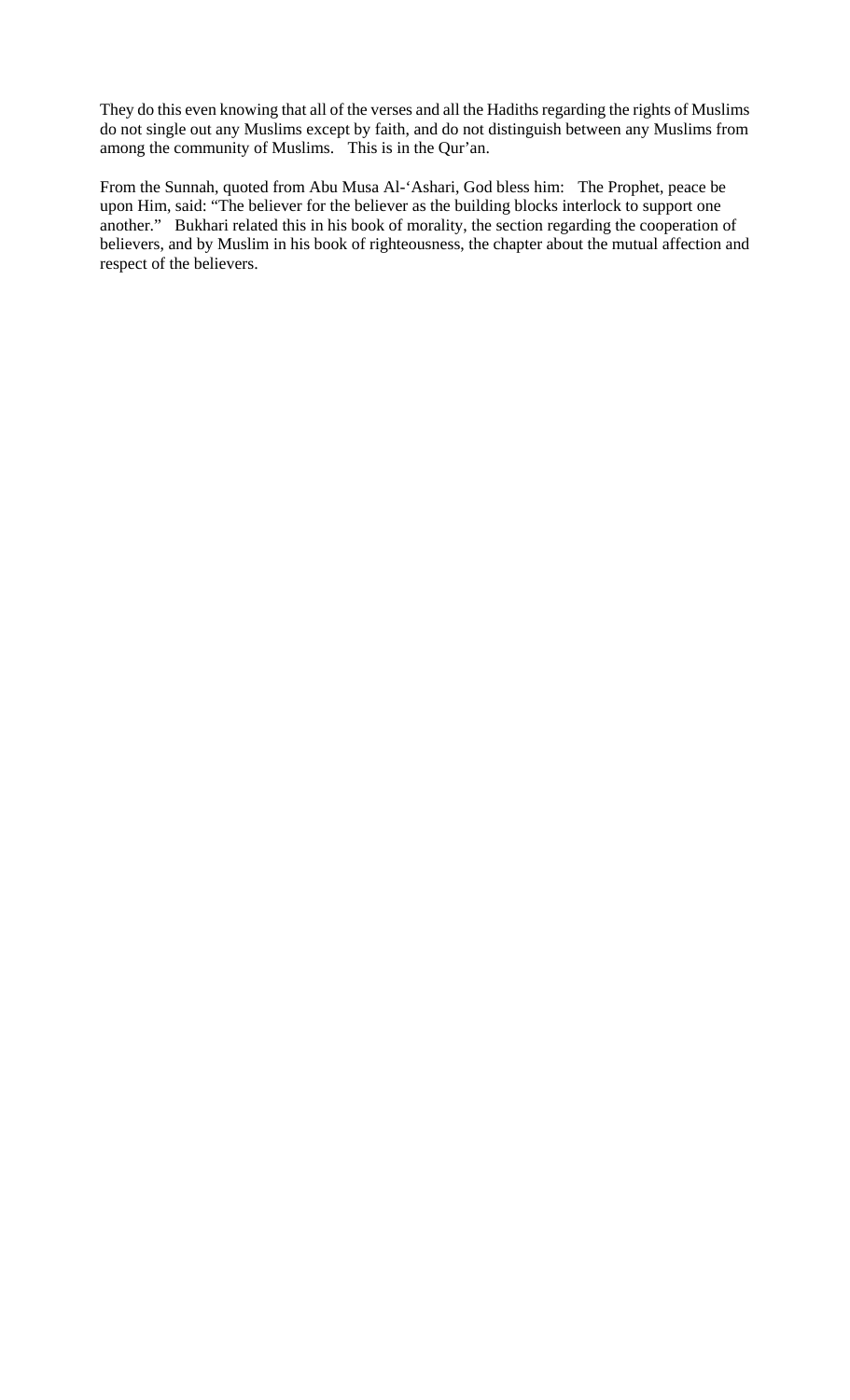They do this even knowing that all of the verses and all the Hadiths regarding the rights of Muslims do not single out any Muslims except by faith, and do not distinguish between any Muslims from among the community of Muslims. This is in the Qur'an.

From the Sunnah, quoted from Abu Musa Al-'Ashari, God bless him: The Prophet, peace be upon Him, said: "The believer for the believer as the building blocks interlock to support one another." Bukhari related this in his book of morality, the section regarding the cooperation of believers, and by Muslim in his book of righteousness, the chapter about the mutual affection and respect of the believers.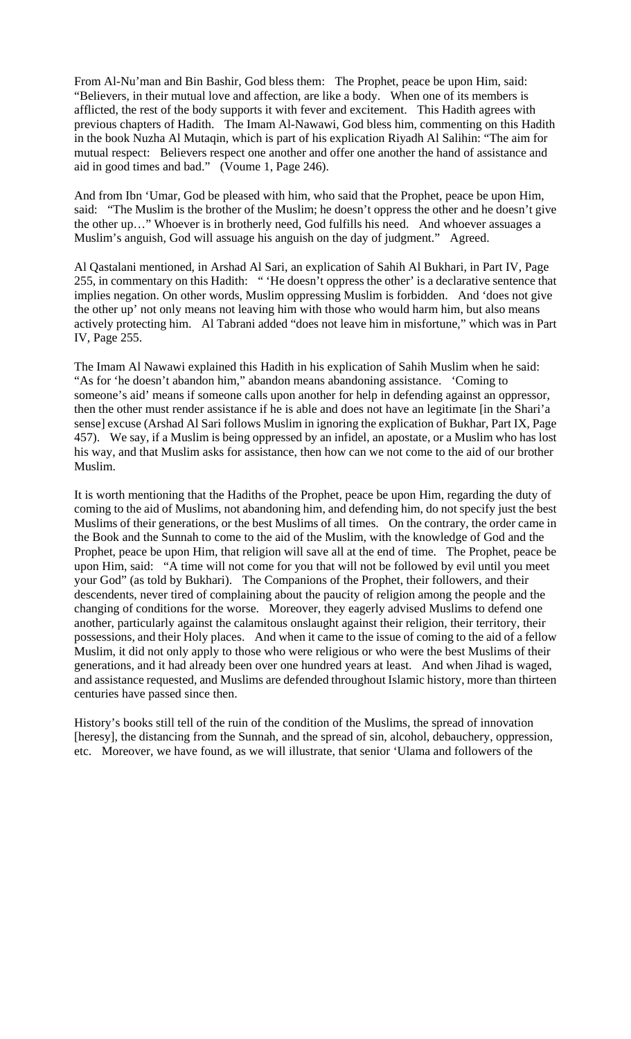From Al-Nu'man and Bin Bashir, God bless them: The Prophet, peace be upon Him, said: "Believers, in their mutual love and affection, are like a body. When one of its members is afflicted, the rest of the body supports it with fever and excitement. This Hadith agrees with previous chapters of Hadith. The Imam Al-Nawawi, God bless him, commenting on this Hadith in the book Nuzha Al Mutaqin, which is part of his explication Riyadh Al Salihin: "The aim for mutual respect: Believers respect one another and offer one another the hand of assistance and aid in good times and bad." (Voume 1, Page 246).

And from Ibn 'Umar, God be pleased with him, who said that the Prophet, peace be upon Him, said: "The Muslim is the brother of the Muslim; he doesn't oppress the other and he doesn't give the other up…" Whoever is in brotherly need, God fulfills his need. And whoever assuages a Muslim's anguish, God will assuage his anguish on the day of judgment." Agreed.

Al Qastalani mentioned, in Arshad Al Sari, an explication of Sahih Al Bukhari, in Part IV, Page 255, in commentary on this Hadith: " 'He doesn't oppress the other' is a declarative sentence that implies negation. On other words, Muslim oppressing Muslim is forbidden. And 'does not give the other up' not only means not leaving him with those who would harm him, but also means actively protecting him. Al Tabrani added "does not leave him in misfortune," which was in Part IV, Page 255.

The Imam Al Nawawi explained this Hadith in his explication of Sahih Muslim when he said: "As for 'he doesn't abandon him," abandon means abandoning assistance. 'Coming to someone's aid' means if someone calls upon another for help in defending against an oppressor, then the other must render assistance if he is able and does not have an legitimate [in the Shari'a sense] excuse (Arshad Al Sari follows Muslim in ignoring the explication of Bukhar, Part IX, Page 457). We say, if a Muslim is being oppressed by an infidel, an apostate, or a Muslim who has lost his way, and that Muslim asks for assistance, then how can we not come to the aid of our brother Muslim.

It is worth mentioning that the Hadiths of the Prophet, peace be upon Him, regarding the duty of coming to the aid of Muslims, not abandoning him, and defending him, do not specify just the best Muslims of their generations, or the best Muslims of all times. On the contrary, the order came in the Book and the Sunnah to come to the aid of the Muslim, with the knowledge of God and the Prophet, peace be upon Him, that religion will save all at the end of time. The Prophet, peace be upon Him, said: "A time will not come for you that will not be followed by evil until you meet your God" (as told by Bukhari). The Companions of the Prophet, their followers, and their descendents, never tired of complaining about the paucity of religion among the people and the changing of conditions for the worse. Moreover, they eagerly advised Muslims to defend one another, particularly against the calamitous onslaught against their religion, their territory, their possessions, and their Holy places. And when it came to the issue of coming to the aid of a fellow Muslim, it did not only apply to those who were religious or who were the best Muslims of their generations, and it had already been over one hundred years at least. And when Jihad is waged, and assistance requested, and Muslims are defended throughout Islamic history, more than thirteen centuries have passed since then.

History's books still tell of the ruin of the condition of the Muslims, the spread of innovation [heresy], the distancing from the Sunnah, and the spread of sin, alcohol, debauchery, oppression, etc. Moreover, we have found, as we will illustrate, that senior 'Ulama and followers of the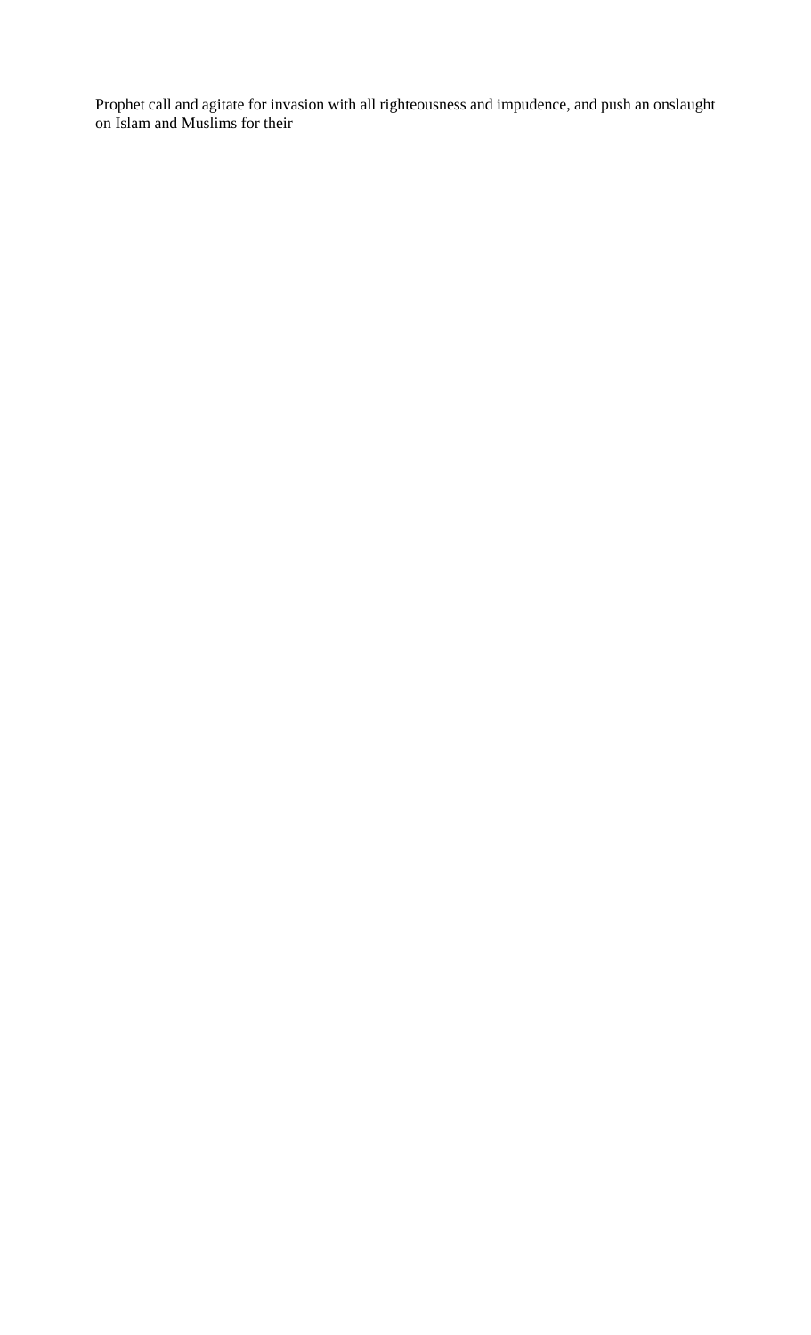Prophet call and agitate for invasion with all righteousness and impudence, and push an onslaught on Islam and Muslims for their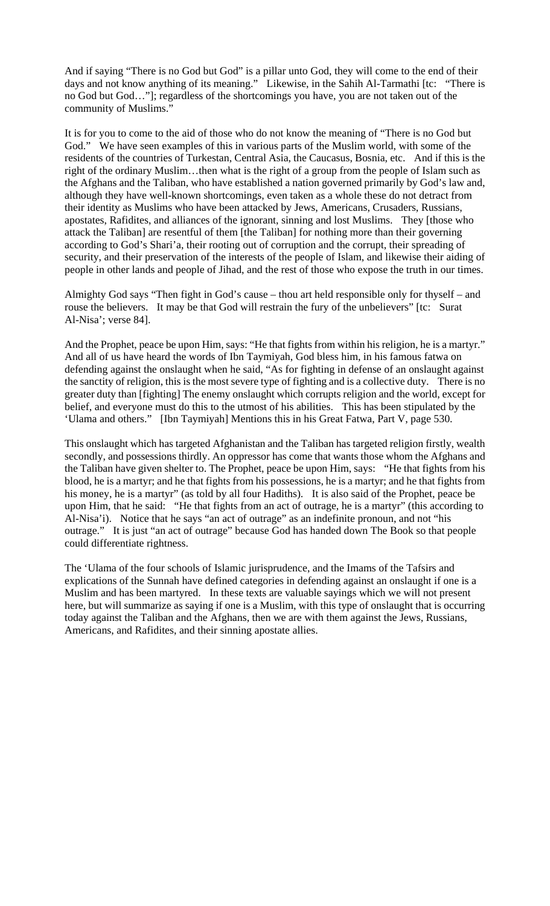And if saying "There is no God but God" is a pillar unto God, they will come to the end of their days and not know anything of its meaning." Likewise, in the Sahih Al-Tarmathi [tc: "There is no God but God…"]; regardless of the shortcomings you have, you are not taken out of the community of Muslims."

It is for you to come to the aid of those who do not know the meaning of "There is no God but God." We have seen examples of this in various parts of the Muslim world, with some of the residents of the countries of Turkestan, Central Asia, the Caucasus, Bosnia, etc. And if this is the right of the ordinary Muslim…then what is the right of a group from the people of Islam such as the Afghans and the Taliban, who have established a nation governed primarily by God's law and, although they have well-known shortcomings, even taken as a whole these do not detract from their identity as Muslims who have been attacked by Jews, Americans, Crusaders, Russians, apostates, Rafidites, and alliances of the ignorant, sinning and lost Muslims. They [those who attack the Taliban] are resentful of them [the Taliban] for nothing more than their governing according to God's Shari'a, their rooting out of corruption and the corrupt, their spreading of security, and their preservation of the interests of the people of Islam, and likewise their aiding of people in other lands and people of Jihad, and the rest of those who expose the truth in our times.

Almighty God says "Then fight in God's cause – thou art held responsible only for thyself – and rouse the believers. It may be that God will restrain the fury of the unbelievers" [tc: Surat Al-Nisa'; verse 84].

And the Prophet, peace be upon Him, says: "He that fights from within his religion, he is a martyr." And all of us have heard the words of Ibn Taymiyah, God bless him, in his famous fatwa on defending against the onslaught when he said, "As for fighting in defense of an onslaught against the sanctity of religion, this is the most severe type of fighting and is a collective duty. There is no greater duty than [fighting] The enemy onslaught which corrupts religion and the world, except for belief, and everyone must do this to the utmost of his abilities. This has been stipulated by the 'Ulama and others." [Ibn Taymiyah] Mentions this in his Great Fatwa, Part V, page 530.

This onslaught which has targeted Afghanistan and the Taliban has targeted religion firstly, wealth secondly, and possessions thirdly. An oppressor has come that wants those whom the Afghans and the Taliban have given shelter to. The Prophet, peace be upon Him, says: "He that fights from his blood, he is a martyr; and he that fights from his possessions, he is a martyr; and he that fights from his money, he is a martyr" (as told by all four Hadiths). It is also said of the Prophet, peace be upon Him, that he said: "He that fights from an act of outrage, he is a martyr" (this according to Al-Nisa'i). Notice that he says "an act of outrage" as an indefinite pronoun, and not "his outrage." It is just "an act of outrage" because God has handed down The Book so that people could differentiate rightness.

The 'Ulama of the four schools of Islamic jurisprudence, and the Imams of the Tafsirs and explications of the Sunnah have defined categories in defending against an onslaught if one is a Muslim and has been martyred. In these texts are valuable sayings which we will not present here, but will summarize as saying if one is a Muslim, with this type of onslaught that is occurring today against the Taliban and the Afghans, then we are with them against the Jews, Russians, Americans, and Rafidites, and their sinning apostate allies.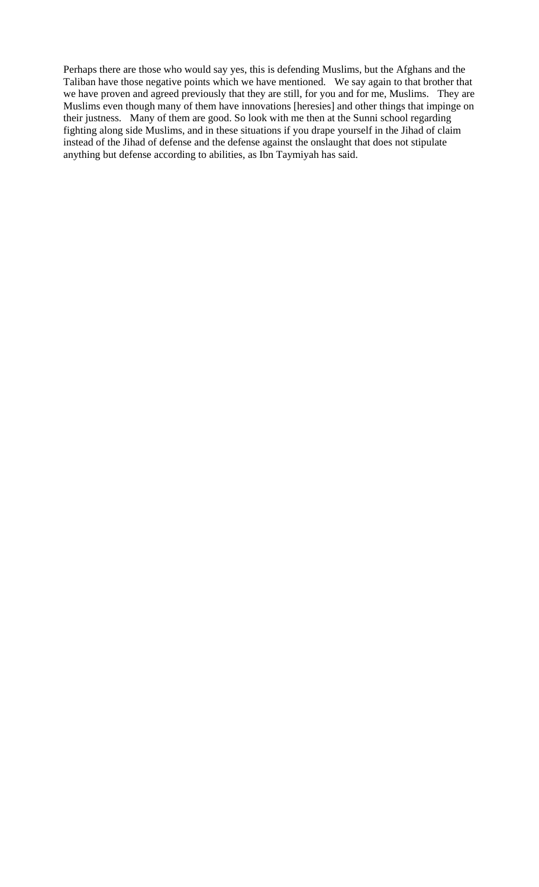Perhaps there are those who would say yes, this is defending Muslims, but the Afghans and the Taliban have those negative points which we have mentioned. We say again to that brother that we have proven and agreed previously that they are still, for you and for me, Muslims. They are Muslims even though many of them have innovations [heresies] and other things that impinge on their justness. Many of them are good. So look with me then at the Sunni school regarding fighting along side Muslims, and in these situations if you drape yourself in the Jihad of claim instead of the Jihad of defense and the defense against the onslaught that does not stipulate anything but defense according to abilities, as Ibn Taymiyah has said.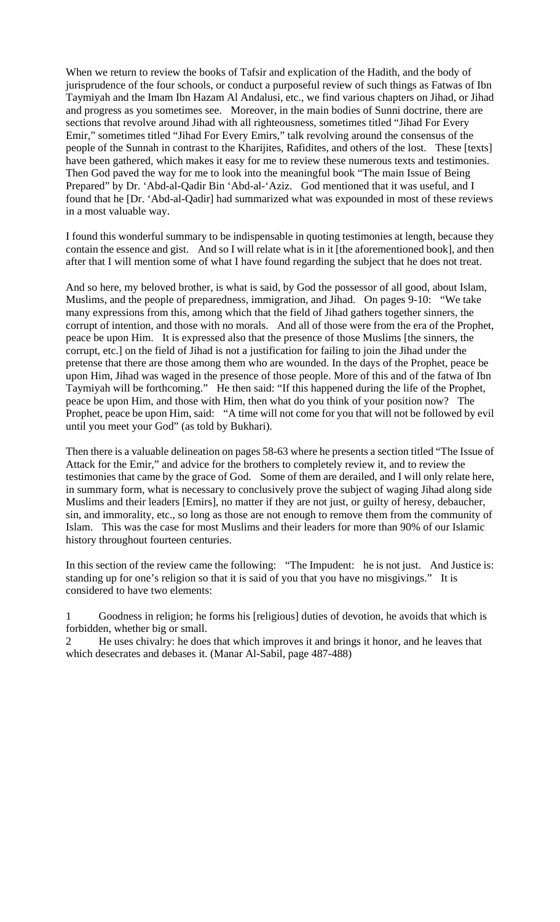When we return to review the books of Tafsir and explication of the Hadith, and the body of jurisprudence of the four schools, or conduct a purposeful review of such things as Fatwas of Ibn Taymiyah and the Imam Ibn Hazam Al Andalusi, etc., we find various chapters on Jihad, or Jihad and progress as you sometimes see. Moreover, in the main bodies of Sunni doctrine, there are sections that revolve around Jihad with all righteousness, sometimes titled "Jihad For Every Emir," sometimes titled "Jihad For Every Emirs," talk revolving around the consensus of the people of the Sunnah in contrast to the Kharijites, Rafidites, and others of the lost. These [texts] have been gathered, which makes it easy for me to review these numerous texts and testimonies. Then God paved the way for me to look into the meaningful book "The main Issue of Being Prepared" by Dr. 'Abd-al-Qadir Bin 'Abd-al-'Aziz. God mentioned that it was useful, and I found that he [Dr. 'Abd-al-Qadir] had summarized what was expounded in most of these reviews in a most valuable way.

I found this wonderful summary to be indispensable in quoting testimonies at length, because they contain the essence and gist. And so I will relate what is in it [the aforementioned book], and then after that I will mention some of what I have found regarding the subject that he does not treat.

And so here, my beloved brother, is what is said, by God the possessor of all good, about Islam, Muslims, and the people of preparedness, immigration, and Jihad. On pages 9-10: "We take many expressions from this, among which that the field of Jihad gathers together sinners, the corrupt of intention, and those with no morals. And all of those were from the era of the Prophet, peace be upon Him. It is expressed also that the presence of those Muslims [the sinners, the corrupt, etc.] on the field of Jihad is not a justification for failing to join the Jihad under the pretense that there are those among them who are wounded. In the days of the Prophet, peace be upon Him, Jihad was waged in the presence of those people. More of this and of the fatwa of Ibn Taymiyah will be forthcoming." He then said: "If this happened during the life of the Prophet, peace be upon Him, and those with Him, then what do you think of your position now? The Prophet, peace be upon Him, said: "A time will not come for you that will not be followed by evil until you meet your God" (as told by Bukhari).

Then there is a valuable delineation on pages 58-63 where he presents a section titled "The Issue of Attack for the Emir," and advice for the brothers to completely review it, and to review the testimonies that came by the grace of God. Some of them are derailed, and I will only relate here, in summary form, what is necessary to conclusively prove the subject of waging Jihad along side Muslims and their leaders [Emirs], no matter if they are not just, or guilty of heresy, debaucher, sin, and immorality, etc., so long as those are not enough to remove them from the community of Islam. This was the case for most Muslims and their leaders for more than 90% of our Islamic history throughout fourteen centuries.

In this section of the review came the following: "The Impudent: he is not just. And Justice is: standing up for one's religion so that it is said of you that you have no misgivings." It is considered to have two elements:

1. Goodness in religion; he forms his [religious] duties of devotion, he avoids that which is forbidden, whether big or small.
2. He uses chivalry: he does that which improves it and brings it honor, and he leaves that which desecrates and debases it. (Manar Al-Sabil, page 487-488)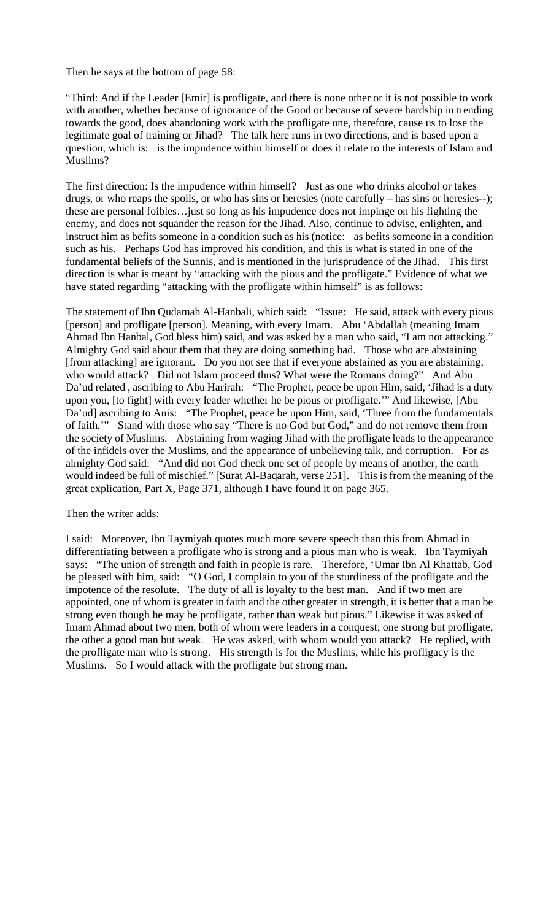Then he says at the bottom of page 58:

"Third: And if the Leader [Emir] is profligate, and there is none other or it is not possible to work with another, whether because of ignorance of the Good or because of severe hardship in trending towards the good, does abandoning work with the profligate one, therefore, cause us to lose the legitimate goal of training or Jihad? The talk here runs in two directions, and is based upon a question, which is: is the impudence within himself or does it relate to the interests of Islam and Muslims?

The first direction: Is the impudence within himself? Just as one who drinks alcohol or takes drugs, or who reaps the spoils, or who has sins or heresies (note carefully – has sins or heresies--); these are personal foibles…just so long as his impudence does not impinge on his fighting the enemy, and does not squander the reason for the Jihad. Also, continue to advise, enlighten, and instruct him as befits someone in a condition such as his (notice: as befits someone in a condition such as his. Perhaps God has improved his condition, and this is what is stated in one of the fundamental beliefs of the Sunnis, and is mentioned in the jurisprudence of the Jihad. This first direction is what is meant by "attacking with the pious and the profligate." Evidence of what we have stated regarding "attacking with the profligate within himself" is as follows:

The statement of Ibn Qudamah Al-Hanbali, which said: "Issue: He said, attack with every pious [person] and profligate [person]. Meaning, with every Imam. Abu 'Abdallah (meaning Imam Ahmad Ibn Hanbal, God bless him) said, and was asked by a man who said, "I am not attacking." Almighty God said about them that they are doing something bad. Those who are abstaining [from attacking] are ignorant. Do you not see that if everyone abstained as you are abstaining, who would attack? Did not Islam proceed thus? What were the Romans doing?" And Abu Da'ud related , ascribing to Abu Harirah: "The Prophet, peace be upon Him, said, 'Jihad is a duty upon you, [to fight] with every leader whether he be pious or profligate.'" And likewise, [Abu Da'ud] ascribing to Anis: "The Prophet, peace be upon Him, said, 'Three from the fundamentals of faith.'" Stand with those who say "There is no God but God," and do not remove them from the society of Muslims. Abstaining from waging Jihad with the profligate leads to the appearance of the infidels over the Muslims, and the appearance of unbelieving talk, and corruption. For as almighty God said: "And did not God check one set of people by means of another, the earth would indeed be full of mischief." [Surat Al-Baqarah, verse 251]. This is from the meaning of the great explication, Part X, Page 371, although I have found it on page 365.

Then the writer adds:

I said: Moreover, Ibn Taymiyah quotes much more severe speech than this from Ahmad in differentiating between a profligate who is strong and a pious man who is weak. Ibn Taymiyah says: "The union of strength and faith in people is rare. Therefore, 'Umar Ibn Al Khattab, God be pleased with him, said: "O God, I complain to you of the sturdiness of the profligate and the impotence of the resolute. The duty of all is loyalty to the best man. And if two men are appointed, one of whom is greater in faith and the other greater in strength, it is better that a man be strong even though he may be profligate, rather than weak but pious." Likewise it was asked of Imam Ahmad about two men, both of whom were leaders in a conquest; one strong but profligate, the other a good man but weak. He was asked, with whom would you attack? He replied, with the profligate man who is strong. His strength is for the Muslims, while his profligacy is the Muslims. So I would attack with the profligate but strong man.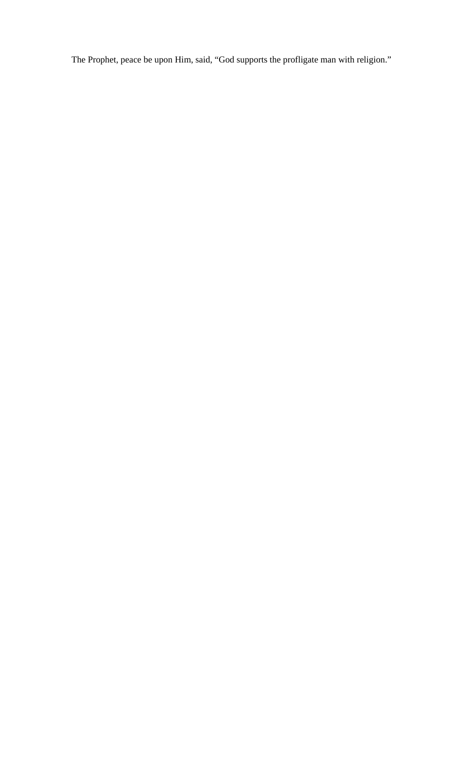The Prophet, peace be upon Him, said, “God supports the profligate man with religion.”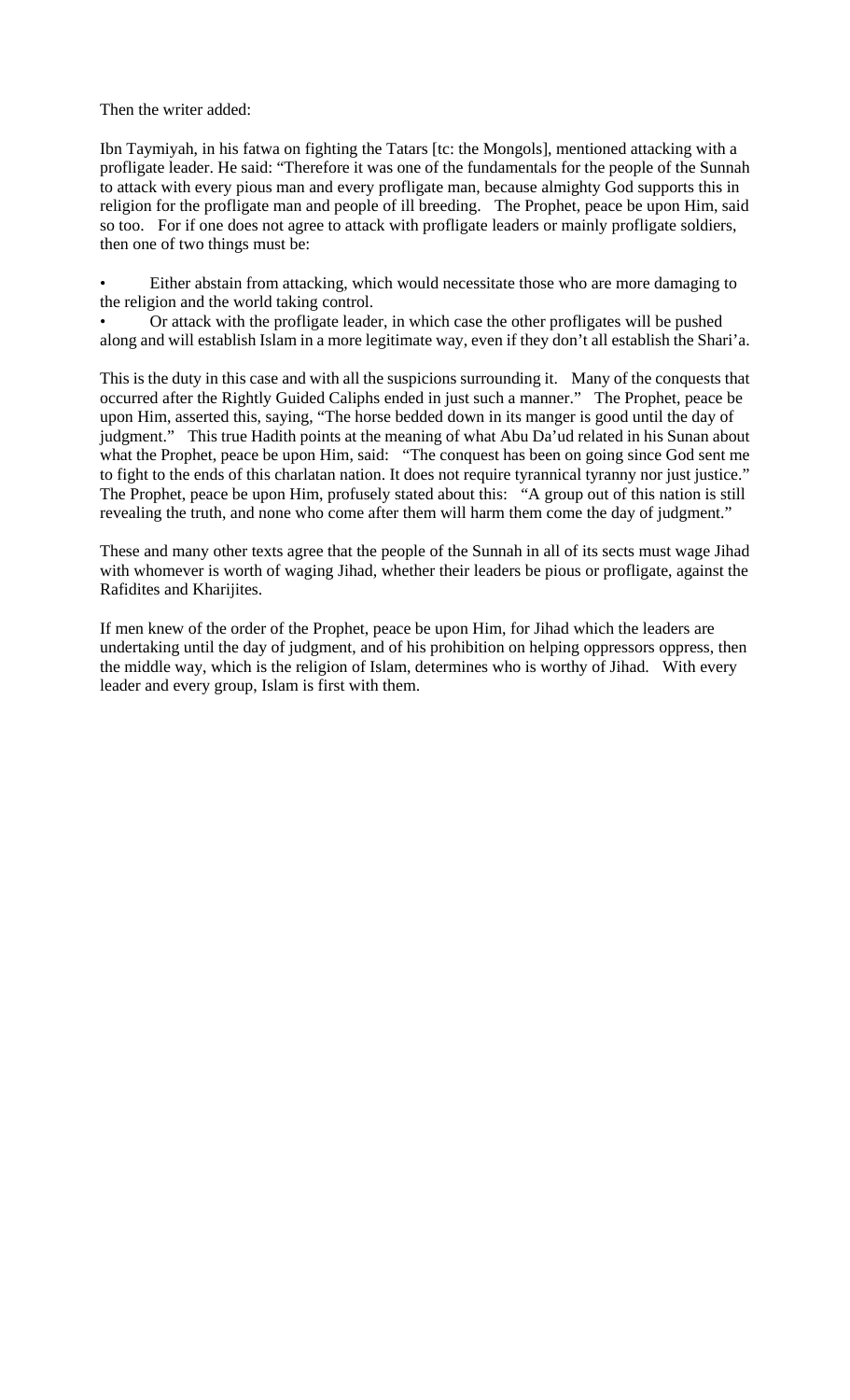Then the writer added:

Ibn Taymiyah, in his fatwa on fighting the Tatars [tc: the Mongols], mentioned attacking with a profligate leader. He said: "Therefore it was one of the fundamentals for the people of the Sunnah to attack with every pious man and every profligate man, because almighty God supports this in religion for the profligate man and people of ill breeding. The Prophet, peace be upon Him, said so too. For if one does not agree to attack with profligate leaders or mainly profligate soldiers, then one of two things must be:

- Either abstain from attacking, which would necessitate those who are more damaging to the religion and the world taking control.
- Or attack with the profligate leader, in which case the other profligates will be pushed along and will establish Islam in a more legitimate way, even if they don't all establish the Shari'a.

This is the duty in this case and with all the suspicions surrounding it. Many of the conquests that occurred after the Rightly Guided Caliphs ended in just such a manner." The Prophet, peace be upon Him, asserted this, saying, "The horse bedded down in its manger is good until the day of judgment." This true Hadith points at the meaning of what Abu Da'ud related in his Sunan about what the Prophet, peace be upon Him, said: "The conquest has been on going since God sent me to fight to the ends of this charlatan nation. It does not require tyrannical tyranny nor just justice." The Prophet, peace be upon Him, profusely stated about this: "A group out of this nation is still revealing the truth, and none who come after them will harm them come the day of judgment."

These and many other texts agree that the people of the Sunnah in all of its sects must wage Jihad with whomever is worth of waging Jihad, whether their leaders be pious or profligate, against the Rafidites and Kharijites.

If men knew of the order of the Prophet, peace be upon Him, for Jihad which the leaders are undertaking until the day of judgment, and of his prohibition on helping oppressors oppress, then the middle way, which is the religion of Islam, determines who is worthy of Jihad. With every leader and every group, Islam is first with them.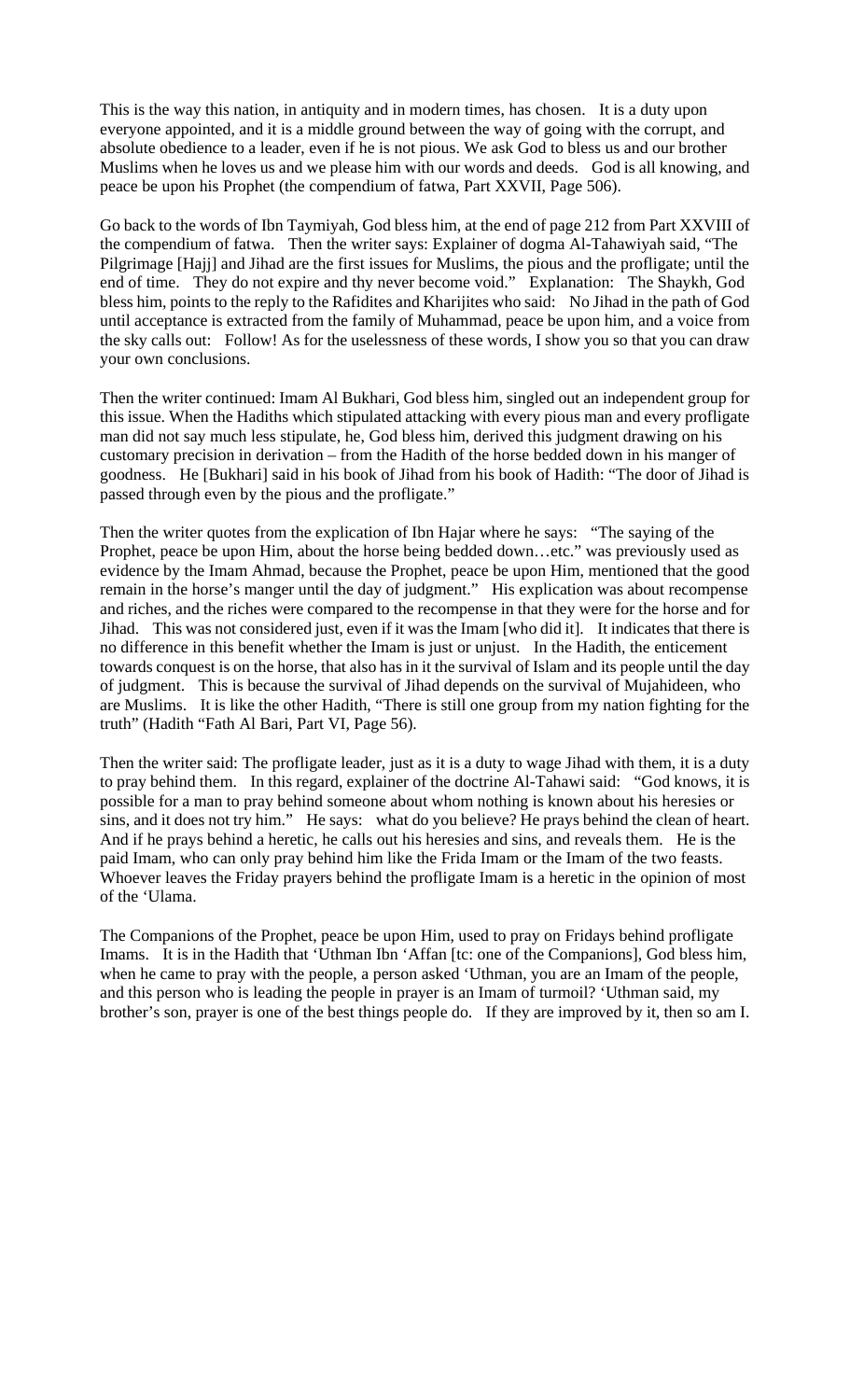This is the way this nation, in antiquity and in modern times, has chosen. It is a duty upon everyone appointed, and it is a middle ground between the way of going with the corrupt, and absolute obedience to a leader, even if he is not pious. We ask God to bless us and our brother Muslims when he loves us and we please him with our words and deeds. God is all knowing, and peace be upon his Prophet (the compendium of fatwa, Part XXVII, Page 506).

Go back to the words of Ibn Taymiyah, God bless him, at the end of page 212 from Part XXVIII of the compendium of fatwa. Then the writer says: Explainer of dogma Al-Tahawiyah said, "The Pilgrimage [Hajj] and Jihad are the first issues for Muslims, the pious and the profligate; until the end of time. They do not expire and thy never become void." Explanation: The Shaykh, God bless him, points to the reply to the Rafidites and Kharijites who said: No Jihad in the path of God until acceptance is extracted from the family of Muhammad, peace be upon him, and a voice from the sky calls out: Follow! As for the uselessness of these words, I show you so that you can draw your own conclusions.

Then the writer continued: Imam Al Bukhari, God bless him, singled out an independent group for this issue. When the Hadiths which stipulated attacking with every pious man and every profligate man did not say much less stipulate, he, God bless him, derived this judgment drawing on his customary precision in derivation – from the Hadith of the horse bedded down in his manger of goodness. He [Bukhari] said in his book of Jihad from his book of Hadith: "The door of Jihad is passed through even by the pious and the profligate."

Then the writer quotes from the explication of Ibn Hajar where he says: "The saying of the Prophet, peace be upon Him, about the horse being bedded down…etc." was previously used as evidence by the Imam Ahmad, because the Prophet, peace be upon Him, mentioned that the good remain in the horse's manger until the day of judgment." His explication was about recompense and riches, and the riches were compared to the recompense in that they were for the horse and for Jihad. This was not considered just, even if it was the Imam [who did it]. It indicates that there is no difference in this benefit whether the Imam is just or unjust. In the Hadith, the enticement towards conquest is on the horse, that also has in it the survival of Islam and its people until the day of judgment. This is because the survival of Jihad depends on the survival of Mujahideen, who are Muslims. It is like the other Hadith, "There is still one group from my nation fighting for the truth" (Hadith "Fath Al Bari, Part VI, Page 56).

Then the writer said: The profligate leader, just as it is a duty to wage Jihad with them, it is a duty to pray behind them. In this regard, explainer of the doctrine Al-Tahawi said: "God knows, it is possible for a man to pray behind someone about whom nothing is known about his heresies or sins, and it does not try him." He says: what do you believe? He prays behind the clean of heart. And if he prays behind a heretic, he calls out his heresies and sins, and reveals them. He is the paid Imam, who can only pray behind him like the Frida Imam or the Imam of the two feasts. Whoever leaves the Friday prayers behind the profligate Imam is a heretic in the opinion of most of the 'Ulama.

The Companions of the Prophet, peace be upon Him, used to pray on Fridays behind profligate Imams. It is in the Hadith that 'Uthman Ibn 'Affan [tc: one of the Companions], God bless him, when he came to pray with the people, a person asked 'Uthman, you are an Imam of the people, and this person who is leading the people in prayer is an Imam of turmoil? 'Uthman said, my brother's son, prayer is one of the best things people do. If they are improved by it, then so am I.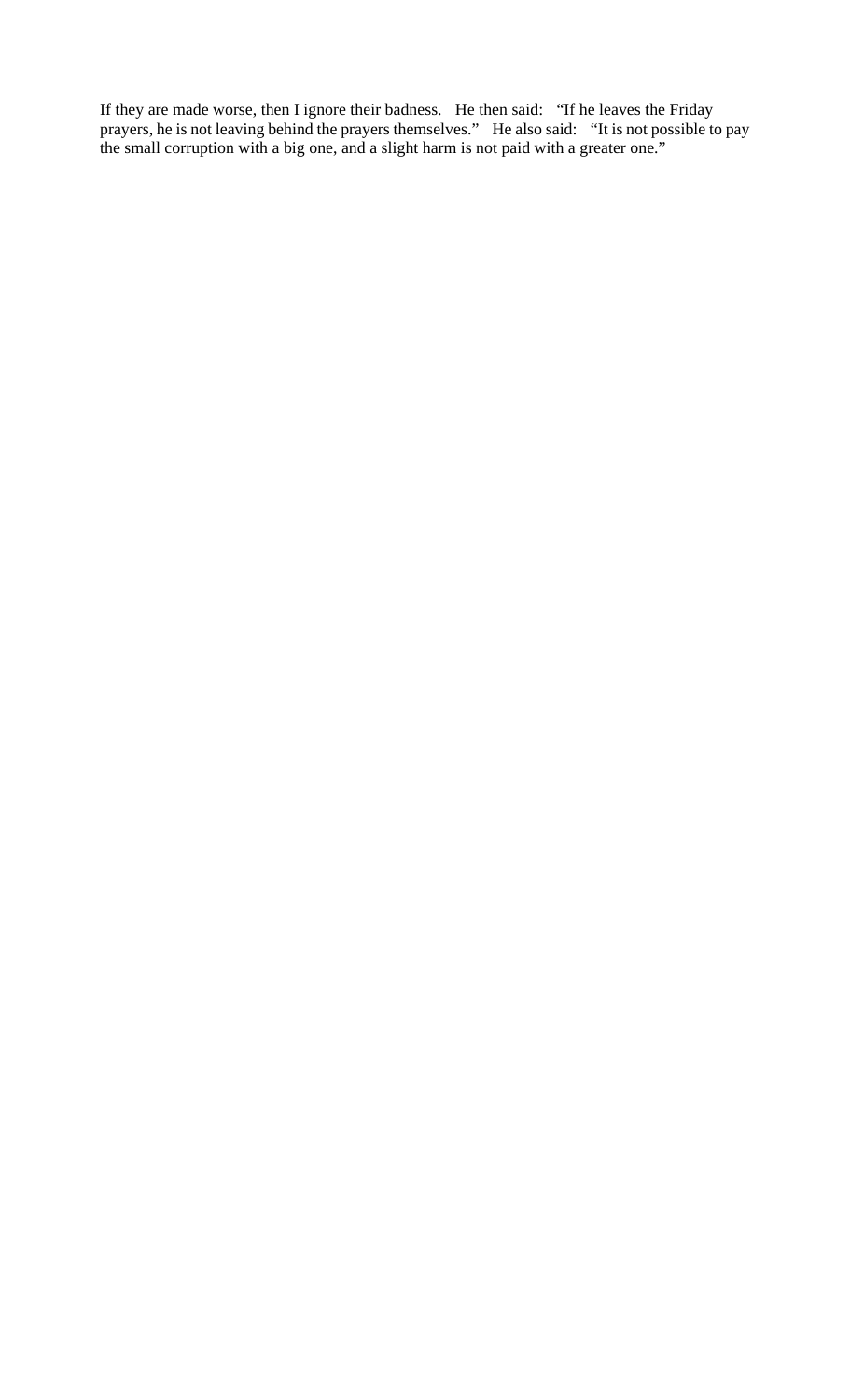If they are made worse, then I ignore their badness. He then said: "If he leaves the Friday prayers, he is not leaving behind the prayers themselves." He also said: "It is not possible to pay the small corruption with a big one, and a slight harm is not paid with a greater one."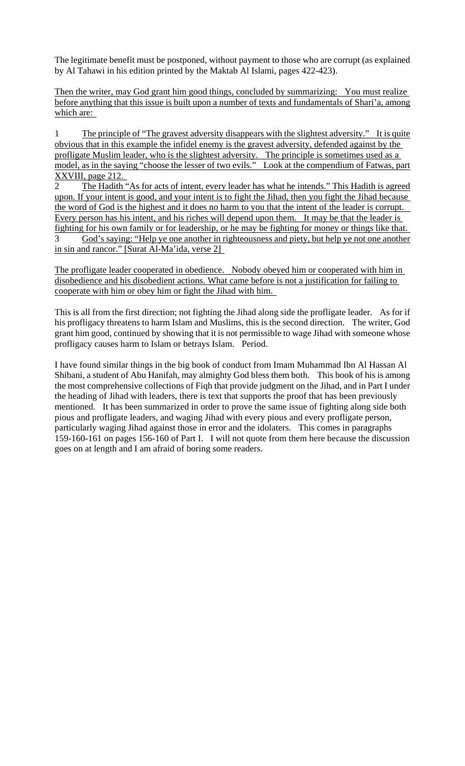The legitimate benefit must be postponed, without payment to those who are corrupt (as explained by Al Tahawi in his edition printed by the Maktab Al Islami, pages 422-423).

Then the writer, may God grant him good things, concluded by summarizing: You must realize before anything that this issue is built upon a number of texts and fundamentals of Shari'a, among which are:

1 The principle of "The gravest adversity disappears with the slightest adversity." It is quite obvious that in this example the infidel enemy is the gravest adversity, defended against by the profligate Muslim leader, who is the slightest adversity. The principle is sometimes used as a model, as in the saying "choose the lesser of two evils." Look at the compendium of Fatwas, part XXVIII, page 212.

2 The Hadith "As for acts of intent, every leader has what he intends." This Hadith is agreed upon. If your intent is good, and your intent is to fight the Jihad, then you fight the Jihad because the word of God is the highest and it does no harm to you that the intent of the leader is corrupt. Every person has his intent, and his riches will depend upon them. It may be that the leader is fighting for his own family or for leadership, or he may be fighting for money or things like that.

3 God's saying: "Help ye one another in righteousness and piety, but help ye not one another in sin and rancor." [Surat Al-Ma'ida, verse 2]

The profligate leader cooperated in obedience. Nobody obeyed him or cooperated with him in disobedience and his disobedient actions. What came before is not a justification for failing to cooperate with him or obey him or fight the Jihad with him.

This is all from the first direction; not fighting the Jihad along side the profligate leader. As for if his profligacy threatens to harm Islam and Muslims, this is the second direction. The writer, God grant him good, continued by showing that it is not permissible to wage Jihad with someone whose profligacy causes harm to Islam or betrays Islam. Period.

I have found similar things in the big book of conduct from Imam Muhammad Ibn Al Hassan Al Shibani, a student of Abu Hanifah, may almighty God bless them both. This book of his is among the most comprehensive collections of Fiqh that provide judgment on the Jihad, and in Part I under the heading of Jihad with leaders, there is text that supports the proof that has been previously mentioned. It has been summarized in order to prove the same issue of fighting along side both pious and profligate leaders, and waging Jihad with every pious and every profligate person, particularly waging Jihad against those in error and the idolaters. This comes in paragraphs 159-160-161 on pages 156-160 of Part I. I will not quote from them here because the discussion goes on at length and I am afraid of boring some readers.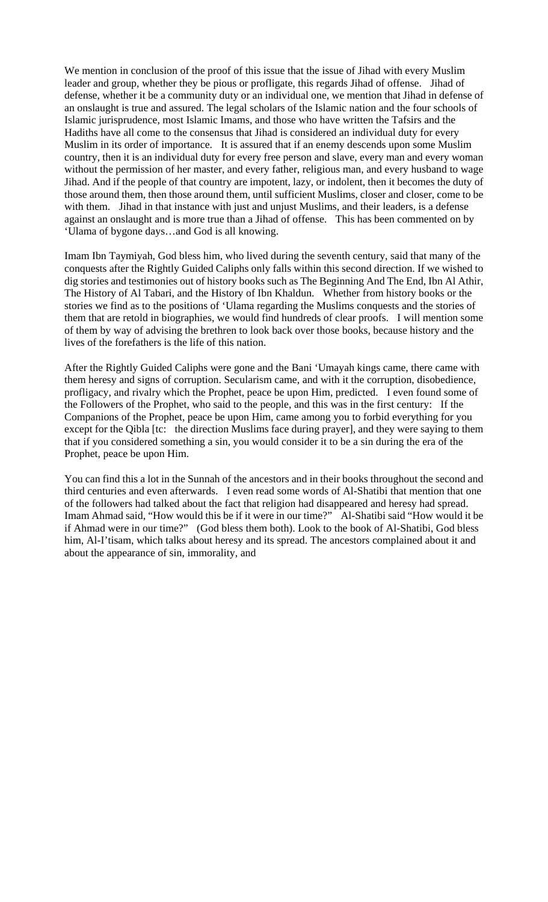We mention in conclusion of the proof of this issue that the issue of Jihad with every Muslim leader and group, whether they be pious or profligate, this regards Jihad of offense. Jihad of defense, whether it be a community duty or an individual one, we mention that Jihad in defense of an onslaught is true and assured. The legal scholars of the Islamic nation and the four schools of Islamic jurisprudence, most Islamic Imams, and those who have written the Tafsirs and the Hadiths have all come to the consensus that Jihad is considered an individual duty for every Muslim in its order of importance. It is assured that if an enemy descends upon some Muslim country, then it is an individual duty for every free person and slave, every man and every woman without the permission of her master, and every father, religious man, and every husband to wage Jihad. And if the people of that country are impotent, lazy, or indolent, then it becomes the duty of those around them, then those around them, until sufficient Muslims, closer and closer, come to be with them. Jihad in that instance with just and unjust Muslims, and their leaders, is a defense against an onslaught and is more true than a Jihad of offense. This has been commented on by 'Ulama of bygone days…and God is all knowing.

Imam Ibn Taymiyah, God bless him, who lived during the seventh century, said that many of the conquests after the Rightly Guided Caliphs only falls within this second direction. If we wished to dig stories and testimonies out of history books such as The Beginning And The End, Ibn Al Athir, The History of Al Tabari, and the History of Ibn Khaldun. Whether from history books or the stories we find as to the positions of 'Ulama regarding the Muslims conquests and the stories of them that are retold in biographies, we would find hundreds of clear proofs. I will mention some of them by way of advising the brethren to look back over those books, because history and the lives of the forefathers is the life of this nation.

After the Rightly Guided Caliphs were gone and the Bani 'Umayah kings came, there came with them heresy and signs of corruption. Secularism came, and with it the corruption, disobedience, profligacy, and rivalry which the Prophet, peace be upon Him, predicted. I even found some of the Followers of the Prophet, who said to the people, and this was in the first century: If the Companions of the Prophet, peace be upon Him, came among you to forbid everything for you except for the Qibla [tc: the direction Muslims face during prayer], and they were saying to them that if you considered something a sin, you would consider it to be a sin during the era of the Prophet, peace be upon Him.

You can find this a lot in the Sunnah of the ancestors and in their books throughout the second and third centuries and even afterwards. I even read some words of Al-Shatibi that mention that one of the followers had talked about the fact that religion had disappeared and heresy had spread. Imam Ahmad said, "How would this be if it were in our time?" Al-Shatibi said "How would it be if Ahmad were in our time?" (God bless them both). Look to the book of Al-Shatibi, God bless him, Al-I'tisam, which talks about heresy and its spread. The ancestors complained about it and about the appearance of sin, immorality, and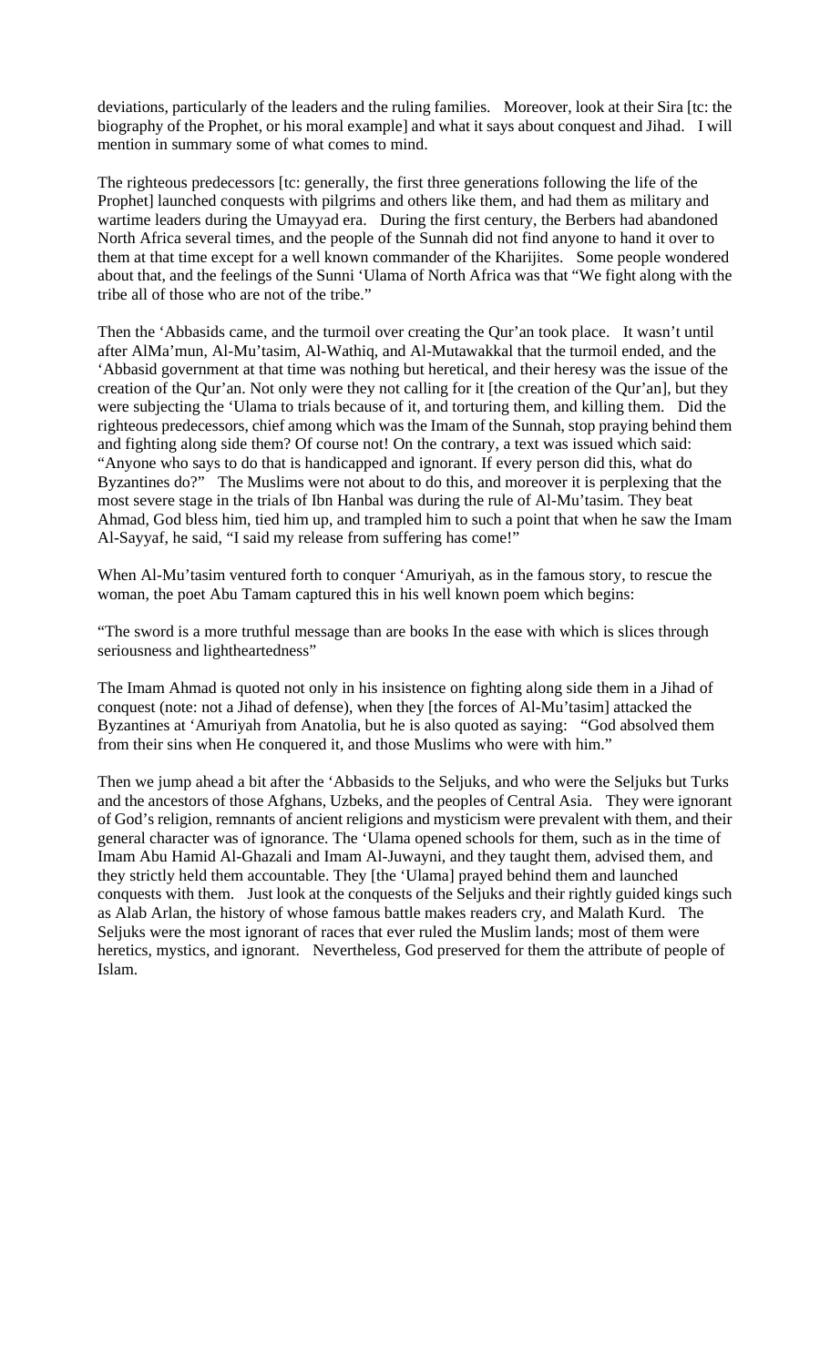deviations, particularly of the leaders and the ruling families. Moreover, look at their Sira [tc: the biography of the Prophet, or his moral example] and what it says about conquest and Jihad. I will mention in summary some of what comes to mind.

The righteous predecessors [tc: generally, the first three generations following the life of the Prophet] launched conquests with pilgrims and others like them, and had them as military and wartime leaders during the Umayyad era. During the first century, the Berbers had abandoned North Africa several times, and the people of the Sunnah did not find anyone to hand it over to them at that time except for a well known commander of the Kharijites. Some people wondered about that, and the feelings of the Sunni 'Ulama of North Africa was that "We fight along with the tribe all of those who are not of the tribe."

Then the 'Abbasids came, and the turmoil over creating the Qur'an took place. It wasn't until after AlMa'mun, Al-Mu'tasim, Al-Wathiq, and Al-Mutawakkal that the turmoil ended, and the 'Abbasid government at that time was nothing but heretical, and their heresy was the issue of the creation of the Qur'an. Not only were they not calling for it [the creation of the Qur'an], but they were subjecting the 'Ulama to trials because of it, and torturing them, and killing them. Did the righteous predecessors, chief among which was the Imam of the Sunnah, stop praying behind them and fighting along side them? Of course not! On the contrary, a text was issued which said: "Anyone who says to do that is handicapped and ignorant. If every person did this, what do Byzantines do?" The Muslims were not about to do this, and moreover it is perplexing that the most severe stage in the trials of Ibn Hanbal was during the rule of Al-Mu'tasim. They beat Ahmad, God bless him, tied him up, and trampled him to such a point that when he saw the Imam Al-Sayyaf, he said, "I said my release from suffering has come!"

When Al-Mu'tasim ventured forth to conquer 'Amuriyah, as in the famous story, to rescue the woman, the poet Abu Tamam captured this in his well known poem which begins:

"The sword is a more truthful message than are books In the ease with which is slices through seriousness and lightheartedness"

The Imam Ahmad is quoted not only in his insistence on fighting along side them in a Jihad of conquest (note: not a Jihad of defense), when they [the forces of Al-Mu'tasim] attacked the Byzantines at 'Amuriyah from Anatolia, but he is also quoted as saying: "God absolved them from their sins when He conquered it, and those Muslims who were with him."

Then we jump ahead a bit after the 'Abbasids to the Seljuks, and who were the Seljuks but Turks and the ancestors of those Afghans, Uzbeks, and the peoples of Central Asia. They were ignorant of God's religion, remnants of ancient religions and mysticism were prevalent with them, and their general character was of ignorance. The 'Ulama opened schools for them, such as in the time of Imam Abu Hamid Al-Ghazali and Imam Al-Juwayni, and they taught them, advised them, and they strictly held them accountable. They [the 'Ulama] prayed behind them and launched conquests with them. Just look at the conquests of the Seljuks and their rightly guided kings such as Alab Arlan, the history of whose famous battle makes readers cry, and Malath Kurd. The Seljuks were the most ignorant of races that ever ruled the Muslim lands; most of them were heretics, mystics, and ignorant. Nevertheless, God preserved for them the attribute of people of Islam.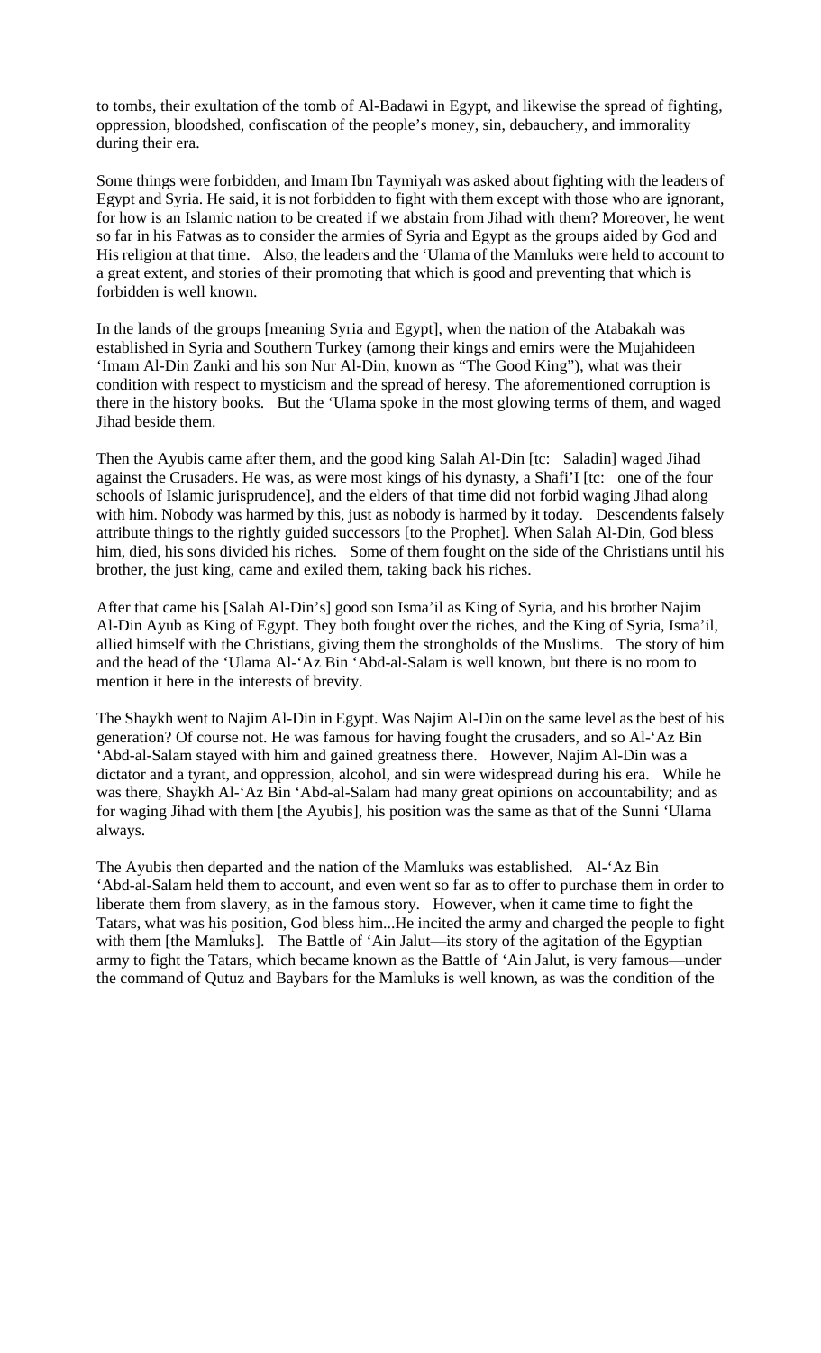to tombs, their exultation of the tomb of Al-Badawi in Egypt, and likewise the spread of fighting, oppression, bloodshed, confiscation of the people's money, sin, debauchery, and immorality during their era.

Some things were forbidden, and Imam Ibn Taymiyah was asked about fighting with the leaders of Egypt and Syria. He said, it is not forbidden to fight with them except with those who are ignorant, for how is an Islamic nation to be created if we abstain from Jihad with them? Moreover, he went so far in his Fatwas as to consider the armies of Syria and Egypt as the groups aided by God and His religion at that time. Also, the leaders and the 'Ulama of the Mamluks were held to account to a great extent, and stories of their promoting that which is good and preventing that which is forbidden is well known.

In the lands of the groups [meaning Syria and Egypt], when the nation of the Atabakah was established in Syria and Southern Turkey (among their kings and emirs were the Mujahideen 'Imam Al-Din Zanki and his son Nur Al-Din, known as "The Good King"), what was their condition with respect to mysticism and the spread of heresy. The aforementioned corruption is there in the history books. But the 'Ulama spoke in the most glowing terms of them, and waged Jihad beside them.

Then the Ayubis came after them, and the good king Salah Al-Din [tc: Saladin] waged Jihad against the Crusaders. He was, as were most kings of his dynasty, a Shafi'I [tc: one of the four schools of Islamic jurisprudence], and the elders of that time did not forbid waging Jihad along with him. Nobody was harmed by this, just as nobody is harmed by it today. Descendents falsely attribute things to the rightly guided successors [to the Prophet]. When Salah Al-Din, God bless him, died, his sons divided his riches. Some of them fought on the side of the Christians until his brother, the just king, came and exiled them, taking back his riches.

After that came his [Salah Al-Din's] good son Isma'il as King of Syria, and his brother Najim Al-Din Ayub as King of Egypt. They both fought over the riches, and the King of Syria, Isma'il, allied himself with the Christians, giving them the strongholds of the Muslims. The story of him and the head of the 'Ulama Al-'Az Bin 'Abd-al-Salam is well known, but there is no room to mention it here in the interests of brevity.

The Shaykh went to Najim Al-Din in Egypt. Was Najim Al-Din on the same level as the best of his generation? Of course not. He was famous for having fought the crusaders, and so Al-'Az Bin 'Abd-al-Salam stayed with him and gained greatness there. However, Najim Al-Din was a dictator and a tyrant, and oppression, alcohol, and sin were widespread during his era. While he was there, Shaykh Al-'Az Bin 'Abd-al-Salam had many great opinions on accountability; and as for waging Jihad with them [the Ayubis], his position was the same as that of the Sunni 'Ulama always.

The Ayubis then departed and the nation of the Mamluks was established. Al-'Az Bin 'Abd-al-Salam held them to account, and even went so far as to offer to purchase them in order to liberate them from slavery, as in the famous story. However, when it came time to fight the Tatars, what was his position, God bless him...He incited the army and charged the people to fight with them [the Mamluks]. The Battle of 'Ain Jalut—its story of the agitation of the Egyptian army to fight the Tatars, which became known as the Battle of 'Ain Jalut, is very famous—under the command of Qutuz and Baybars for the Mamluks is well known, as was the condition of the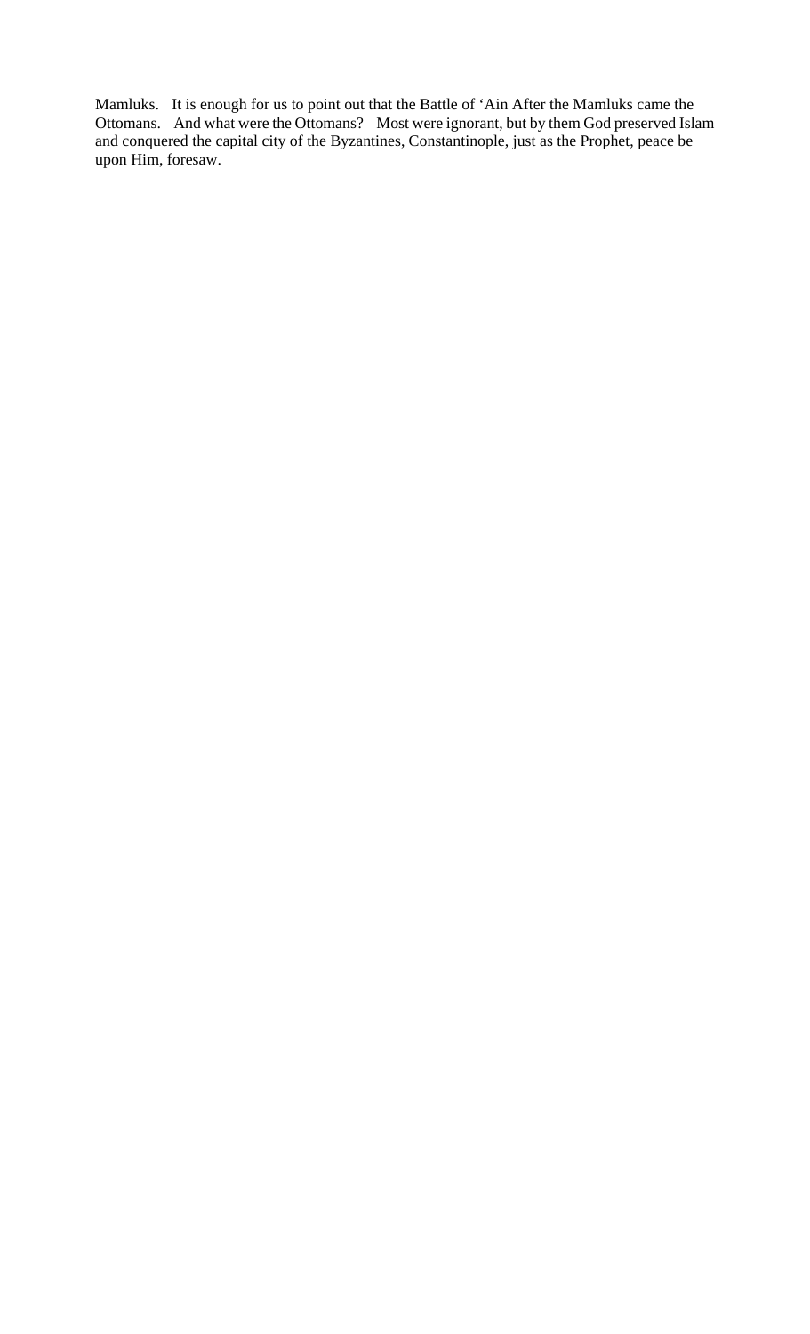Mamluks. It is enough for us to point out that the Battle of 'Ain After the Mamluks came the Ottomans. And what were the Ottomans? Most were ignorant, but by them God preserved Islam and conquered the capital city of the Byzantines, Constantinople, just as the Prophet, peace be upon Him, foresaw.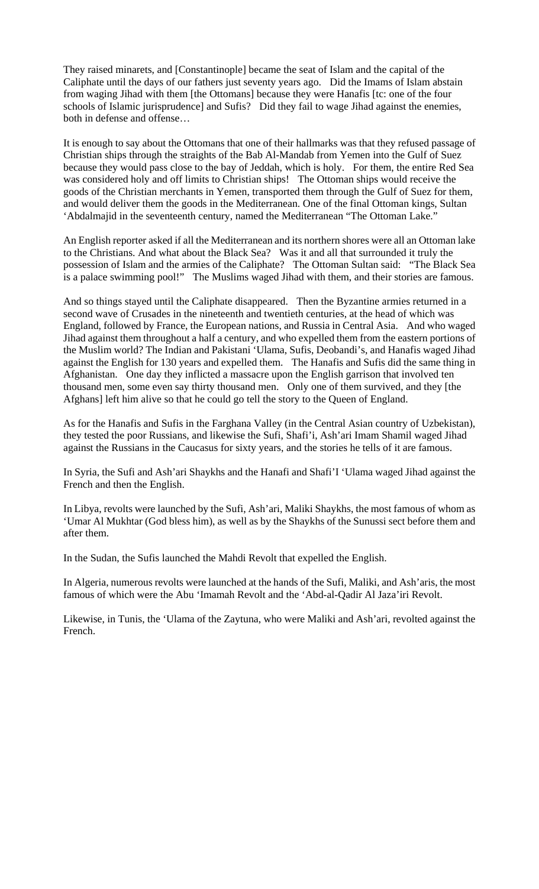They raised minarets, and [Constantinople] became the seat of Islam and the capital of the Caliphate until the days of our fathers just seventy years ago. Did the Imams of Islam abstain from waging Jihad with them [the Ottomans] because they were Hanafis [tc: one of the four schools of Islamic jurisprudence] and Sufis? Did they fail to wage Jihad against the enemies, both in defense and offense…

It is enough to say about the Ottomans that one of their hallmarks was that they refused passage of Christian ships through the straights of the Bab Al-Mandab from Yemen into the Gulf of Suez because they would pass close to the bay of Jeddah, which is holy. For them, the entire Red Sea was considered holy and off limits to Christian ships! The Ottoman ships would receive the goods of the Christian merchants in Yemen, transported them through the Gulf of Suez for them, and would deliver them the goods in the Mediterranean. One of the final Ottoman kings, Sultan 'Abdalmajid in the seventeenth century, named the Mediterranean "The Ottoman Lake."

An English reporter asked if all the Mediterranean and its northern shores were all an Ottoman lake to the Christians. And what about the Black Sea? Was it and all that surrounded it truly the possession of Islam and the armies of the Caliphate? The Ottoman Sultan said: "The Black Sea is a palace swimming pool!" The Muslims waged Jihad with them, and their stories are famous.

And so things stayed until the Caliphate disappeared. Then the Byzantine armies returned in a second wave of Crusades in the nineteenth and twentieth centuries, at the head of which was England, followed by France, the European nations, and Russia in Central Asia. And who waged Jihad against them throughout a half a century, and who expelled them from the eastern portions of the Muslim world? The Indian and Pakistani 'Ulama, Sufis, Deobandi's, and Hanafis waged Jihad against the English for 130 years and expelled them. The Hanafis and Sufis did the same thing in Afghanistan. One day they inflicted a massacre upon the English garrison that involved ten thousand men, some even say thirty thousand men. Only one of them survived, and they [the Afghans] left him alive so that he could go tell the story to the Queen of England.

As for the Hanafis and Sufis in the Farghana Valley (in the Central Asian country of Uzbekistan), they tested the poor Russians, and likewise the Sufi, Shafi'i, Ash'ari Imam Shamil waged Jihad against the Russians in the Caucasus for sixty years, and the stories he tells of it are famous.

In Syria, the Sufi and Ash'ari Shaykhs and the Hanafi and Shafi'I 'Ulama waged Jihad against the French and then the English.

In Libya, revolts were launched by the Sufi, Ash'ari, Maliki Shaykhs, the most famous of whom as 'Umar Al Mukhtar (God bless him), as well as by the Shaykhs of the Sunussi sect before them and after them.

In the Sudan, the Sufis launched the Mahdi Revolt that expelled the English.

In Algeria, numerous revolts were launched at the hands of the Sufi, Maliki, and Ash'aris, the most famous of which were the Abu 'Imamah Revolt and the 'Abd-al-Qadir Al Jaza'iri Revolt.

Likewise, in Tunis, the 'Ulama of the Zaytuna, who were Maliki and Ash'ari, revolted against the French.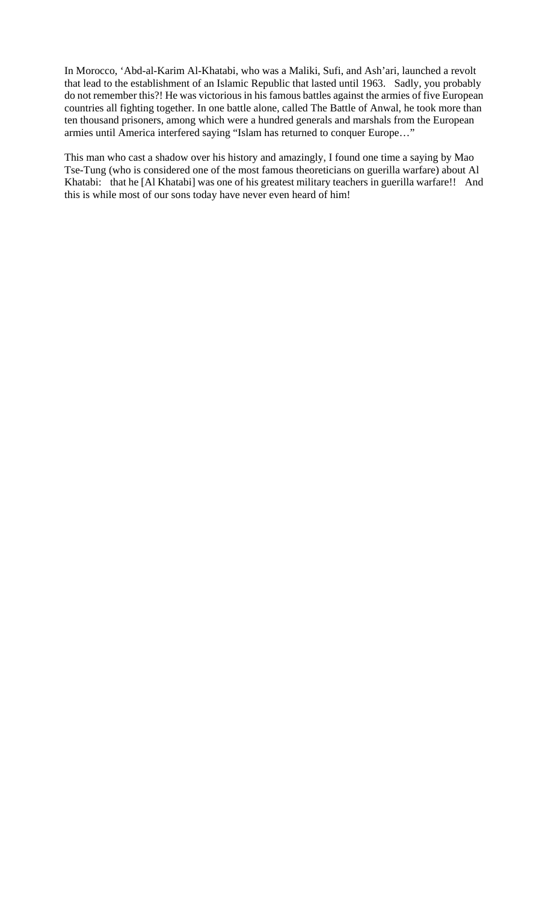In Morocco, 'Abd-al-Karim Al-Khatabi, who was a Maliki, Sufi, and Ash'ari, launched a revolt that lead to the establishment of an Islamic Republic that lasted until 1963. Sadly, you probably do not remember this?! He was victorious in his famous battles against the armies of five European countries all fighting together. In one battle alone, called The Battle of Anwal, he took more than ten thousand prisoners, among which were a hundred generals and marshals from the European armies until America interfered saying "Islam has returned to conquer Europe…"

This man who cast a shadow over his history and amazingly, I found one time a saying by Mao Tse-Tung (who is considered one of the most famous theoreticians on guerilla warfare) about Al Khatabi: that he [Al Khatabi] was one of his greatest military teachers in guerilla warfare!! And this is while most of our sons today have never even heard of him!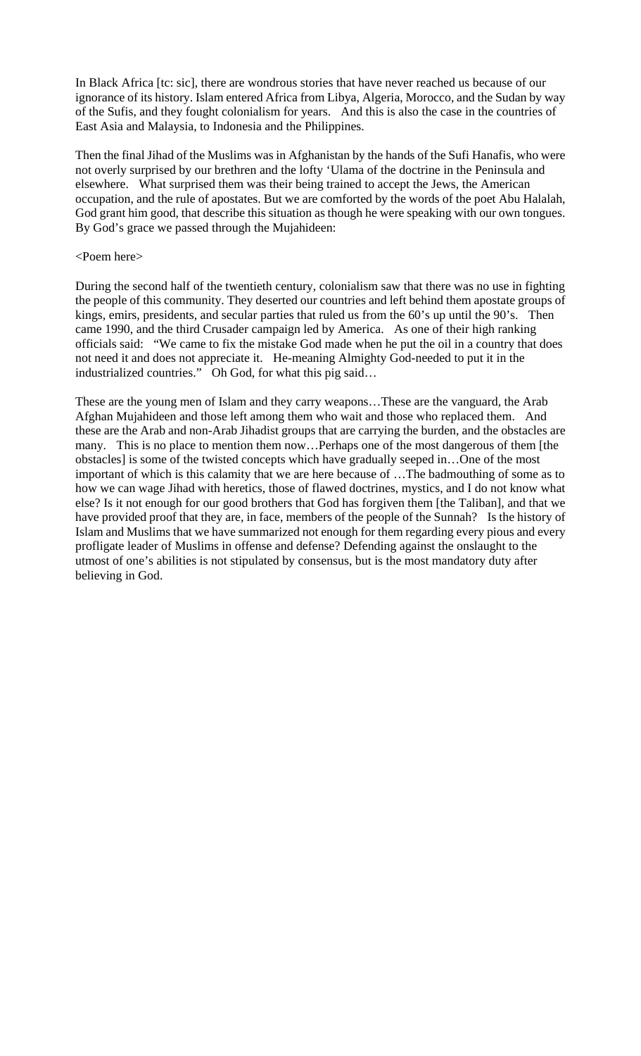In Black Africa [tc: sic], there are wondrous stories that have never reached us because of our ignorance of its history. Islam entered Africa from Libya, Algeria, Morocco, and the Sudan by way of the Sufis, and they fought colonialism for years. And this is also the case in the countries of East Asia and Malaysia, to Indonesia and the Philippines.

Then the final Jihad of the Muslims was in Afghanistan by the hands of the Sufi Hanafis, who were not overly surprised by our brethren and the lofty 'Ulama of the doctrine in the Peninsula and elsewhere. What surprised them was their being trained to accept the Jews, the American occupation, and the rule of apostates. But we are comforted by the words of the poet Abu Halalah, God grant him good, that describe this situation as though he were speaking with our own tongues. By God's grace we passed through the Mujahideen:

<Poem here>

During the second half of the twentieth century, colonialism saw that there was no use in fighting the people of this community. They deserted our countries and left behind them apostate groups of kings, emirs, presidents, and secular parties that ruled us from the 60's up until the 90's. Then came 1990, and the third Crusader campaign led by America. As one of their high ranking officials said: "We came to fix the mistake God made when he put the oil in a country that does not need it and does not appreciate it. He-meaning Almighty God-needed to put it in the industrialized countries." Oh God, for what this pig said…

These are the young men of Islam and they carry weapons…These are the vanguard, the Arab Afghan Mujahideen and those left among them who wait and those who replaced them. And these are the Arab and non-Arab Jihadist groups that are carrying the burden, and the obstacles are many. This is no place to mention them now…Perhaps one of the most dangerous of them [the obstacles] is some of the twisted concepts which have gradually seeped in…One of the most important of which is this calamity that we are here because of …The badmouthing of some as to how we can wage Jihad with heretics, those of flawed doctrines, mystics, and I do not know what else? Is it not enough for our good brothers that God has forgiven them [the Taliban], and that we have provided proof that they are, in face, members of the people of the Sunnah? Is the history of Islam and Muslims that we have summarized not enough for them regarding every pious and every profligate leader of Muslims in offense and defense? Defending against the onslaught to the utmost of one's abilities is not stipulated by consensus, but is the most mandatory duty after believing in God.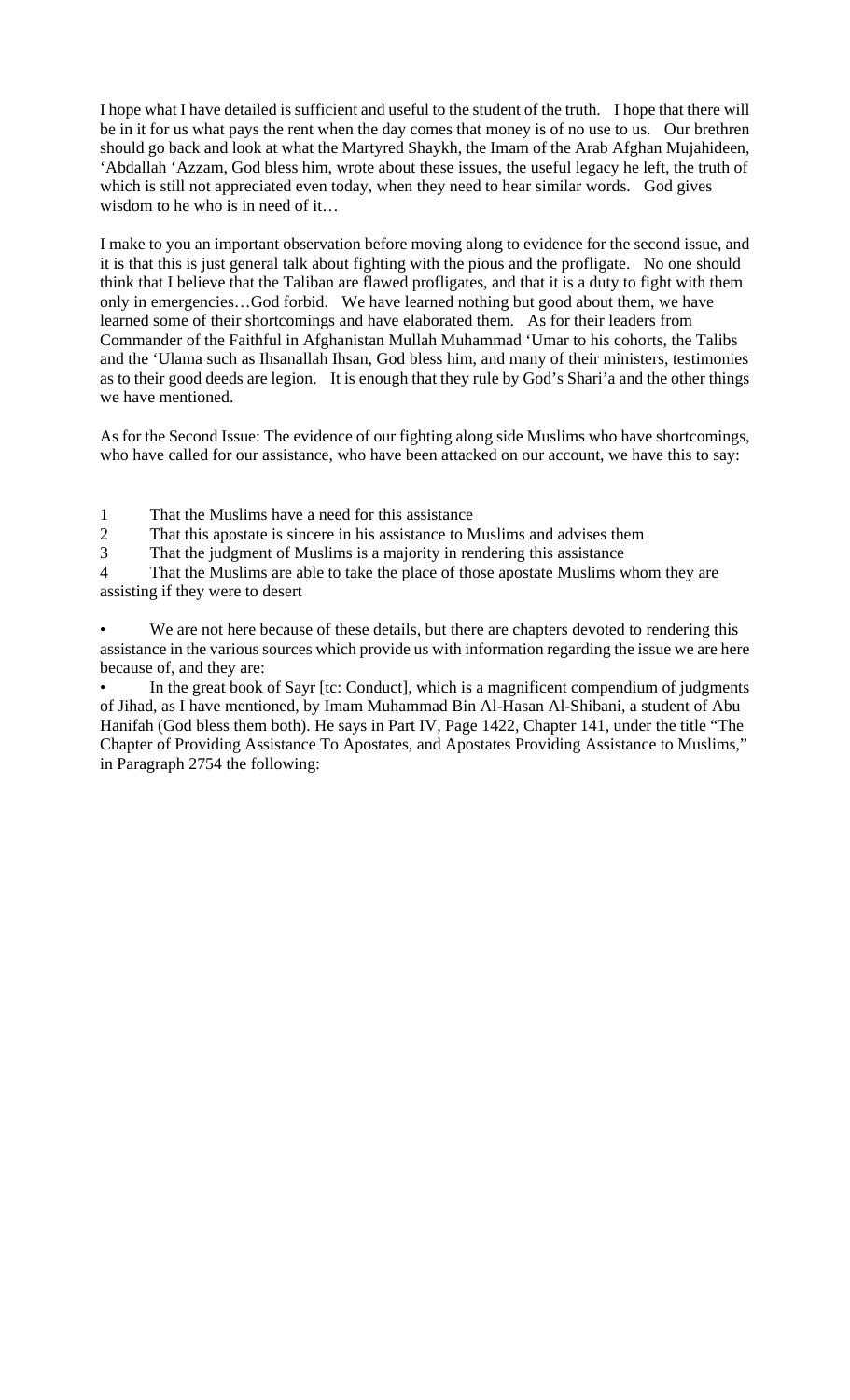I hope what I have detailed is sufficient and useful to the student of the truth. I hope that there will be in it for us what pays the rent when the day comes that money is of no use to us. Our brethren should go back and look at what the Martyred Shaykh, the Imam of the Arab Afghan Mujahideen, 'Abdallah 'Azzam, God bless him, wrote about these issues, the useful legacy he left, the truth of which is still not appreciated even today, when they need to hear similar words. God gives wisdom to he who is in need of it…

I make to you an important observation before moving along to evidence for the second issue, and it is that this is just general talk about fighting with the pious and the profligate. No one should think that I believe that the Taliban are flawed profligates, and that it is a duty to fight with them only in emergencies…God forbid. We have learned nothing but good about them, we have learned some of their shortcomings and have elaborated them. As for their leaders from Commander of the Faithful in Afghanistan Mullah Muhammad 'Umar to his cohorts, the Talibs and the 'Ulama such as Ihsanallah Ihsan, God bless him, and many of their ministers, testimonies as to their good deeds are legion. It is enough that they rule by God's Shari'a and the other things we have mentioned.

As for the Second Issue: The evidence of our fighting along side Muslims who have shortcomings, who have called for our assistance, who have been attacked on our account, we have this to say:

1. That the Muslims have a need for this assistance
2. That this apostate is sincere in his assistance to Muslims and advises them
3. That the judgment of Muslims is a majority in rendering this assistance
4. That the Muslims are able to take the place of those apostate Muslims whom they are assisting if they were to desert

- We are not here because of these details, but there are chapters devoted to rendering this assistance in the various sources which provide us with information regarding the issue we are here because of, and they are:
- In the great book of Sayr [tc: Conduct], which is a magnificent compendium of judgments of Jihad, as I have mentioned, by Imam Muhammad Bin Al-Hasan Al-Shibani, a student of Abu Hanifah (God bless them both). He says in Part IV, Page 1422, Chapter 141, under the title "The Chapter of Providing Assistance To Apostates, and Apostates Providing Assistance to Muslims," in Paragraph 2754 the following: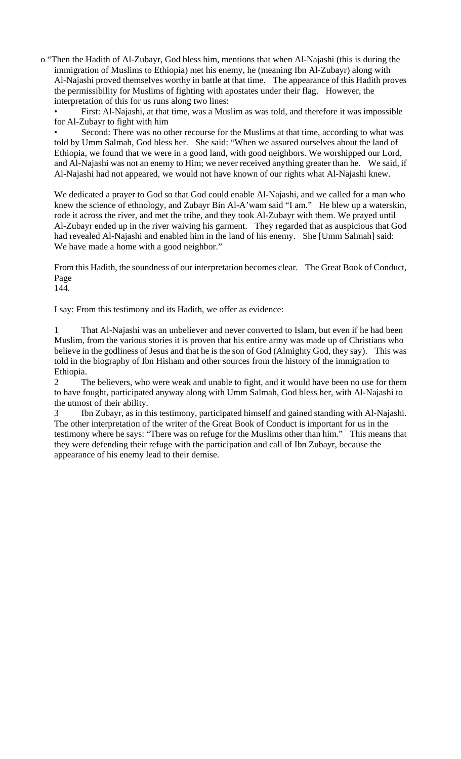o "Then the Hadith of Al-Zubayr, God bless him, mentions that when Al-Najashi (this is during the immigration of Muslims to Ethiopia) met his enemy, he (meaning Ibn Al-Zubayr) along with Al-Najashi proved themselves worthy in battle at that time. The appearance of this Hadith proves the permissibility for Muslims of fighting with apostates under their flag. However, the interpretation of this for us runs along two lines:

- First: Al-Najashi, at that time, was a Muslim as was told, and therefore it was impossible for Al-Zubayr to fight with him
- Second: There was no other recourse for the Muslims at that time, according to what was told by Umm Salmah, God bless her. She said: "When we assured ourselves about the land of Ethiopia, we found that we were in a good land, with good neighbors. We worshipped our Lord, and Al-Najashi was not an enemy to Him; we never received anything greater than he. We said, if Al-Najashi had not appeared, we would not have known of our rights what Al-Najashi knew.

We dedicated a prayer to God so that God could enable Al-Najashi, and we called for a man who knew the science of ethnology, and Zubayr Bin Al-A'wam said "I am." He blew up a waterskin, rode it across the river, and met the tribe, and they took Al-Zubayr with them. We prayed until Al-Zubayr ended up in the river waiving his garment. They regarded that as auspicious that God had revealed Al-Najashi and enabled him in the land of his enemy. She [Umm Salmah] said: We have made a home with a good neighbor."

From this Hadith, the soundness of our interpretation becomes clear. The Great Book of Conduct, Page
144.

I say: From this testimony and its Hadith, we offer as evidence:

1 That Al-Najashi was an unbeliever and never converted to Islam, but even if he had been Muslim, from the various stories it is proven that his entire army was made up of Christians who believe in the godliness of Jesus and that he is the son of God (Almighty God, they say). This was told in the biography of Ibn Hisham and other sources from the history of the immigration to Ethiopia.

2 The believers, who were weak and unable to fight, and it would have been no use for them to have fought, participated anyway along with Umm Salmah, God bless her, with Al-Najashi to the utmost of their ability.

3 Ibn Zubayr, as in this testimony, participated himself and gained standing with Al-Najashi. The other interpretation of the writer of the Great Book of Conduct is important for us in the testimony where he says: "There was on refuge for the Muslims other than him." This means that they were defending their refuge with the participation and call of Ibn Zubayr, because the appearance of his enemy lead to their demise.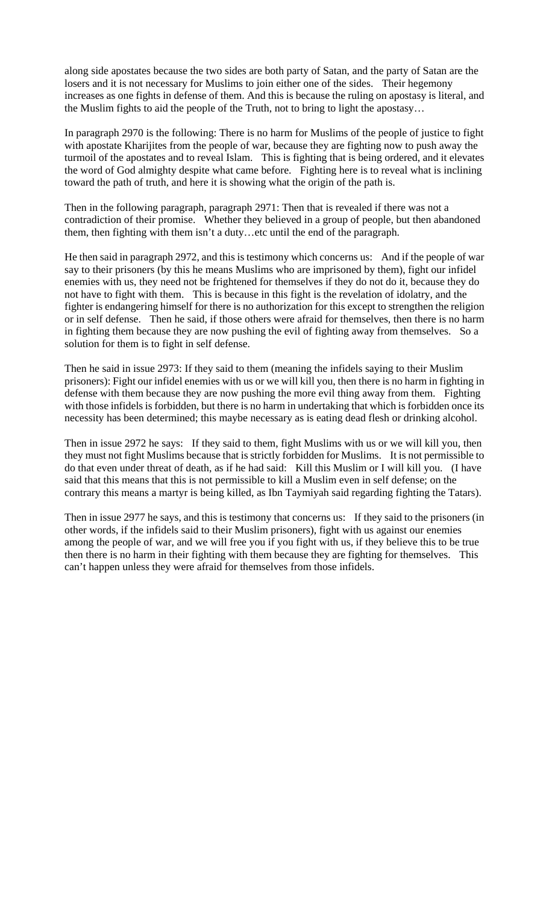along side apostates because the two sides are both party of Satan, and the party of Satan are the losers and it is not necessary for Muslims to join either one of the sides. Their hegemony increases as one fights in defense of them. And this is because the ruling on apostasy is literal, and the Muslim fights to aid the people of the Truth, not to bring to light the apostasy…

In paragraph 2970 is the following: There is no harm for Muslims of the people of justice to fight with apostate Kharijites from the people of war, because they are fighting now to push away the turmoil of the apostates and to reveal Islam. This is fighting that is being ordered, and it elevates the word of God almighty despite what came before. Fighting here is to reveal what is inclining toward the path of truth, and here it is showing what the origin of the path is.

Then in the following paragraph, paragraph 2971: Then that is revealed if there was not a contradiction of their promise. Whether they believed in a group of people, but then abandoned them, then fighting with them isn't a duty…etc until the end of the paragraph.

He then said in paragraph 2972, and this is testimony which concerns us: And if the people of war say to their prisoners (by this he means Muslims who are imprisoned by them), fight our infidel enemies with us, they need not be frightened for themselves if they do not do it, because they do not have to fight with them. This is because in this fight is the revelation of idolatry, and the fighter is endangering himself for there is no authorization for this except to strengthen the religion or in self defense. Then he said, if those others were afraid for themselves, then there is no harm in fighting them because they are now pushing the evil of fighting away from themselves. So a solution for them is to fight in self defense.

Then he said in issue 2973: If they said to them (meaning the infidels saying to their Muslim prisoners): Fight our infidel enemies with us or we will kill you, then there is no harm in fighting in defense with them because they are now pushing the more evil thing away from them. Fighting with those infidels is forbidden, but there is no harm in undertaking that which is forbidden once its necessity has been determined; this maybe necessary as is eating dead flesh or drinking alcohol.

Then in issue 2972 he says: If they said to them, fight Muslims with us or we will kill you, then they must not fight Muslims because that is strictly forbidden for Muslims. It is not permissible to do that even under threat of death, as if he had said: Kill this Muslim or I will kill you. (I have said that this means that this is not permissible to kill a Muslim even in self defense; on the contrary this means a martyr is being killed, as Ibn Taymiyah said regarding fighting the Tatars).

Then in issue 2977 he says, and this is testimony that concerns us: If they said to the prisoners (in other words, if the infidels said to their Muslim prisoners), fight with us against our enemies among the people of war, and we will free you if you fight with us, if they believe this to be true then there is no harm in their fighting with them because they are fighting for themselves. This can't happen unless they were afraid for themselves from those infidels.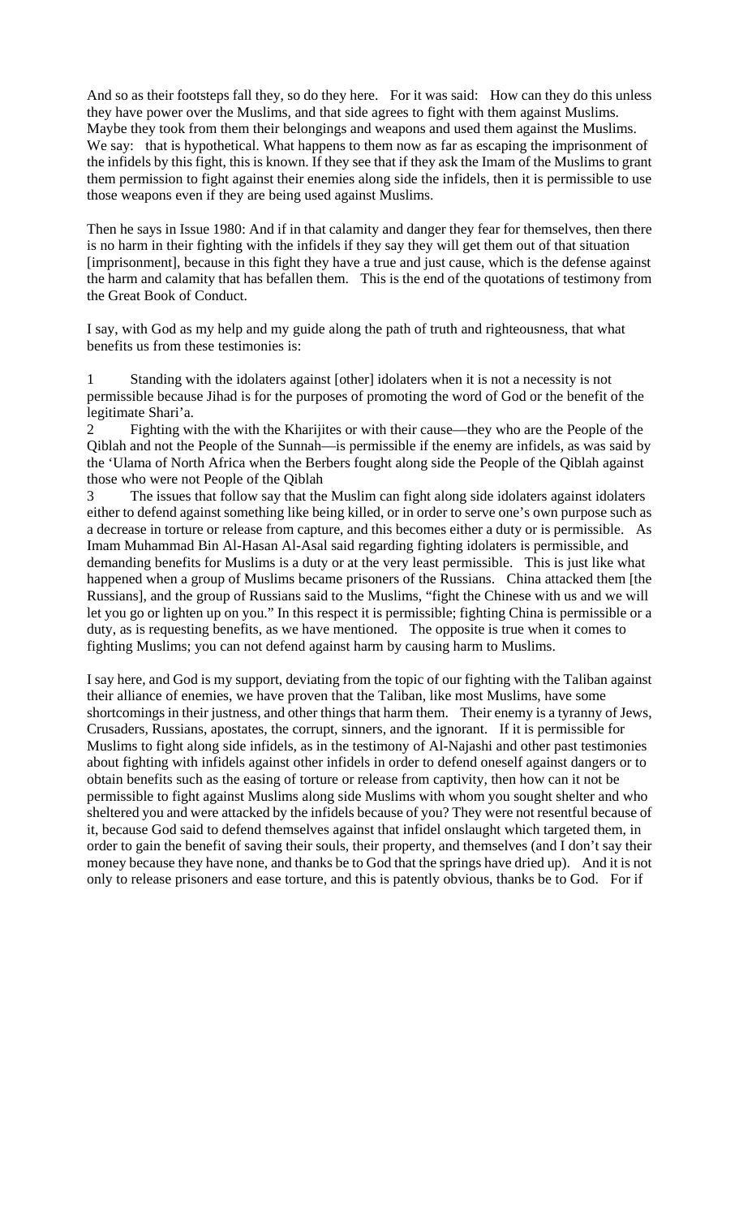And so as their footsteps fall they, so do they here. For it was said: How can they do this unless they have power over the Muslims, and that side agrees to fight with them against Muslims. Maybe they took from them their belongings and weapons and used them against the Muslims. We say: that is hypothetical. What happens to them now as far as escaping the imprisonment of the infidels by this fight, this is known. If they see that if they ask the Imam of the Muslims to grant them permission to fight against their enemies along side the infidels, then it is permissible to use those weapons even if they are being used against Muslims.

Then he says in Issue 1980: And if in that calamity and danger they fear for themselves, then there is no harm in their fighting with the infidels if they say they will get them out of that situation [imprisonment], because in this fight they have a true and just cause, which is the defense against the harm and calamity that has befallen them. This is the end of the quotations of testimony from the Great Book of Conduct.

I say, with God as my help and my guide along the path of truth and righteousness, that what benefits us from these testimonies is:

1 Standing with the idolaters against [other] idolaters when it is not a necessity is not permissible because Jihad is for the purposes of promoting the word of God or the benefit of the legitimate Shari'a.

2 Fighting with the with the Kharijites or with their cause—they who are the People of the Qiblah and not the People of the Sunnah—is permissible if the enemy are infidels, as was said by the 'Ulama of North Africa when the Berbers fought along side the People of the Qiblah against those who were not People of the Qiblah

3 The issues that follow say that the Muslim can fight along side idolaters against idolaters either to defend against something like being killed, or in order to serve one's own purpose such as a decrease in torture or release from capture, and this becomes either a duty or is permissible. As Imam Muhammad Bin Al-Hasan Al-Asal said regarding fighting idolaters is permissible, and demanding benefits for Muslims is a duty or at the very least permissible. This is just like what happened when a group of Muslims became prisoners of the Russians. China attacked them [the Russians], and the group of Russians said to the Muslims, "fight the Chinese with us and we will let you go or lighten up on you." In this respect it is permissible; fighting China is permissible or a duty, as is requesting benefits, as we have mentioned. The opposite is true when it comes to fighting Muslims; you can not defend against harm by causing harm to Muslims.

I say here, and God is my support, deviating from the topic of our fighting with the Taliban against their alliance of enemies, we have proven that the Taliban, like most Muslims, have some shortcomings in their justness, and other things that harm them. Their enemy is a tyranny of Jews, Crusaders, Russians, apostates, the corrupt, sinners, and the ignorant. If it is permissible for Muslims to fight along side infidels, as in the testimony of Al-Najashi and other past testimonies about fighting with infidels against other infidels in order to defend oneself against dangers or to obtain benefits such as the easing of torture or release from captivity, then how can it not be permissible to fight against Muslims along side Muslims with whom you sought shelter and who sheltered you and were attacked by the infidels because of you? They were not resentful because of it, because God said to defend themselves against that infidel onslaught which targeted them, in order to gain the benefit of saving their souls, their property, and themselves (and I don't say their money because they have none, and thanks be to God that the springs have dried up). And it is not only to release prisoners and ease torture, and this is patently obvious, thanks be to God. For if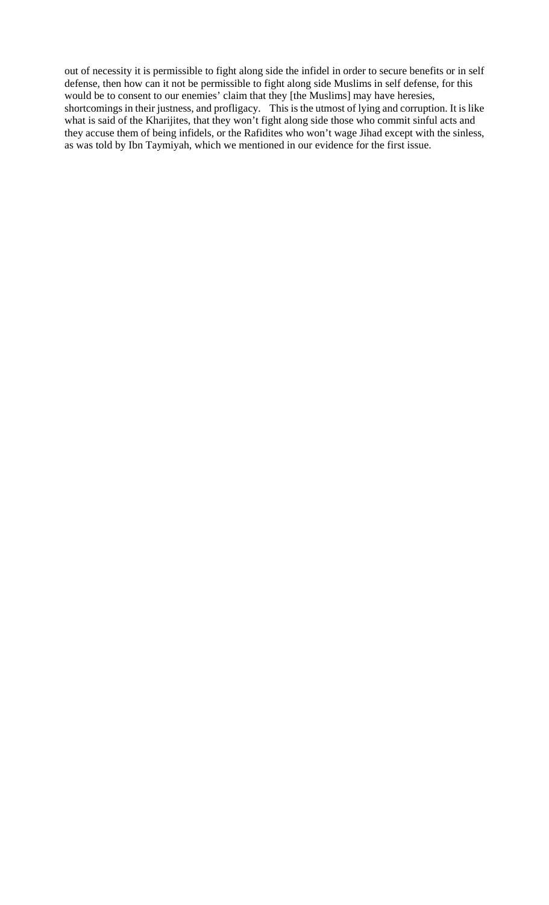out of necessity it is permissible to fight along side the infidel in order to secure benefits or in self defense, then how can it not be permissible to fight along side Muslims in self defense, for this would be to consent to our enemies' claim that they [the Muslims] may have heresies, shortcomings in their justness, and profligacy. This is the utmost of lying and corruption. It is like what is said of the Kharijites, that they won't fight along side those who commit sinful acts and they accuse them of being infidels, or the Rafidites who won't wage Jihad except with the sinless, as was told by Ibn Taymiyah, which we mentioned in our evidence for the first issue.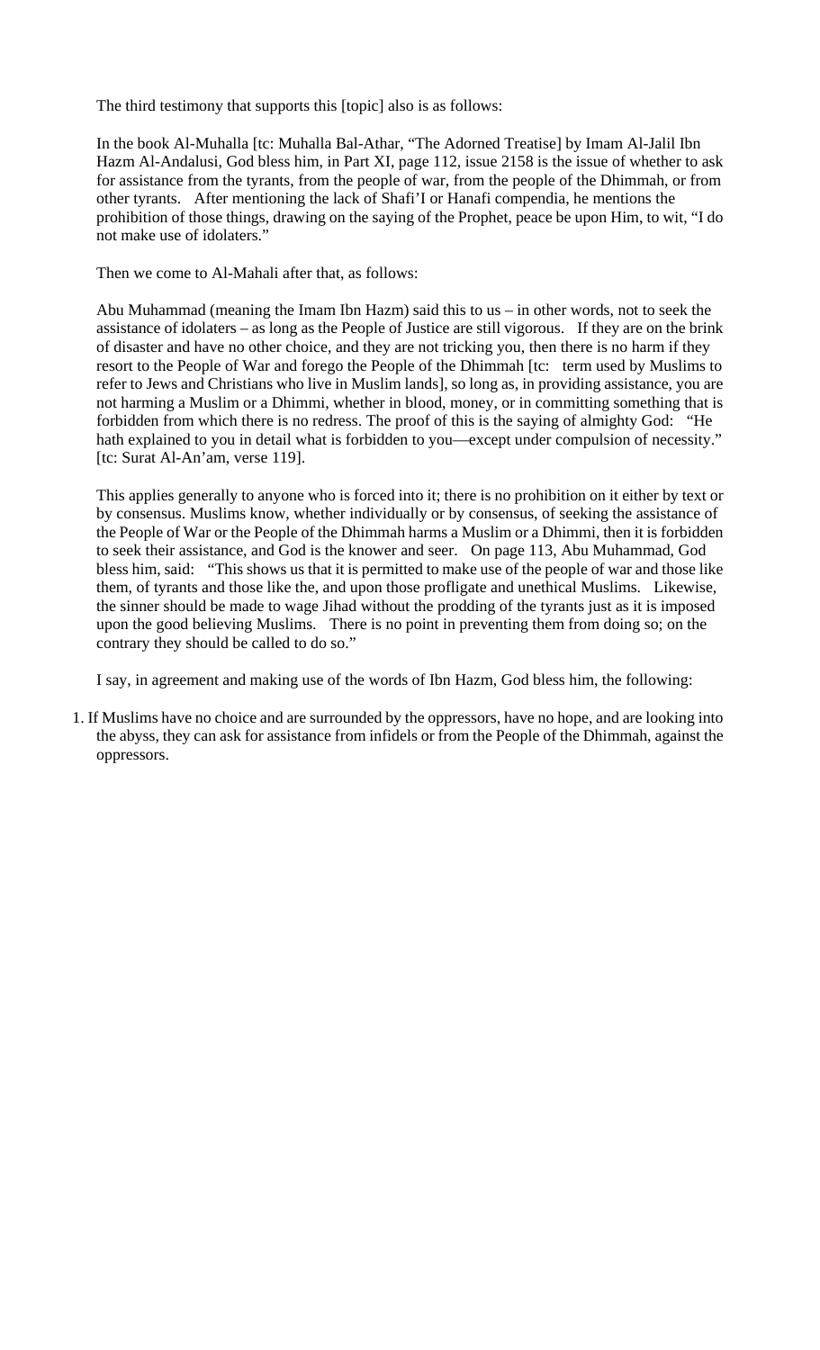The third testimony that supports this [topic] also is as follows:

In the book Al-Muhalla [tc: Muhalla Bal-Athar, "The Adorned Treatise] by Imam Al-Jalil Ibn Hazm Al-Andalusi, God bless him, in Part XI, page 112, issue 2158 is the issue of whether to ask for assistance from the tyrants, from the people of war, from the people of the Dhimmah, or from other tyrants. After mentioning the lack of Shafi'I or Hanafi compendia, he mentions the prohibition of those things, drawing on the saying of the Prophet, peace be upon Him, to wit, "I do not make use of idolaters."

Then we come to Al-Mahali after that, as follows:

Abu Muhammad (meaning the Imam Ibn Hazm) said this to us – in other words, not to seek the assistance of idolaters – as long as the People of Justice are still vigorous. If they are on the brink of disaster and have no other choice, and they are not tricking you, then there is no harm if they resort to the People of War and forego the People of the Dhimmah [tc: term used by Muslims to refer to Jews and Christians who live in Muslim lands], so long as, in providing assistance, you are not harming a Muslim or a Dhimmi, whether in blood, money, or in committing something that is forbidden from which there is no redress. The proof of this is the saying of almighty God: "He hath explained to you in detail what is forbidden to you—except under compulsion of necessity." [tc: Surat Al-An'am, verse 119].

This applies generally to anyone who is forced into it; there is no prohibition on it either by text or by consensus. Muslims know, whether individually or by consensus, of seeking the assistance of the People of War or the People of the Dhimmah harms a Muslim or a Dhimmi, then it is forbidden to seek their assistance, and God is the knower and seer. On page 113, Abu Muhammad, God bless him, said: "This shows us that it is permitted to make use of the people of war and those like them, of tyrants and those like the, and upon those profligate and unethical Muslims. Likewise, the sinner should be made to wage Jihad without the prodding of the tyrants just as it is imposed upon the good believing Muslims. There is no point in preventing them from doing so; on the contrary they should be called to do so."

I say, in agreement and making use of the words of Ibn Hazm, God bless him, the following:

1. If Muslims have no choice and are surrounded by the oppressors, have no hope, and are looking into the abyss, they can ask for assistance from infidels or from the People of the Dhimmah, against the oppressors.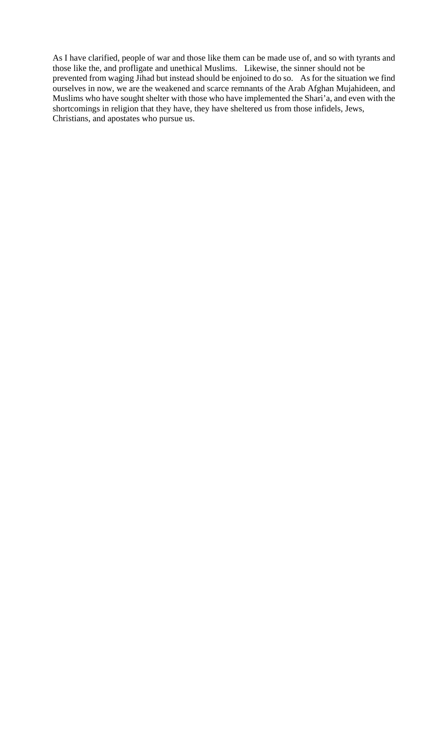As I have clarified, people of war and those like them can be made use of, and so with tyrants and those like the, and profligate and unethical Muslims. Likewise, the sinner should not be prevented from waging Jihad but instead should be enjoined to do so. As for the situation we find ourselves in now, we are the weakened and scarce remnants of the Arab Afghan Mujahideen, and Muslims who have sought shelter with those who have implemented the Shari'a, and even with the shortcomings in religion that they have, they have sheltered us from those infidels, Jews, Christians, and apostates who pursue us.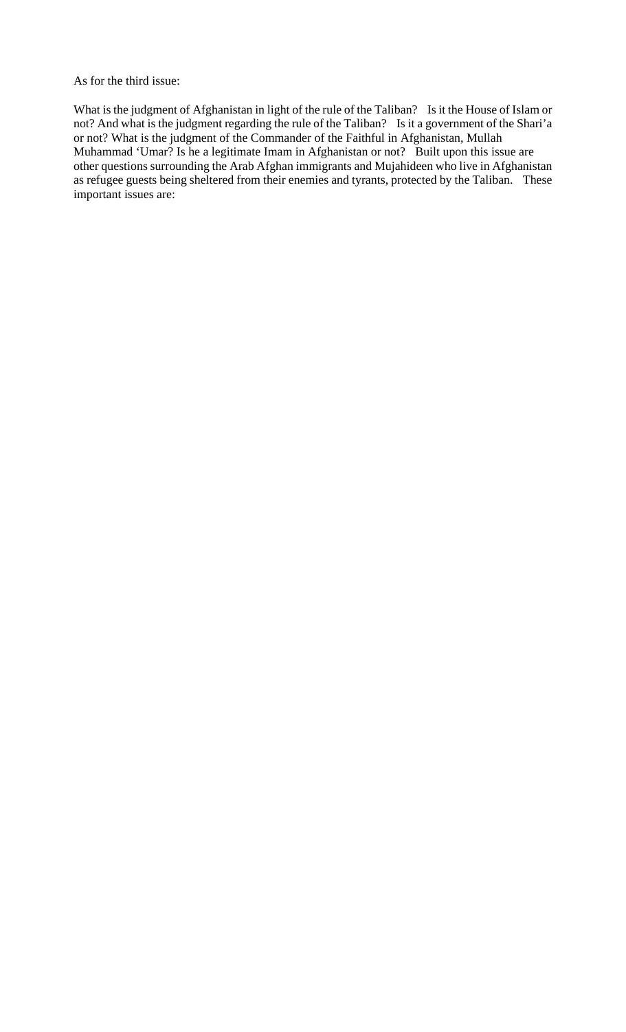As for the third issue:

What is the judgment of Afghanistan in light of the rule of the Taliban? Is it the House of Islam or not? And what is the judgment regarding the rule of the Taliban? Is it a government of the Shari'a or not? What is the judgment of the Commander of the Faithful in Afghanistan, Mullah Muhammad 'Umar? Is he a legitimate Imam in Afghanistan or not? Built upon this issue are other questions surrounding the Arab Afghan immigrants and Mujahideen who live in Afghanistan as refugee guests being sheltered from their enemies and tyrants, protected by the Taliban. These important issues are: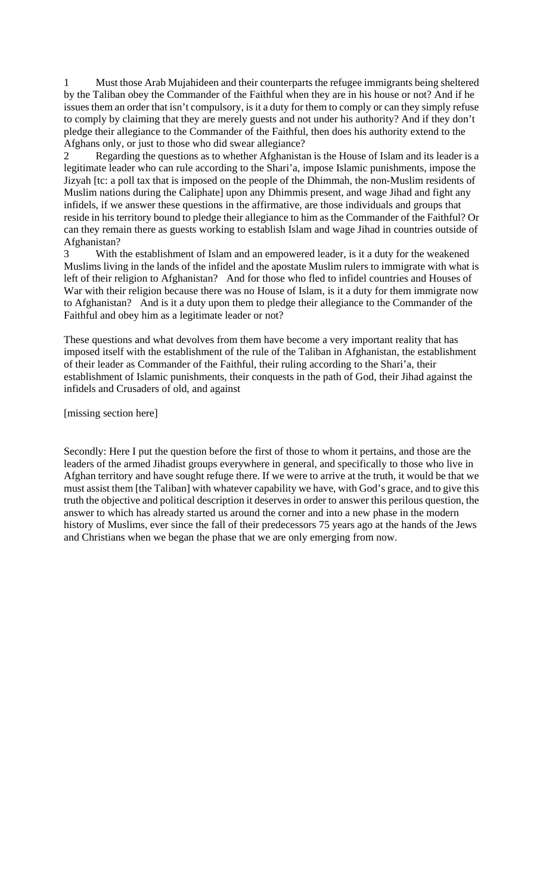1 Must those Arab Mujahideen and their counterparts the refugee immigrants being sheltered by the Taliban obey the Commander of the Faithful when they are in his house or not? And if he issues them an order that isn't compulsory, is it a duty for them to comply or can they simply refuse to comply by claiming that they are merely guests and not under his authority? And if they don't pledge their allegiance to the Commander of the Faithful, then does his authority extend to the Afghans only, or just to those who did swear allegiance?

2 Regarding the questions as to whether Afghanistan is the House of Islam and its leader is a legitimate leader who can rule according to the Shari'a, impose Islamic punishments, impose the Jizyah [tc: a poll tax that is imposed on the people of the Dhimmah, the non-Muslim residents of Muslim nations during the Caliphate] upon any Dhimmis present, and wage Jihad and fight any infidels, if we answer these questions in the affirmative, are those individuals and groups that reside in his territory bound to pledge their allegiance to him as the Commander of the Faithful? Or can they remain there as guests working to establish Islam and wage Jihad in countries outside of Afghanistan?

3 With the establishment of Islam and an empowered leader, is it a duty for the weakened Muslims living in the lands of the infidel and the apostate Muslim rulers to immigrate with what is left of their religion to Afghanistan? And for those who fled to infidel countries and Houses of War with their religion because there was no House of Islam, is it a duty for them immigrate now to Afghanistan? And is it a duty upon them to pledge their allegiance to the Commander of the Faithful and obey him as a legitimate leader or not?

These questions and what devolves from them have become a very important reality that has imposed itself with the establishment of the rule of the Taliban in Afghanistan, the establishment of their leader as Commander of the Faithful, their ruling according to the Shari'a, their establishment of Islamic punishments, their conquests in the path of God, their Jihad against the infidels and Crusaders of old, and against

[missing section here]

Secondly: Here I put the question before the first of those to whom it pertains, and those are the leaders of the armed Jihadist groups everywhere in general, and specifically to those who live in Afghan territory and have sought refuge there. If we were to arrive at the truth, it would be that we must assist them [the Taliban] with whatever capability we have, with God's grace, and to give this truth the objective and political description it deserves in order to answer this perilous question, the answer to which has already started us around the corner and into a new phase in the modern history of Muslims, ever since the fall of their predecessors 75 years ago at the hands of the Jews and Christians when we began the phase that we are only emerging from now.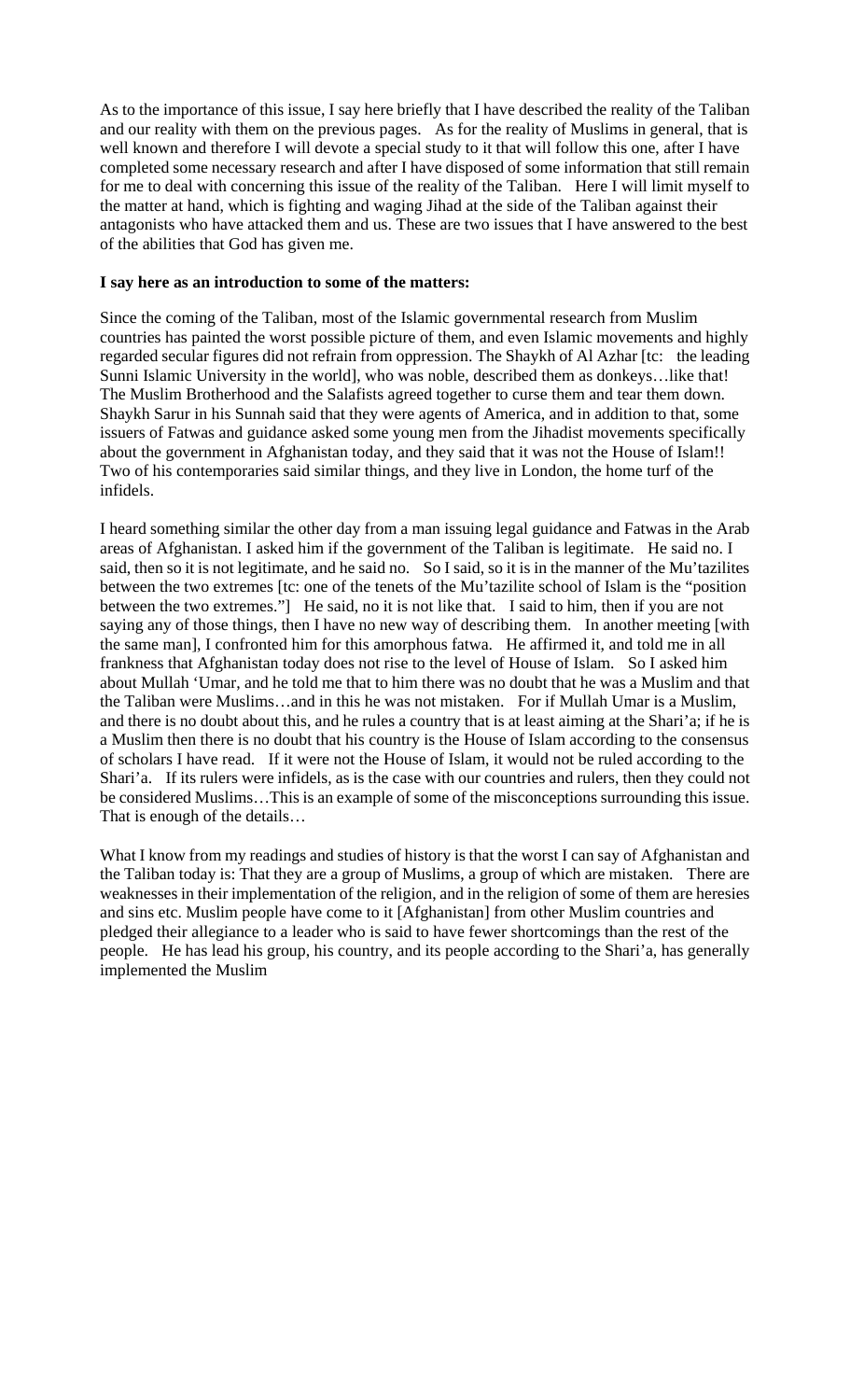As to the importance of this issue, I say here briefly that I have described the reality of the Taliban and our reality with them on the previous pages. As for the reality of Muslims in general, that is well known and therefore I will devote a special study to it that will follow this one, after I have completed some necessary research and after I have disposed of some information that still remain for me to deal with concerning this issue of the reality of the Taliban. Here I will limit myself to the matter at hand, which is fighting and waging Jihad at the side of the Taliban against their antagonists who have attacked them and us. These are two issues that I have answered to the best of the abilities that God has given me.

**I say here as an introduction to some of the matters:**

Since the coming of the Taliban, most of the Islamic governmental research from Muslim countries has painted the worst possible picture of them, and even Islamic movements and highly regarded secular figures did not refrain from oppression. The Shaykh of Al Azhar [tc: the leading Sunni Islamic University in the world], who was noble, described them as donkeys…like that! The Muslim Brotherhood and the Salafists agreed together to curse them and tear them down. Shaykh Sarur in his Sunnah said that they were agents of America, and in addition to that, some issuers of Fatwas and guidance asked some young men from the Jihadist movements specifically about the government in Afghanistan today, and they said that it was not the House of Islam!! Two of his contemporaries said similar things, and they live in London, the home turf of the infidels.

I heard something similar the other day from a man issuing legal guidance and Fatwas in the Arab areas of Afghanistan. I asked him if the government of the Taliban is legitimate. He said no. I said, then so it is not legitimate, and he said no. So I said, so it is in the manner of the Mu'tazilites between the two extremes [tc: one of the tenets of the Mu'tazilite school of Islam is the "position between the two extremes."] He said, no it is not like that. I said to him, then if you are not saying any of those things, then I have no new way of describing them. In another meeting [with the same man], I confronted him for this amorphous fatwa. He affirmed it, and told me in all frankness that Afghanistan today does not rise to the level of House of Islam. So I asked him about Mullah 'Umar, and he told me that to him there was no doubt that he was a Muslim and that the Taliban were Muslims…and in this he was not mistaken. For if Mullah Umar is a Muslim, and there is no doubt about this, and he rules a country that is at least aiming at the Shari'a; if he is a Muslim then there is no doubt that his country is the House of Islam according to the consensus of scholars I have read. If it were not the House of Islam, it would not be ruled according to the Shari'a. If its rulers were infidels, as is the case with our countries and rulers, then they could not be considered Muslims…This is an example of some of the misconceptions surrounding this issue. That is enough of the details…

What I know from my readings and studies of history is that the worst I can say of Afghanistan and the Taliban today is: That they are a group of Muslims, a group of which are mistaken. There are weaknesses in their implementation of the religion, and in the religion of some of them are heresies and sins etc. Muslim people have come to it [Afghanistan] from other Muslim countries and pledged their allegiance to a leader who is said to have fewer shortcomings than the rest of the people. He has lead his group, his country, and its people according to the Shari'a, has generally implemented the Muslim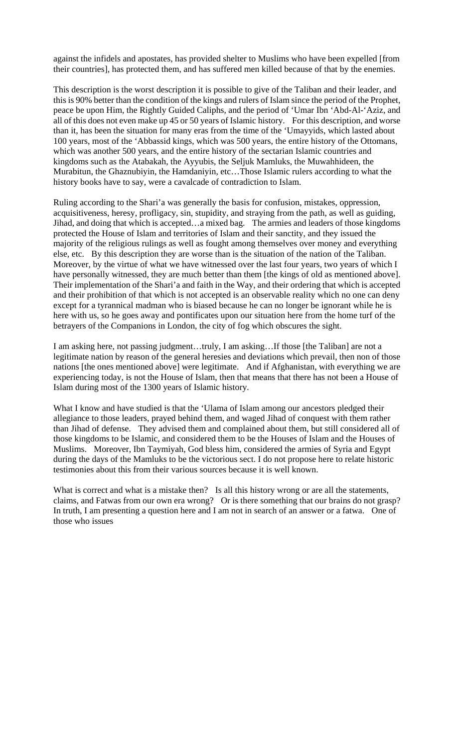against the infidels and apostates, has provided shelter to Muslims who have been expelled [from their countries], has protected them, and has suffered men killed because of that by the enemies.

This description is the worst description it is possible to give of the Taliban and their leader, and this is 90% better than the condition of the kings and rulers of Islam since the period of the Prophet, peace be upon Him, the Rightly Guided Caliphs, and the period of 'Umar Ibn 'Abd-Al-'Aziz, and all of this does not even make up 45 or 50 years of Islamic history. For this description, and worse than it, has been the situation for many eras from the time of the 'Umayyids, which lasted about 100 years, most of the 'Abbassid kings, which was 500 years, the entire history of the Ottomans, which was another 500 years, and the entire history of the sectarian Islamic countries and kingdoms such as the Atabakah, the Ayyubis, the Seljuk Mamluks, the Muwahhideen, the Murabitun, the Ghaznubiyin, the Hamdaniyin, etc…Those Islamic rulers according to what the history books have to say, were a cavalcade of contradiction to Islam.

Ruling according to the Shari'a was generally the basis for confusion, mistakes, oppression, acquisitiveness, heresy, profligacy, sin, stupidity, and straying from the path, as well as guiding, Jihad, and doing that which is accepted…a mixed bag. The armies and leaders of those kingdoms protected the House of Islam and territories of Islam and their sanctity, and they issued the majority of the religious rulings as well as fought among themselves over money and everything else, etc. By this description they are worse than is the situation of the nation of the Taliban. Moreover, by the virtue of what we have witnessed over the last four years, two years of which I have personally witnessed, they are much better than them [the kings of old as mentioned above]. Their implementation of the Shari'a and faith in the Way, and their ordering that which is accepted and their prohibition of that which is not accepted is an observable reality which no one can deny except for a tyrannical madman who is biased because he can no longer be ignorant while he is here with us, so he goes away and pontificates upon our situation here from the home turf of the betrayers of the Companions in London, the city of fog which obscures the sight.

I am asking here, not passing judgment…truly, I am asking…If those [the Taliban] are not a legitimate nation by reason of the general heresies and deviations which prevail, then non of those nations [the ones mentioned above] were legitimate. And if Afghanistan, with everything we are experiencing today, is not the House of Islam, then that means that there has not been a House of Islam during most of the 1300 years of Islamic history.

What I know and have studied is that the 'Ulama of Islam among our ancestors pledged their allegiance to those leaders, prayed behind them, and waged Jihad of conquest with them rather than Jihad of defense. They advised them and complained about them, but still considered all of those kingdoms to be Islamic, and considered them to be the Houses of Islam and the Houses of Muslims. Moreover, Ibn Taymiyah, God bless him, considered the armies of Syria and Egypt during the days of the Mamluks to be the victorious sect. I do not propose here to relate historic testimonies about this from their various sources because it is well known.

What is correct and what is a mistake then? Is all this history wrong or are all the statements, claims, and Fatwas from our own era wrong? Or is there something that our brains do not grasp? In truth, I am presenting a question here and I am not in search of an answer or a fatwa. One of those who issues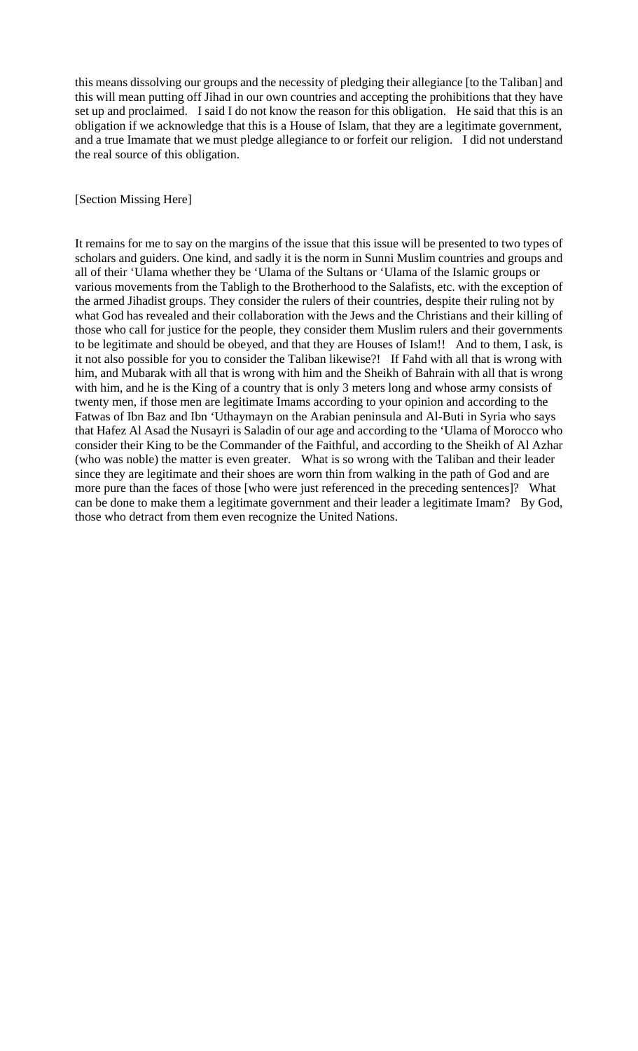this means dissolving our groups and the necessity of pledging their allegiance [to the Taliban] and this will mean putting off Jihad in our own countries and accepting the prohibitions that they have set up and proclaimed. I said I do not know the reason for this obligation. He said that this is an obligation if we acknowledge that this is a House of Islam, that they are a legitimate government, and a true Imamate that we must pledge allegiance to or forfeit our religion. I did not understand the real source of this obligation.

[Section Missing Here]

It remains for me to say on the margins of the issue that this issue will be presented to two types of scholars and guiders. One kind, and sadly it is the norm in Sunni Muslim countries and groups and all of their 'Ulama whether they be 'Ulama of the Sultans or 'Ulama of the Islamic groups or various movements from the Tabligh to the Brotherhood to the Salafists, etc. with the exception of the armed Jihadist groups. They consider the rulers of their countries, despite their ruling not by what God has revealed and their collaboration with the Jews and the Christians and their killing of those who call for justice for the people, they consider them Muslim rulers and their governments to be legitimate and should be obeyed, and that they are Houses of Islam!! And to them, I ask, is it not also possible for you to consider the Taliban likewise?! If Fahd with all that is wrong with him, and Mubarak with all that is wrong with him and the Sheikh of Bahrain with all that is wrong with him, and he is the King of a country that is only 3 meters long and whose army consists of twenty men, if those men are legitimate Imams according to your opinion and according to the Fatwas of Ibn Baz and Ibn 'Uthaymayn on the Arabian peninsula and Al-Buti in Syria who says that Hafez Al Asad the Nusayri is Saladin of our age and according to the 'Ulama of Morocco who consider their King to be the Commander of the Faithful, and according to the Sheikh of Al Azhar (who was noble) the matter is even greater. What is so wrong with the Taliban and their leader since they are legitimate and their shoes are worn thin from walking in the path of God and are more pure than the faces of those [who were just referenced in the preceding sentences]? What can be done to make them a legitimate government and their leader a legitimate Imam? By God, those who detract from them even recognize the United Nations.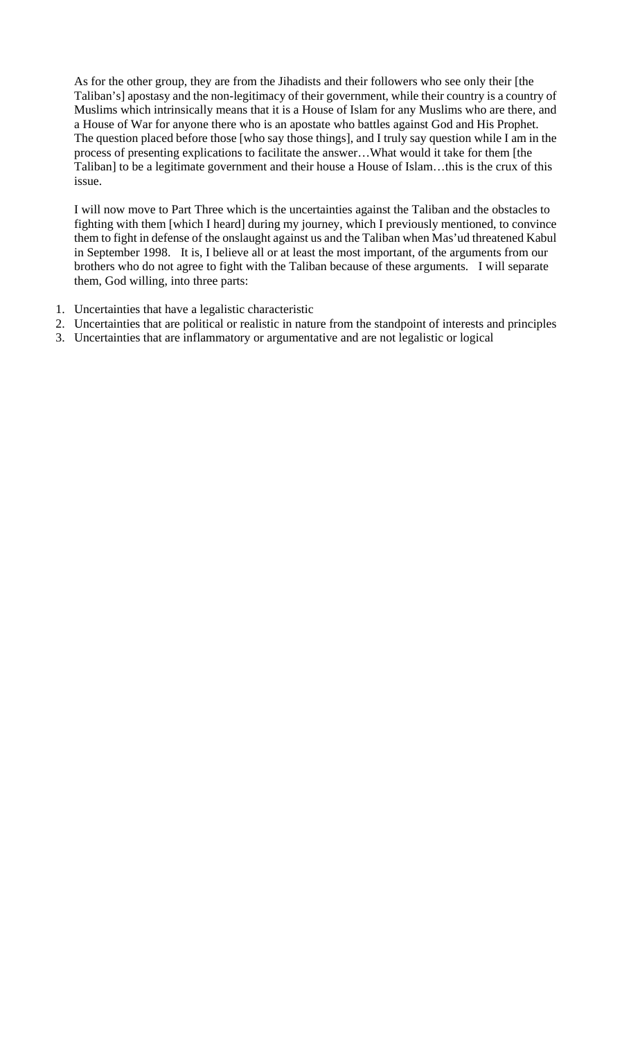As for the other group, they are from the Jihadists and their followers who see only their [the Taliban's] apostasy and the non-legitimacy of their government, while their country is a country of Muslims which intrinsically means that it is a House of Islam for any Muslims who are there, and a House of War for anyone there who is an apostate who battles against God and His Prophet. The question placed before those [who say those things], and I truly say question while I am in the process of presenting explications to facilitate the answer…What would it take for them [the Taliban] to be a legitimate government and their house a House of Islam…this is the crux of this issue.

I will now move to Part Three which is the uncertainties against the Taliban and the obstacles to fighting with them [which I heard] during my journey, which I previously mentioned, to convince them to fight in defense of the onslaught against us and the Taliban when Mas'ud threatened Kabul in September 1998. It is, I believe all or at least the most important, of the arguments from our brothers who do not agree to fight with the Taliban because of these arguments. I will separate them, God willing, into three parts:

1. Uncertainties that have a legalistic characteristic
2. Uncertainties that are political or realistic in nature from the standpoint of interests and principles
3. Uncertainties that are inflammatory or argumentative and are not legalistic or logical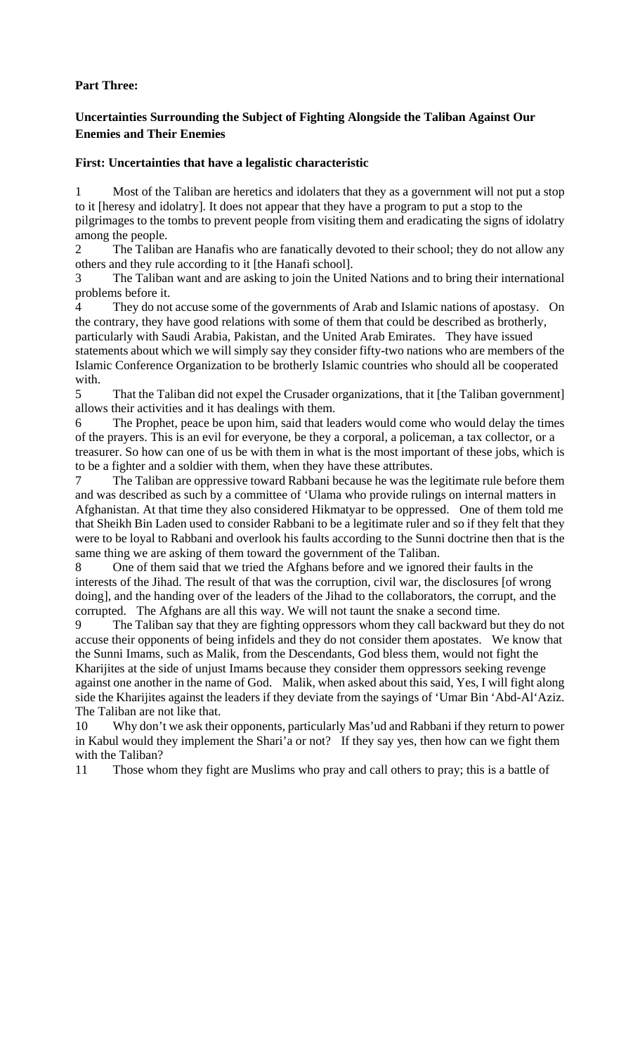**Part Three:**

**Uncertainties Surrounding the Subject of Fighting Alongside the Taliban Against Our Enemies and Their Enemies**

**First: Uncertainties that have a legalistic characteristic**

1 Most of the Taliban are heretics and idolaters that they as a government will not put a stop to it [heresy and idolatry]. It does not appear that they have a program to put a stop to the pilgrimages to the tombs to prevent people from visiting them and eradicating the signs of idolatry among the people.

2 The Taliban are Hanafis who are fanatically devoted to their school; they do not allow any others and they rule according to it [the Hanafi school].

3 The Taliban want and are asking to join the United Nations and to bring their international problems before it.

4 They do not accuse some of the governments of Arab and Islamic nations of apostasy. On the contrary, they have good relations with some of them that could be described as brotherly, particularly with Saudi Arabia, Pakistan, and the United Arab Emirates. They have issued statements about which we will simply say they consider fifty-two nations who are members of the Islamic Conference Organization to be brotherly Islamic countries who should all be cooperated with.

5 That the Taliban did not expel the Crusader organizations, that it [the Taliban government] allows their activities and it has dealings with them.

6 The Prophet, peace be upon him, said that leaders would come who would delay the times of the prayers. This is an evil for everyone, be they a corporal, a policeman, a tax collector, or a treasurer. So how can one of us be with them in what is the most important of these jobs, which is to be a fighter and a soldier with them, when they have these attributes.

7 The Taliban are oppressive toward Rabbani because he was the legitimate rule before them and was described as such by a committee of 'Ulama who provide rulings on internal matters in Afghanistan. At that time they also considered Hikmatyar to be oppressed. One of them told me that Sheikh Bin Laden used to consider Rabbani to be a legitimate ruler and so if they felt that they were to be loyal to Rabbani and overlook his faults according to the Sunni doctrine then that is the same thing we are asking of them toward the government of the Taliban.

8 One of them said that we tried the Afghans before and we ignored their faults in the interests of the Jihad. The result of that was the corruption, civil war, the disclosures [of wrong doing], and the handing over of the leaders of the Jihad to the collaborators, the corrupt, and the corrupted. The Afghans are all this way. We will not taunt the snake a second time.

9 The Taliban say that they are fighting oppressors whom they call backward but they do not accuse their opponents of being infidels and they do not consider them apostates. We know that the Sunni Imams, such as Malik, from the Descendants, God bless them, would not fight the Kharijites at the side of unjust Imams because they consider them oppressors seeking revenge against one another in the name of God. Malik, when asked about this said, Yes, I will fight along side the Kharijites against the leaders if they deviate from the sayings of 'Umar Bin 'Abd-Al'Aziz. The Taliban are not like that.

10 Why don't we ask their opponents, particularly Mas'ud and Rabbani if they return to power in Kabul would they implement the Shari'a or not? If they say yes, then how can we fight them with the Taliban?

11 Those whom they fight are Muslims who pray and call others to pray; this is a battle of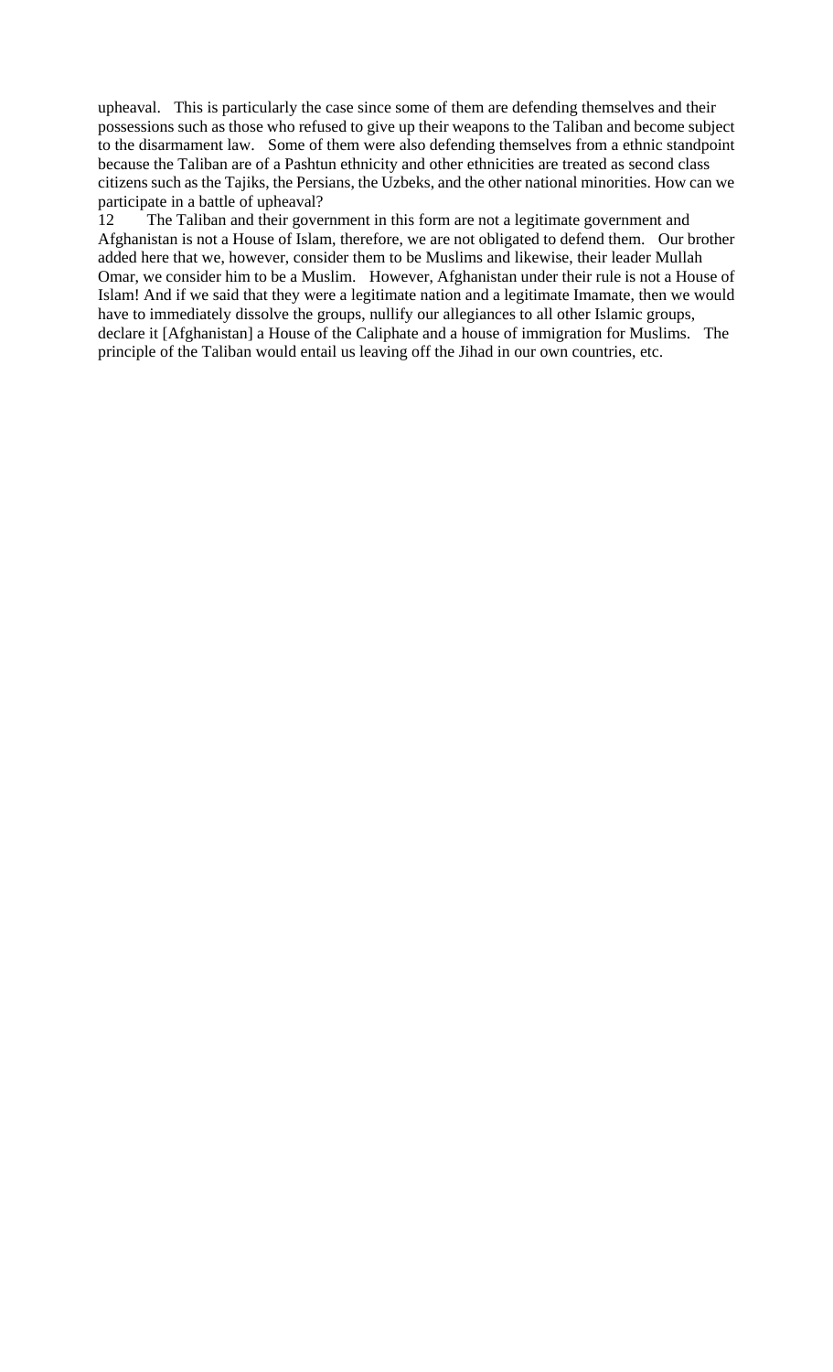upheaval. This is particularly the case since some of them are defending themselves and their possessions such as those who refused to give up their weapons to the Taliban and become subject to the disarmament law. Some of them were also defending themselves from a ethnic standpoint because the Taliban are of a Pashtun ethnicity and other ethnicities are treated as second class citizens such as the Tajiks, the Persians, the Uzbeks, and the other national minorities. How can we participate in a battle of upheaval?

12 The Taliban and their government in this form are not a legitimate government and Afghanistan is not a House of Islam, therefore, we are not obligated to defend them. Our brother added here that we, however, consider them to be Muslims and likewise, their leader Mullah Omar, we consider him to be a Muslim. However, Afghanistan under their rule is not a House of Islam! And if we said that they were a legitimate nation and a legitimate Imamate, then we would have to immediately dissolve the groups, nullify our allegiances to all other Islamic groups, declare it [Afghanistan] a House of the Caliphate and a house of immigration for Muslims. The principle of the Taliban would entail us leaving off the Jihad in our own countries, etc.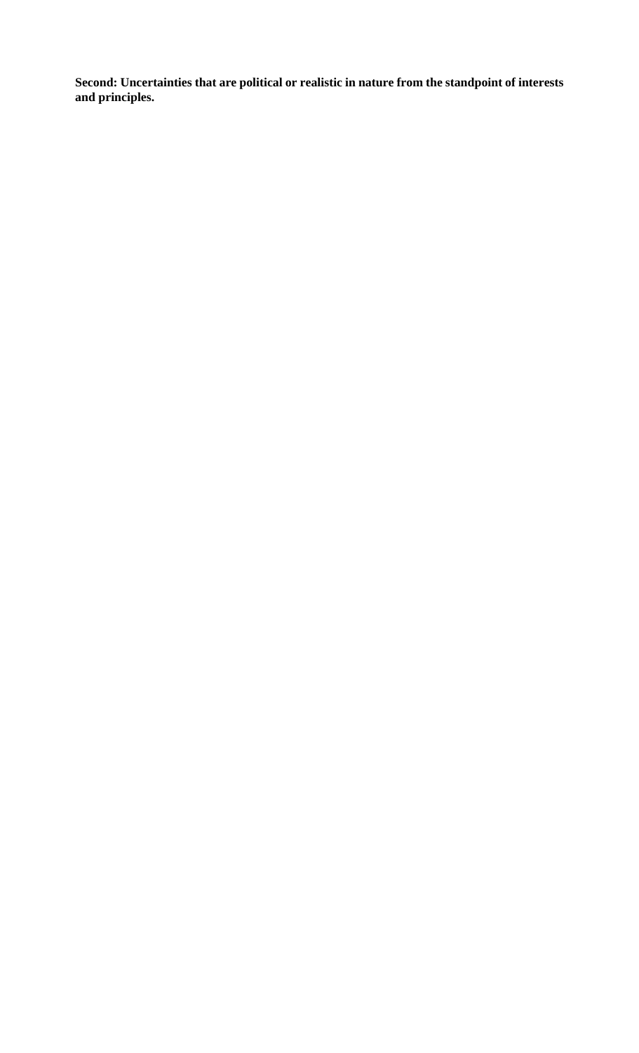**Second: Uncertainties that are political or realistic in nature from the standpoint of interests and principles.**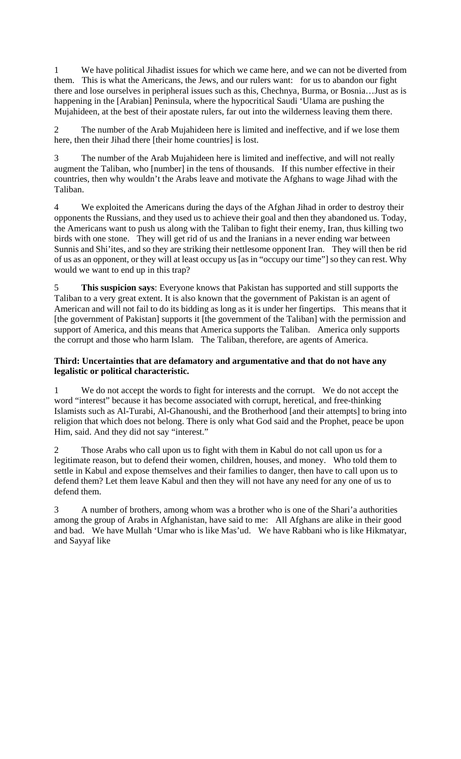1 We have political Jihadist issues for which we came here, and we can not be diverted from them. This is what the Americans, the Jews, and our rulers want: for us to abandon our fight there and lose ourselves in peripheral issues such as this, Chechnya, Burma, or Bosnia…Just as is happening in the [Arabian] Peninsula, where the hypocritical Saudi 'Ulama are pushing the Mujahideen, at the best of their apostate rulers, far out into the wilderness leaving them there.

2 The number of the Arab Mujahideen here is limited and ineffective, and if we lose them here, then their Jihad there [their home countries] is lost.

3 The number of the Arab Mujahideen here is limited and ineffective, and will not really augment the Taliban, who [number] in the tens of thousands. If this number effective in their countries, then why wouldn't the Arabs leave and motivate the Afghans to wage Jihad with the Taliban.

4 We exploited the Americans during the days of the Afghan Jihad in order to destroy their opponents the Russians, and they used us to achieve their goal and then they abandoned us. Today, the Americans want to push us along with the Taliban to fight their enemy, Iran, thus killing two birds with one stone. They will get rid of us and the Iranians in a never ending war between Sunnis and Shi'ites, and so they are striking their nettlesome opponent Iran. They will then be rid of us as an opponent, or they will at least occupy us [as in "occupy our time"] so they can rest. Why would we want to end up in this trap?

5 **This suspicion says**: Everyone knows that Pakistan has supported and still supports the Taliban to a very great extent. It is also known that the government of Pakistan is an agent of American and will not fail to do its bidding as long as it is under her fingertips. This means that it [the government of Pakistan] supports it [the government of the Taliban] with the permission and support of America, and this means that America supports the Taliban. America only supports the corrupt and those who harm Islam. The Taliban, therefore, are agents of America.

**Third: Uncertainties that are defamatory and argumentative and that do not have any legalistic or political characteristic.**

1 We do not accept the words to fight for interests and the corrupt. We do not accept the word "interest" because it has become associated with corrupt, heretical, and free-thinking Islamists such as Al-Turabi, Al-Ghanoushi, and the Brotherhood [and their attempts] to bring into religion that which does not belong. There is only what God said and the Prophet, peace be upon Him, said. And they did not say "interest."

2 Those Arabs who call upon us to fight with them in Kabul do not call upon us for a legitimate reason, but to defend their women, children, houses, and money. Who told them to settle in Kabul and expose themselves and their families to danger, then have to call upon us to defend them? Let them leave Kabul and then they will not have any need for any one of us to defend them.

3 A number of brothers, among whom was a brother who is one of the Shari'a authorities among the group of Arabs in Afghanistan, have said to me: All Afghans are alike in their good and bad. We have Mullah 'Umar who is like Mas'ud. We have Rabbani who is like Hikmatyar, and Sayyaf like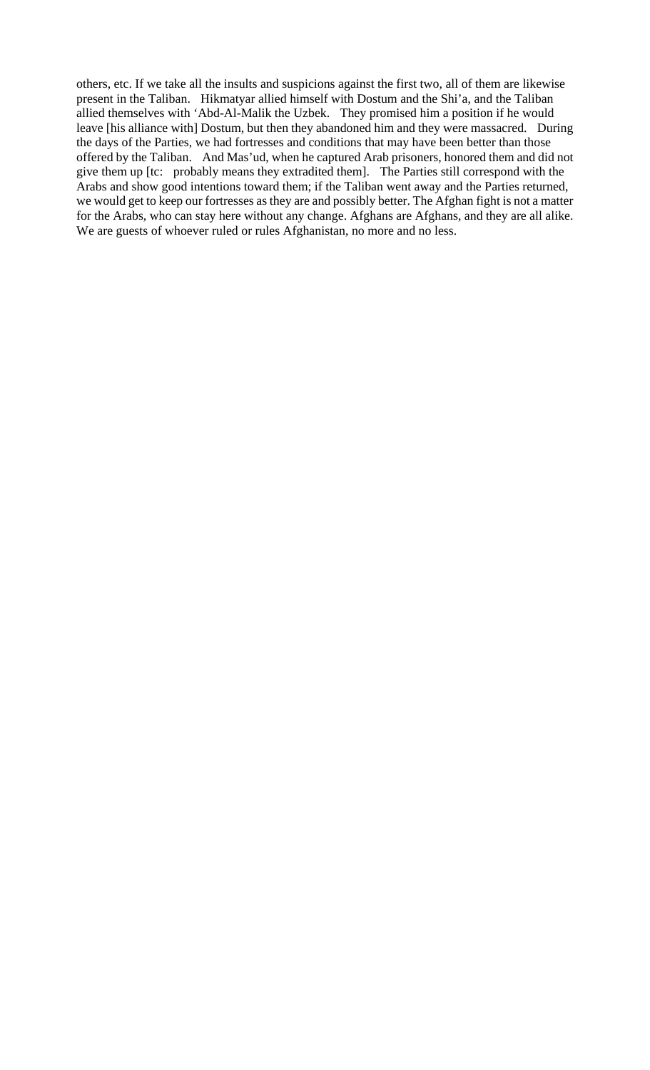others, etc. If we take all the insults and suspicions against the first two, all of them are likewise present in the Taliban. Hikmatyar allied himself with Dostum and the Shi'a, and the Taliban allied themselves with 'Abd-Al-Malik the Uzbek. They promised him a position if he would leave [his alliance with] Dostum, but then they abandoned him and they were massacred. During the days of the Parties, we had fortresses and conditions that may have been better than those offered by the Taliban. And Mas'ud, when he captured Arab prisoners, honored them and did not give them up [tc: probably means they extradited them]. The Parties still correspond with the Arabs and show good intentions toward them; if the Taliban went away and the Parties returned, we would get to keep our fortresses as they are and possibly better. The Afghan fight is not a matter for the Arabs, who can stay here without any change. Afghans are Afghans, and they are all alike. We are guests of whoever ruled or rules Afghanistan, no more and no less.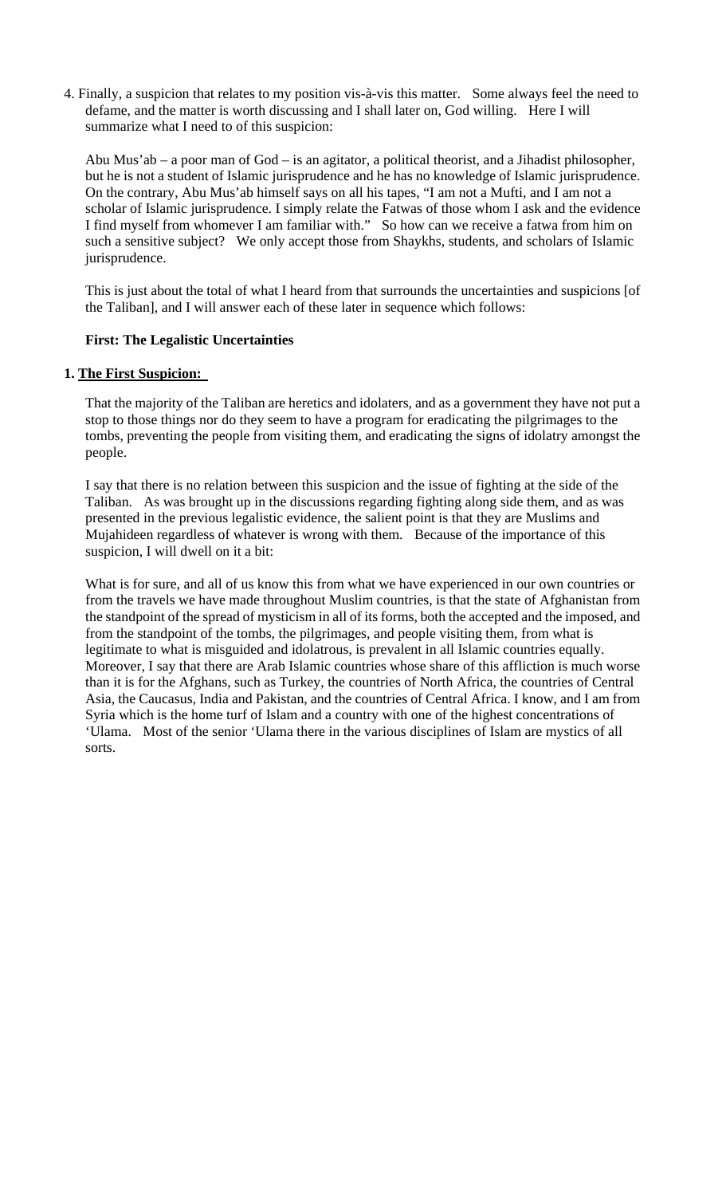4. Finally, a suspicion that relates to my position vis-à-vis this matter. Some always feel the need to defame, and the matter is worth discussing and I shall later on, God willing. Here I will summarize what I need to of this suspicion:

   Abu Mus'ab – a poor man of God – is an agitator, a political theorist, and a Jihadist philosopher, but he is not a student of Islamic jurisprudence and he has no knowledge of Islamic jurisprudence. On the contrary, Abu Mus'ab himself says on all his tapes, "I am not a Mufti, and I am not a scholar of Islamic jurisprudence. I simply relate the Fatwas of those whom I ask and the evidence I find myself from whomever I am familiar with." So how can we receive a fatwa from him on such a sensitive subject? We only accept those from Shaykhs, students, and scholars of Islamic jurisprudence.

   This is just about the total of what I heard from that surrounds the uncertainties and suspicions [of the Taliban], and I will answer each of these later in sequence which follows:

   **First: The Legalistic Uncertainties**

**1. <u>The First Suspicion:</u>**

   That the majority of the Taliban are heretics and idolaters, and as a government they have not put a stop to those things nor do they seem to have a program for eradicating the pilgrimages to the tombs, preventing the people from visiting them, and eradicating the signs of idolatry amongst the people.

   I say that there is no relation between this suspicion and the issue of fighting at the side of the Taliban. As was brought up in the discussions regarding fighting along side them, and as was presented in the previous legalistic evidence, the salient point is that they are Muslims and Mujahideen regardless of whatever is wrong with them. Because of the importance of this suspicion, I will dwell on it a bit:

   What is for sure, and all of us know this from what we have experienced in our own countries or from the travels we have made throughout Muslim countries, is that the state of Afghanistan from the standpoint of the spread of mysticism in all of its forms, both the accepted and the imposed, and from the standpoint of the tombs, the pilgrimages, and people visiting them, from what is legitimate to what is misguided and idolatrous, is prevalent in all Islamic countries equally. Moreover, I say that there are Arab Islamic countries whose share of this affliction is much worse than it is for the Afghans, such as Turkey, the countries of North Africa, the countries of Central Asia, the Caucasus, India and Pakistan, and the countries of Central Africa. I know, and I am from Syria which is the home turf of Islam and a country with one of the highest concentrations of 'Ulama. Most of the senior 'Ulama there in the various disciplines of Islam are mystics of all sorts.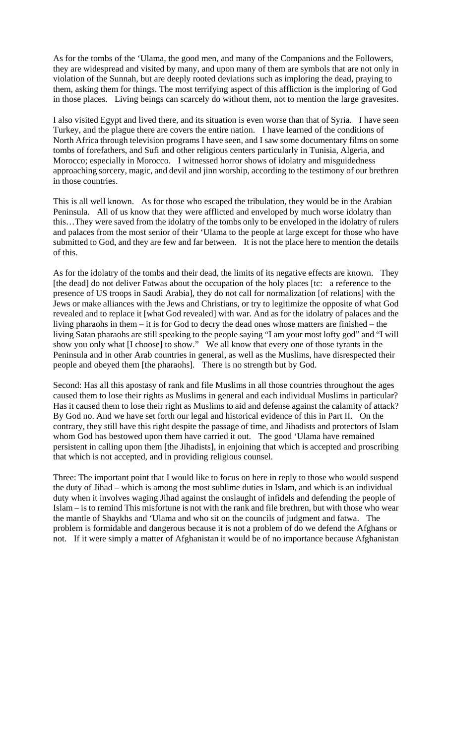As for the tombs of the 'Ulama, the good men, and many of the Companions and the Followers, they are widespread and visited by many, and upon many of them are symbols that are not only in violation of the Sunnah, but are deeply rooted deviations such as imploring the dead, praying to them, asking them for things. The most terrifying aspect of this affliction is the imploring of God in those places. Living beings can scarcely do without them, not to mention the large gravesites.

I also visited Egypt and lived there, and its situation is even worse than that of Syria. I have seen Turkey, and the plague there are covers the entire nation. I have learned of the conditions of North Africa through television programs I have seen, and I saw some documentary films on some tombs of forefathers, and Sufi and other religious centers particularly in Tunisia, Algeria, and Morocco; especially in Morocco. I witnessed horror shows of idolatry and misguidedness approaching sorcery, magic, and devil and jinn worship, according to the testimony of our brethren in those countries.

This is all well known. As for those who escaped the tribulation, they would be in the Arabian Peninsula. All of us know that they were afflicted and enveloped by much worse idolatry than this…They were saved from the idolatry of the tombs only to be enveloped in the idolatry of rulers and palaces from the most senior of their 'Ulama to the people at large except for those who have submitted to God, and they are few and far between. It is not the place here to mention the details of this.

As for the idolatry of the tombs and their dead, the limits of its negative effects are known. They [the dead] do not deliver Fatwas about the occupation of the holy places [tc: a reference to the presence of US troops in Saudi Arabia], they do not call for normalization [of relations] with the Jews or make alliances with the Jews and Christians, or try to legitimize the opposite of what God revealed and to replace it [what God revealed] with war. And as for the idolatry of palaces and the living pharaohs in them – it is for God to decry the dead ones whose matters are finished – the living Satan pharaohs are still speaking to the people saying "I am your most lofty god" and "I will show you only what [I choose] to show." We all know that every one of those tyrants in the Peninsula and in other Arab countries in general, as well as the Muslims, have disrespected their people and obeyed them [the pharaohs]. There is no strength but by God.

Second: Has all this apostasy of rank and file Muslims in all those countries throughout the ages caused them to lose their rights as Muslims in general and each individual Muslims in particular? Has it caused them to lose their right as Muslims to aid and defense against the calamity of attack? By God no. And we have set forth our legal and historical evidence of this in Part II. On the contrary, they still have this right despite the passage of time, and Jihadists and protectors of Islam whom God has bestowed upon them have carried it out. The good 'Ulama have remained persistent in calling upon them [the Jihadists], in enjoining that which is accepted and proscribing that which is not accepted, and in providing religious counsel.

Three: The important point that I would like to focus on here in reply to those who would suspend the duty of Jihad – which is among the most sublime duties in Islam, and which is an individual duty when it involves waging Jihad against the onslaught of infidels and defending the people of Islam – is to remind This misfortune is not with the rank and file brethren, but with those who wear the mantle of Shaykhs and 'Ulama and who sit on the councils of judgment and fatwa. The problem is formidable and dangerous because it is not a problem of do we defend the Afghans or not. If it were simply a matter of Afghanistan it would be of no importance because Afghanistan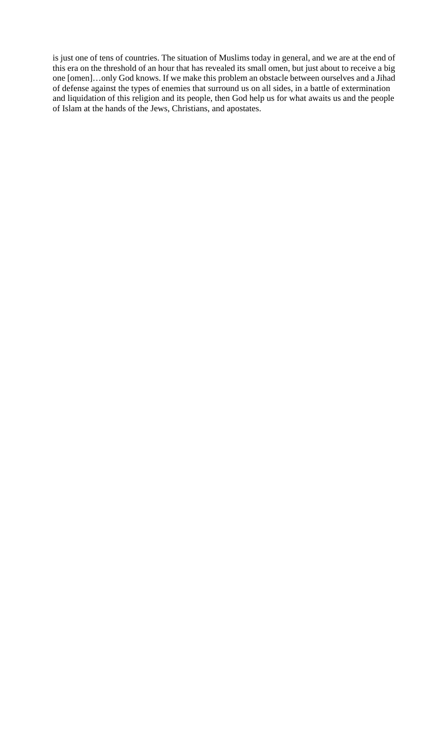is just one of tens of countries. The situation of Muslims today in general, and we are at the end of this era on the threshold of an hour that has revealed its small omen, but just about to receive a big one [omen]…only God knows. If we make this problem an obstacle between ourselves and a Jihad of defense against the types of enemies that surround us on all sides, in a battle of extermination and liquidation of this religion and its people, then God help us for what awaits us and the people of Islam at the hands of the Jews, Christians, and apostates.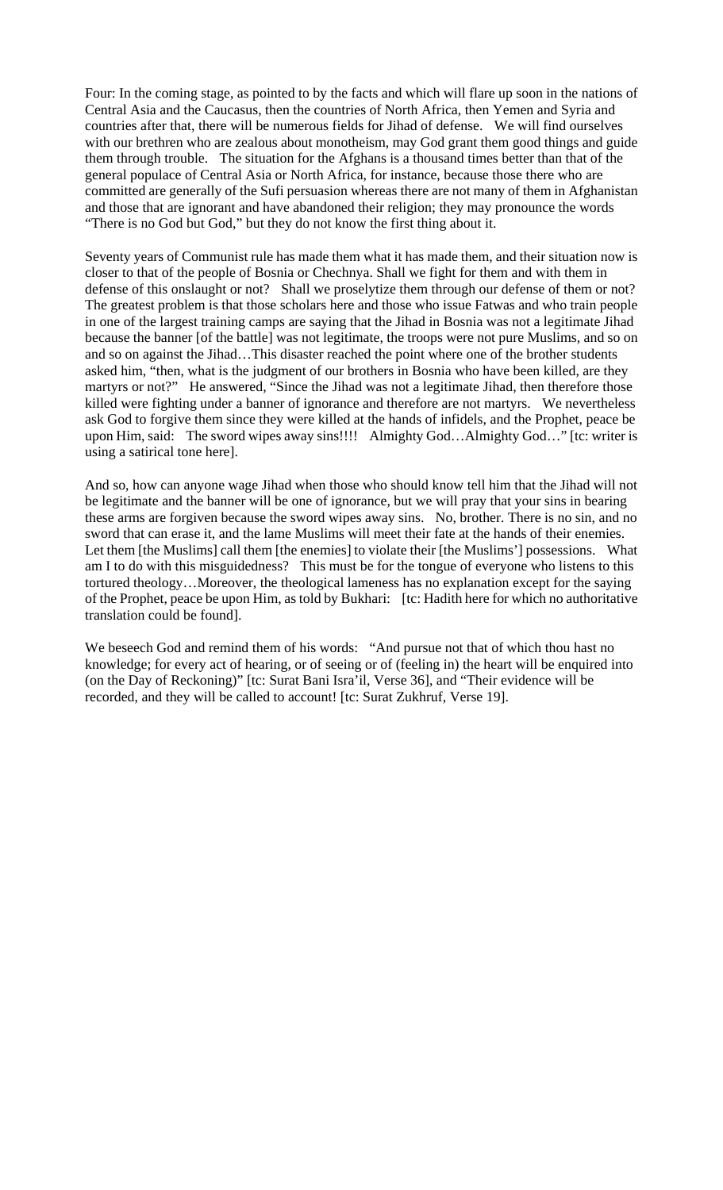Four: In the coming stage, as pointed to by the facts and which will flare up soon in the nations of Central Asia and the Caucasus, then the countries of North Africa, then Yemen and Syria and countries after that, there will be numerous fields for Jihad of defense. We will find ourselves with our brethren who are zealous about monotheism, may God grant them good things and guide them through trouble. The situation for the Afghans is a thousand times better than that of the general populace of Central Asia or North Africa, for instance, because those there who are committed are generally of the Sufi persuasion whereas there are not many of them in Afghanistan and those that are ignorant and have abandoned their religion; they may pronounce the words "There is no God but God," but they do not know the first thing about it.

Seventy years of Communist rule has made them what it has made them, and their situation now is closer to that of the people of Bosnia or Chechnya. Shall we fight for them and with them in defense of this onslaught or not? Shall we proselytize them through our defense of them or not? The greatest problem is that those scholars here and those who issue Fatwas and who train people in one of the largest training camps are saying that the Jihad in Bosnia was not a legitimate Jihad because the banner [of the battle] was not legitimate, the troops were not pure Muslims, and so on and so on against the Jihad…This disaster reached the point where one of the brother students asked him, "then, what is the judgment of our brothers in Bosnia who have been killed, are they martyrs or not?" He answered, "Since the Jihad was not a legitimate Jihad, then therefore those killed were fighting under a banner of ignorance and therefore are not martyrs. We nevertheless ask God to forgive them since they were killed at the hands of infidels, and the Prophet, peace be upon Him, said: The sword wipes away sins!!!! Almighty God…Almighty God…" [tc: writer is using a satirical tone here].

And so, how can anyone wage Jihad when those who should know tell him that the Jihad will not be legitimate and the banner will be one of ignorance, but we will pray that your sins in bearing these arms are forgiven because the sword wipes away sins. No, brother. There is no sin, and no sword that can erase it, and the lame Muslims will meet their fate at the hands of their enemies. Let them [the Muslims] call them [the enemies] to violate their [the Muslims'] possessions. What am I to do with this misguidedness? This must be for the tongue of everyone who listens to this tortured theology…Moreover, the theological lameness has no explanation except for the saying of the Prophet, peace be upon Him, as told by Bukhari: [tc: Hadith here for which no authoritative translation could be found].

We beseech God and remind them of his words: "And pursue not that of which thou hast no knowledge; for every act of hearing, or of seeing or of (feeling in) the heart will be enquired into (on the Day of Reckoning)" [tc: Surat Bani Isra'il, Verse 36], and "Their evidence will be recorded, and they will be called to account! [tc: Surat Zukhruf, Verse 19].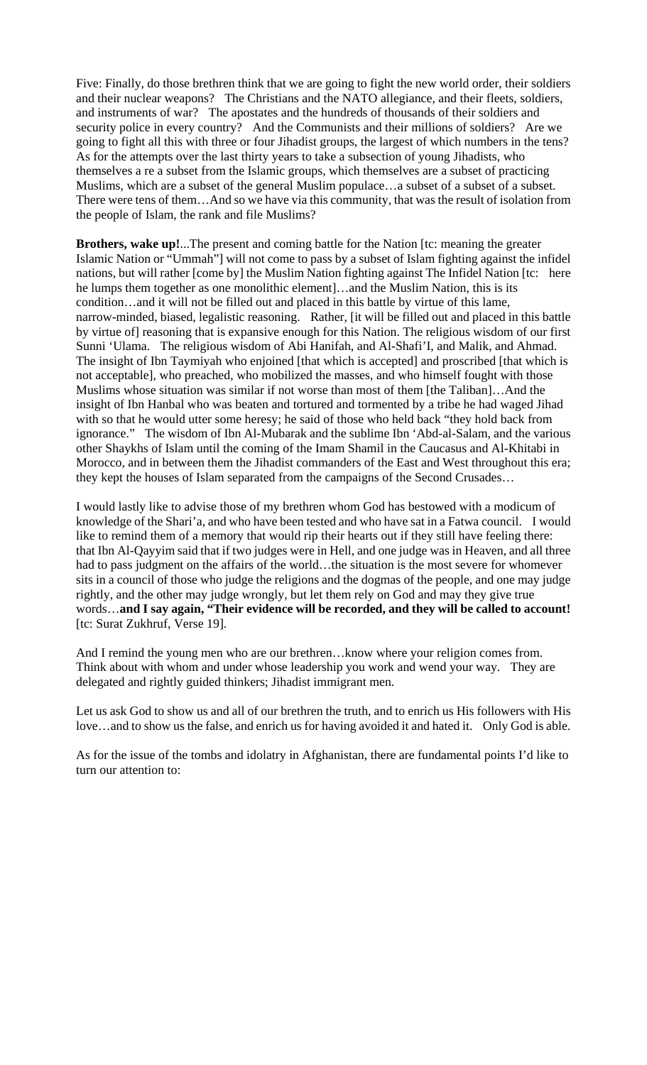Five: Finally, do those brethren think that we are going to fight the new world order, their soldiers and their nuclear weapons? The Christians and the NATO allegiance, and their fleets, soldiers, and instruments of war? The apostates and the hundreds of thousands of their soldiers and security police in every country? And the Communists and their millions of soldiers? Are we going to fight all this with three or four Jihadist groups, the largest of which numbers in the tens? As for the attempts over the last thirty years to take a subsection of young Jihadists, who themselves a re a subset from the Islamic groups, which themselves are a subset of practicing Muslims, which are a subset of the general Muslim populace…a subset of a subset of a subset. There were tens of them…And so we have via this community, that was the result of isolation from the people of Islam, the rank and file Muslims?

**Brothers, wake up!**...The present and coming battle for the Nation [tc: meaning the greater Islamic Nation or "Ummah"] will not come to pass by a subset of Islam fighting against the infidel nations, but will rather [come by] the Muslim Nation fighting against The Infidel Nation [tc: here he lumps them together as one monolithic element]…and the Muslim Nation, this is its condition…and it will not be filled out and placed in this battle by virtue of this lame, narrow-minded, biased, legalistic reasoning. Rather, [it will be filled out and placed in this battle by virtue of] reasoning that is expansive enough for this Nation. The religious wisdom of our first Sunni 'Ulama. The religious wisdom of Abi Hanifah, and Al-Shafi'I, and Malik, and Ahmad. The insight of Ibn Taymiyah who enjoined [that which is accepted] and proscribed [that which is not acceptable], who preached, who mobilized the masses, and who himself fought with those Muslims whose situation was similar if not worse than most of them [the Taliban]…And the insight of Ibn Hanbal who was beaten and tortured and tormented by a tribe he had waged Jihad with so that he would utter some heresy; he said of those who held back "they hold back from ignorance." The wisdom of Ibn Al-Mubarak and the sublime Ibn 'Abd-al-Salam, and the various other Shaykhs of Islam until the coming of the Imam Shamil in the Caucasus and Al-Khitabi in Morocco, and in between them the Jihadist commanders of the East and West throughout this era; they kept the houses of Islam separated from the campaigns of the Second Crusades…

I would lastly like to advise those of my brethren whom God has bestowed with a modicum of knowledge of the Shari'a, and who have been tested and who have sat in a Fatwa council. I would like to remind them of a memory that would rip their hearts out if they still have feeling there: that Ibn Al-Qayyim said that if two judges were in Hell, and one judge was in Heaven, and all three had to pass judgment on the affairs of the world…the situation is the most severe for whomever sits in a council of those who judge the religions and the dogmas of the people, and one may judge rightly, and the other may judge wrongly, but let them rely on God and may they give true words…**and I say again, "Their evidence will be recorded, and they will be called to account!** [tc: Surat Zukhruf, Verse 19].

And I remind the young men who are our brethren…know where your religion comes from. Think about with whom and under whose leadership you work and wend your way. They are delegated and rightly guided thinkers; Jihadist immigrant men.

Let us ask God to show us and all of our brethren the truth, and to enrich us His followers with His love…and to show us the false, and enrich us for having avoided it and hated it. Only God is able.

As for the issue of the tombs and idolatry in Afghanistan, there are fundamental points I'd like to turn our attention to: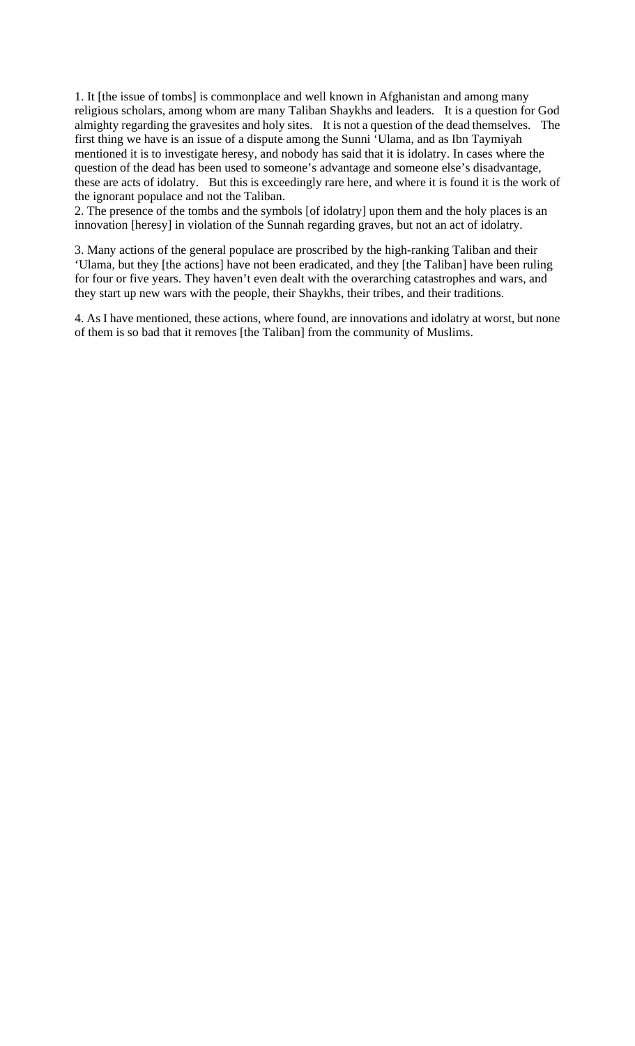1. It [the issue of tombs] is commonplace and well known in Afghanistan and among many religious scholars, among whom are many Taliban Shaykhs and leaders. It is a question for God almighty regarding the gravesites and holy sites. It is not a question of the dead themselves. The first thing we have is an issue of a dispute among the Sunni 'Ulama, and as Ibn Taymiyah mentioned it is to investigate heresy, and nobody has said that it is idolatry. In cases where the question of the dead has been used to someone's advantage and someone else's disadvantage, these are acts of idolatry. But this is exceedingly rare here, and where it is found it is the work of the ignorant populace and not the Taliban.

2. The presence of the tombs and the symbols [of idolatry] upon them and the holy places is an innovation [heresy] in violation of the Sunnah regarding graves, but not an act of idolatry.

3. Many actions of the general populace are proscribed by the high-ranking Taliban and their 'Ulama, but they [the actions] have not been eradicated, and they [the Taliban] have been ruling for four or five years. They haven't even dealt with the overarching catastrophes and wars, and they start up new wars with the people, their Shaykhs, their tribes, and their traditions.

4. As I have mentioned, these actions, where found, are innovations and idolatry at worst, but none of them is so bad that it removes [the Taliban] from the community of Muslims.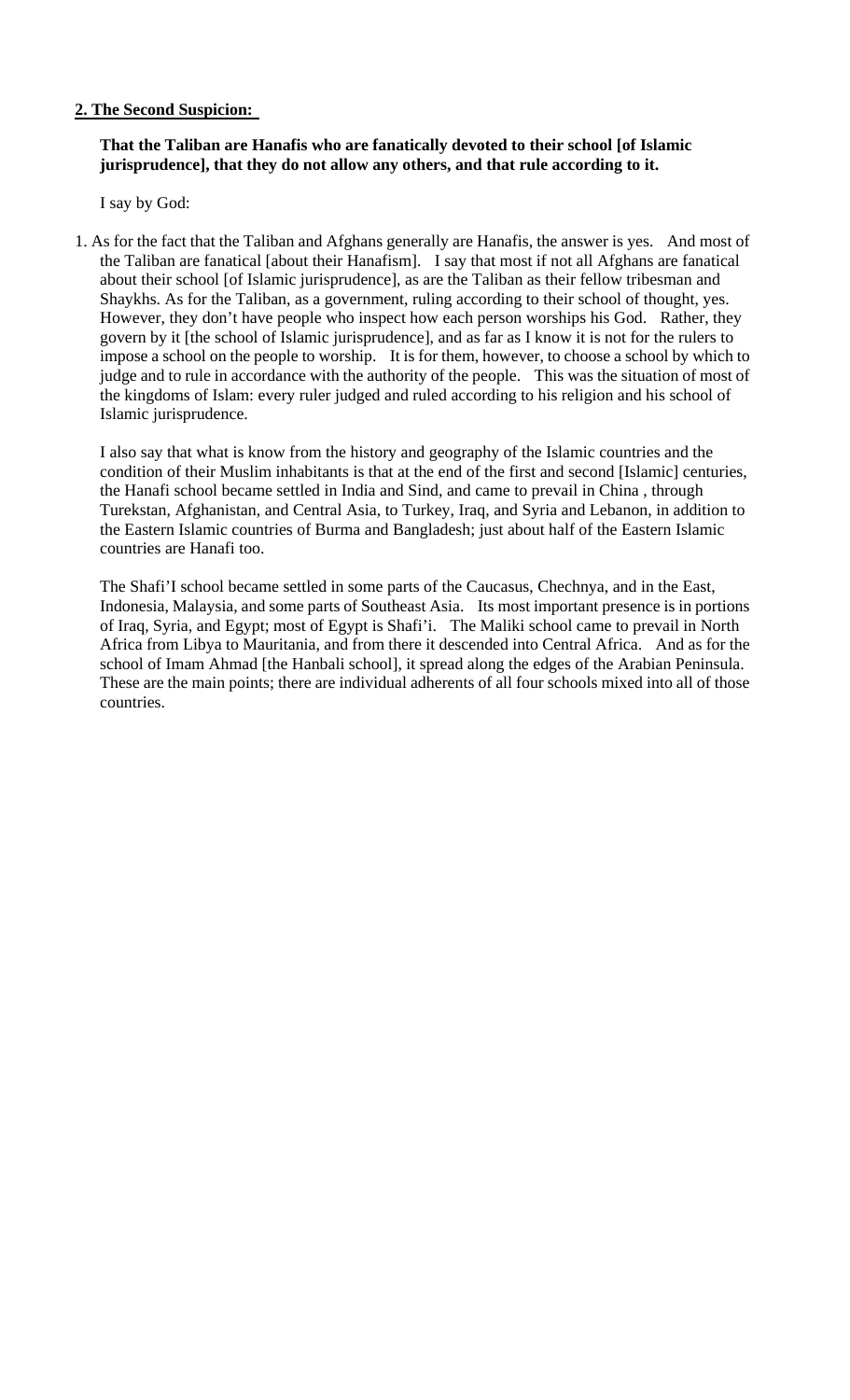**2. The Second Suspicion:**

**That the Taliban are Hanafis who are fanatically devoted to their school [of Islamic jurisprudence], that they do not allow any others, and that rule according to it.**

I say by God:

1. As for the fact that the Taliban and Afghans generally are Hanafis, the answer is yes. And most of the Taliban are fanatical [about their Hanafism]. I say that most if not all Afghans are fanatical about their school [of Islamic jurisprudence], as are the Taliban as their fellow tribesman and Shaykhs. As for the Taliban, as a government, ruling according to their school of thought, yes. However, they don't have people who inspect how each person worships his God. Rather, they govern by it [the school of Islamic jurisprudence], and as far as I know it is not for the rulers to impose a school on the people to worship. It is for them, however, to choose a school by which to judge and to rule in accordance with the authority of the people. This was the situation of most of the kingdoms of Islam: every ruler judged and ruled according to his religion and his school of Islamic jurisprudence.

   I also say that what is know from the history and geography of the Islamic countries and the condition of their Muslim inhabitants is that at the end of the first and second [Islamic] centuries, the Hanafi school became settled in India and Sind, and came to prevail in China , through Turekstan, Afghanistan, and Central Asia, to Turkey, Iraq, and Syria and Lebanon, in addition to the Eastern Islamic countries of Burma and Bangladesh; just about half of the Eastern Islamic countries are Hanafi too.

   The Shafi'I school became settled in some parts of the Caucasus, Chechnya, and in the East, Indonesia, Malaysia, and some parts of Southeast Asia. Its most important presence is in portions of Iraq, Syria, and Egypt; most of Egypt is Shafi'i. The Maliki school came to prevail in North Africa from Libya to Mauritania, and from there it descended into Central Africa. And as for the school of Imam Ahmad [the Hanbali school], it spread along the edges of the Arabian Peninsula. These are the main points; there are individual adherents of all four schools mixed into all of those countries.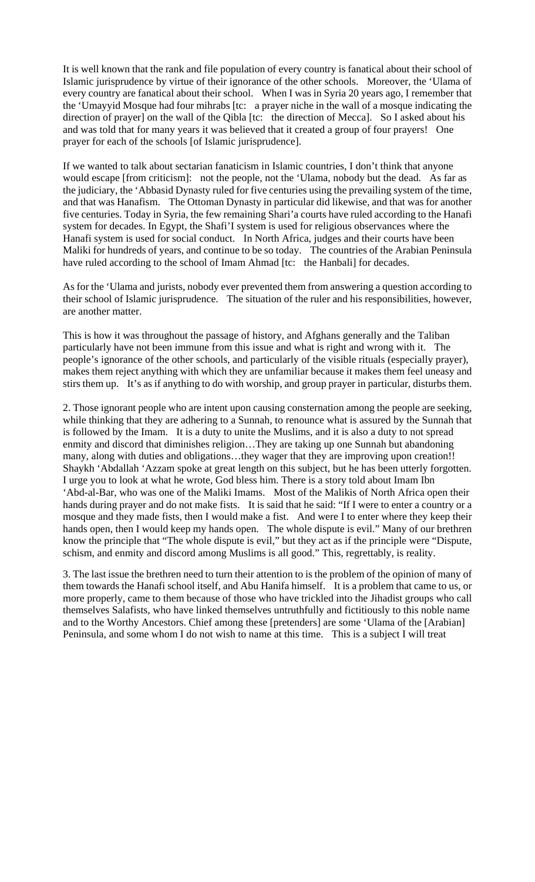It is well known that the rank and file population of every country is fanatical about their school of Islamic jurisprudence by virtue of their ignorance of the other schools. Moreover, the 'Ulama of every country are fanatical about their school. When I was in Syria 20 years ago, I remember that the 'Umayyid Mosque had four mihrabs [tc: a prayer niche in the wall of a mosque indicating the direction of prayer] on the wall of the Qibla [tc: the direction of Mecca]. So I asked about his and was told that for many years it was believed that it created a group of four prayers! One prayer for each of the schools [of Islamic jurisprudence].

If we wanted to talk about sectarian fanaticism in Islamic countries, I don't think that anyone would escape [from criticism]: not the people, not the 'Ulama, nobody but the dead. As far as the judiciary, the 'Abbasid Dynasty ruled for five centuries using the prevailing system of the time, and that was Hanafism. The Ottoman Dynasty in particular did likewise, and that was for another five centuries. Today in Syria, the few remaining Shari'a courts have ruled according to the Hanafi system for decades. In Egypt, the Shafi'I system is used for religious observances where the Hanafi system is used for social conduct. In North Africa, judges and their courts have been Maliki for hundreds of years, and continue to be so today. The countries of the Arabian Peninsula have ruled according to the school of Imam Ahmad [tc: the Hanbali] for decades.

As for the 'Ulama and jurists, nobody ever prevented them from answering a question according to their school of Islamic jurisprudence. The situation of the ruler and his responsibilities, however, are another matter.

This is how it was throughout the passage of history, and Afghans generally and the Taliban particularly have not been immune from this issue and what is right and wrong with it. The people's ignorance of the other schools, and particularly of the visible rituals (especially prayer), makes them reject anything with which they are unfamiliar because it makes them feel uneasy and stirs them up. It's as if anything to do with worship, and group prayer in particular, disturbs them.

2. Those ignorant people who are intent upon causing consternation among the people are seeking, while thinking that they are adhering to a Sunnah, to renounce what is assured by the Sunnah that is followed by the Imam. It is a duty to unite the Muslims, and it is also a duty to not spread enmity and discord that diminishes religion…They are taking up one Sunnah but abandoning many, along with duties and obligations…they wager that they are improving upon creation!! Shaykh 'Abdallah 'Azzam spoke at great length on this subject, but he has been utterly forgotten. I urge you to look at what he wrote, God bless him. There is a story told about Imam Ibn 'Abd-al-Bar, who was one of the Maliki Imams. Most of the Malikis of North Africa open their hands during prayer and do not make fists. It is said that he said: "If I were to enter a country or a mosque and they made fists, then I would make a fist. And were I to enter where they keep their hands open, then I would keep my hands open. The whole dispute is evil." Many of our brethren know the principle that "The whole dispute is evil," but they act as if the principle were "Dispute, schism, and enmity and discord among Muslims is all good." This, regrettably, is reality.

3. The last issue the brethren need to turn their attention to is the problem of the opinion of many of them towards the Hanafi school itself, and Abu Hanifa himself. It is a problem that came to us, or more properly, came to them because of those who have trickled into the Jihadist groups who call themselves Salafists, who have linked themselves untruthfully and fictitiously to this noble name and to the Worthy Ancestors. Chief among these [pretenders] are some 'Ulama of the [Arabian] Peninsula, and some whom I do not wish to name at this time. This is a subject I will treat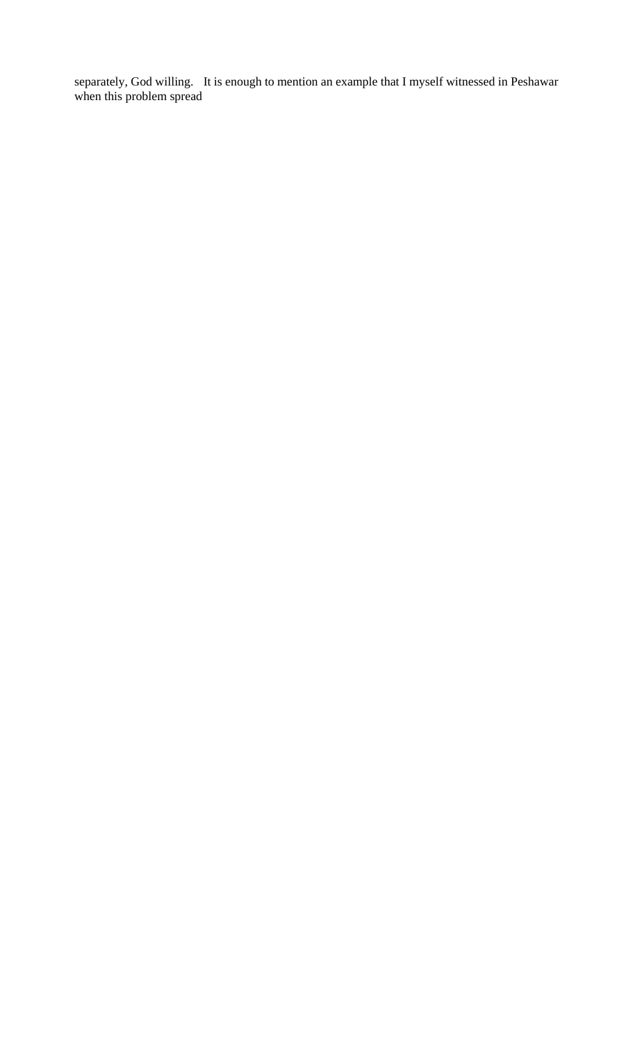separately, God willing. It is enough to mention an example that I myself witnessed in Peshawar when this problem spread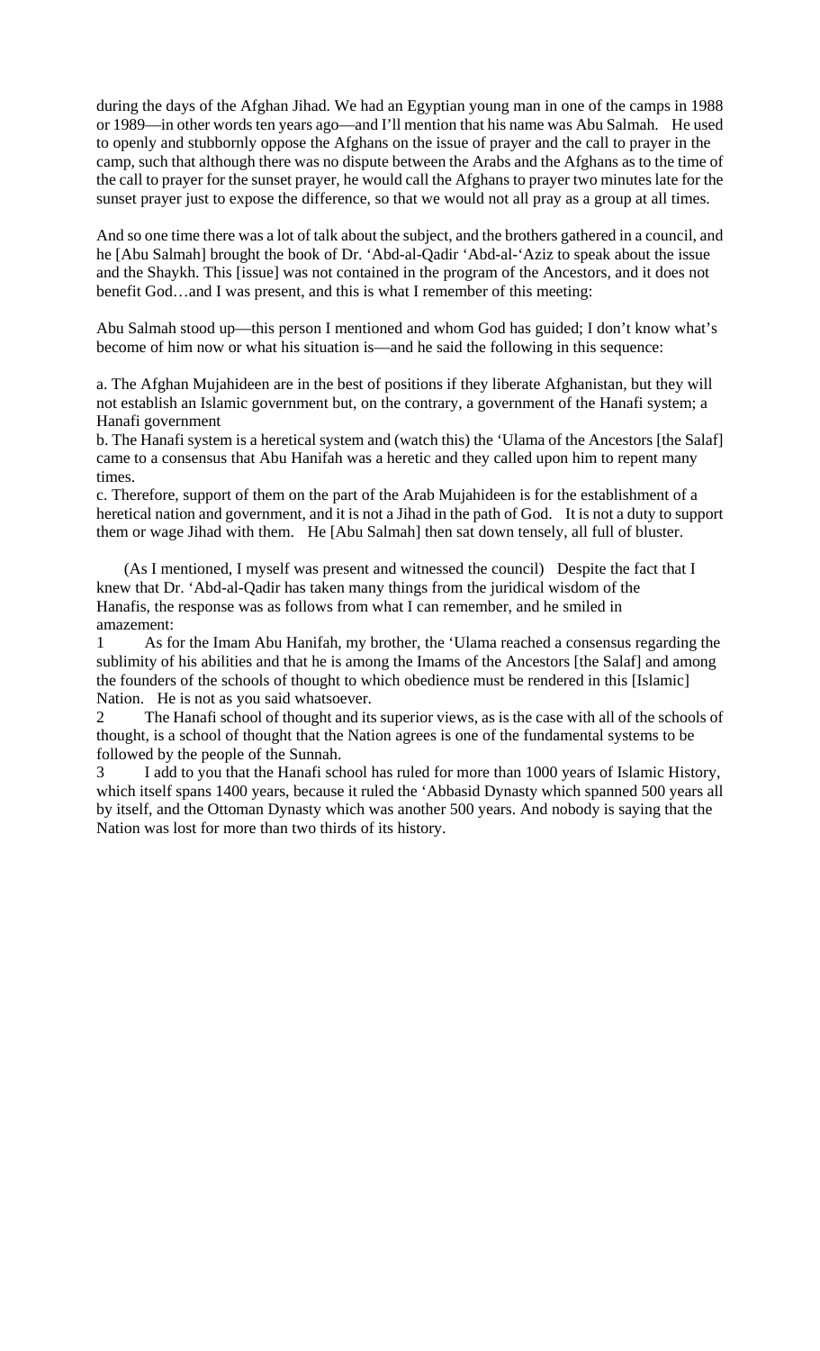during the days of the Afghan Jihad. We had an Egyptian young man in one of the camps in 1988 or 1989—in other words ten years ago—and I'll mention that his name was Abu Salmah. He used to openly and stubbornly oppose the Afghans on the issue of prayer and the call to prayer in the camp, such that although there was no dispute between the Arabs and the Afghans as to the time of the call to prayer for the sunset prayer, he would call the Afghans to prayer two minutes late for the sunset prayer just to expose the difference, so that we would not all pray as a group at all times.

And so one time there was a lot of talk about the subject, and the brothers gathered in a council, and he [Abu Salmah] brought the book of Dr. 'Abd-al-Qadir 'Abd-al-'Aziz to speak about the issue and the Shaykh. This [issue] was not contained in the program of the Ancestors, and it does not benefit God…and I was present, and this is what I remember of this meeting:

Abu Salmah stood up—this person I mentioned and whom God has guided; I don't know what's become of him now or what his situation is—and he said the following in this sequence:

a. The Afghan Mujahideen are in the best of positions if they liberate Afghanistan, but they will not establish an Islamic government but, on the contrary, a government of the Hanafi system; a Hanafi government

b. The Hanafi system is a heretical system and (watch this) the 'Ulama of the Ancestors [the Salaf] came to a consensus that Abu Hanifah was a heretic and they called upon him to repent many times.

c. Therefore, support of them on the part of the Arab Mujahideen is for the establishment of a heretical nation and government, and it is not a Jihad in the path of God. It is not a duty to support them or wage Jihad with them. He [Abu Salmah] then sat down tensely, all full of bluster.

(As I mentioned, I myself was present and witnessed the council) Despite the fact that I knew that Dr. 'Abd-al-Qadir has taken many things from the juridical wisdom of the Hanafis, the response was as follows from what I can remember, and he smiled in amazement:

1 As for the Imam Abu Hanifah, my brother, the 'Ulama reached a consensus regarding the sublimity of his abilities and that he is among the Imams of the Ancestors [the Salaf] and among the founders of the schools of thought to which obedience must be rendered in this [Islamic] Nation. He is not as you said whatsoever.

2 The Hanafi school of thought and its superior views, as is the case with all of the schools of thought, is a school of thought that the Nation agrees is one of the fundamental systems to be followed by the people of the Sunnah.

3 I add to you that the Hanafi school has ruled for more than 1000 years of Islamic History, which itself spans 1400 years, because it ruled the 'Abbasid Dynasty which spanned 500 years all by itself, and the Ottoman Dynasty which was another 500 years. And nobody is saying that the Nation was lost for more than two thirds of its history.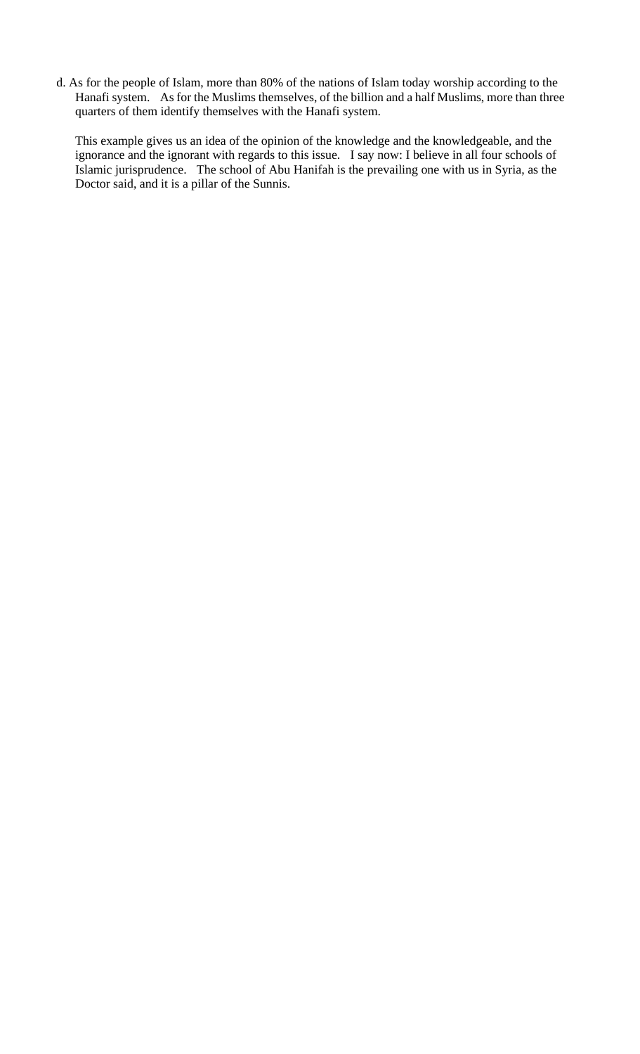d. As for the people of Islam, more than 80% of the nations of Islam today worship according to the Hanafi system. As for the Muslims themselves, of the billion and a half Muslims, more than three quarters of them identify themselves with the Hanafi system.

This example gives us an idea of the opinion of the knowledge and the knowledgeable, and the ignorance and the ignorant with regards to this issue. I say now: I believe in all four schools of Islamic jurisprudence. The school of Abu Hanifah is the prevailing one with us in Syria, as the Doctor said, and it is a pillar of the Sunnis.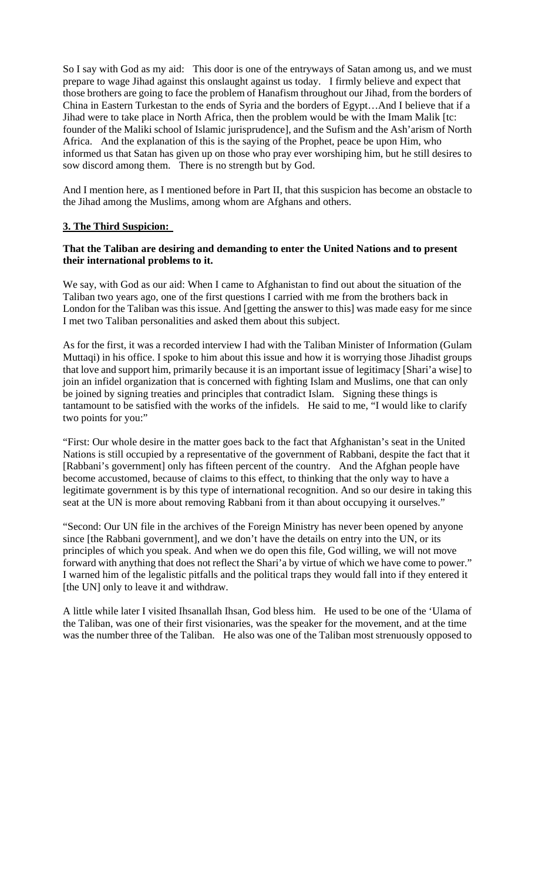So I say with God as my aid: This door is one of the entryways of Satan among us, and we must prepare to wage Jihad against this onslaught against us today. I firmly believe and expect that those brothers are going to face the problem of Hanafism throughout our Jihad, from the borders of China in Eastern Turkestan to the ends of Syria and the borders of Egypt…And I believe that if a Jihad were to take place in North Africa, then the problem would be with the Imam Malik [tc: founder of the Maliki school of Islamic jurisprudence], and the Sufism and the Ash'arism of North Africa. And the explanation of this is the saying of the Prophet, peace be upon Him, who informed us that Satan has given up on those who pray ever worshiping him, but he still desires to sow discord among them. There is no strength but by God.

And I mention here, as I mentioned before in Part II, that this suspicion has become an obstacle to the Jihad among the Muslims, among whom are Afghans and others.

### 3. The Third Suspicion:

**That the Taliban are desiring and demanding to enter the United Nations and to present their international problems to it.**

We say, with God as our aid: When I came to Afghanistan to find out about the situation of the Taliban two years ago, one of the first questions I carried with me from the brothers back in London for the Taliban was this issue. And [getting the answer to this] was made easy for me since I met two Taliban personalities and asked them about this subject.

As for the first, it was a recorded interview I had with the Taliban Minister of Information (Gulam Muttaqi) in his office. I spoke to him about this issue and how it is worrying those Jihadist groups that love and support him, primarily because it is an important issue of legitimacy [Shari'a wise] to join an infidel organization that is concerned with fighting Islam and Muslims, one that can only be joined by signing treaties and principles that contradict Islam. Signing these things is tantamount to be satisfied with the works of the infidels. He said to me, "I would like to clarify two points for you:"

"First: Our whole desire in the matter goes back to the fact that Afghanistan's seat in the United Nations is still occupied by a representative of the government of Rabbani, despite the fact that it [Rabbani's government] only has fifteen percent of the country. And the Afghan people have become accustomed, because of claims to this effect, to thinking that the only way to have a legitimate government is by this type of international recognition. And so our desire in taking this seat at the UN is more about removing Rabbani from it than about occupying it ourselves."

"Second: Our UN file in the archives of the Foreign Ministry has never been opened by anyone since [the Rabbani government], and we don't have the details on entry into the UN, or its principles of which you speak. And when we do open this file, God willing, we will not move forward with anything that does not reflect the Shari'a by virtue of which we have come to power." I warned him of the legalistic pitfalls and the political traps they would fall into if they entered it [the UN] only to leave it and withdraw.

A little while later I visited Ihsanallah Ihsan, God bless him. He used to be one of the 'Ulama of the Taliban, was one of their first visionaries, was the speaker for the movement, and at the time was the number three of the Taliban. He also was one of the Taliban most strenuously opposed to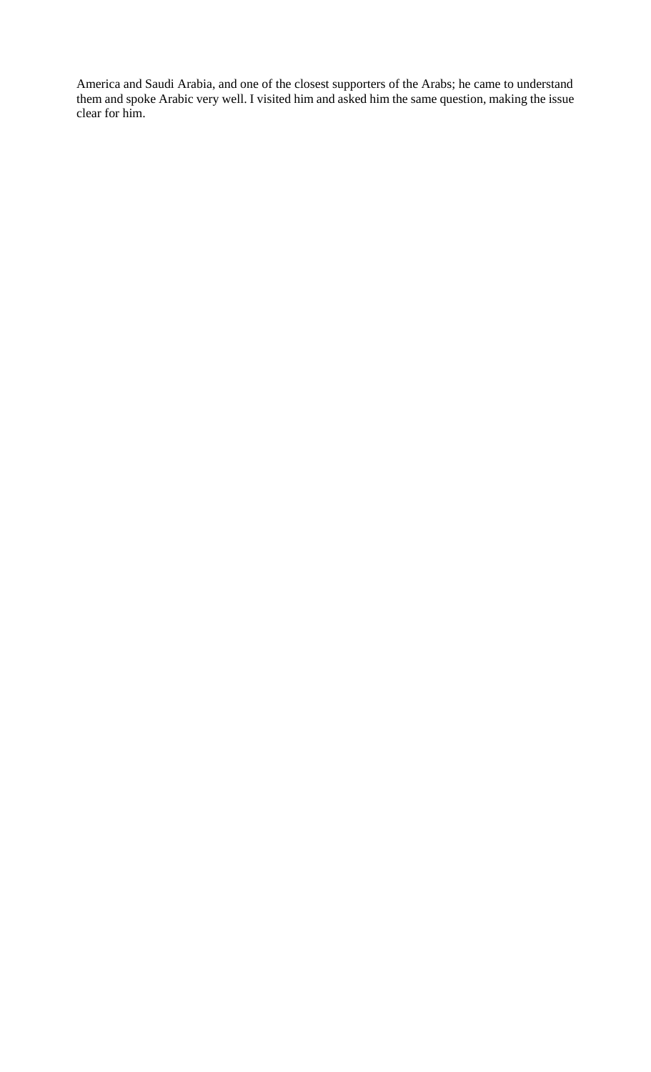America and Saudi Arabia, and one of the closest supporters of the Arabs; he came to understand them and spoke Arabic very well. I visited him and asked him the same question, making the issue clear for him.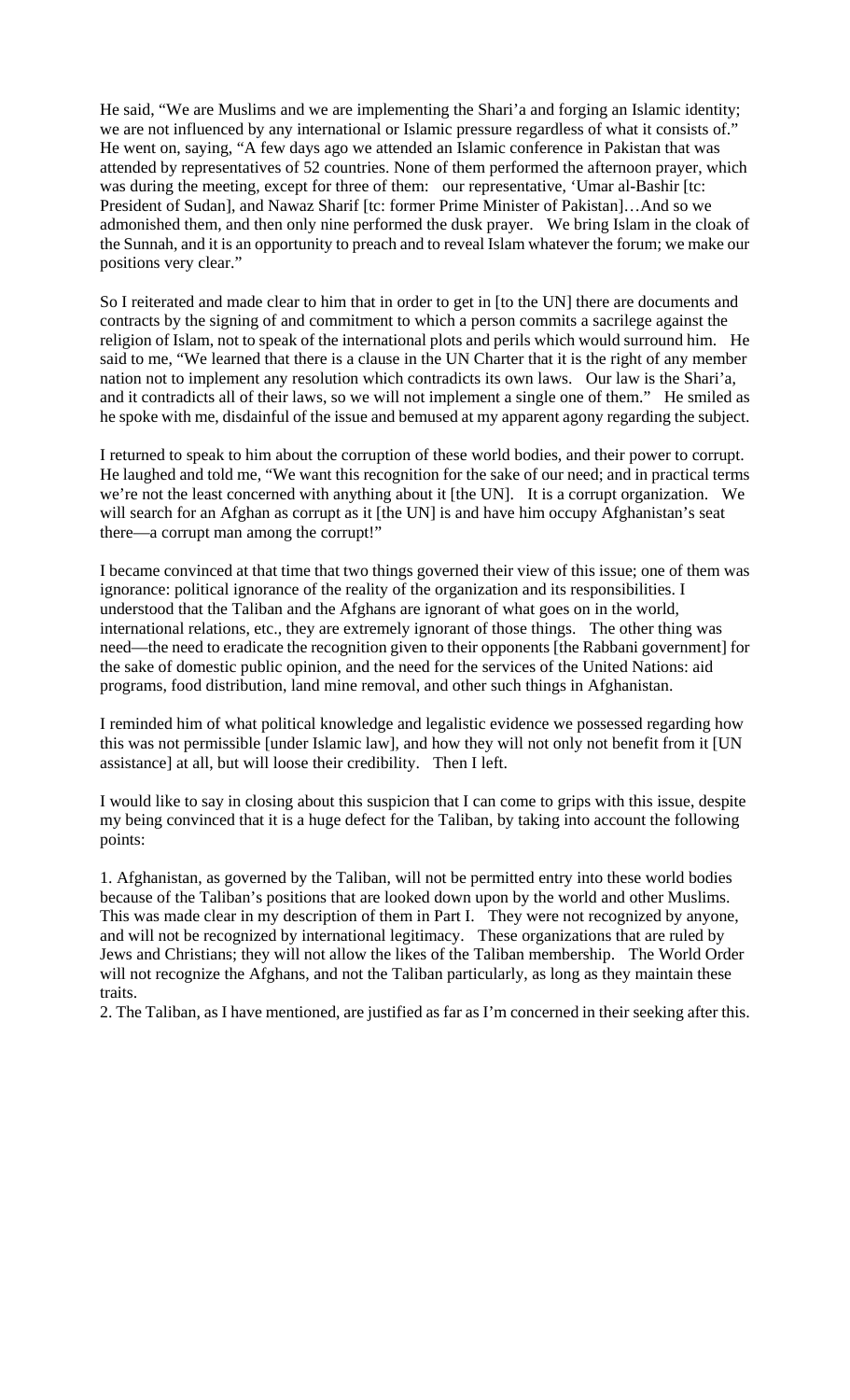He said, "We are Muslims and we are implementing the Shari'a and forging an Islamic identity; we are not influenced by any international or Islamic pressure regardless of what it consists of." He went on, saying, "A few days ago we attended an Islamic conference in Pakistan that was attended by representatives of 52 countries. None of them performed the afternoon prayer, which was during the meeting, except for three of them: our representative, 'Umar al-Bashir [tc: President of Sudan], and Nawaz Sharif [tc: former Prime Minister of Pakistan]…And so we admonished them, and then only nine performed the dusk prayer. We bring Islam in the cloak of the Sunnah, and it is an opportunity to preach and to reveal Islam whatever the forum; we make our positions very clear."

So I reiterated and made clear to him that in order to get in [to the UN] there are documents and contracts by the signing of and commitment to which a person commits a sacrilege against the religion of Islam, not to speak of the international plots and perils which would surround him. He said to me, "We learned that there is a clause in the UN Charter that it is the right of any member nation not to implement any resolution which contradicts its own laws. Our law is the Shari'a, and it contradicts all of their laws, so we will not implement a single one of them." He smiled as he spoke with me, disdainful of the issue and bemused at my apparent agony regarding the subject.

I returned to speak to him about the corruption of these world bodies, and their power to corrupt. He laughed and told me, "We want this recognition for the sake of our need; and in practical terms we're not the least concerned with anything about it [the UN]. It is a corrupt organization. We will search for an Afghan as corrupt as it [the UN] is and have him occupy Afghanistan's seat there—a corrupt man among the corrupt!"

I became convinced at that time that two things governed their view of this issue; one of them was ignorance: political ignorance of the reality of the organization and its responsibilities. I understood that the Taliban and the Afghans are ignorant of what goes on in the world, international relations, etc., they are extremely ignorant of those things. The other thing was need—the need to eradicate the recognition given to their opponents [the Rabbani government] for the sake of domestic public opinion, and the need for the services of the United Nations: aid programs, food distribution, land mine removal, and other such things in Afghanistan.

I reminded him of what political knowledge and legalistic evidence we possessed regarding how this was not permissible [under Islamic law], and how they will not only not benefit from it [UN assistance] at all, but will loose their credibility. Then I left.

I would like to say in closing about this suspicion that I can come to grips with this issue, despite my being convinced that it is a huge defect for the Taliban, by taking into account the following points:

1. Afghanistan, as governed by the Taliban, will not be permitted entry into these world bodies because of the Taliban's positions that are looked down upon by the world and other Muslims. This was made clear in my description of them in Part I. They were not recognized by anyone, and will not be recognized by international legitimacy. These organizations that are ruled by Jews and Christians; they will not allow the likes of the Taliban membership. The World Order will not recognize the Afghans, and not the Taliban particularly, as long as they maintain these traits.
2. The Taliban, as I have mentioned, are justified as far as I'm concerned in their seeking after this.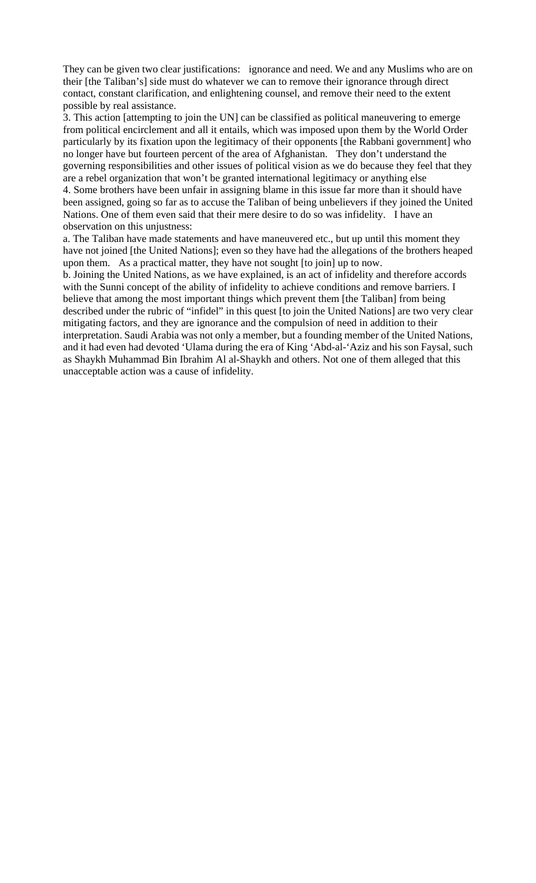They can be given two clear justifications: ignorance and need. We and any Muslims who are on their [the Taliban's] side must do whatever we can to remove their ignorance through direct contact, constant clarification, and enlightening counsel, and remove their need to the extent possible by real assistance.

3. This action [attempting to join the UN] can be classified as political maneuvering to emerge from political encirclement and all it entails, which was imposed upon them by the World Order particularly by its fixation upon the legitimacy of their opponents [the Rabbani government] who no longer have but fourteen percent of the area of Afghanistan. They don't understand the governing responsibilities and other issues of political vision as we do because they feel that they are a rebel organization that won't be granted international legitimacy or anything else

4. Some brothers have been unfair in assigning blame in this issue far more than it should have been assigned, going so far as to accuse the Taliban of being unbelievers if they joined the United Nations. One of them even said that their mere desire to do so was infidelity. I have an observation on this unjustness:

a. The Taliban have made statements and have maneuvered etc., but up until this moment they have not joined [the United Nations]; even so they have had the allegations of the brothers heaped upon them. As a practical matter, they have not sought [to join] up to now.

b. Joining the United Nations, as we have explained, is an act of infidelity and therefore accords with the Sunni concept of the ability of infidelity to achieve conditions and remove barriers. I believe that among the most important things which prevent them [the Taliban] from being described under the rubric of "infidel" in this quest [to join the United Nations] are two very clear mitigating factors, and they are ignorance and the compulsion of need in addition to their interpretation. Saudi Arabia was not only a member, but a founding member of the United Nations, and it had even had devoted 'Ulama during the era of King 'Abd-al-'Aziz and his son Faysal, such as Shaykh Muhammad Bin Ibrahim Al al-Shaykh and others. Not one of them alleged that this unacceptable action was a cause of infidelity.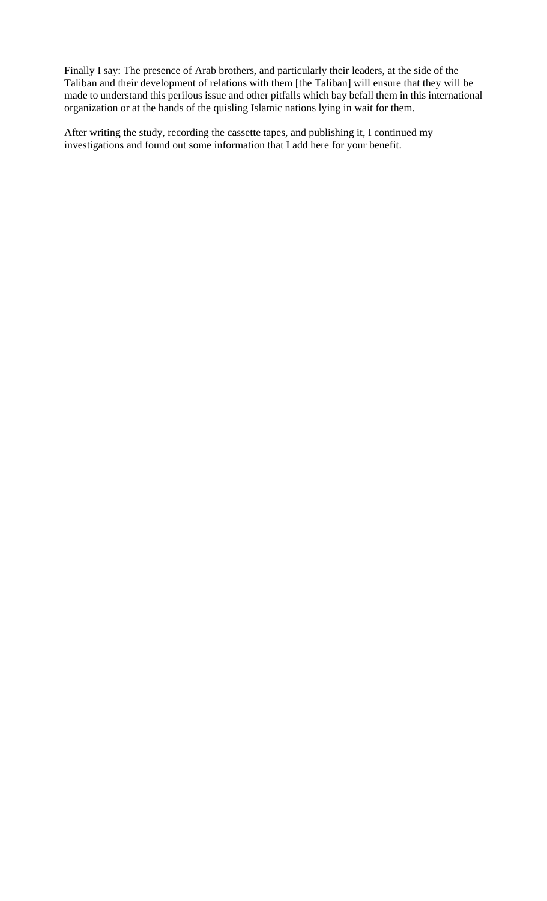Finally I say: The presence of Arab brothers, and particularly their leaders, at the side of the Taliban and their development of relations with them [the Taliban] will ensure that they will be made to understand this perilous issue and other pitfalls which bay befall them in this international organization or at the hands of the quisling Islamic nations lying in wait for them.

After writing the study, recording the cassette tapes, and publishing it, I continued my investigations and found out some information that I add here for your benefit.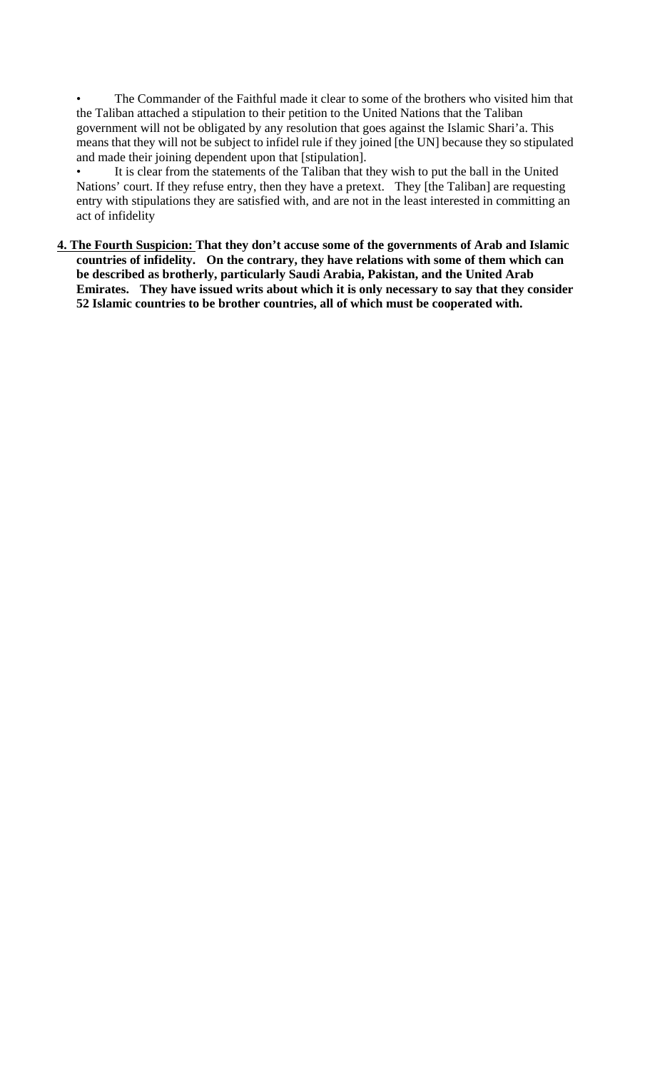- The Commander of the Faithful made it clear to some of the brothers who visited him that the Taliban attached a stipulation to their petition to the United Nations that the Taliban government will not be obligated by any resolution that goes against the Islamic Shari'a. This means that they will not be subject to infidel rule if they joined [the UN] because they so stipulated and made their joining dependent upon that [stipulation].
- It is clear from the statements of the Taliban that they wish to put the ball in the United Nations' court. If they refuse entry, then they have a pretext. They [the Taliban] are requesting entry with stipulations they are satisfied with, and are not in the least interested in committing an act of infidelity

**4. <u>The Fourth Suspicion:</u> That they don't accuse some of the governments of Arab and Islamic countries of infidelity. On the contrary, they have relations with some of them which can be described as brotherly, particularly Saudi Arabia, Pakistan, and the United Arab Emirates. They have issued writs about which it is only necessary to say that they consider 52 Islamic countries to be brother countries, all of which must be cooperated with.**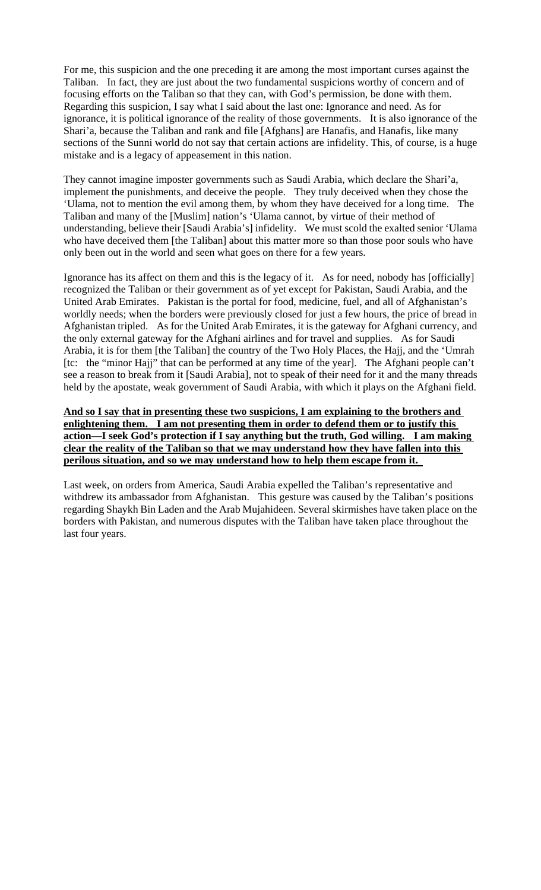For me, this suspicion and the one preceding it are among the most important curses against the Taliban. In fact, they are just about the two fundamental suspicions worthy of concern and of focusing efforts on the Taliban so that they can, with God's permission, be done with them. Regarding this suspicion, I say what I said about the last one: Ignorance and need. As for ignorance, it is political ignorance of the reality of those governments. It is also ignorance of the Shari'a, because the Taliban and rank and file [Afghans] are Hanafis, and Hanafis, like many sections of the Sunni world do not say that certain actions are infidelity. This, of course, is a huge mistake and is a legacy of appeasement in this nation.

They cannot imagine imposter governments such as Saudi Arabia, which declare the Shari'a, implement the punishments, and deceive the people. They truly deceived when they chose the 'Ulama, not to mention the evil among them, by whom they have deceived for a long time. The Taliban and many of the [Muslim] nation's 'Ulama cannot, by virtue of their method of understanding, believe their [Saudi Arabia's] infidelity. We must scold the exalted senior 'Ulama who have deceived them [the Taliban] about this matter more so than those poor souls who have only been out in the world and seen what goes on there for a few years.

Ignorance has its affect on them and this is the legacy of it. As for need, nobody has [officially] recognized the Taliban or their government as of yet except for Pakistan, Saudi Arabia, and the United Arab Emirates. Pakistan is the portal for food, medicine, fuel, and all of Afghanistan's worldly needs; when the borders were previously closed for just a few hours, the price of bread in Afghanistan tripled. As for the United Arab Emirates, it is the gateway for Afghani currency, and the only external gateway for the Afghani airlines and for travel and supplies. As for Saudi Arabia, it is for them [the Taliban] the country of the Two Holy Places, the Hajj, and the 'Umrah [tc: the "minor Hajj" that can be performed at any time of the year]. The Afghani people can't see a reason to break from it [Saudi Arabia], not to speak of their need for it and the many threads held by the apostate, weak government of Saudi Arabia, with which it plays on the Afghani field.

**And so I say that in presenting these two suspicions, I am explaining to the brothers and enlightening them. I am not presenting them in order to defend them or to justify this action—I seek God's protection if I say anything but the truth, God willing. I am making clear the reality of the Taliban so that we may understand how they have fallen into this perilous situation, and so we may understand how to help them escape from it.**

Last week, on orders from America, Saudi Arabia expelled the Taliban's representative and withdrew its ambassador from Afghanistan. This gesture was caused by the Taliban's positions regarding Shaykh Bin Laden and the Arab Mujahideen. Several skirmishes have taken place on the borders with Pakistan, and numerous disputes with the Taliban have taken place throughout the last four years.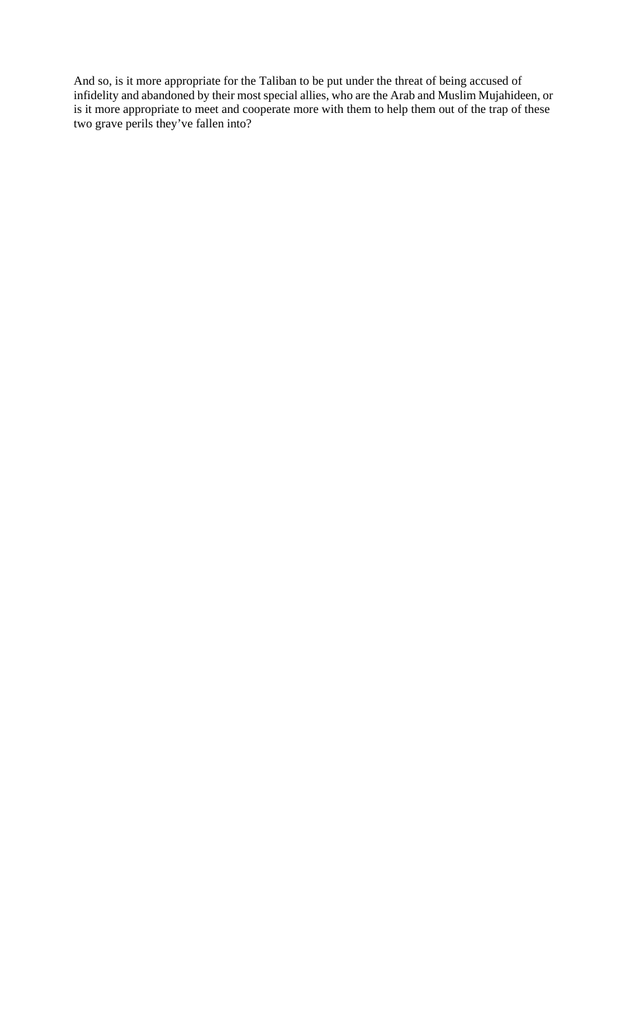And so, is it more appropriate for the Taliban to be put under the threat of being accused of infidelity and abandoned by their most special allies, who are the Arab and Muslim Mujahideen, or is it more appropriate to meet and cooperate more with them to help them out of the trap of these two grave perils they've fallen into?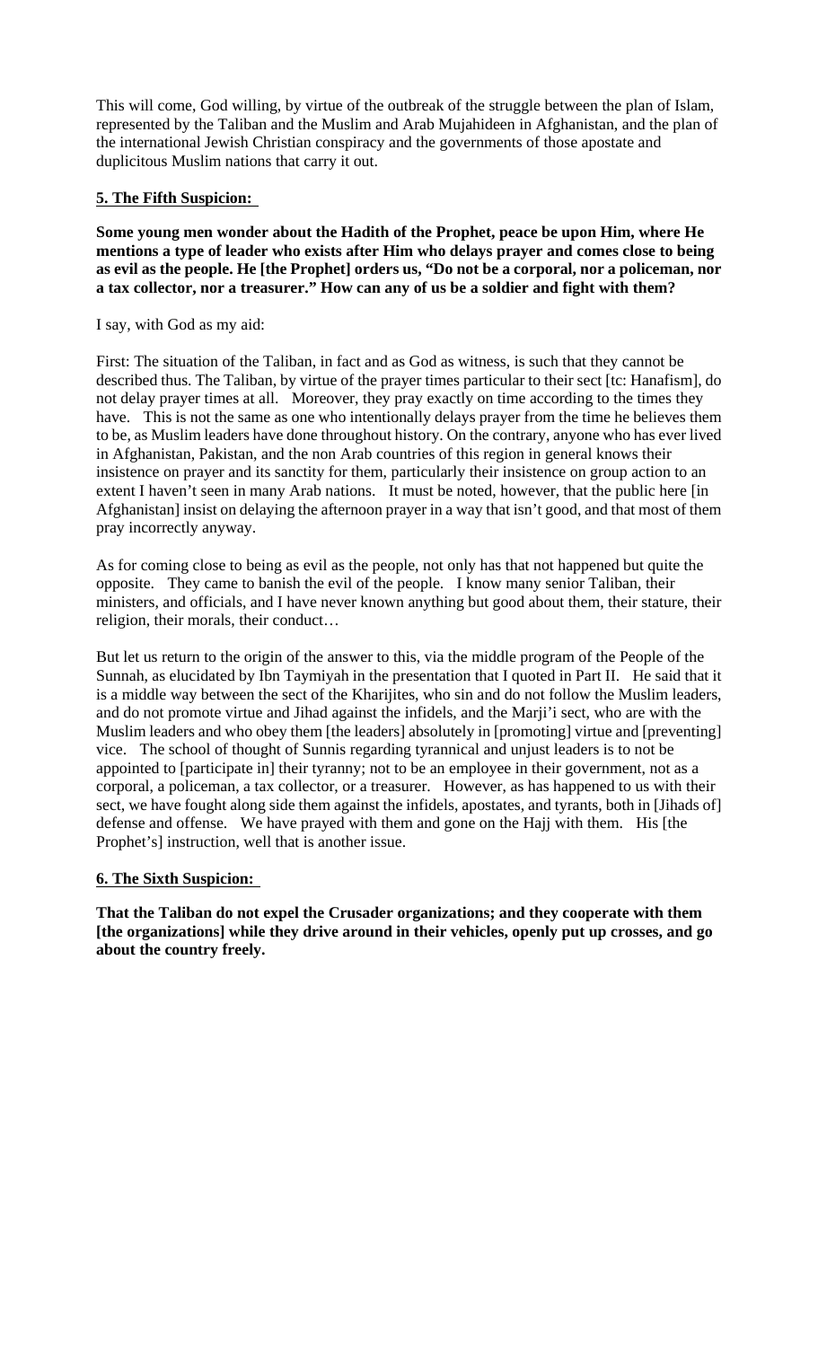This will come, God willing, by virtue of the outbreak of the struggle between the plan of Islam, represented by the Taliban and the Muslim and Arab Mujahideen in Afghanistan, and the plan of the international Jewish Christian conspiracy and the governments of those apostate and duplicitous Muslim nations that carry it out.

**5. The Fifth Suspicion:**

**Some young men wonder about the Hadith of the Prophet, peace be upon Him, where He mentions a type of leader who exists after Him who delays prayer and comes close to being as evil as the people. He [the Prophet] orders us, "Do not be a corporal, nor a policeman, nor a tax collector, nor a treasurer." How can any of us be a soldier and fight with them?**

I say, with God as my aid:

First: The situation of the Taliban, in fact and as God as witness, is such that they cannot be described thus. The Taliban, by virtue of the prayer times particular to their sect [tc: Hanafism], do not delay prayer times at all. Moreover, they pray exactly on time according to the times they have. This is not the same as one who intentionally delays prayer from the time he believes them to be, as Muslim leaders have done throughout history. On the contrary, anyone who has ever lived in Afghanistan, Pakistan, and the non Arab countries of this region in general knows their insistence on prayer and its sanctity for them, particularly their insistence on group action to an extent I haven't seen in many Arab nations. It must be noted, however, that the public here [in Afghanistan] insist on delaying the afternoon prayer in a way that isn't good, and that most of them pray incorrectly anyway.

As for coming close to being as evil as the people, not only has that not happened but quite the opposite. They came to banish the evil of the people. I know many senior Taliban, their ministers, and officials, and I have never known anything but good about them, their stature, their religion, their morals, their conduct…

But let us return to the origin of the answer to this, via the middle program of the People of the Sunnah, as elucidated by Ibn Taymiyah in the presentation that I quoted in Part II. He said that it is a middle way between the sect of the Kharijites, who sin and do not follow the Muslim leaders, and do not promote virtue and Jihad against the infidels, and the Marji'i sect, who are with the Muslim leaders and who obey them [the leaders] absolutely in [promoting] virtue and [preventing] vice. The school of thought of Sunnis regarding tyrannical and unjust leaders is to not be appointed to [participate in] their tyranny; not to be an employee in their government, not as a corporal, a policeman, a tax collector, or a treasurer. However, as has happened to us with their sect, we have fought along side them against the infidels, apostates, and tyrants, both in [Jihads of] defense and offense. We have prayed with them and gone on the Hajj with them. His [the Prophet's] instruction, well that is another issue.

**6. The Sixth Suspicion:**

**That the Taliban do not expel the Crusader organizations; and they cooperate with them [the organizations] while they drive around in their vehicles, openly put up crosses, and go about the country freely.**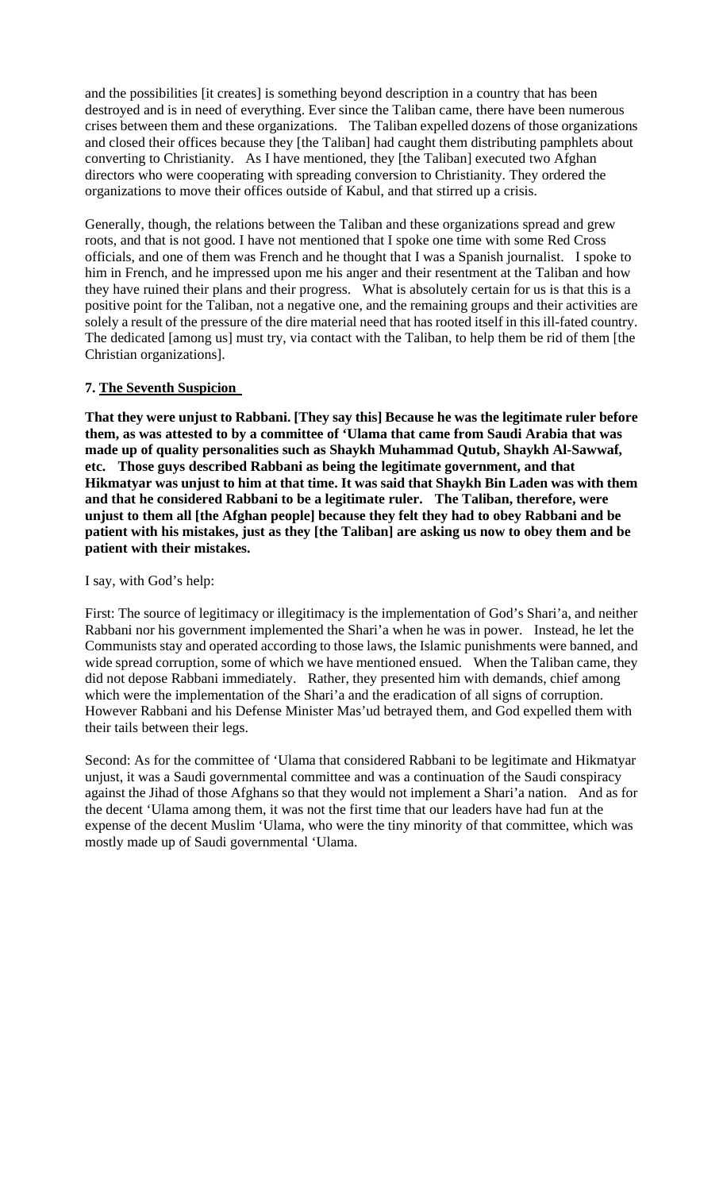and the possibilities [it creates] is something beyond description in a country that has been destroyed and is in need of everything. Ever since the Taliban came, there have been numerous crises between them and these organizations. The Taliban expelled dozens of those organizations and closed their offices because they [the Taliban] had caught them distributing pamphlets about converting to Christianity. As I have mentioned, they [the Taliban] executed two Afghan directors who were cooperating with spreading conversion to Christianity. They ordered the organizations to move their offices outside of Kabul, and that stirred up a crisis.

Generally, though, the relations between the Taliban and these organizations spread and grew roots, and that is not good. I have not mentioned that I spoke one time with some Red Cross officials, and one of them was French and he thought that I was a Spanish journalist. I spoke to him in French, and he impressed upon me his anger and their resentment at the Taliban and how they have ruined their plans and their progress. What is absolutely certain for us is that this is a positive point for the Taliban, not a negative one, and the remaining groups and their activities are solely a result of the pressure of the dire material need that has rooted itself in this ill-fated country. The dedicated [among us] must try, via contact with the Taliban, to help them be rid of them [the Christian organizations].

**7. The Seventh Suspicion**

**That they were unjust to Rabbani. [They say this] Because he was the legitimate ruler before them, as was attested to by a committee of 'Ulama that came from Saudi Arabia that was made up of quality personalities such as Shaykh Muhammad Qutub, Shaykh Al-Sawwaf, etc. Those guys described Rabbani as being the legitimate government, and that Hikmatyar was unjust to him at that time. It was said that Shaykh Bin Laden was with them and that he considered Rabbani to be a legitimate ruler. The Taliban, therefore, were unjust to them all [the Afghan people] because they felt they had to obey Rabbani and be patient with his mistakes, just as they [the Taliban] are asking us now to obey them and be patient with their mistakes.**

I say, with God's help:

First: The source of legitimacy or illegitimacy is the implementation of God's Shari'a, and neither Rabbani nor his government implemented the Shari'a when he was in power. Instead, he let the Communists stay and operated according to those laws, the Islamic punishments were banned, and wide spread corruption, some of which we have mentioned ensued. When the Taliban came, they did not depose Rabbani immediately. Rather, they presented him with demands, chief among which were the implementation of the Shari'a and the eradication of all signs of corruption. However Rabbani and his Defense Minister Mas'ud betrayed them, and God expelled them with their tails between their legs.

Second: As for the committee of 'Ulama that considered Rabbani to be legitimate and Hikmatyar unjust, it was a Saudi governmental committee and was a continuation of the Saudi conspiracy against the Jihad of those Afghans so that they would not implement a Shari'a nation. And as for the decent 'Ulama among them, it was not the first time that our leaders have had fun at the expense of the decent Muslim 'Ulama, who were the tiny minority of that committee, which was mostly made up of Saudi governmental 'Ulama.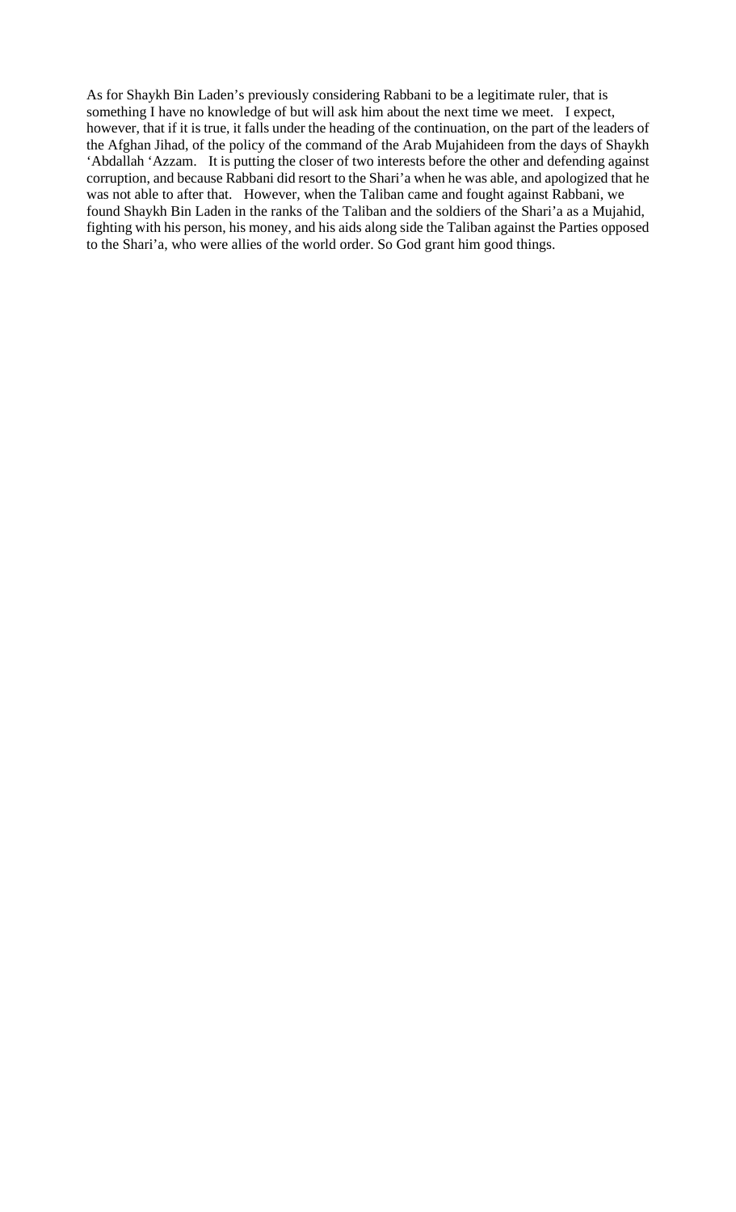As for Shaykh Bin Laden's previously considering Rabbani to be a legitimate ruler, that is something I have no knowledge of but will ask him about the next time we meet. I expect, however, that if it is true, it falls under the heading of the continuation, on the part of the leaders of the Afghan Jihad, of the policy of the command of the Arab Mujahideen from the days of Shaykh 'Abdallah 'Azzam. It is putting the closer of two interests before the other and defending against corruption, and because Rabbani did resort to the Shari'a when he was able, and apologized that he was not able to after that. However, when the Taliban came and fought against Rabbani, we found Shaykh Bin Laden in the ranks of the Taliban and the soldiers of the Shari'a as a Mujahid, fighting with his person, his money, and his aids along side the Taliban against the Parties opposed to the Shari'a, who were allies of the world order. So God grant him good things.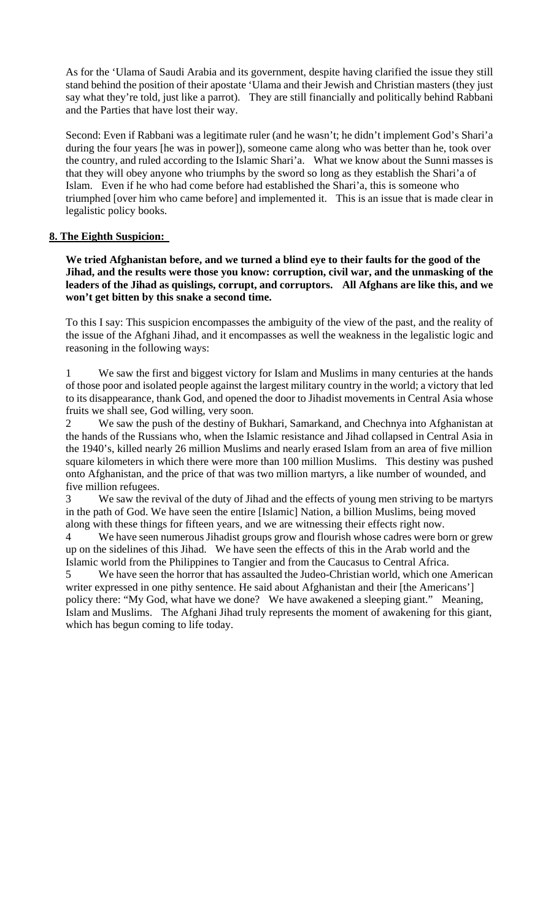As for the 'Ulama of Saudi Arabia and its government, despite having clarified the issue they still stand behind the position of their apostate 'Ulama and their Jewish and Christian masters (they just say what they're told, just like a parrot). They are still financially and politically behind Rabbani and the Parties that have lost their way.

Second: Even if Rabbani was a legitimate ruler (and he wasn't; he didn't implement God's Shari'a during the four years [he was in power]), someone came along who was better than he, took over the country, and ruled according to the Islamic Shari'a. What we know about the Sunni masses is that they will obey anyone who triumphs by the sword so long as they establish the Shari'a of Islam. Even if he who had come before had established the Shari'a, this is someone who triumphed [over him who came before] and implemented it. This is an issue that is made clear in legalistic policy books.

## 8. The Eighth Suspicion:

**We tried Afghanistan before, and we turned a blind eye to their faults for the good of the Jihad, and the results were those you know: corruption, civil war, and the unmasking of the leaders of the Jihad as quislings, corrupt, and corruptors. All Afghans are like this, and we won't get bitten by this snake a second time.**

To this I say: This suspicion encompasses the ambiguity of the view of the past, and the reality of the issue of the Afghani Jihad, and it encompasses as well the weakness in the legalistic logic and reasoning in the following ways:

1 We saw the first and biggest victory for Islam and Muslims in many centuries at the hands of those poor and isolated people against the largest military country in the world; a victory that led to its disappearance, thank God, and opened the door to Jihadist movements in Central Asia whose fruits we shall see, God willing, very soon.

2 We saw the push of the destiny of Bukhari, Samarkand, and Chechnya into Afghanistan at the hands of the Russians who, when the Islamic resistance and Jihad collapsed in Central Asia in the 1940's, killed nearly 26 million Muslims and nearly erased Islam from an area of five million square kilometers in which there were more than 100 million Muslims. This destiny was pushed onto Afghanistan, and the price of that was two million martyrs, a like number of wounded, and five million refugees.

3 We saw the revival of the duty of Jihad and the effects of young men striving to be martyrs in the path of God. We have seen the entire [Islamic] Nation, a billion Muslims, being moved along with these things for fifteen years, and we are witnessing their effects right now.

4 We have seen numerous Jihadist groups grow and flourish whose cadres were born or grew up on the sidelines of this Jihad. We have seen the effects of this in the Arab world and the Islamic world from the Philippines to Tangier and from the Caucasus to Central Africa.

5 We have seen the horror that has assaulted the Judeo-Christian world, which one American writer expressed in one pithy sentence. He said about Afghanistan and their [the Americans'] policy there: "My God, what have we done? We have awakened a sleeping giant." Meaning, Islam and Muslims. The Afghani Jihad truly represents the moment of awakening for this giant, which has begun coming to life today.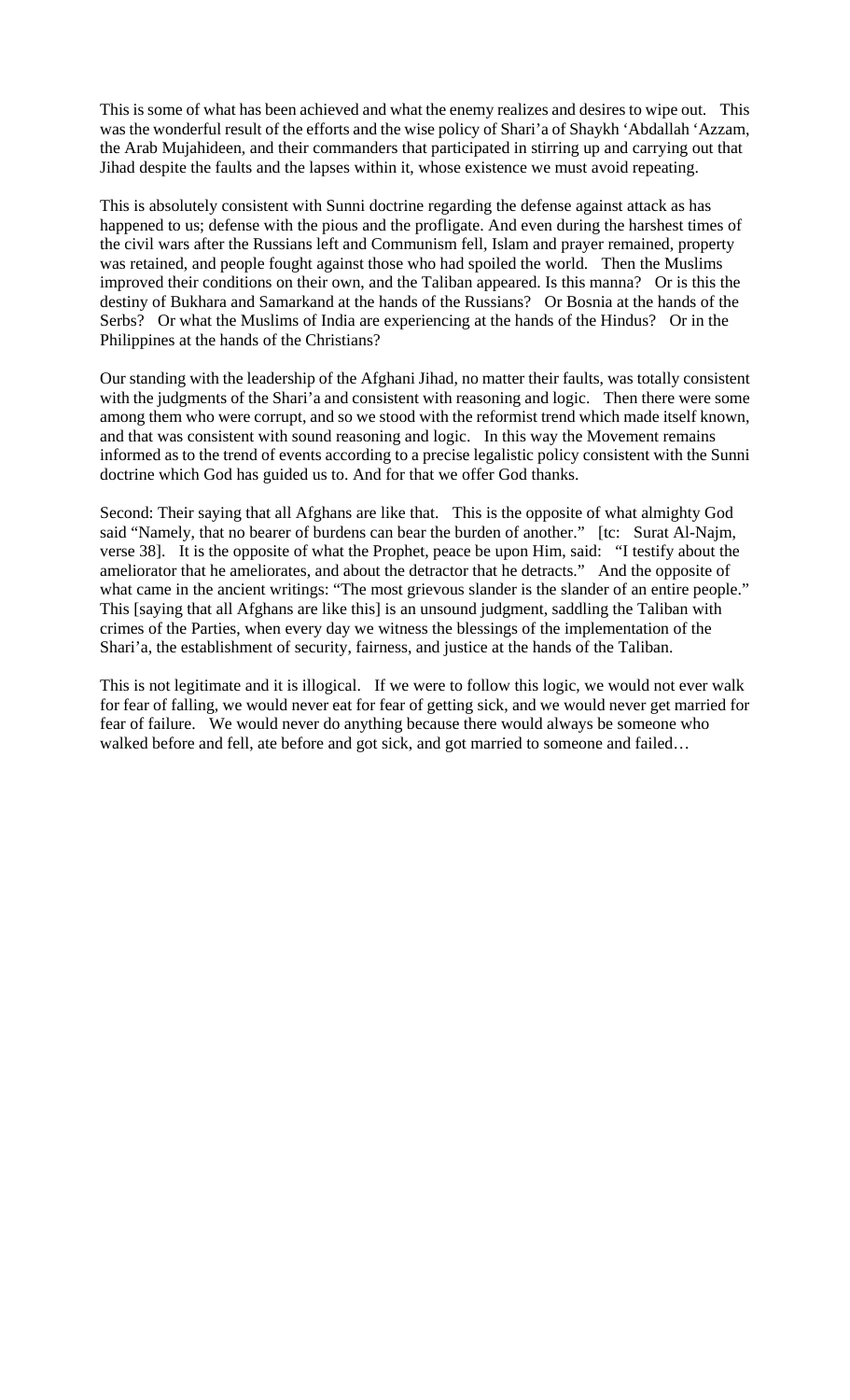This is some of what has been achieved and what the enemy realizes and desires to wipe out. This was the wonderful result of the efforts and the wise policy of Shari'a of Shaykh 'Abdallah 'Azzam, the Arab Mujahideen, and their commanders that participated in stirring up and carrying out that Jihad despite the faults and the lapses within it, whose existence we must avoid repeating.

This is absolutely consistent with Sunni doctrine regarding the defense against attack as has happened to us; defense with the pious and the profligate. And even during the harshest times of the civil wars after the Russians left and Communism fell, Islam and prayer remained, property was retained, and people fought against those who had spoiled the world. Then the Muslims improved their conditions on their own, and the Taliban appeared. Is this manna? Or is this the destiny of Bukhara and Samarkand at the hands of the Russians? Or Bosnia at the hands of the Serbs? Or what the Muslims of India are experiencing at the hands of the Hindus? Or in the Philippines at the hands of the Christians?

Our standing with the leadership of the Afghani Jihad, no matter their faults, was totally consistent with the judgments of the Shari'a and consistent with reasoning and logic. Then there were some among them who were corrupt, and so we stood with the reformist trend which made itself known, and that was consistent with sound reasoning and logic. In this way the Movement remains informed as to the trend of events according to a precise legalistic policy consistent with the Sunni doctrine which God has guided us to. And for that we offer God thanks.

Second: Their saying that all Afghans are like that. This is the opposite of what almighty God said "Namely, that no bearer of burdens can bear the burden of another." [tc: Surat Al-Najm, verse 38]. It is the opposite of what the Prophet, peace be upon Him, said: "I testify about the ameliorator that he ameliorates, and about the detractor that he detracts." And the opposite of what came in the ancient writings: "The most grievous slander is the slander of an entire people." This [saying that all Afghans are like this] is an unsound judgment, saddling the Taliban with crimes of the Parties, when every day we witness the blessings of the implementation of the Shari'a, the establishment of security, fairness, and justice at the hands of the Taliban.

This is not legitimate and it is illogical. If we were to follow this logic, we would not ever walk for fear of falling, we would never eat for fear of getting sick, and we would never get married for fear of failure. We would never do anything because there would always be someone who walked before and fell, ate before and got sick, and got married to someone and failed…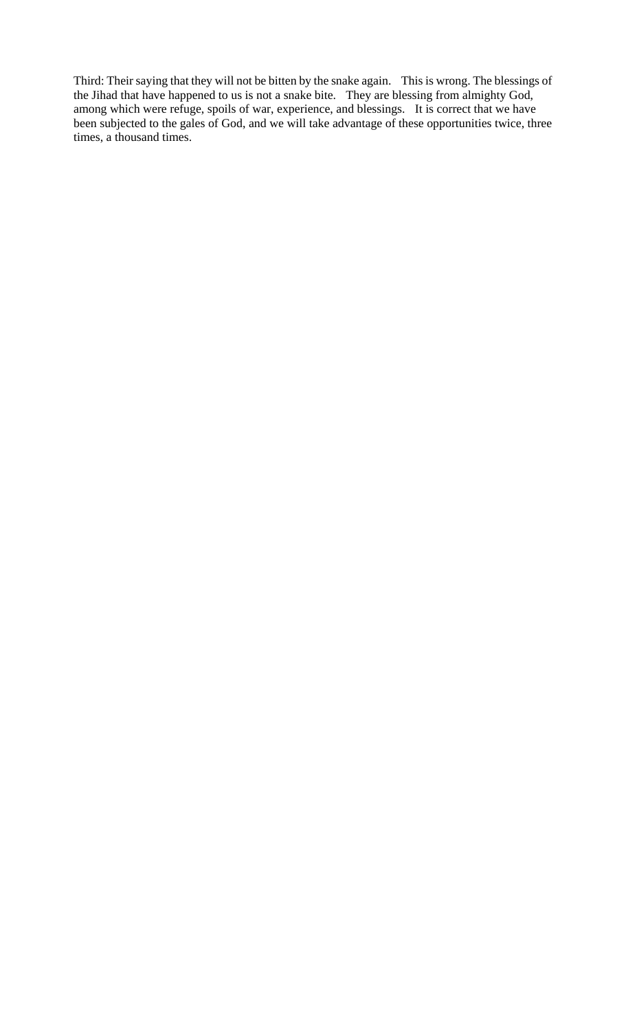Third: Their saying that they will not be bitten by the snake again. This is wrong. The blessings of the Jihad that have happened to us is not a snake bite. They are blessing from almighty God, among which were refuge, spoils of war, experience, and blessings. It is correct that we have been subjected to the gales of God, and we will take advantage of these opportunities twice, three times, a thousand times.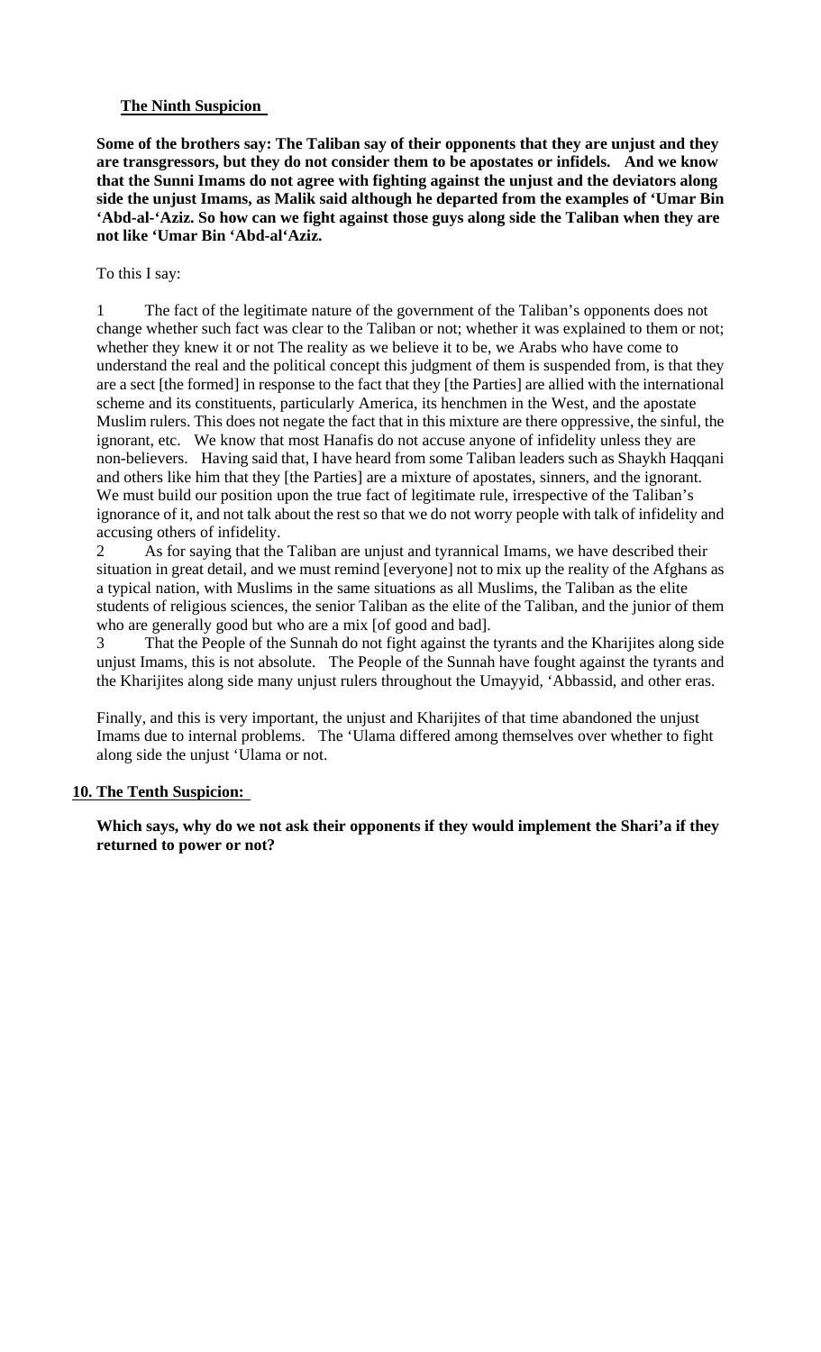**The Ninth Suspicion**

**Some of the brothers say: The Taliban say of their opponents that they are unjust and they are transgressors, but they do not consider them to be apostates or infidels. And we know that the Sunni Imams do not agree with fighting against the unjust and the deviators along side the unjust Imams, as Malik said although he departed from the examples of 'Umar Bin 'Abd-al-'Aziz. So how can we fight against those guys along side the Taliban when they are not like 'Umar Bin 'Abd-al'Aziz.**

To this I say:

1 The fact of the legitimate nature of the government of the Taliban's opponents does not change whether such fact was clear to the Taliban or not; whether it was explained to them or not; whether they knew it or not The reality as we believe it to be, we Arabs who have come to understand the real and the political concept this judgment of them is suspended from, is that they are a sect [the formed] in response to the fact that they [the Parties] are allied with the international scheme and its constituents, particularly America, its henchmen in the West, and the apostate Muslim rulers. This does not negate the fact that in this mixture are there oppressive, the sinful, the ignorant, etc. We know that most Hanafis do not accuse anyone of infidelity unless they are non-believers. Having said that, I have heard from some Taliban leaders such as Shaykh Haqqani and others like him that they [the Parties] are a mixture of apostates, sinners, and the ignorant. We must build our position upon the true fact of legitimate rule, irrespective of the Taliban's ignorance of it, and not talk about the rest so that we do not worry people with talk of infidelity and accusing others of infidelity.

2 As for saying that the Taliban are unjust and tyrannical Imams, we have described their situation in great detail, and we must remind [everyone] not to mix up the reality of the Afghans as a typical nation, with Muslims in the same situations as all Muslims, the Taliban as the elite students of religious sciences, the senior Taliban as the elite of the Taliban, and the junior of them who are generally good but who are a mix [of good and bad].

3 That the People of the Sunnah do not fight against the tyrants and the Kharijites along side unjust Imams, this is not absolute. The People of the Sunnah have fought against the tyrants and the Kharijites along side many unjust rulers throughout the Umayyid, 'Abbassid, and other eras.

Finally, and this is very important, the unjust and Kharijites of that time abandoned the unjust Imams due to internal problems. The 'Ulama differed among themselves over whether to fight along side the unjust 'Ulama or not.

**10. The Tenth Suspicion:**

**Which says, why do we not ask their opponents if they would implement the Shari'a if they returned to power or not?**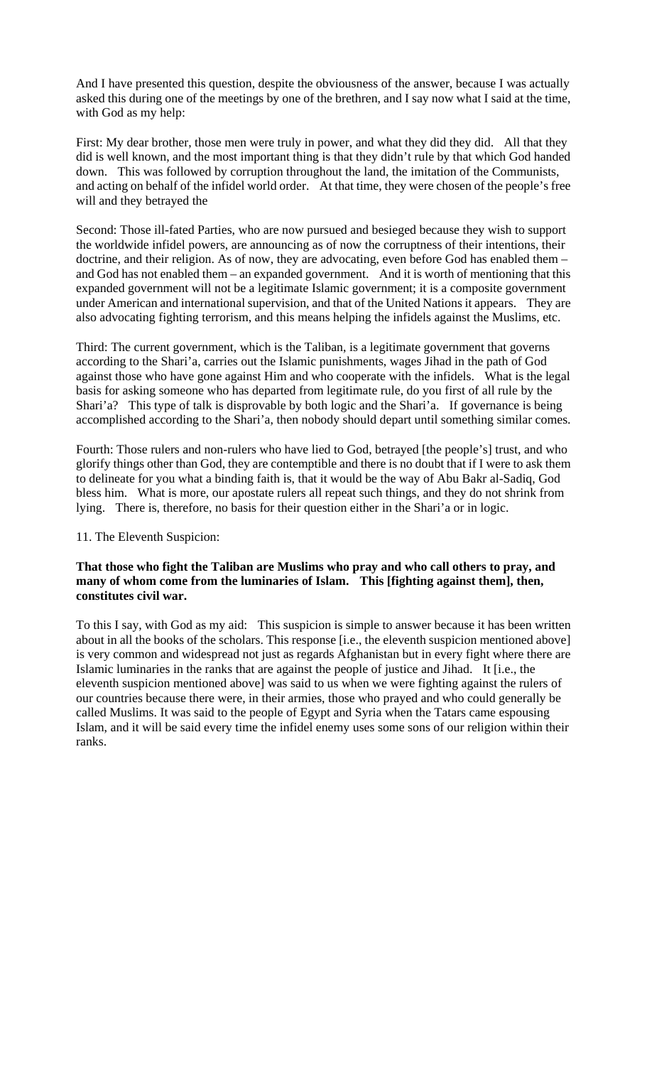And I have presented this question, despite the obviousness of the answer, because I was actually asked this during one of the meetings by one of the brethren, and I say now what I said at the time, with God as my help:

First: My dear brother, those men were truly in power, and what they did they did. All that they did is well known, and the most important thing is that they didn't rule by that which God handed down. This was followed by corruption throughout the land, the imitation of the Communists, and acting on behalf of the infidel world order. At that time, they were chosen of the people's free will and they betrayed the

Second: Those ill-fated Parties, who are now pursued and besieged because they wish to support the worldwide infidel powers, are announcing as of now the corruptness of their intentions, their doctrine, and their religion. As of now, they are advocating, even before God has enabled them – and God has not enabled them – an expanded government. And it is worth of mentioning that this expanded government will not be a legitimate Islamic government; it is a composite government under American and international supervision, and that of the United Nations it appears. They are also advocating fighting terrorism, and this means helping the infidels against the Muslims, etc.

Third: The current government, which is the Taliban, is a legitimate government that governs according to the Shari'a, carries out the Islamic punishments, wages Jihad in the path of God against those who have gone against Him and who cooperate with the infidels. What is the legal basis for asking someone who has departed from legitimate rule, do you first of all rule by the Shari'a? This type of talk is disprovable by both logic and the Shari'a. If governance is being accomplished according to the Shari'a, then nobody should depart until something similar comes.

Fourth: Those rulers and non-rulers who have lied to God, betrayed [the people's] trust, and who glorify things other than God, they are contemptible and there is no doubt that if I were to ask them to delineate for you what a binding faith is, that it would be the way of Abu Bakr al-Sadiq, God bless him. What is more, our apostate rulers all repeat such things, and they do not shrink from lying. There is, therefore, no basis for their question either in the Shari'a or in logic.

11. The Eleventh Suspicion:

**That those who fight the Taliban are Muslims who pray and who call others to pray, and many of whom come from the luminaries of Islam. This [fighting against them], then, constitutes civil war.**

To this I say, with God as my aid: This suspicion is simple to answer because it has been written about in all the books of the scholars. This response [i.e., the eleventh suspicion mentioned above] is very common and widespread not just as regards Afghanistan but in every fight where there are Islamic luminaries in the ranks that are against the people of justice and Jihad. It [i.e., the eleventh suspicion mentioned above] was said to us when we were fighting against the rulers of our countries because there were, in their armies, those who prayed and who could generally be called Muslims. It was said to the people of Egypt and Syria when the Tatars came espousing Islam, and it will be said every time the infidel enemy uses some sons of our religion within their ranks.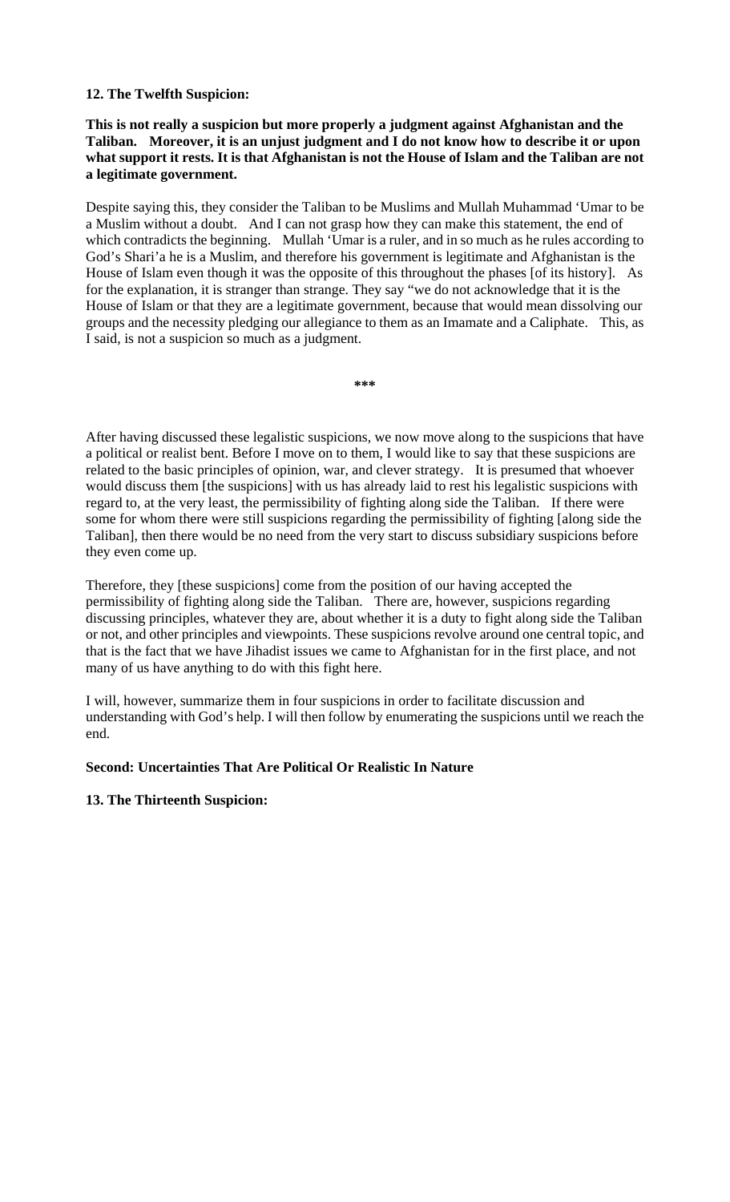**12. The Twelfth Suspicion:**

**This is not really a suspicion but more properly a judgment against Afghanistan and the Taliban. Moreover, it is an unjust judgment and I do not know how to describe it or upon what support it rests. It is that Afghanistan is not the House of Islam and the Taliban are not a legitimate government.**

Despite saying this, they consider the Taliban to be Muslims and Mullah Muhammad 'Umar to be a Muslim without a doubt. And I can not grasp how they can make this statement, the end of which contradicts the beginning. Mullah 'Umar is a ruler, and in so much as he rules according to God's Shari'a he is a Muslim, and therefore his government is legitimate and Afghanistan is the House of Islam even though it was the opposite of this throughout the phases [of its history]. As for the explanation, it is stranger than strange. They say "we do not acknowledge that it is the House of Islam or that they are a legitimate government, because that would mean dissolving our groups and the necessity pledging our allegiance to them as an Imamate and a Caliphate. This, as I said, is not a suspicion so much as a judgment.

***

After having discussed these legalistic suspicions, we now move along to the suspicions that have a political or realist bent. Before I move on to them, I would like to say that these suspicions are related to the basic principles of opinion, war, and clever strategy. It is presumed that whoever would discuss them [the suspicions] with us has already laid to rest his legalistic suspicions with regard to, at the very least, the permissibility of fighting along side the Taliban. If there were some for whom there were still suspicions regarding the permissibility of fighting [along side the Taliban], then there would be no need from the very start to discuss subsidiary suspicions before they even come up.

Therefore, they [these suspicions] come from the position of our having accepted the permissibility of fighting along side the Taliban. There are, however, suspicions regarding discussing principles, whatever they are, about whether it is a duty to fight along side the Taliban or not, and other principles and viewpoints. These suspicions revolve around one central topic, and that is the fact that we have Jihadist issues we came to Afghanistan for in the first place, and not many of us have anything to do with this fight here.

I will, however, summarize them in four suspicions in order to facilitate discussion and understanding with God's help. I will then follow by enumerating the suspicions until we reach the end.

**Second: Uncertainties That Are Political Or Realistic In Nature**

**13. The Thirteenth Suspicion:**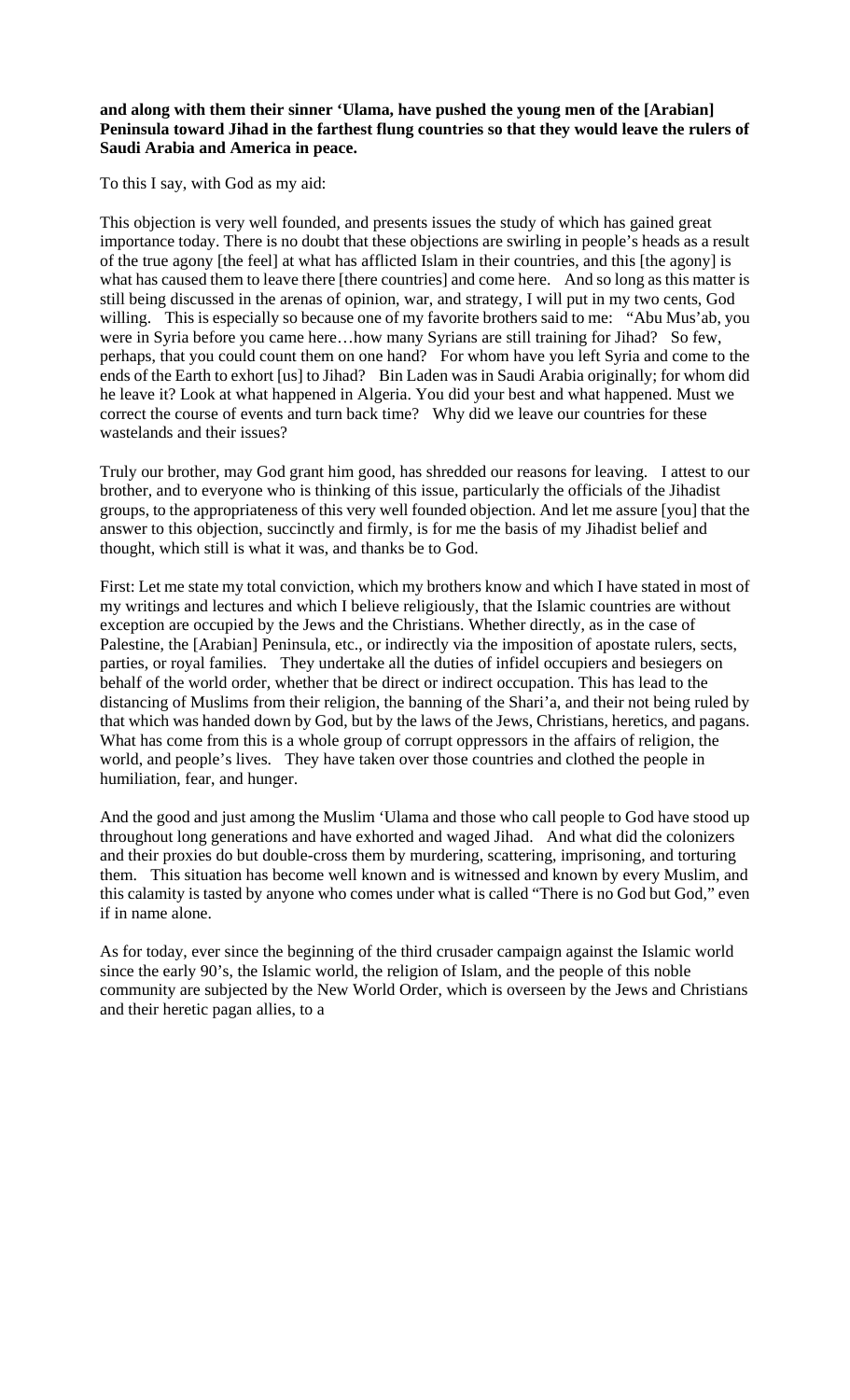**and along with them their sinner 'Ulama, have pushed the young men of the [Arabian] Peninsula toward Jihad in the farthest flung countries so that they would leave the rulers of Saudi Arabia and America in peace.**

To this I say, with God as my aid:

This objection is very well founded, and presents issues the study of which has gained great importance today. There is no doubt that these objections are swirling in people's heads as a result of the true agony [the feel] at what has afflicted Islam in their countries, and this [the agony] is what has caused them to leave there [there countries] and come here. And so long as this matter is still being discussed in the arenas of opinion, war, and strategy, I will put in my two cents, God willing. This is especially so because one of my favorite brothers said to me: "Abu Mus'ab, you were in Syria before you came here…how many Syrians are still training for Jihad? So few, perhaps, that you could count them on one hand? For whom have you left Syria and come to the ends of the Earth to exhort [us] to Jihad? Bin Laden was in Saudi Arabia originally; for whom did he leave it? Look at what happened in Algeria. You did your best and what happened. Must we correct the course of events and turn back time? Why did we leave our countries for these wastelands and their issues?

Truly our brother, may God grant him good, has shredded our reasons for leaving. I attest to our brother, and to everyone who is thinking of this issue, particularly the officials of the Jihadist groups, to the appropriateness of this very well founded objection. And let me assure [you] that the answer to this objection, succinctly and firmly, is for me the basis of my Jihadist belief and thought, which still is what it was, and thanks be to God.

First: Let me state my total conviction, which my brothers know and which I have stated in most of my writings and lectures and which I believe religiously, that the Islamic countries are without exception are occupied by the Jews and the Christians. Whether directly, as in the case of Palestine, the [Arabian] Peninsula, etc., or indirectly via the imposition of apostate rulers, sects, parties, or royal families. They undertake all the duties of infidel occupiers and besiegers on behalf of the world order, whether that be direct or indirect occupation. This has lead to the distancing of Muslims from their religion, the banning of the Shari'a, and their not being ruled by that which was handed down by God, but by the laws of the Jews, Christians, heretics, and pagans. What has come from this is a whole group of corrupt oppressors in the affairs of religion, the world, and people's lives. They have taken over those countries and clothed the people in humiliation, fear, and hunger.

And the good and just among the Muslim 'Ulama and those who call people to God have stood up throughout long generations and have exhorted and waged Jihad. And what did the colonizers and their proxies do but double-cross them by murdering, scattering, imprisoning, and torturing them. This situation has become well known and is witnessed and known by every Muslim, and this calamity is tasted by anyone who comes under what is called "There is no God but God," even if in name alone.

As for today, ever since the beginning of the third crusader campaign against the Islamic world since the early 90's, the Islamic world, the religion of Islam, and the people of this noble community are subjected by the New World Order, which is overseen by the Jews and Christians and their heretic pagan allies, to a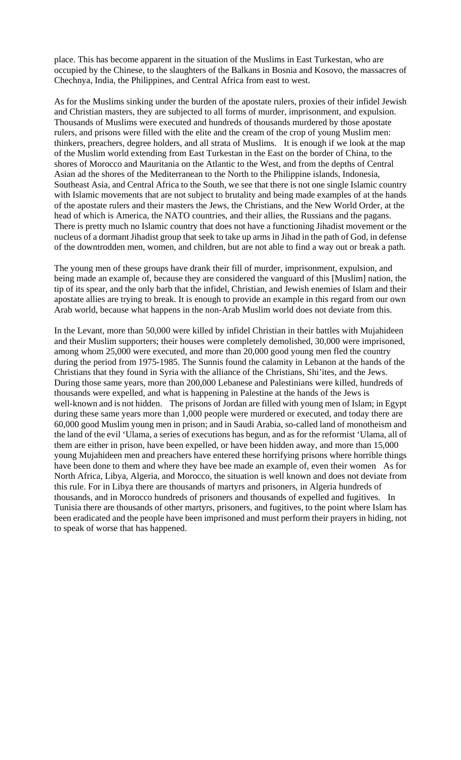place. This has become apparent in the situation of the Muslims in East Turkestan, who are occupied by the Chinese, to the slaughters of the Balkans in Bosnia and Kosovo, the massacres of Chechnya, India, the Philippines, and Central Africa from east to west.

As for the Muslims sinking under the burden of the apostate rulers, proxies of their infidel Jewish and Christian masters, they are subjected to all forms of murder, imprisonment, and expulsion. Thousands of Muslims were executed and hundreds of thousands murdered by those apostate rulers, and prisons were filled with the elite and the cream of the crop of young Muslim men: thinkers, preachers, degree holders, and all strata of Muslims. It is enough if we look at the map of the Muslim world extending from East Turkestan in the East on the border of China, to the shores of Morocco and Mauritania on the Atlantic to the West, and from the depths of Central Asian ad the shores of the Mediterranean to the North to the Philippine islands, Indonesia, Southeast Asia, and Central Africa to the South, we see that there is not one single Islamic country with Islamic movements that are not subject to brutality and being made examples of at the hands of the apostate rulers and their masters the Jews, the Christians, and the New World Order, at the head of which is America, the NATO countries, and their allies, the Russians and the pagans. There is pretty much no Islamic country that does not have a functioning Jihadist movement or the nucleus of a dormant Jihadist group that seek to take up arms in Jihad in the path of God, in defense of the downtrodden men, women, and children, but are not able to find a way out or break a path.

The young men of these groups have drank their fill of murder, imprisonment, expulsion, and being made an example of, because they are considered the vanguard of this [Muslim] nation, the tip of its spear, and the only barb that the infidel, Christian, and Jewish enemies of Islam and their apostate allies are trying to break. It is enough to provide an example in this regard from our own Arab world, because what happens in the non-Arab Muslim world does not deviate from this.

In the Levant, more than 50,000 were killed by infidel Christian in their battles with Mujahideen and their Muslim supporters; their houses were completely demolished, 30,000 were imprisoned, among whom 25,000 were executed, and more than 20,000 good young men fled the country during the period from 1975-1985. The Sunnis found the calamity in Lebanon at the hands of the Christians that they found in Syria with the alliance of the Christians, Shi'ites, and the Jews. During those same years, more than 200,000 Lebanese and Palestinians were killed, hundreds of thousands were expelled, and what is happening in Palestine at the hands of the Jews is well-known and is not hidden. The prisons of Jordan are filled with young men of Islam; in Egypt during these same years more than 1,000 people were murdered or executed, and today there are 60,000 good Muslim young men in prison; and in Saudi Arabia, so-called land of monotheism and the land of the evil 'Ulama, a series of executions has begun, and as for the reformist 'Ulama, all of them are either in prison, have been expelled, or have been hidden away, and more than 15,000 young Mujahideen men and preachers have entered these horrifying prisons where horrible things have been done to them and where they have bee made an example of, even their women As for North Africa, Libya, Algeria, and Morocco, the situation is well known and does not deviate from this rule. For in Libya there are thousands of martyrs and prisoners, in Algeria hundreds of thousands, and in Morocco hundreds of prisoners and thousands of expelled and fugitives. In Tunisia there are thousands of other martyrs, prisoners, and fugitives, to the point where Islam has been eradicated and the people have been imprisoned and must perform their prayers in hiding, not to speak of worse that has happened.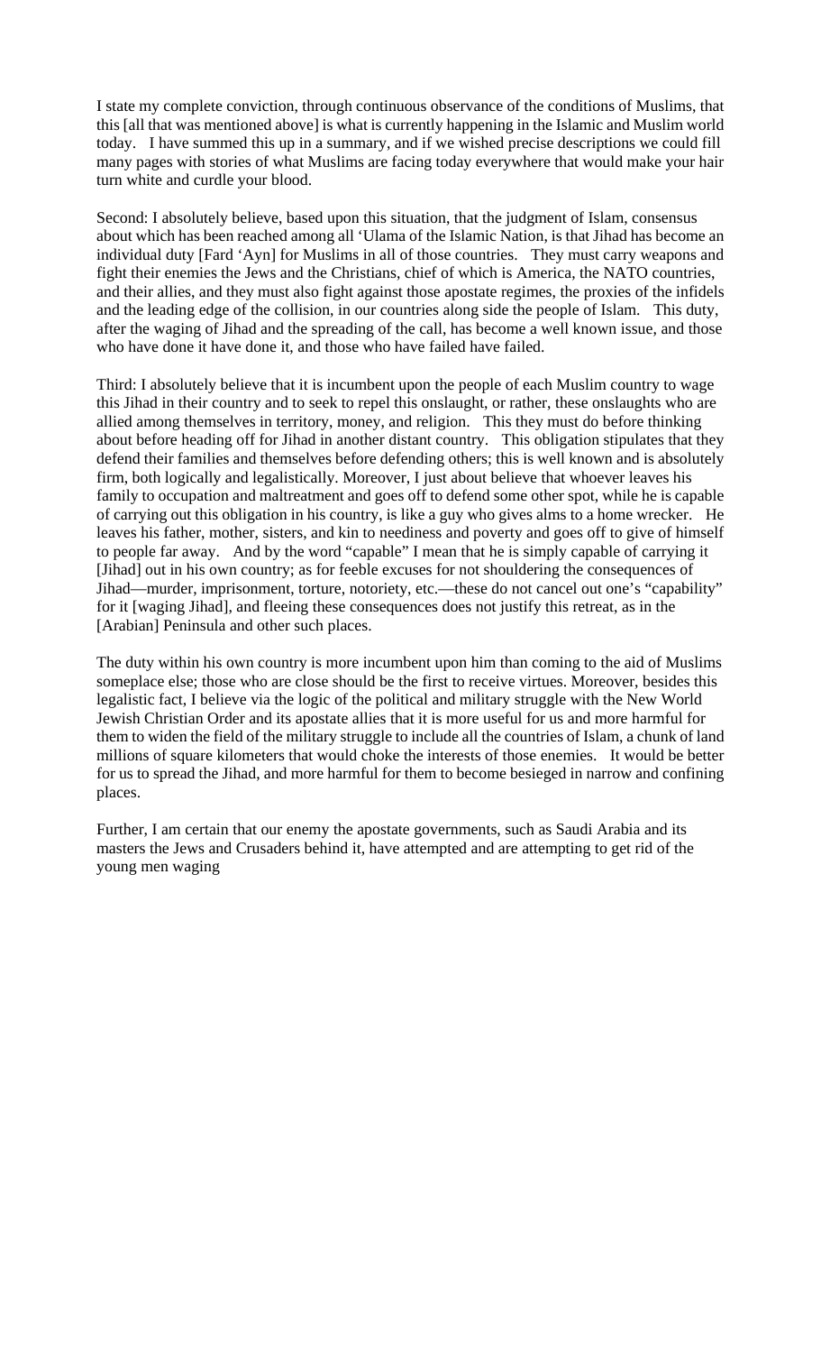I state my complete conviction, through continuous observance of the conditions of Muslims, that this [all that was mentioned above] is what is currently happening in the Islamic and Muslim world today. I have summed this up in a summary, and if we wished precise descriptions we could fill many pages with stories of what Muslims are facing today everywhere that would make your hair turn white and curdle your blood.

Second: I absolutely believe, based upon this situation, that the judgment of Islam, consensus about which has been reached among all 'Ulama of the Islamic Nation, is that Jihad has become an individual duty [Fard 'Ayn] for Muslims in all of those countries. They must carry weapons and fight their enemies the Jews and the Christians, chief of which is America, the NATO countries, and their allies, and they must also fight against those apostate regimes, the proxies of the infidels and the leading edge of the collision, in our countries along side the people of Islam. This duty, after the waging of Jihad and the spreading of the call, has become a well known issue, and those who have done it have done it, and those who have failed have failed.

Third: I absolutely believe that it is incumbent upon the people of each Muslim country to wage this Jihad in their country and to seek to repel this onslaught, or rather, these onslaughts who are allied among themselves in territory, money, and religion. This they must do before thinking about before heading off for Jihad in another distant country. This obligation stipulates that they defend their families and themselves before defending others; this is well known and is absolutely firm, both logically and legalistically. Moreover, I just about believe that whoever leaves his family to occupation and maltreatment and goes off to defend some other spot, while he is capable of carrying out this obligation in his country, is like a guy who gives alms to a home wrecker. He leaves his father, mother, sisters, and kin to neediness and poverty and goes off to give of himself to people far away. And by the word "capable" I mean that he is simply capable of carrying it [Jihad] out in his own country; as for feeble excuses for not shouldering the consequences of Jihad—murder, imprisonment, torture, notoriety, etc.—these do not cancel out one's "capability" for it [waging Jihad], and fleeing these consequences does not justify this retreat, as in the [Arabian] Peninsula and other such places.

The duty within his own country is more incumbent upon him than coming to the aid of Muslims someplace else; those who are close should be the first to receive virtues. Moreover, besides this legalistic fact, I believe via the logic of the political and military struggle with the New World Jewish Christian Order and its apostate allies that it is more useful for us and more harmful for them to widen the field of the military struggle to include all the countries of Islam, a chunk of land millions of square kilometers that would choke the interests of those enemies. It would be better for us to spread the Jihad, and more harmful for them to become besieged in narrow and confining places.

Further, I am certain that our enemy the apostate governments, such as Saudi Arabia and its masters the Jews and Crusaders behind it, have attempted and are attempting to get rid of the young men waging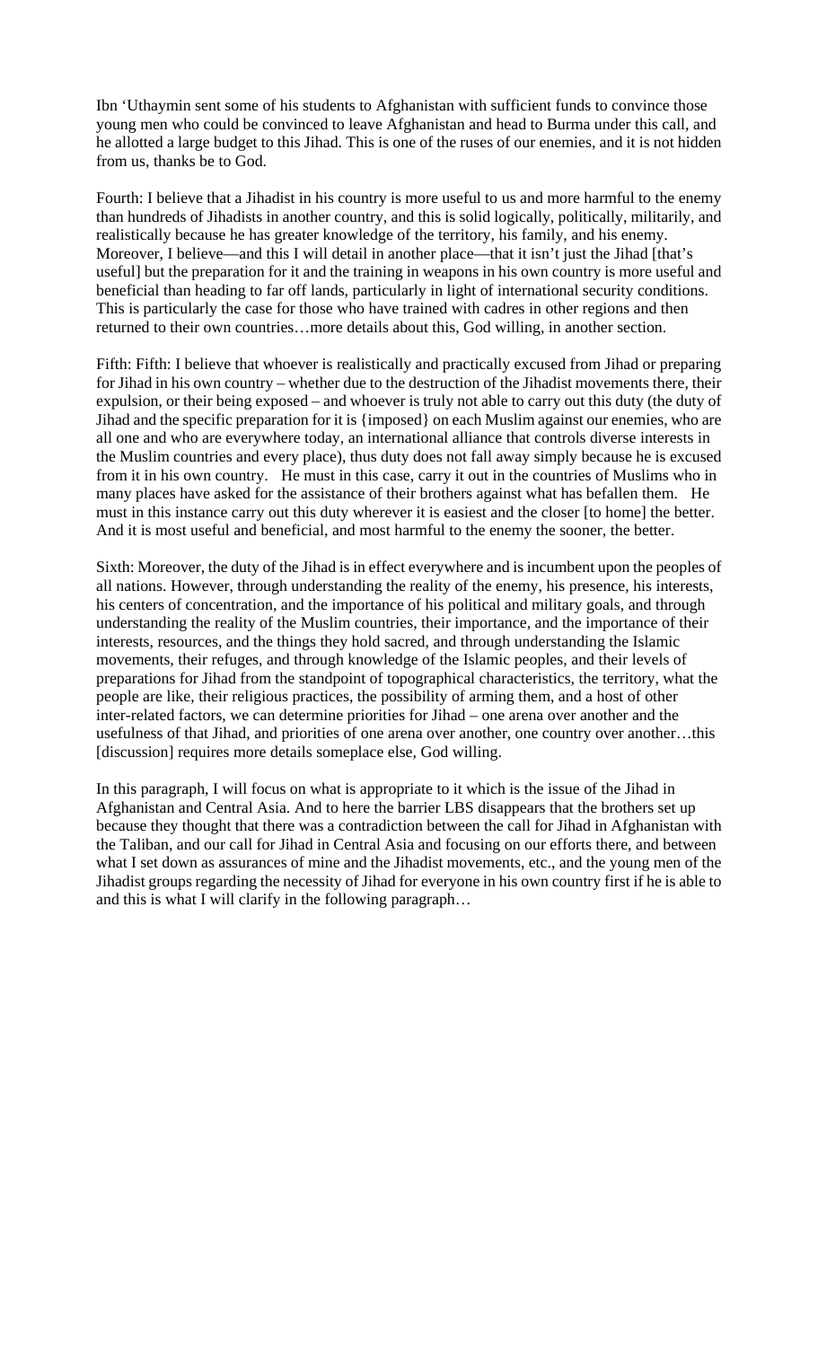Ibn 'Uthaymin sent some of his students to Afghanistan with sufficient funds to convince those young men who could be convinced to leave Afghanistan and head to Burma under this call, and he allotted a large budget to this Jihad. This is one of the ruses of our enemies, and it is not hidden from us, thanks be to God.

Fourth: I believe that a Jihadist in his country is more useful to us and more harmful to the enemy than hundreds of Jihadists in another country, and this is solid logically, politically, militarily, and realistically because he has greater knowledge of the territory, his family, and his enemy. Moreover, I believe—and this I will detail in another place—that it isn't just the Jihad [that's useful] but the preparation for it and the training in weapons in his own country is more useful and beneficial than heading to far off lands, particularly in light of international security conditions. This is particularly the case for those who have trained with cadres in other regions and then returned to their own countries…more details about this, God willing, in another section.

Fifth: Fifth: I believe that whoever is realistically and practically excused from Jihad or preparing for Jihad in his own country – whether due to the destruction of the Jihadist movements there, their expulsion, or their being exposed – and whoever is truly not able to carry out this duty (the duty of Jihad and the specific preparation for it is {imposed} on each Muslim against our enemies, who are all one and who are everywhere today, an international alliance that controls diverse interests in the Muslim countries and every place), thus duty does not fall away simply because he is excused from it in his own country. He must in this case, carry it out in the countries of Muslims who in many places have asked for the assistance of their brothers against what has befallen them. He must in this instance carry out this duty wherever it is easiest and the closer [to home] the better. And it is most useful and beneficial, and most harmful to the enemy the sooner, the better.

Sixth: Moreover, the duty of the Jihad is in effect everywhere and is incumbent upon the peoples of all nations. However, through understanding the reality of the enemy, his presence, his interests, his centers of concentration, and the importance of his political and military goals, and through understanding the reality of the Muslim countries, their importance, and the importance of their interests, resources, and the things they hold sacred, and through understanding the Islamic movements, their refuges, and through knowledge of the Islamic peoples, and their levels of preparations for Jihad from the standpoint of topographical characteristics, the territory, what the people are like, their religious practices, the possibility of arming them, and a host of other inter-related factors, we can determine priorities for Jihad – one arena over another and the usefulness of that Jihad, and priorities of one arena over another, one country over another…this [discussion] requires more details someplace else, God willing.

In this paragraph, I will focus on what is appropriate to it which is the issue of the Jihad in Afghanistan and Central Asia. And to here the barrier LBS disappears that the brothers set up because they thought that there was a contradiction between the call for Jihad in Afghanistan with the Taliban, and our call for Jihad in Central Asia and focusing on our efforts there, and between what I set down as assurances of mine and the Jihadist movements, etc., and the young men of the Jihadist groups regarding the necessity of Jihad for everyone in his own country first if he is able to and this is what I will clarify in the following paragraph…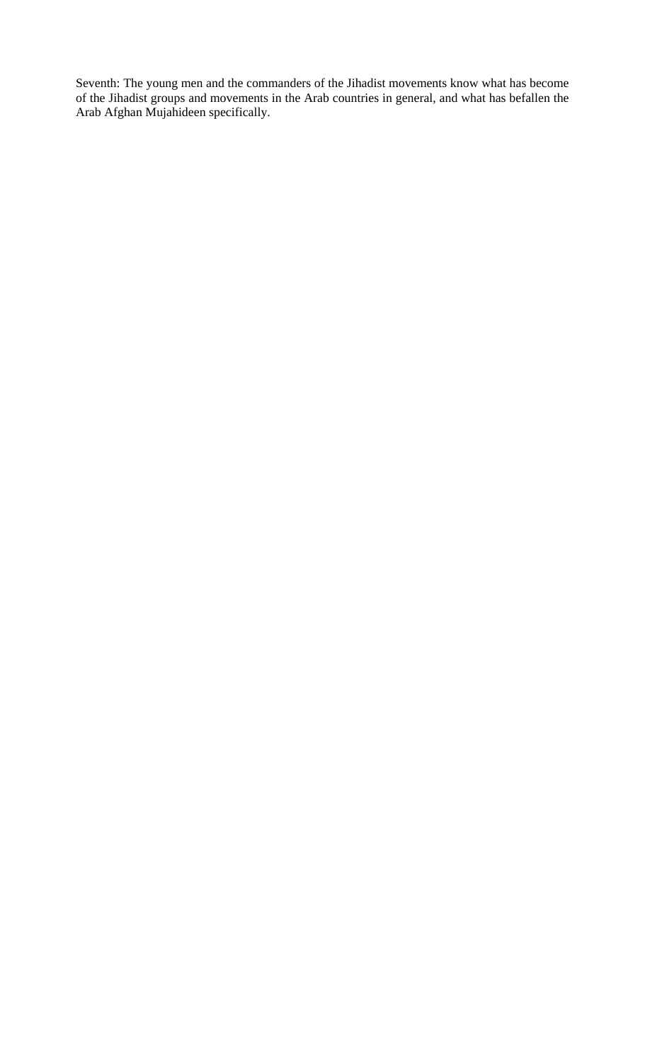Seventh: The young men and the commanders of the Jihadist movements know what has become of the Jihadist groups and movements in the Arab countries in general, and what has befallen the Arab Afghan Mujahideen specifically.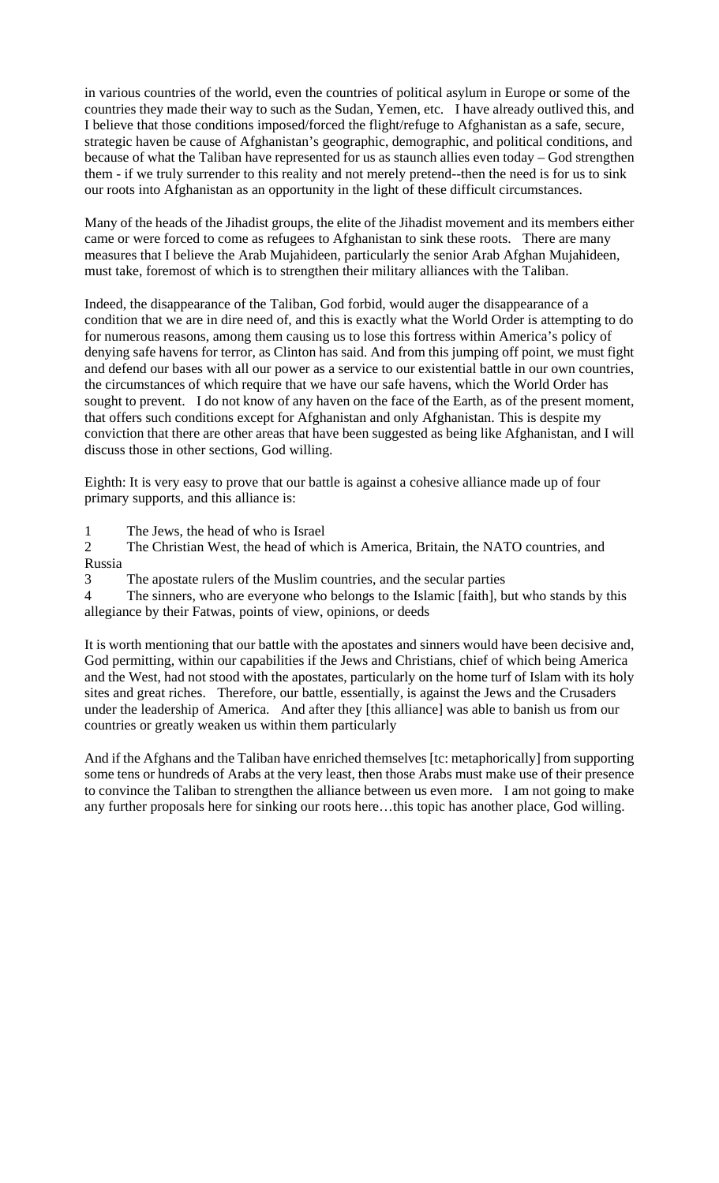in various countries of the world, even the countries of political asylum in Europe or some of the countries they made their way to such as the Sudan, Yemen, etc. I have already outlived this, and I believe that those conditions imposed/forced the flight/refuge to Afghanistan as a safe, secure, strategic haven be cause of Afghanistan's geographic, demographic, and political conditions, and because of what the Taliban have represented for us as staunch allies even today – God strengthen them - if we truly surrender to this reality and not merely pretend--then the need is for us to sink our roots into Afghanistan as an opportunity in the light of these difficult circumstances.

Many of the heads of the Jihadist groups, the elite of the Jihadist movement and its members either came or were forced to come as refugees to Afghanistan to sink these roots. There are many measures that I believe the Arab Mujahideen, particularly the senior Arab Afghan Mujahideen, must take, foremost of which is to strengthen their military alliances with the Taliban.

Indeed, the disappearance of the Taliban, God forbid, would auger the disappearance of a condition that we are in dire need of, and this is exactly what the World Order is attempting to do for numerous reasons, among them causing us to lose this fortress within America's policy of denying safe havens for terror, as Clinton has said. And from this jumping off point, we must fight and defend our bases with all our power as a service to our existential battle in our own countries, the circumstances of which require that we have our safe havens, which the World Order has sought to prevent. I do not know of any haven on the face of the Earth, as of the present moment, that offers such conditions except for Afghanistan and only Afghanistan. This is despite my conviction that there are other areas that have been suggested as being like Afghanistan, and I will discuss those in other sections, God willing.

Eighth: It is very easy to prove that our battle is against a cohesive alliance made up of four primary supports, and this alliance is:

1 The Jews, the head of who is Israel
2 The Christian West, the head of which is America, Britain, the NATO countries, and Russia
3 The apostate rulers of the Muslim countries, and the secular parties
4 The sinners, who are everyone who belongs to the Islamic [faith], but who stands by this allegiance by their Fatwas, points of view, opinions, or deeds

It is worth mentioning that our battle with the apostates and sinners would have been decisive and, God permitting, within our capabilities if the Jews and Christians, chief of which being America and the West, had not stood with the apostates, particularly on the home turf of Islam with its holy sites and great riches. Therefore, our battle, essentially, is against the Jews and the Crusaders under the leadership of America. And after they [this alliance] was able to banish us from our countries or greatly weaken us within them particularly

And if the Afghans and the Taliban have enriched themselves [tc: metaphorically] from supporting some tens or hundreds of Arabs at the very least, then those Arabs must make use of their presence to convince the Taliban to strengthen the alliance between us even more. I am not going to make any further proposals here for sinking our roots here…this topic has another place, God willing.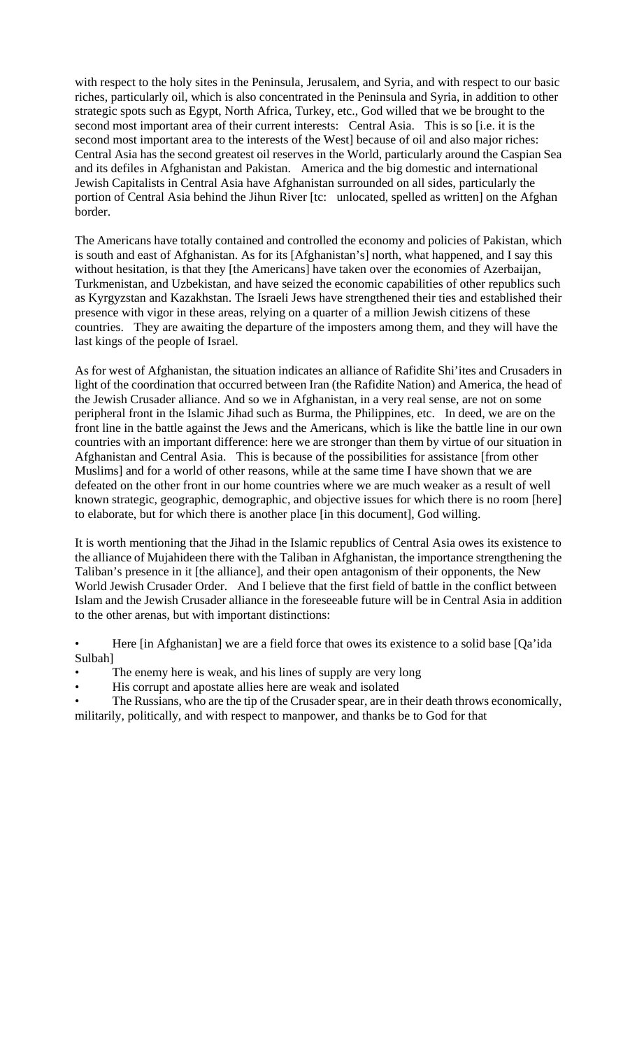with respect to the holy sites in the Peninsula, Jerusalem, and Syria, and with respect to our basic riches, particularly oil, which is also concentrated in the Peninsula and Syria, in addition to other strategic spots such as Egypt, North Africa, Turkey, etc., God willed that we be brought to the second most important area of their current interests: Central Asia. This is so [i.e. it is the second most important area to the interests of the West] because of oil and also major riches: Central Asia has the second greatest oil reserves in the World, particularly around the Caspian Sea and its defiles in Afghanistan and Pakistan. America and the big domestic and international Jewish Capitalists in Central Asia have Afghanistan surrounded on all sides, particularly the portion of Central Asia behind the Jihun River [tc: unlocated, spelled as written] on the Afghan border.

The Americans have totally contained and controlled the economy and policies of Pakistan, which is south and east of Afghanistan. As for its [Afghanistan's] north, what happened, and I say this without hesitation, is that they [the Americans] have taken over the economies of Azerbaijan, Turkmenistan, and Uzbekistan, and have seized the economic capabilities of other republics such as Kyrgyzstan and Kazakhstan. The Israeli Jews have strengthened their ties and established their presence with vigor in these areas, relying on a quarter of a million Jewish citizens of these countries. They are awaiting the departure of the imposters among them, and they will have the last kings of the people of Israel.

As for west of Afghanistan, the situation indicates an alliance of Rafidite Shi'ites and Crusaders in light of the coordination that occurred between Iran (the Rafidite Nation) and America, the head of the Jewish Crusader alliance. And so we in Afghanistan, in a very real sense, are not on some peripheral front in the Islamic Jihad such as Burma, the Philippines, etc. In deed, we are on the front line in the battle against the Jews and the Americans, which is like the battle line in our own countries with an important difference: here we are stronger than them by virtue of our situation in Afghanistan and Central Asia. This is because of the possibilities for assistance [from other Muslims] and for a world of other reasons, while at the same time I have shown that we are defeated on the other front in our home countries where we are much weaker as a result of well known strategic, geographic, demographic, and objective issues for which there is no room [here] to elaborate, but for which there is another place [in this document], God willing.

It is worth mentioning that the Jihad in the Islamic republics of Central Asia owes its existence to the alliance of Mujahideen there with the Taliban in Afghanistan, the importance strengthening the Taliban's presence in it [the alliance], and their open antagonism of their opponents, the New World Jewish Crusader Order. And I believe that the first field of battle in the conflict between Islam and the Jewish Crusader alliance in the foreseeable future will be in Central Asia in addition to the other arenas, but with important distinctions:

- Here [in Afghanistan] we are a field force that owes its existence to a solid base [Qa'ida Sulbah]
- The enemy here is weak, and his lines of supply are very long
- His corrupt and apostate allies here are weak and isolated
- The Russians, who are the tip of the Crusader spear, are in their death throws economically, militarily, politically, and with respect to manpower, and thanks be to God for that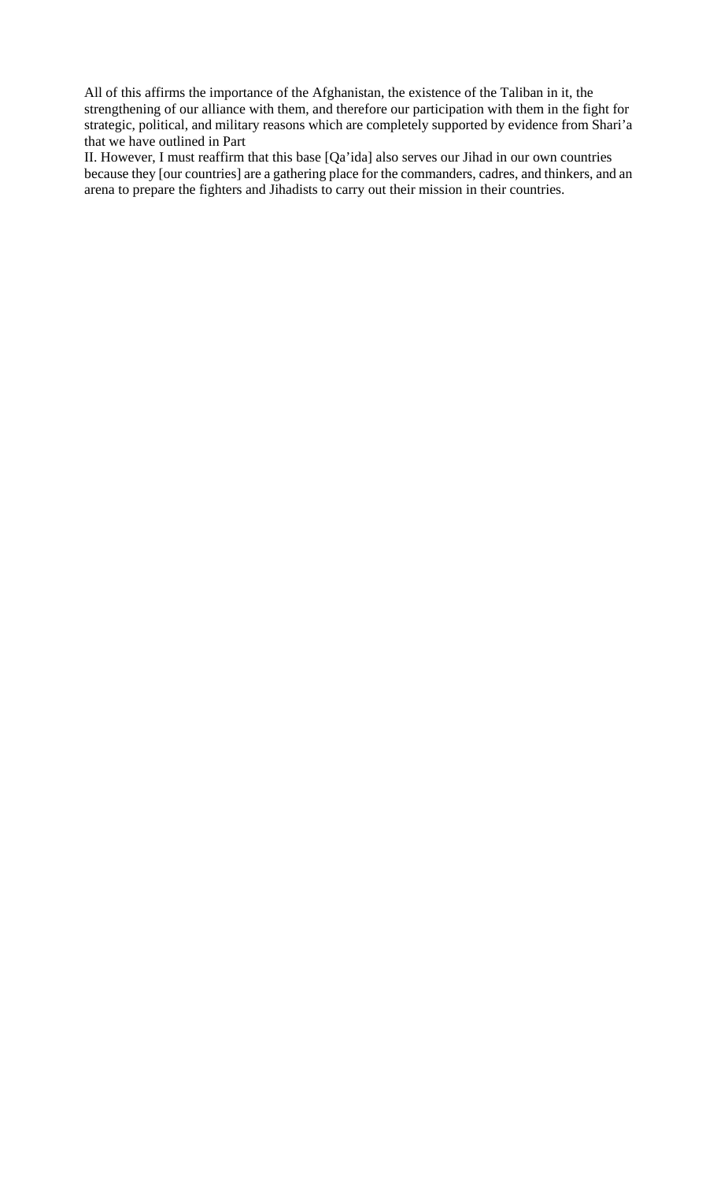All of this affirms the importance of the Afghanistan, the existence of the Taliban in it, the strengthening of our alliance with them, and therefore our participation with them in the fight for strategic, political, and military reasons which are completely supported by evidence from Shari'a that we have outlined in Part

II. However, I must reaffirm that this base [Qa'ida] also serves our Jihad in our own countries because they [our countries] are a gathering place for the commanders, cadres, and thinkers, and an arena to prepare the fighters and Jihadists to carry out their mission in their countries.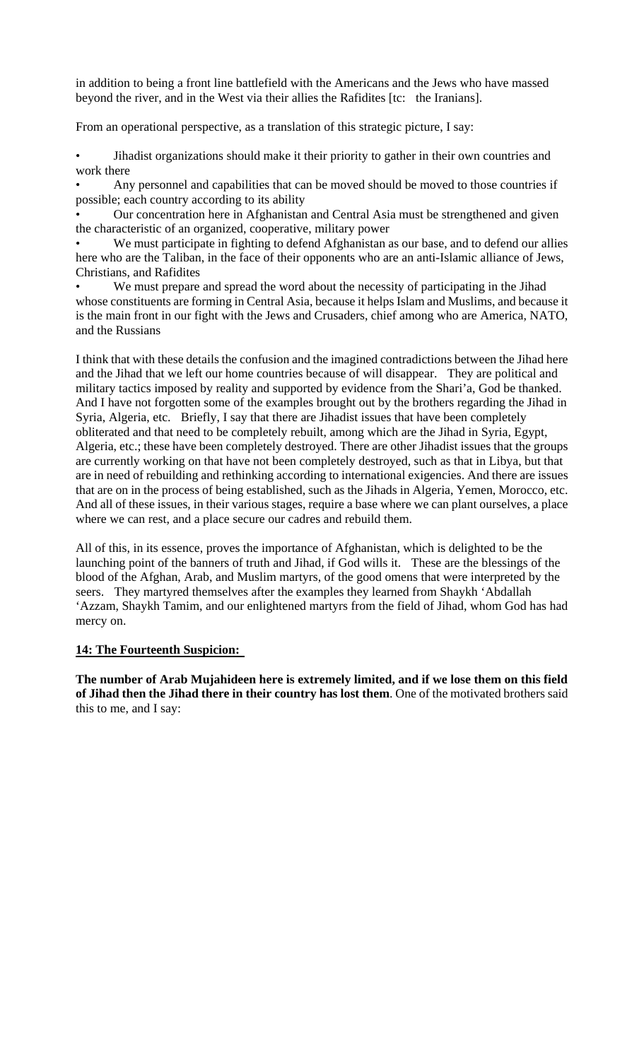in addition to being a front line battlefield with the Americans and the Jews who have massed beyond the river, and in the West via their allies the Rafidites [tc: the Iranians].

From an operational perspective, as a translation of this strategic picture, I say:

- Jihadist organizations should make it their priority to gather in their own countries and work there
- Any personnel and capabilities that can be moved should be moved to those countries if possible; each country according to its ability
- Our concentration here in Afghanistan and Central Asia must be strengthened and given the characteristic of an organized, cooperative, military power
- We must participate in fighting to defend Afghanistan as our base, and to defend our allies here who are the Taliban, in the face of their opponents who are an anti-Islamic alliance of Jews, Christians, and Rafidites
- We must prepare and spread the word about the necessity of participating in the Jihad whose constituents are forming in Central Asia, because it helps Islam and Muslims, and because it is the main front in our fight with the Jews and Crusaders, chief among who are America, NATO, and the Russians

I think that with these details the confusion and the imagined contradictions between the Jihad here and the Jihad that we left our home countries because of will disappear. They are political and military tactics imposed by reality and supported by evidence from the Shari'a, God be thanked. And I have not forgotten some of the examples brought out by the brothers regarding the Jihad in Syria, Algeria, etc. Briefly, I say that there are Jihadist issues that have been completely obliterated and that need to be completely rebuilt, among which are the Jihad in Syria, Egypt, Algeria, etc.; these have been completely destroyed. There are other Jihadist issues that the groups are currently working on that have not been completely destroyed, such as that in Libya, but that are in need of rebuilding and rethinking according to international exigencies. And there are issues that are on in the process of being established, such as the Jihads in Algeria, Yemen, Morocco, etc. And all of these issues, in their various stages, require a base where we can plant ourselves, a place where we can rest, and a place secure our cadres and rebuild them.

All of this, in its essence, proves the importance of Afghanistan, which is delighted to be the launching point of the banners of truth and Jihad, if God wills it. These are the blessings of the blood of the Afghan, Arab, and Muslim martyrs, of the good omens that were interpreted by the seers. They martyred themselves after the examples they learned from Shaykh 'Abdallah 'Azzam, Shaykh Tamim, and our enlightened martyrs from the field of Jihad, whom God has had mercy on.

**14: The Fourteenth Suspicion:**

**The number of Arab Mujahideen here is extremely limited, and if we lose them on this field of Jihad then the Jihad there in their country has lost them**. One of the motivated brothers said this to me, and I say: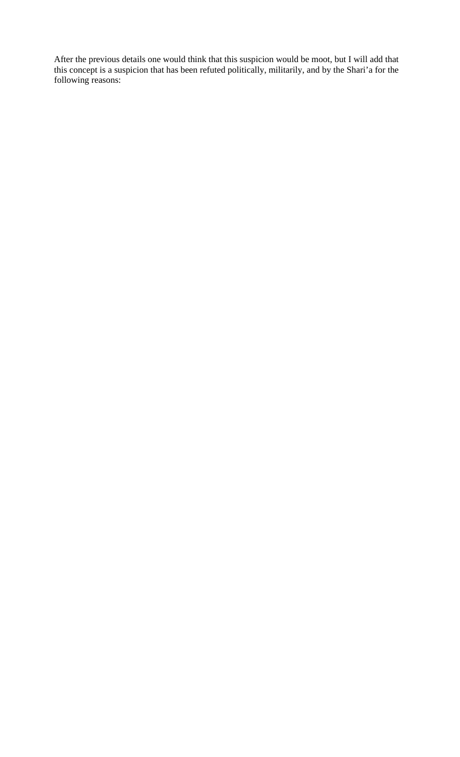After the previous details one would think that this suspicion would be moot, but I will add that this concept is a suspicion that has been refuted politically, militarily, and by the Shari'a for the following reasons: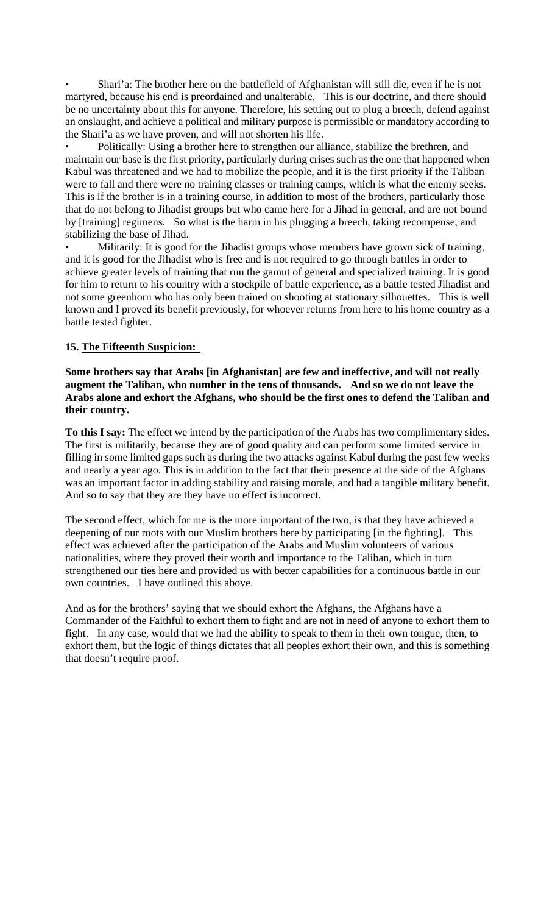- Shari'a: The brother here on the battlefield of Afghanistan will still die, even if he is not martyred, because his end is preordained and unalterable. This is our doctrine, and there should be no uncertainty about this for anyone. Therefore, his setting out to plug a breech, defend against an onslaught, and achieve a political and military purpose is permissible or mandatory according to the Shari'a as we have proven, and will not shorten his life.
- Politically: Using a brother here to strengthen our alliance, stabilize the brethren, and maintain our base is the first priority, particularly during crises such as the one that happened when Kabul was threatened and we had to mobilize the people, and it is the first priority if the Taliban were to fall and there were no training classes or training camps, which is what the enemy seeks. This is if the brother is in a training course, in addition to most of the brothers, particularly those that do not belong to Jihadist groups but who came here for a Jihad in general, and are not bound by [training] regimens. So what is the harm in his plugging a breech, taking recompense, and stabilizing the base of Jihad.
- Militarily: It is good for the Jihadist groups whose members have grown sick of training, and it is good for the Jihadist who is free and is not required to go through battles in order to achieve greater levels of training that run the gamut of general and specialized training. It is good for him to return to his country with a stockpile of battle experience, as a battle tested Jihadist and not some greenhorn who has only been trained on shooting at stationary silhouettes. This is well known and I proved its benefit previously, for whoever returns from here to his home country as a battle tested fighter.

**15. The Fifteenth Suspicion:**

**Some brothers say that Arabs [in Afghanistan] are few and ineffective, and will not really augment the Taliban, who number in the tens of thousands. And so we do not leave the Arabs alone and exhort the Afghans, who should be the first ones to defend the Taliban and their country.**

**To this I say:** The effect we intend by the participation of the Arabs has two complimentary sides. The first is militarily, because they are of good quality and can perform some limited service in filling in some limited gaps such as during the two attacks against Kabul during the past few weeks and nearly a year ago. This is in addition to the fact that their presence at the side of the Afghans was an important factor in adding stability and raising morale, and had a tangible military benefit. And so to say that they are they have no effect is incorrect.

The second effect, which for me is the more important of the two, is that they have achieved a deepening of our roots with our Muslim brothers here by participating [in the fighting]. This effect was achieved after the participation of the Arabs and Muslim volunteers of various nationalities, where they proved their worth and importance to the Taliban, which in turn strengthened our ties here and provided us with better capabilities for a continuous battle in our own countries. I have outlined this above.

And as for the brothers' saying that we should exhort the Afghans, the Afghans have a Commander of the Faithful to exhort them to fight and are not in need of anyone to exhort them to fight. In any case, would that we had the ability to speak to them in their own tongue, then, to exhort them, but the logic of things dictates that all peoples exhort their own, and this is something that doesn't require proof.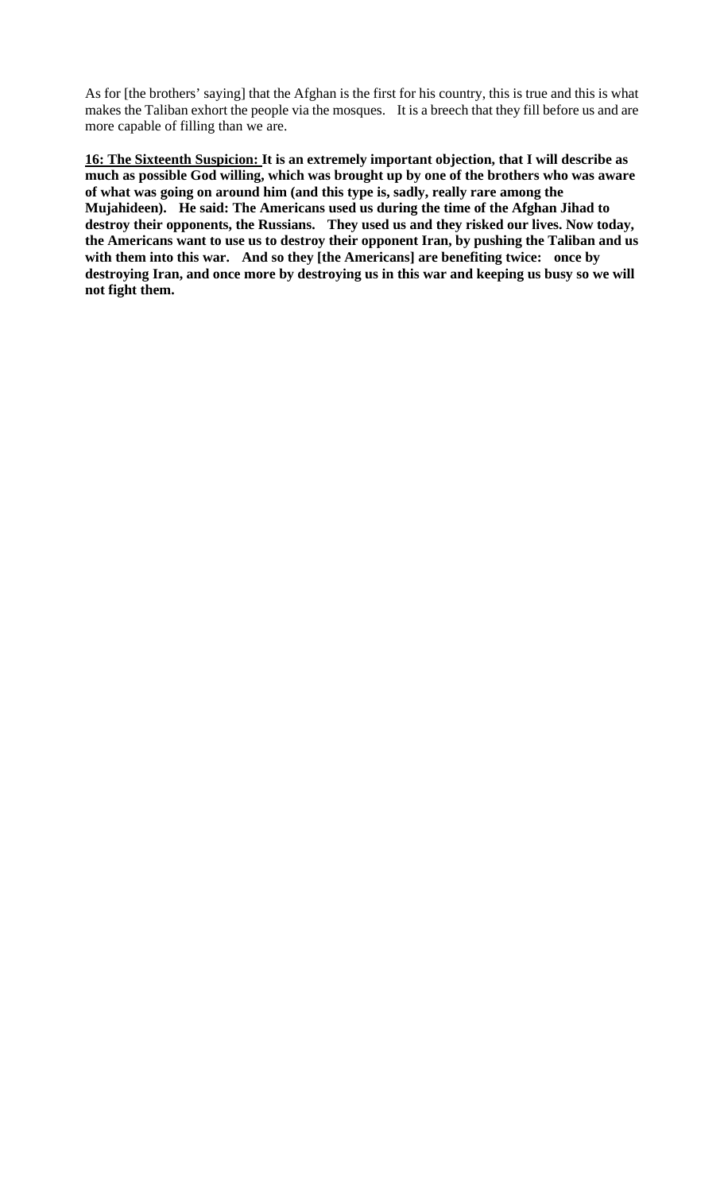As for [the brothers' saying] that the Afghan is the first for his country, this is true and this is what makes the Taliban exhort the people via the mosques. It is a breech that they fill before us and are more capable of filling than we are.

**<u>16: The Sixteenth Suspicion:</u> It is an extremely important objection, that I will describe as much as possible God willing, which was brought up by one of the brothers who was aware of what was going on around him (and this type is, sadly, really rare among the Mujahideen). He said: The Americans used us during the time of the Afghan Jihad to destroy their opponents, the Russians. They used us and they risked our lives. Now today, the Americans want to use us to destroy their opponent Iran, by pushing the Taliban and us with them into this war. And so they [the Americans] are benefiting twice: once by destroying Iran, and once more by destroying us in this war and keeping us busy so we will not fight them.**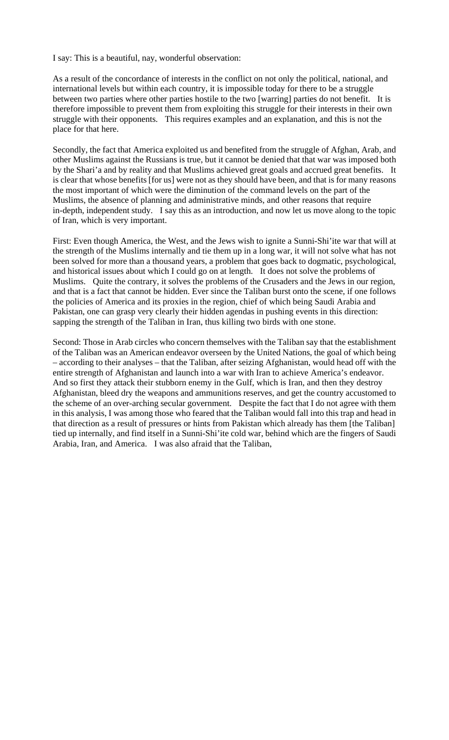I say: This is a beautiful, nay, wonderful observation:

As a result of the concordance of interests in the conflict on not only the political, national, and international levels but within each country, it is impossible today for there to be a struggle between two parties where other parties hostile to the two [warring] parties do not benefit. It is therefore impossible to prevent them from exploiting this struggle for their interests in their own struggle with their opponents. This requires examples and an explanation, and this is not the place for that here.

Secondly, the fact that America exploited us and benefited from the struggle of Afghan, Arab, and other Muslims against the Russians is true, but it cannot be denied that that war was imposed both by the Shari'a and by reality and that Muslims achieved great goals and accrued great benefits. It is clear that whose benefits [for us] were not as they should have been, and that is for many reasons the most important of which were the diminution of the command levels on the part of the Muslims, the absence of planning and administrative minds, and other reasons that require in-depth, independent study. I say this as an introduction, and now let us move along to the topic of Iran, which is very important.

First: Even though America, the West, and the Jews wish to ignite a Sunni-Shi'ite war that will at the strength of the Muslims internally and tie them up in a long war, it will not solve what has not been solved for more than a thousand years, a problem that goes back to dogmatic, psychological, and historical issues about which I could go on at length. It does not solve the problems of Muslims. Quite the contrary, it solves the problems of the Crusaders and the Jews in our region, and that is a fact that cannot be hidden. Ever since the Taliban burst onto the scene, if one follows the policies of America and its proxies in the region, chief of which being Saudi Arabia and Pakistan, one can grasp very clearly their hidden agendas in pushing events in this direction: sapping the strength of the Taliban in Iran, thus killing two birds with one stone.

Second: Those in Arab circles who concern themselves with the Taliban say that the establishment of the Taliban was an American endeavor overseen by the United Nations, the goal of which being – according to their analyses – that the Taliban, after seizing Afghanistan, would head off with the entire strength of Afghanistan and launch into a war with Iran to achieve America's endeavor. And so first they attack their stubborn enemy in the Gulf, which is Iran, and then they destroy Afghanistan, bleed dry the weapons and ammunitions reserves, and get the country accustomed to the scheme of an over-arching secular government. Despite the fact that I do not agree with them in this analysis, I was among those who feared that the Taliban would fall into this trap and head in that direction as a result of pressures or hints from Pakistan which already has them [the Taliban] tied up internally, and find itself in a Sunni-Shi'ite cold war, behind which are the fingers of Saudi Arabia, Iran, and America. I was also afraid that the Taliban,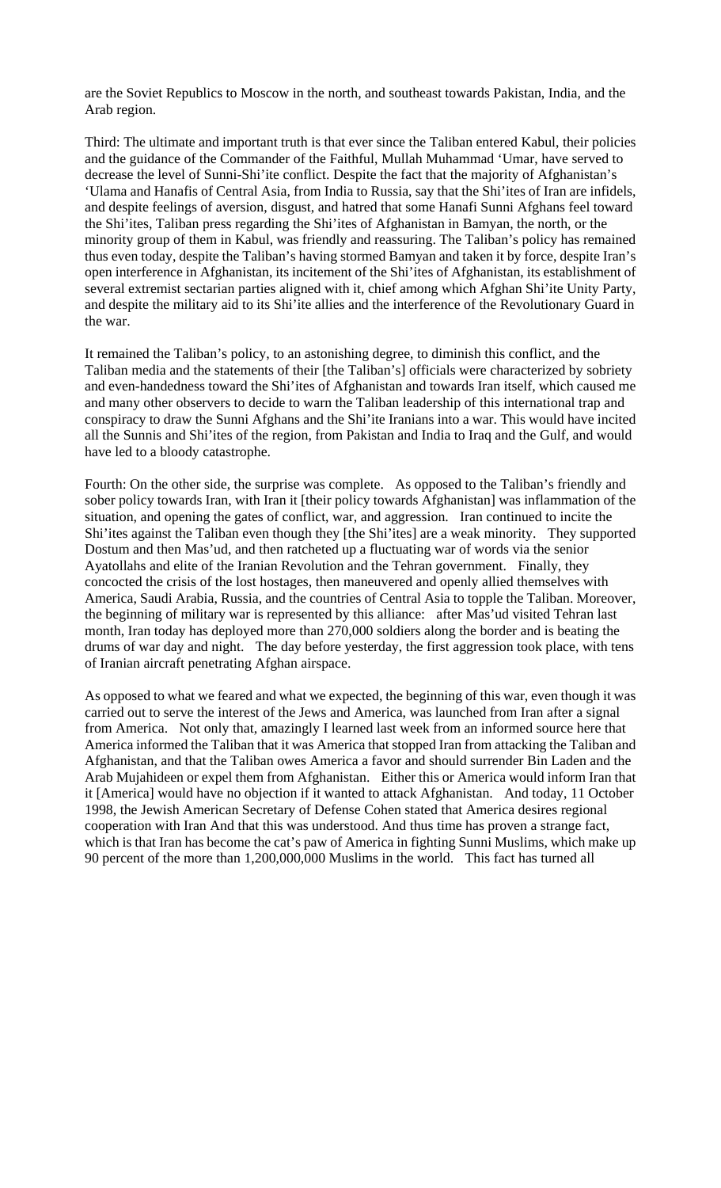are the Soviet Republics to Moscow in the north, and southeast towards Pakistan, India, and the Arab region.

Third: The ultimate and important truth is that ever since the Taliban entered Kabul, their policies and the guidance of the Commander of the Faithful, Mullah Muhammad 'Umar, have served to decrease the level of Sunni-Shi'ite conflict. Despite the fact that the majority of Afghanistan's 'Ulama and Hanafis of Central Asia, from India to Russia, say that the Shi'ites of Iran are infidels, and despite feelings of aversion, disgust, and hatred that some Hanafi Sunni Afghans feel toward the Shi'ites, Taliban press regarding the Shi'ites of Afghanistan in Bamyan, the north, or the minority group of them in Kabul, was friendly and reassuring. The Taliban's policy has remained thus even today, despite the Taliban's having stormed Bamyan and taken it by force, despite Iran's open interference in Afghanistan, its incitement of the Shi'ites of Afghanistan, its establishment of several extremist sectarian parties aligned with it, chief among which Afghan Shi'ite Unity Party, and despite the military aid to its Shi'ite allies and the interference of the Revolutionary Guard in the war.

It remained the Taliban's policy, to an astonishing degree, to diminish this conflict, and the Taliban media and the statements of their [the Taliban's] officials were characterized by sobriety and even-handedness toward the Shi'ites of Afghanistan and towards Iran itself, which caused me and many other observers to decide to warn the Taliban leadership of this international trap and conspiracy to draw the Sunni Afghans and the Shi'ite Iranians into a war. This would have incited all the Sunnis and Shi'ites of the region, from Pakistan and India to Iraq and the Gulf, and would have led to a bloody catastrophe.

Fourth: On the other side, the surprise was complete. As opposed to the Taliban's friendly and sober policy towards Iran, with Iran it [their policy towards Afghanistan] was inflammation of the situation, and opening the gates of conflict, war, and aggression. Iran continued to incite the Shi'ites against the Taliban even though they [the Shi'ites] are a weak minority. They supported Dostum and then Mas'ud, and then ratcheted up a fluctuating war of words via the senior Ayatollahs and elite of the Iranian Revolution and the Tehran government. Finally, they concocted the crisis of the lost hostages, then maneuvered and openly allied themselves with America, Saudi Arabia, Russia, and the countries of Central Asia to topple the Taliban. Moreover, the beginning of military war is represented by this alliance: after Mas'ud visited Tehran last month, Iran today has deployed more than 270,000 soldiers along the border and is beating the drums of war day and night. The day before yesterday, the first aggression took place, with tens of Iranian aircraft penetrating Afghan airspace.

As opposed to what we feared and what we expected, the beginning of this war, even though it was carried out to serve the interest of the Jews and America, was launched from Iran after a signal from America. Not only that, amazingly I learned last week from an informed source here that America informed the Taliban that it was America that stopped Iran from attacking the Taliban and Afghanistan, and that the Taliban owes America a favor and should surrender Bin Laden and the Arab Mujahideen or expel them from Afghanistan. Either this or America would inform Iran that it [America] would have no objection if it wanted to attack Afghanistan. And today, 11 October 1998, the Jewish American Secretary of Defense Cohen stated that America desires regional cooperation with Iran And that this was understood. And thus time has proven a strange fact, which is that Iran has become the cat's paw of America in fighting Sunni Muslims, which make up 90 percent of the more than 1,200,000,000 Muslims in the world. This fact has turned all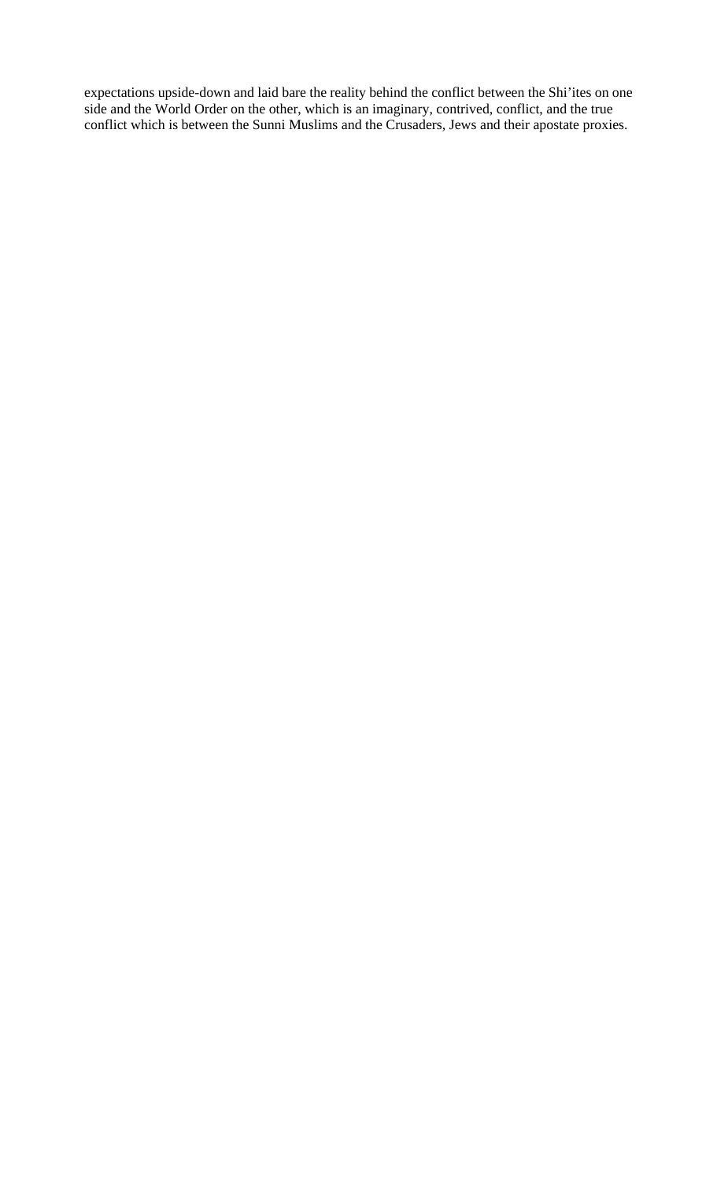expectations upside-down and laid bare the reality behind the conflict between the Shi'ites on one side and the World Order on the other, which is an imaginary, contrived, conflict, and the true conflict which is between the Sunni Muslims and the Crusaders, Jews and their apostate proxies.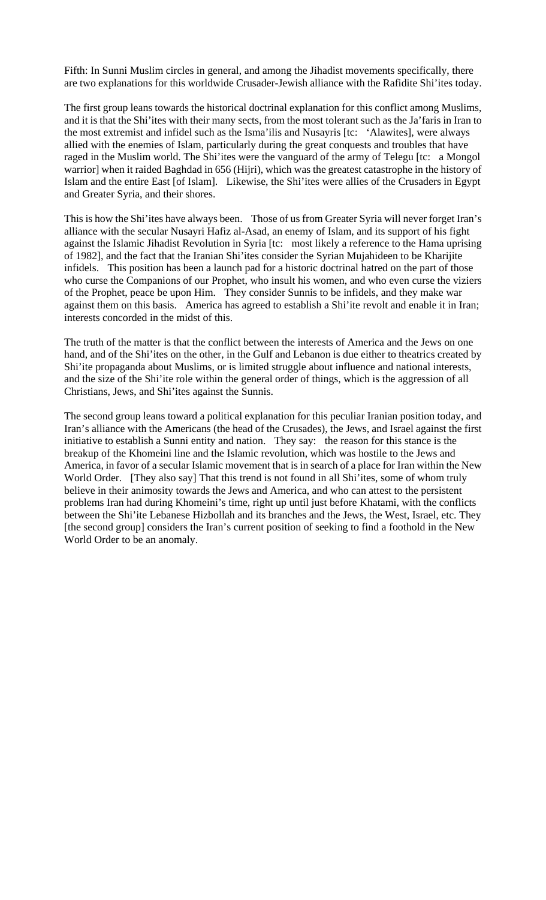Fifth: In Sunni Muslim circles in general, and among the Jihadist movements specifically, there are two explanations for this worldwide Crusader-Jewish alliance with the Rafidite Shi'ites today.

The first group leans towards the historical doctrinal explanation for this conflict among Muslims, and it is that the Shi'ites with their many sects, from the most tolerant such as the Ja'faris in Iran to the most extremist and infidel such as the Isma'ilis and Nusayris [tc: 'Alawites], were always allied with the enemies of Islam, particularly during the great conquests and troubles that have raged in the Muslim world. The Shi'ites were the vanguard of the army of Telegu [tc: a Mongol warrior] when it raided Baghdad in 656 (Hijri), which was the greatest catastrophe in the history of Islam and the entire East [of Islam]. Likewise, the Shi'ites were allies of the Crusaders in Egypt and Greater Syria, and their shores.

This is how the Shi'ites have always been. Those of us from Greater Syria will never forget Iran's alliance with the secular Nusayri Hafiz al-Asad, an enemy of Islam, and its support of his fight against the Islamic Jihadist Revolution in Syria [tc: most likely a reference to the Hama uprising of 1982], and the fact that the Iranian Shi'ites consider the Syrian Mujahideen to be Kharijite infidels. This position has been a launch pad for a historic doctrinal hatred on the part of those who curse the Companions of our Prophet, who insult his women, and who even curse the viziers of the Prophet, peace be upon Him. They consider Sunnis to be infidels, and they make war against them on this basis. America has agreed to establish a Shi'ite revolt and enable it in Iran; interests concorded in the midst of this.

The truth of the matter is that the conflict between the interests of America and the Jews on one hand, and of the Shi'ites on the other, in the Gulf and Lebanon is due either to theatrics created by Shi'ite propaganda about Muslims, or is limited struggle about influence and national interests, and the size of the Shi'ite role within the general order of things, which is the aggression of all Christians, Jews, and Shi'ites against the Sunnis.

The second group leans toward a political explanation for this peculiar Iranian position today, and Iran's alliance with the Americans (the head of the Crusades), the Jews, and Israel against the first initiative to establish a Sunni entity and nation. They say: the reason for this stance is the breakup of the Khomeini line and the Islamic revolution, which was hostile to the Jews and America, in favor of a secular Islamic movement that is in search of a place for Iran within the New World Order. [They also say] That this trend is not found in all Shi'ites, some of whom truly believe in their animosity towards the Jews and America, and who can attest to the persistent problems Iran had during Khomeini's time, right up until just before Khatami, with the conflicts between the Shi'ite Lebanese Hizbollah and its branches and the Jews, the West, Israel, etc. They [the second group] considers the Iran's current position of seeking to find a foothold in the New World Order to be an anomaly.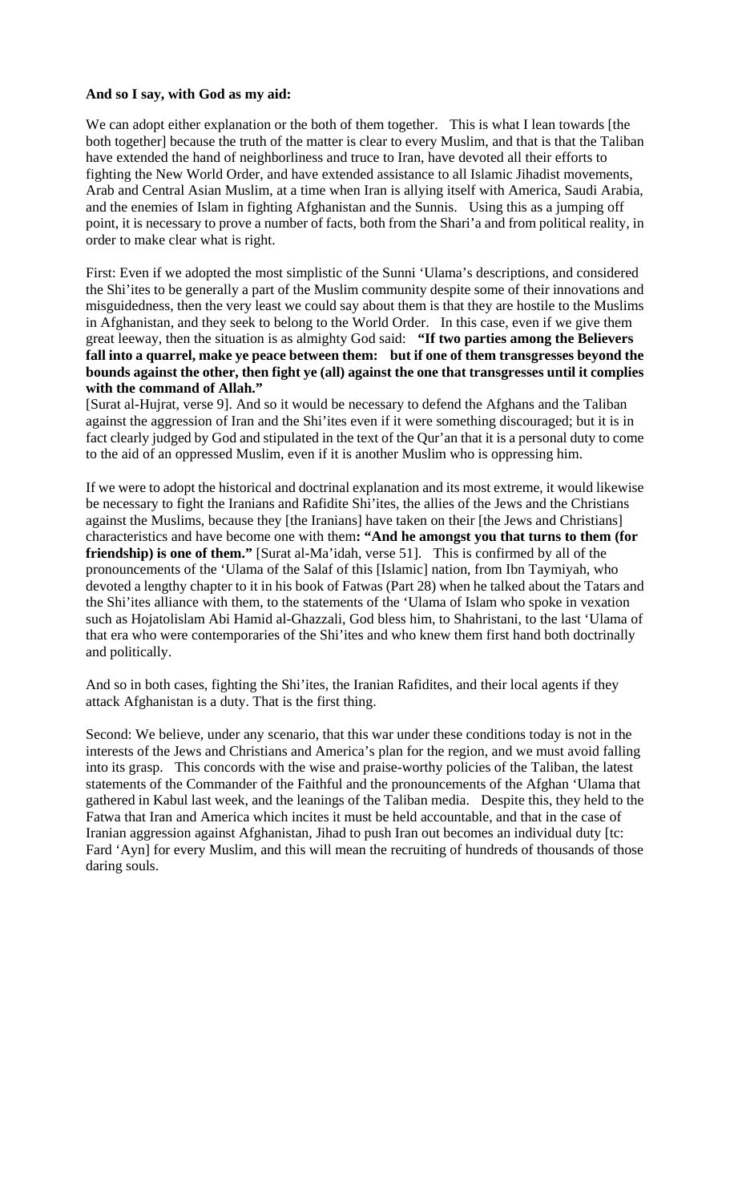**And so I say, with God as my aid:**

We can adopt either explanation or the both of them together. This is what I lean towards [the both together] because the truth of the matter is clear to every Muslim, and that is that the Taliban have extended the hand of neighborliness and truce to Iran, have devoted all their efforts to fighting the New World Order, and have extended assistance to all Islamic Jihadist movements, Arab and Central Asian Muslim, at a time when Iran is allying itself with America, Saudi Arabia, and the enemies of Islam in fighting Afghanistan and the Sunnis. Using this as a jumping off point, it is necessary to prove a number of facts, both from the Shari'a and from political reality, in order to make clear what is right.

First: Even if we adopted the most simplistic of the Sunni 'Ulama's descriptions, and considered the Shi'ites to be generally a part of the Muslim community despite some of their innovations and misguidedness, then the very least we could say about them is that they are hostile to the Muslims in Afghanistan, and they seek to belong to the World Order. In this case, even if we give them great leeway, then the situation is as almighty God said: **"If two parties among the Believers fall into a quarrel, make ye peace between them: but if one of them transgresses beyond the bounds against the other, then fight ye (all) against the one that transgresses until it complies with the command of Allah."**
[Surat al-Hujrat, verse 9]. And so it would be necessary to defend the Afghans and the Taliban against the aggression of Iran and the Shi'ites even if it were something discouraged; but it is in fact clearly judged by God and stipulated in the text of the Qur'an that it is a personal duty to come to the aid of an oppressed Muslim, even if it is another Muslim who is oppressing him.

If we were to adopt the historical and doctrinal explanation and its most extreme, it would likewise be necessary to fight the Iranians and Rafidite Shi'ites, the allies of the Jews and the Christians against the Muslims, because they [the Iranians] have taken on their [the Jews and Christians] characteristics and have become one with them**: "And he amongst you that turns to them (for friendship) is one of them."** [Surat al-Ma'idah, verse 51]. This is confirmed by all of the pronouncements of the 'Ulama of the Salaf of this [Islamic] nation, from Ibn Taymiyah, who devoted a lengthy chapter to it in his book of Fatwas (Part 28) when he talked about the Tatars and the Shi'ites alliance with them, to the statements of the 'Ulama of Islam who spoke in vexation such as Hojatolislam Abi Hamid al-Ghazzali, God bless him, to Shahristani, to the last 'Ulama of that era who were contemporaries of the Shi'ites and who knew them first hand both doctrinally and politically.

And so in both cases, fighting the Shi'ites, the Iranian Rafidites, and their local agents if they attack Afghanistan is a duty. That is the first thing.

Second: We believe, under any scenario, that this war under these conditions today is not in the interests of the Jews and Christians and America's plan for the region, and we must avoid falling into its grasp. This concords with the wise and praise-worthy policies of the Taliban, the latest statements of the Commander of the Faithful and the pronouncements of the Afghan 'Ulama that gathered in Kabul last week, and the leanings of the Taliban media. Despite this, they held to the Fatwa that Iran and America which incites it must be held accountable, and that in the case of Iranian aggression against Afghanistan, Jihad to push Iran out becomes an individual duty [tc: Fard 'Ayn] for every Muslim, and this will mean the recruiting of hundreds of thousands of those daring souls.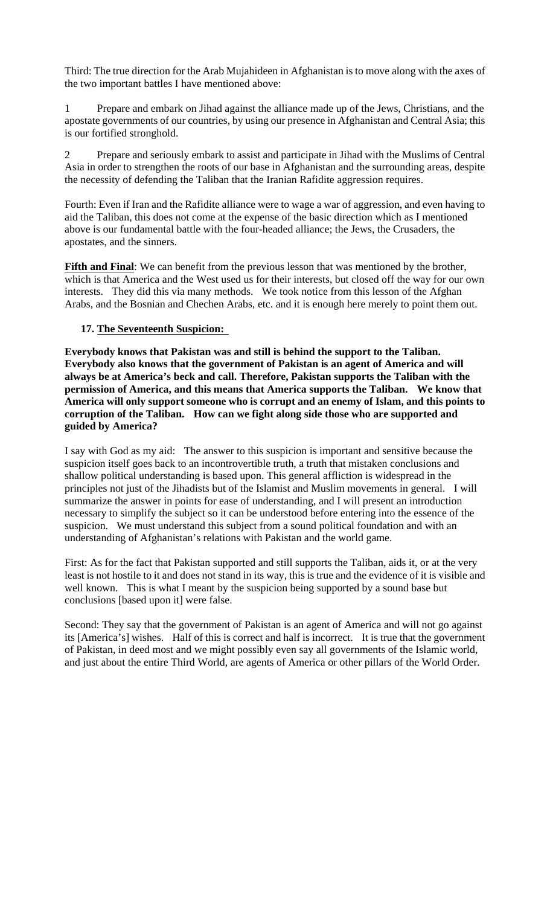Third: The true direction for the Arab Mujahideen in Afghanistan is to move along with the axes of the two important battles I have mentioned above:

1 Prepare and embark on Jihad against the alliance made up of the Jews, Christians, and the apostate governments of our countries, by using our presence in Afghanistan and Central Asia; this is our fortified stronghold.

2 Prepare and seriously embark to assist and participate in Jihad with the Muslims of Central Asia in order to strengthen the roots of our base in Afghanistan and the surrounding areas, despite the necessity of defending the Taliban that the Iranian Rafidite aggression requires.

Fourth: Even if Iran and the Rafidite alliance were to wage a war of aggression, and even having to aid the Taliban, this does not come at the expense of the basic direction which as I mentioned above is our fundamental battle with the four-headed alliance; the Jews, the Crusaders, the apostates, and the sinners.

**Fifth and Final**: We can benefit from the previous lesson that was mentioned by the brother, which is that America and the West used us for their interests, but closed off the way for our own interests. They did this via many methods. We took notice from this lesson of the Afghan Arabs, and the Bosnian and Chechen Arabs, etc. and it is enough here merely to point them out.

### 17. The Seventeenth Suspicion:

**Everybody knows that Pakistan was and still is behind the support to the Taliban. Everybody also knows that the government of Pakistan is an agent of America and will always be at America's beck and call. Therefore, Pakistan supports the Taliban with the permission of America, and this means that America supports the Taliban. We know that America will only support someone who is corrupt and an enemy of Islam, and this points to corruption of the Taliban. How can we fight along side those who are supported and guided by America?**

I say with God as my aid: The answer to this suspicion is important and sensitive because the suspicion itself goes back to an incontrovertible truth, a truth that mistaken conclusions and shallow political understanding is based upon. This general affliction is widespread in the principles not just of the Jihadists but of the Islamist and Muslim movements in general. I will summarize the answer in points for ease of understanding, and I will present an introduction necessary to simplify the subject so it can be understood before entering into the essence of the suspicion. We must understand this subject from a sound political foundation and with an understanding of Afghanistan's relations with Pakistan and the world game.

First: As for the fact that Pakistan supported and still supports the Taliban, aids it, or at the very least is not hostile to it and does not stand in its way, this is true and the evidence of it is visible and well known. This is what I meant by the suspicion being supported by a sound base but conclusions [based upon it] were false.

Second: They say that the government of Pakistan is an agent of America and will not go against its [America's] wishes. Half of this is correct and half is incorrect. It is true that the government of Pakistan, in deed most and we might possibly even say all governments of the Islamic world, and just about the entire Third World, are agents of America or other pillars of the World Order.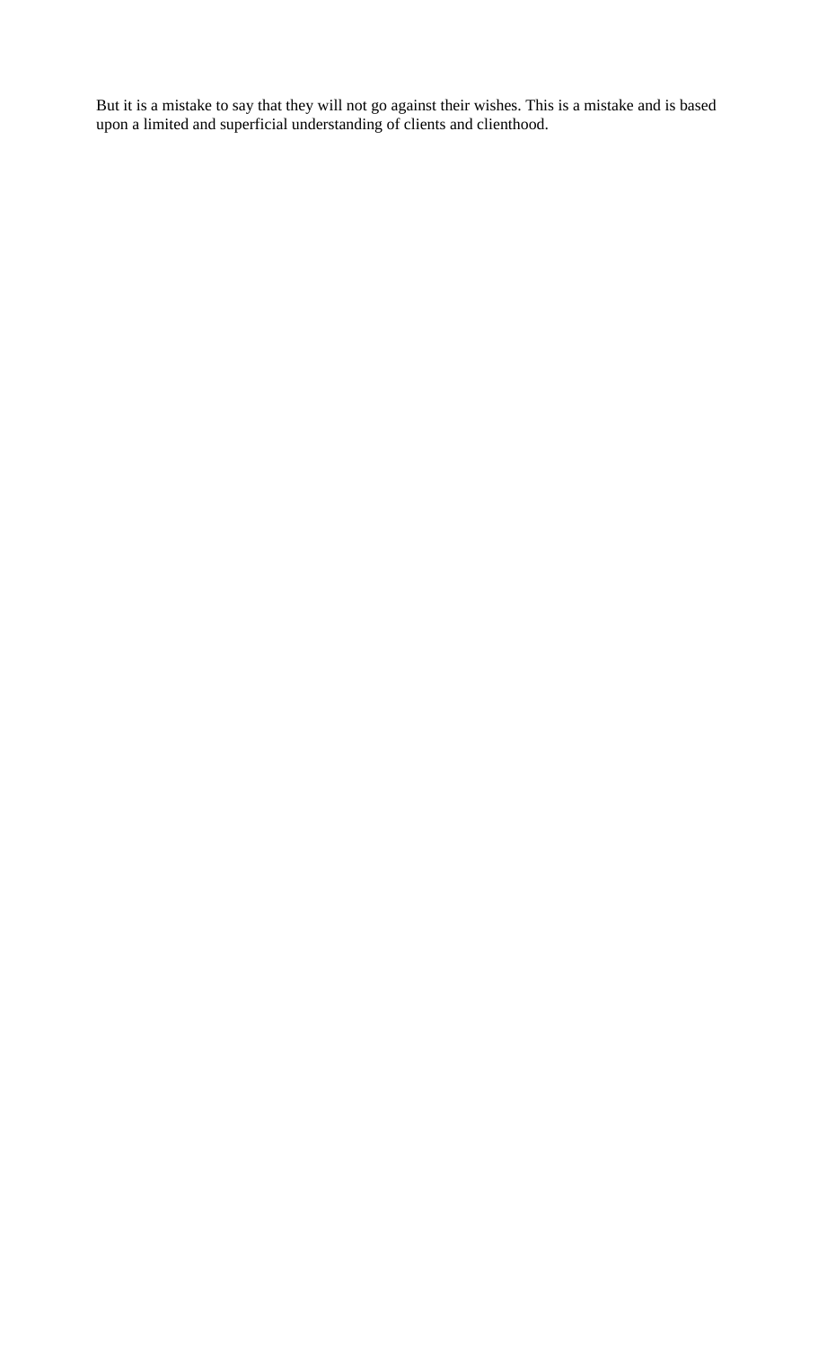But it is a mistake to say that they will not go against their wishes. This is a mistake and is based upon a limited and superficial understanding of clients and clienthood.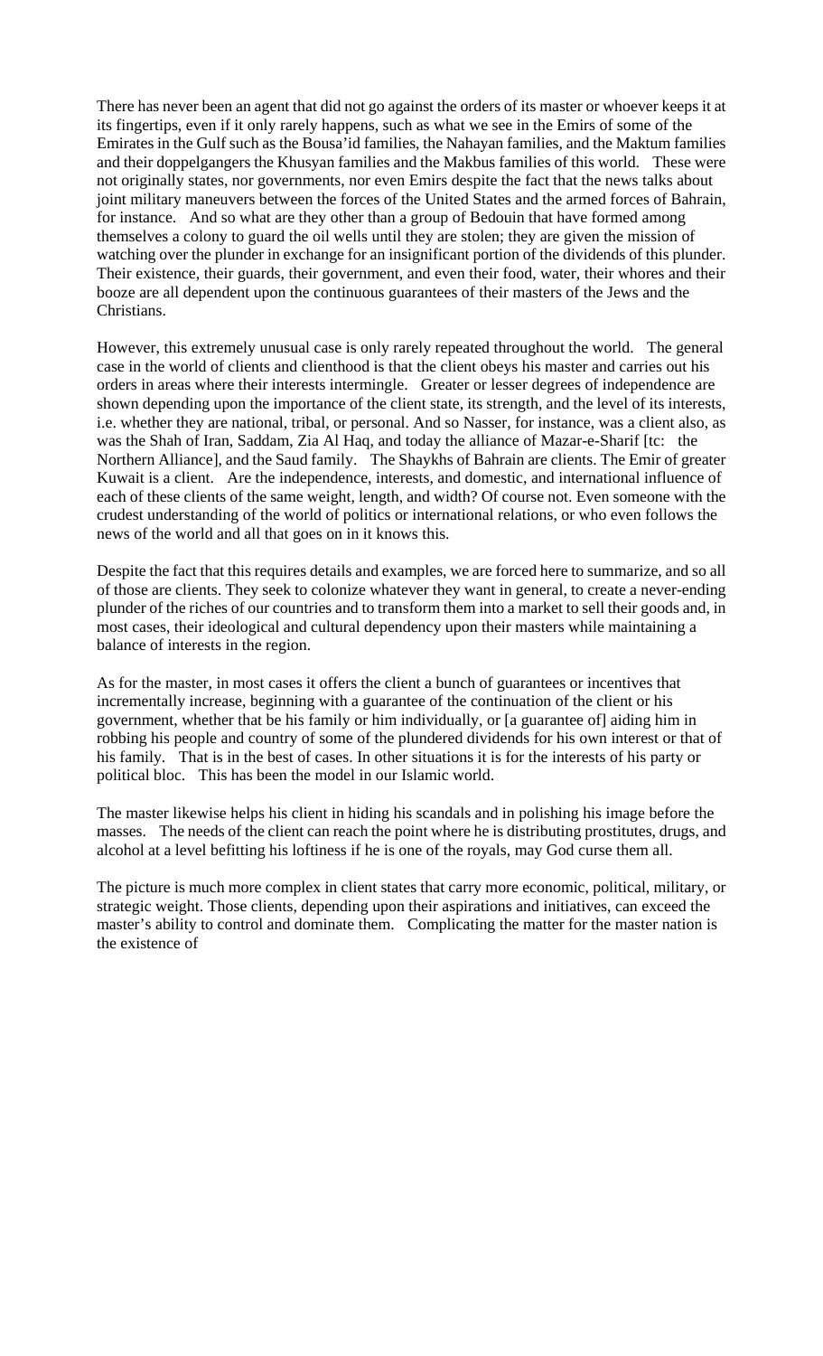There has never been an agent that did not go against the orders of its master or whoever keeps it at its fingertips, even if it only rarely happens, such as what we see in the Emirs of some of the Emirates in the Gulf such as the Bousa'id families, the Nahayan families, and the Maktum families and their doppelgangers the Khusyan families and the Makbus families of this world. These were not originally states, nor governments, nor even Emirs despite the fact that the news talks about joint military maneuvers between the forces of the United States and the armed forces of Bahrain, for instance. And so what are they other than a group of Bedouin that have formed among themselves a colony to guard the oil wells until they are stolen; they are given the mission of watching over the plunder in exchange for an insignificant portion of the dividends of this plunder. Their existence, their guards, their government, and even their food, water, their whores and their booze are all dependent upon the continuous guarantees of their masters of the Jews and the Christians.

However, this extremely unusual case is only rarely repeated throughout the world. The general case in the world of clients and clienthood is that the client obeys his master and carries out his orders in areas where their interests intermingle. Greater or lesser degrees of independence are shown depending upon the importance of the client state, its strength, and the level of its interests, i.e. whether they are national, tribal, or personal. And so Nasser, for instance, was a client also, as was the Shah of Iran, Saddam, Zia Al Haq, and today the alliance of Mazar-e-Sharif [tc: the Northern Alliance], and the Saud family. The Shaykhs of Bahrain are clients. The Emir of greater Kuwait is a client. Are the independence, interests, and domestic, and international influence of each of these clients of the same weight, length, and width? Of course not. Even someone with the crudest understanding of the world of politics or international relations, or who even follows the news of the world and all that goes on in it knows this.

Despite the fact that this requires details and examples, we are forced here to summarize, and so all of those are clients. They seek to colonize whatever they want in general, to create a never-ending plunder of the riches of our countries and to transform them into a market to sell their goods and, in most cases, their ideological and cultural dependency upon their masters while maintaining a balance of interests in the region.

As for the master, in most cases it offers the client a bunch of guarantees or incentives that incrementally increase, beginning with a guarantee of the continuation of the client or his government, whether that be his family or him individually, or [a guarantee of] aiding him in robbing his people and country of some of the plundered dividends for his own interest or that of his family. That is in the best of cases. In other situations it is for the interests of his party or political bloc. This has been the model in our Islamic world.

The master likewise helps his client in hiding his scandals and in polishing his image before the masses. The needs of the client can reach the point where he is distributing prostitutes, drugs, and alcohol at a level befitting his loftiness if he is one of the royals, may God curse them all.

The picture is much more complex in client states that carry more economic, political, military, or strategic weight. Those clients, depending upon their aspirations and initiatives, can exceed the master's ability to control and dominate them. Complicating the matter for the master nation is the existence of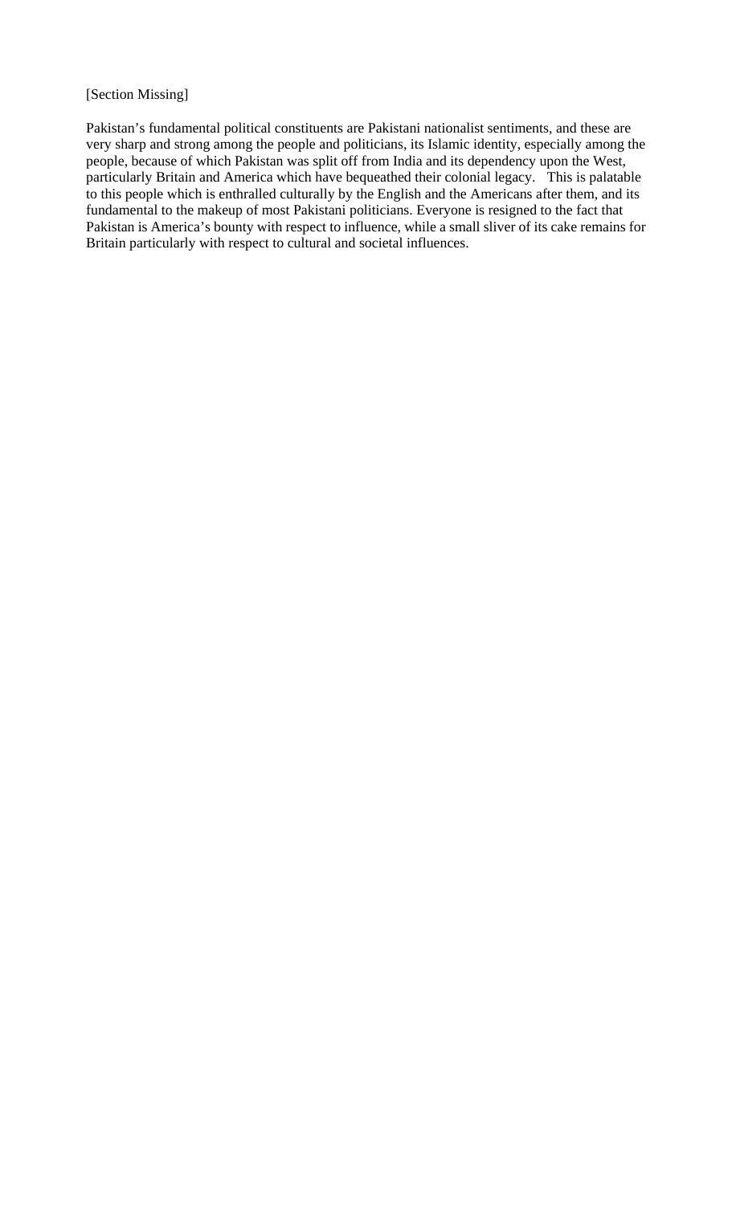[Section Missing]

Pakistan's fundamental political constituents are Pakistani nationalist sentiments, and these are very sharp and strong among the people and politicians, its Islamic identity, especially among the people, because of which Pakistan was split off from India and its dependency upon the West, particularly Britain and America which have bequeathed their colonial legacy.   This is palatable to this people which is enthralled culturally by the English and the Americans after them, and its fundamental to the makeup of most Pakistani politicians. Everyone is resigned to the fact that Pakistan is America's bounty with respect to influence, while a small sliver of its cake remains for Britain particularly with respect to cultural and societal influences.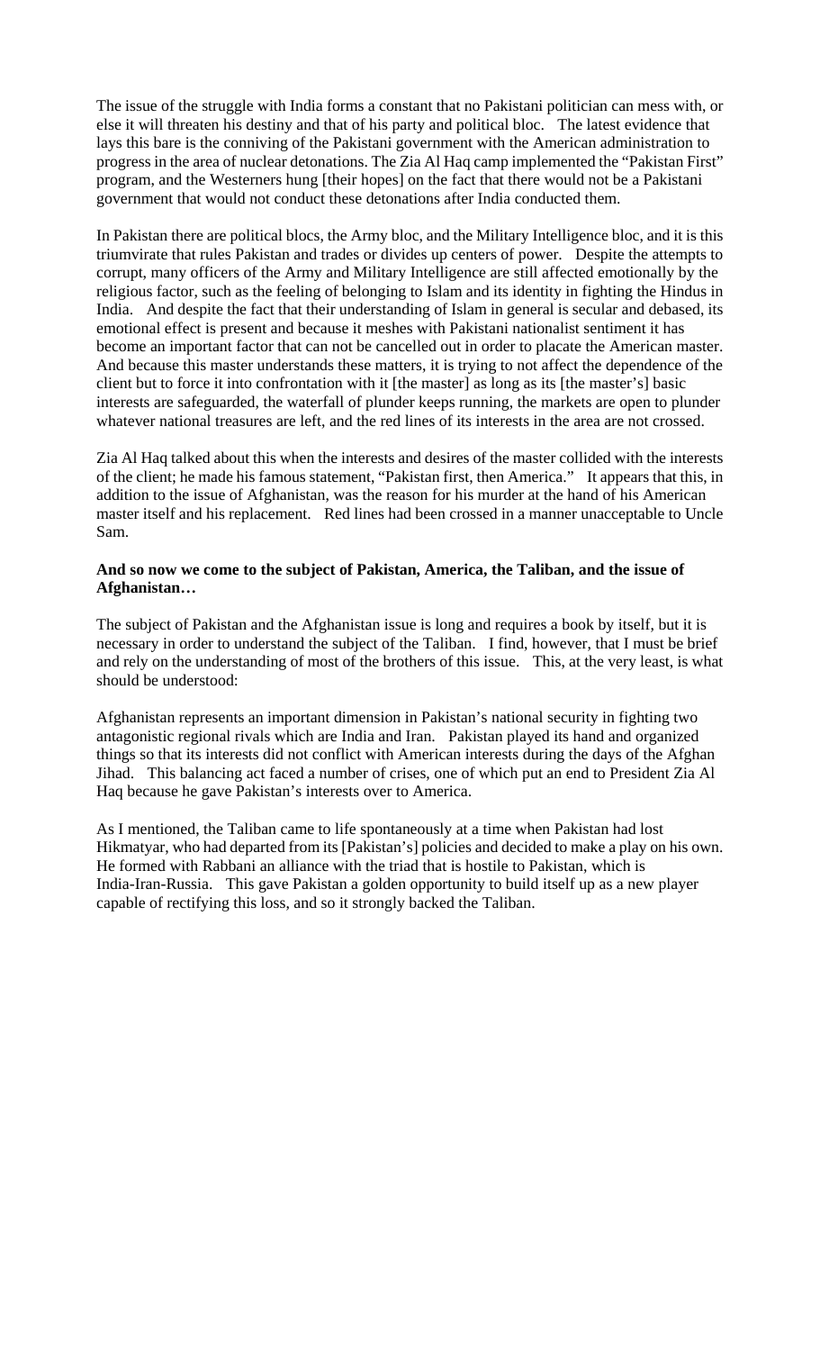The issue of the struggle with India forms a constant that no Pakistani politician can mess with, or else it will threaten his destiny and that of his party and political bloc. The latest evidence that lays this bare is the conniving of the Pakistani government with the American administration to progress in the area of nuclear detonations. The Zia Al Haq camp implemented the "Pakistan First" program, and the Westerners hung [their hopes] on the fact that there would not be a Pakistani government that would not conduct these detonations after India conducted them.

In Pakistan there are political blocs, the Army bloc, and the Military Intelligence bloc, and it is this triumvirate that rules Pakistan and trades or divides up centers of power. Despite the attempts to corrupt, many officers of the Army and Military Intelligence are still affected emotionally by the religious factor, such as the feeling of belonging to Islam and its identity in fighting the Hindus in India. And despite the fact that their understanding of Islam in general is secular and debased, its emotional effect is present and because it meshes with Pakistani nationalist sentiment it has become an important factor that can not be cancelled out in order to placate the American master. And because this master understands these matters, it is trying to not affect the dependence of the client but to force it into confrontation with it [the master] as long as its [the master's] basic interests are safeguarded, the waterfall of plunder keeps running, the markets are open to plunder whatever national treasures are left, and the red lines of its interests in the area are not crossed.

Zia Al Haq talked about this when the interests and desires of the master collided with the interests of the client; he made his famous statement, "Pakistan first, then America." It appears that this, in addition to the issue of Afghanistan, was the reason for his murder at the hand of his American master itself and his replacement. Red lines had been crossed in a manner unacceptable to Uncle Sam.

**And so now we come to the subject of Pakistan, America, the Taliban, and the issue of Afghanistan…**

The subject of Pakistan and the Afghanistan issue is long and requires a book by itself, but it is necessary in order to understand the subject of the Taliban. I find, however, that I must be brief and rely on the understanding of most of the brothers of this issue. This, at the very least, is what should be understood:

Afghanistan represents an important dimension in Pakistan's national security in fighting two antagonistic regional rivals which are India and Iran. Pakistan played its hand and organized things so that its interests did not conflict with American interests during the days of the Afghan Jihad. This balancing act faced a number of crises, one of which put an end to President Zia Al Haq because he gave Pakistan's interests over to America.

As I mentioned, the Taliban came to life spontaneously at a time when Pakistan had lost Hikmatyar, who had departed from its [Pakistan's] policies and decided to make a play on his own. He formed with Rabbani an alliance with the triad that is hostile to Pakistan, which is India-Iran-Russia. This gave Pakistan a golden opportunity to build itself up as a new player capable of rectifying this loss, and so it strongly backed the Taliban.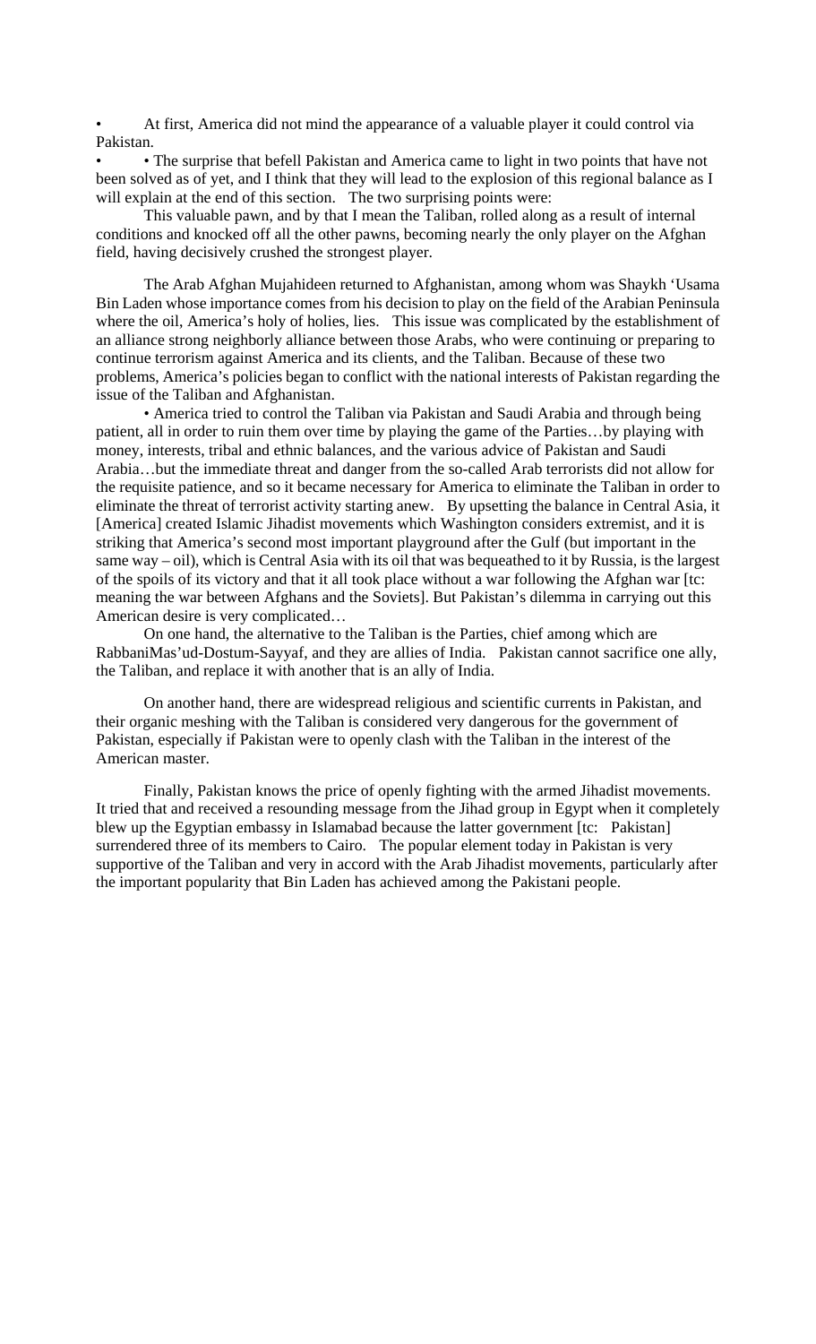- At first, America did not mind the appearance of a valuable player it could control via Pakistan.
- • The surprise that befell Pakistan and America came to light in two points that have not been solved as of yet, and I think that they will lead to the explosion of this regional balance as I will explain at the end of this section. The two surprising points were:

This valuable pawn, and by that I mean the Taliban, rolled along as a result of internal conditions and knocked off all the other pawns, becoming nearly the only player on the Afghan field, having decisively crushed the strongest player.

The Arab Afghan Mujahideen returned to Afghanistan, among whom was Shaykh 'Usama Bin Laden whose importance comes from his decision to play on the field of the Arabian Peninsula where the oil, America's holy of holies, lies. This issue was complicated by the establishment of an alliance strong neighborly alliance between those Arabs, who were continuing or preparing to continue terrorism against America and its clients, and the Taliban. Because of these two problems, America's policies began to conflict with the national interests of Pakistan regarding the issue of the Taliban and Afghanistan.

• America tried to control the Taliban via Pakistan and Saudi Arabia and through being patient, all in order to ruin them over time by playing the game of the Parties…by playing with money, interests, tribal and ethnic balances, and the various advice of Pakistan and Saudi Arabia…but the immediate threat and danger from the so-called Arab terrorists did not allow for the requisite patience, and so it became necessary for America to eliminate the Taliban in order to eliminate the threat of terrorist activity starting anew. By upsetting the balance in Central Asia, it [America] created Islamic Jihadist movements which Washington considers extremist, and it is striking that America's second most important playground after the Gulf (but important in the same way – oil), which is Central Asia with its oil that was bequeathed to it by Russia, is the largest of the spoils of its victory and that it all took place without a war following the Afghan war [tc: meaning the war between Afghans and the Soviets]. But Pakistan's dilemma in carrying out this American desire is very complicated…

On one hand, the alternative to the Taliban is the Parties, chief among which are RabbaniMas'ud-Dostum-Sayyaf, and they are allies of India. Pakistan cannot sacrifice one ally, the Taliban, and replace it with another that is an ally of India.

On another hand, there are widespread religious and scientific currents in Pakistan, and their organic meshing with the Taliban is considered very dangerous for the government of Pakistan, especially if Pakistan were to openly clash with the Taliban in the interest of the American master.

Finally, Pakistan knows the price of openly fighting with the armed Jihadist movements. It tried that and received a resounding message from the Jihad group in Egypt when it completely blew up the Egyptian embassy in Islamabad because the latter government [tc: Pakistan] surrendered three of its members to Cairo. The popular element today in Pakistan is very supportive of the Taliban and very in accord with the Arab Jihadist movements, particularly after the important popularity that Bin Laden has achieved among the Pakistani people.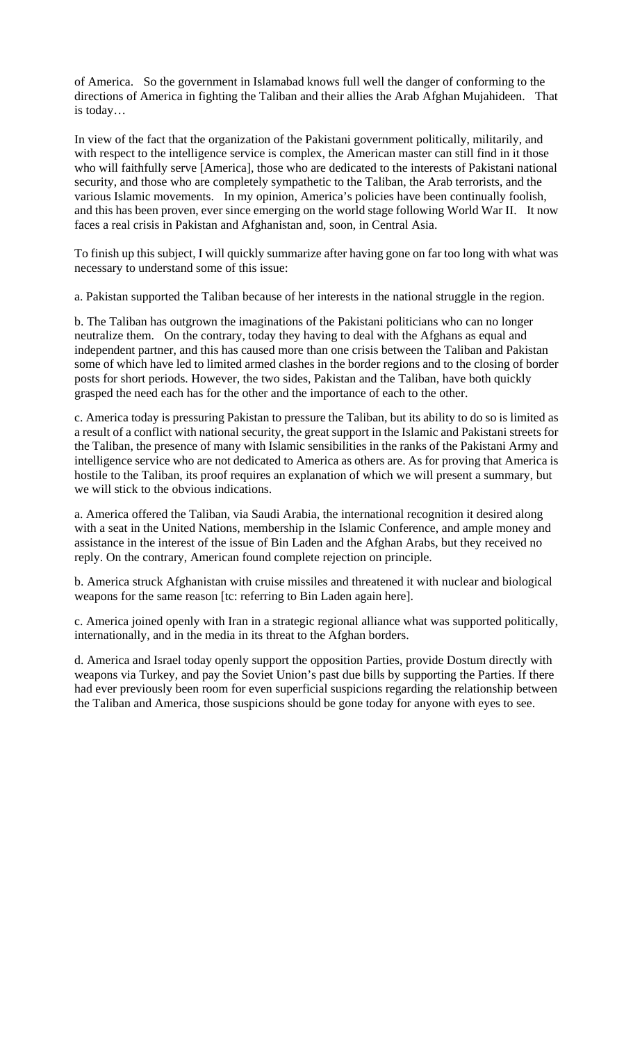of America. So the government in Islamabad knows full well the danger of conforming to the directions of America in fighting the Taliban and their allies the Arab Afghan Mujahideen. That is today…

In view of the fact that the organization of the Pakistani government politically, militarily, and with respect to the intelligence service is complex, the American master can still find in it those who will faithfully serve [America], those who are dedicated to the interests of Pakistani national security, and those who are completely sympathetic to the Taliban, the Arab terrorists, and the various Islamic movements. In my opinion, America's policies have been continually foolish, and this has been proven, ever since emerging on the world stage following World War II. It now faces a real crisis in Pakistan and Afghanistan and, soon, in Central Asia.

To finish up this subject, I will quickly summarize after having gone on far too long with what was necessary to understand some of this issue:

a. Pakistan supported the Taliban because of her interests in the national struggle in the region.

b. The Taliban has outgrown the imaginations of the Pakistani politicians who can no longer neutralize them. On the contrary, today they having to deal with the Afghans as equal and independent partner, and this has caused more than one crisis between the Taliban and Pakistan some of which have led to limited armed clashes in the border regions and to the closing of border posts for short periods. However, the two sides, Pakistan and the Taliban, have both quickly grasped the need each has for the other and the importance of each to the other.

c. America today is pressuring Pakistan to pressure the Taliban, but its ability to do so is limited as a result of a conflict with national security, the great support in the Islamic and Pakistani streets for the Taliban, the presence of many with Islamic sensibilities in the ranks of the Pakistani Army and intelligence service who are not dedicated to America as others are. As for proving that America is hostile to the Taliban, its proof requires an explanation of which we will present a summary, but we will stick to the obvious indications.

a. America offered the Taliban, via Saudi Arabia, the international recognition it desired along with a seat in the United Nations, membership in the Islamic Conference, and ample money and assistance in the interest of the issue of Bin Laden and the Afghan Arabs, but they received no reply. On the contrary, American found complete rejection on principle.

b. America struck Afghanistan with cruise missiles and threatened it with nuclear and biological weapons for the same reason [tc: referring to Bin Laden again here].

c. America joined openly with Iran in a strategic regional alliance what was supported politically, internationally, and in the media in its threat to the Afghan borders.

d. America and Israel today openly support the opposition Parties, provide Dostum directly with weapons via Turkey, and pay the Soviet Union's past due bills by supporting the Parties. If there had ever previously been room for even superficial suspicions regarding the relationship between the Taliban and America, those suspicions should be gone today for anyone with eyes to see.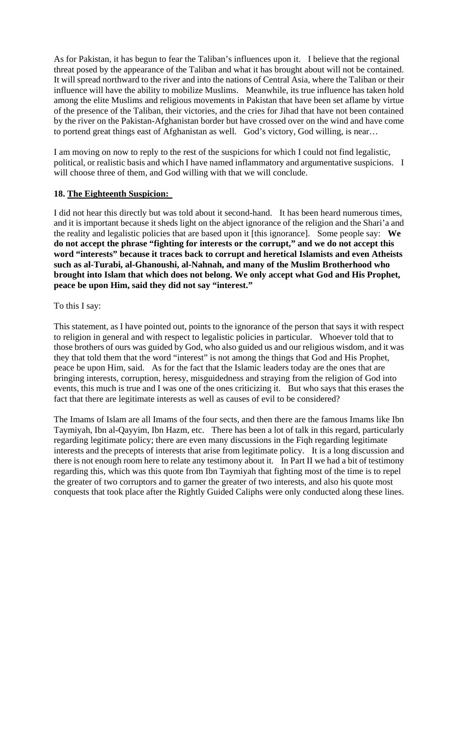As for Pakistan, it has begun to fear the Taliban's influences upon it. I believe that the regional threat posed by the appearance of the Taliban and what it has brought about will not be contained. It will spread northward to the river and into the nations of Central Asia, where the Taliban or their influence will have the ability to mobilize Muslims. Meanwhile, its true influence has taken hold among the elite Muslims and religious movements in Pakistan that have been set aflame by virtue of the presence of the Taliban, their victories, and the cries for Jihad that have not been contained by the river on the Pakistan-Afghanistan border but have crossed over on the wind and have come to portend great things east of Afghanistan as well. God's victory, God willing, is near…

I am moving on now to reply to the rest of the suspicions for which I could not find legalistic, political, or realistic basis and which I have named inflammatory and argumentative suspicions. I will choose three of them, and God willing with that we will conclude.

**18. The Eighteenth Suspicion:**

I did not hear this directly but was told about it second-hand. It has been heard numerous times, and it is important because it sheds light on the abject ignorance of the religion and the Shari'a and the reality and legalistic policies that are based upon it [this ignorance]. Some people say: **We do not accept the phrase "fighting for interests or the corrupt," and we do not accept this word "interests" because it traces back to corrupt and heretical Islamists and even Atheists such as al-Turabi, al-Ghanoushi, al-Nahnah, and many of the Muslim Brotherhood who brought into Islam that which does not belong. We only accept what God and His Prophet, peace be upon Him, said they did not say "interest."**

To this I say:

This statement, as I have pointed out, points to the ignorance of the person that says it with respect to religion in general and with respect to legalistic policies in particular. Whoever told that to those brothers of ours was guided by God, who also guided us and our religious wisdom, and it was they that told them that the word "interest" is not among the things that God and His Prophet, peace be upon Him, said. As for the fact that the Islamic leaders today are the ones that are bringing interests, corruption, heresy, misguidedness and straying from the religion of God into events, this much is true and I was one of the ones criticizing it. But who says that this erases the fact that there are legitimate interests as well as causes of evil to be considered?

The Imams of Islam are all Imams of the four sects, and then there are the famous Imams like Ibn Taymiyah, Ibn al-Qayyim, Ibn Hazm, etc. There has been a lot of talk in this regard, particularly regarding legitimate policy; there are even many discussions in the Fiqh regarding legitimate interests and the precepts of interests that arise from legitimate policy. It is a long discussion and there is not enough room here to relate any testimony about it. In Part II we had a bit of testimony regarding this, which was this quote from Ibn Taymiyah that fighting most of the time is to repel the greater of two corruptors and to garner the greater of two interests, and also his quote most conquests that took place after the Rightly Guided Caliphs were only conducted along these lines.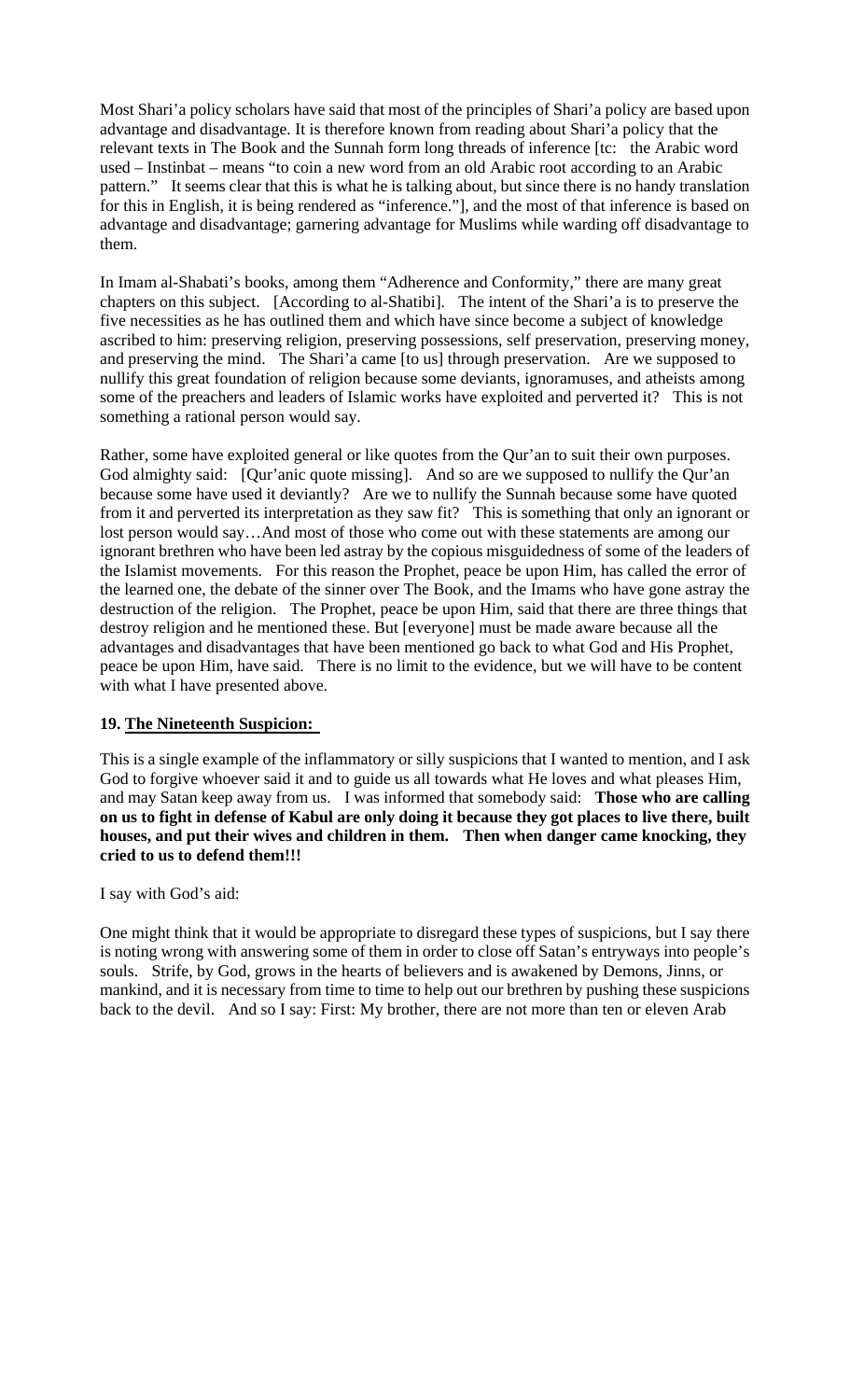Most Shari'a policy scholars have said that most of the principles of Shari'a policy are based upon advantage and disadvantage. It is therefore known from reading about Shari'a policy that the relevant texts in The Book and the Sunnah form long threads of inference [tc: the Arabic word used – Instinbat – means "to coin a new word from an old Arabic root according to an Arabic pattern." It seems clear that this is what he is talking about, but since there is no handy translation for this in English, it is being rendered as "inference."], and the most of that inference is based on advantage and disadvantage; garnering advantage for Muslims while warding off disadvantage to them.

In Imam al-Shabati's books, among them "Adherence and Conformity," there are many great chapters on this subject. [According to al-Shatibi]. The intent of the Shari'a is to preserve the five necessities as he has outlined them and which have since become a subject of knowledge ascribed to him: preserving religion, preserving possessions, self preservation, preserving money, and preserving the mind. The Shari'a came [to us] through preservation. Are we supposed to nullify this great foundation of religion because some deviants, ignoramuses, and atheists among some of the preachers and leaders of Islamic works have exploited and perverted it? This is not something a rational person would say.

Rather, some have exploited general or like quotes from the Qur'an to suit their own purposes. God almighty said: [Qur'anic quote missing]. And so are we supposed to nullify the Qur'an because some have used it deviantly? Are we to nullify the Sunnah because some have quoted from it and perverted its interpretation as they saw fit? This is something that only an ignorant or lost person would say…And most of those who come out with these statements are among our ignorant brethren who have been led astray by the copious misguidedness of some of the leaders of the Islamist movements. For this reason the Prophet, peace be upon Him, has called the error of the learned one, the debate of the sinner over The Book, and the Imams who have gone astray the destruction of the religion. The Prophet, peace be upon Him, said that there are three things that destroy religion and he mentioned these. But [everyone] must be made aware because all the advantages and disadvantages that have been mentioned go back to what God and His Prophet, peace be upon Him, have said. There is no limit to the evidence, but we will have to be content with what I have presented above.

**19. The Nineteenth Suspicion:**

This is a single example of the inflammatory or silly suspicions that I wanted to mention, and I ask God to forgive whoever said it and to guide us all towards what He loves and what pleases Him, and may Satan keep away from us. I was informed that somebody said: **Those who are calling on us to fight in defense of Kabul are only doing it because they got places to live there, built houses, and put their wives and children in them. Then when danger came knocking, they cried to us to defend them!!!**

I say with God's aid:

One might think that it would be appropriate to disregard these types of suspicions, but I say there is noting wrong with answering some of them in order to close off Satan's entryways into people's souls. Strife, by God, grows in the hearts of believers and is awakened by Demons, Jinns, or mankind, and it is necessary from time to time to help out our brethren by pushing these suspicions back to the devil. And so I say: First: My brother, there are not more than ten or eleven Arab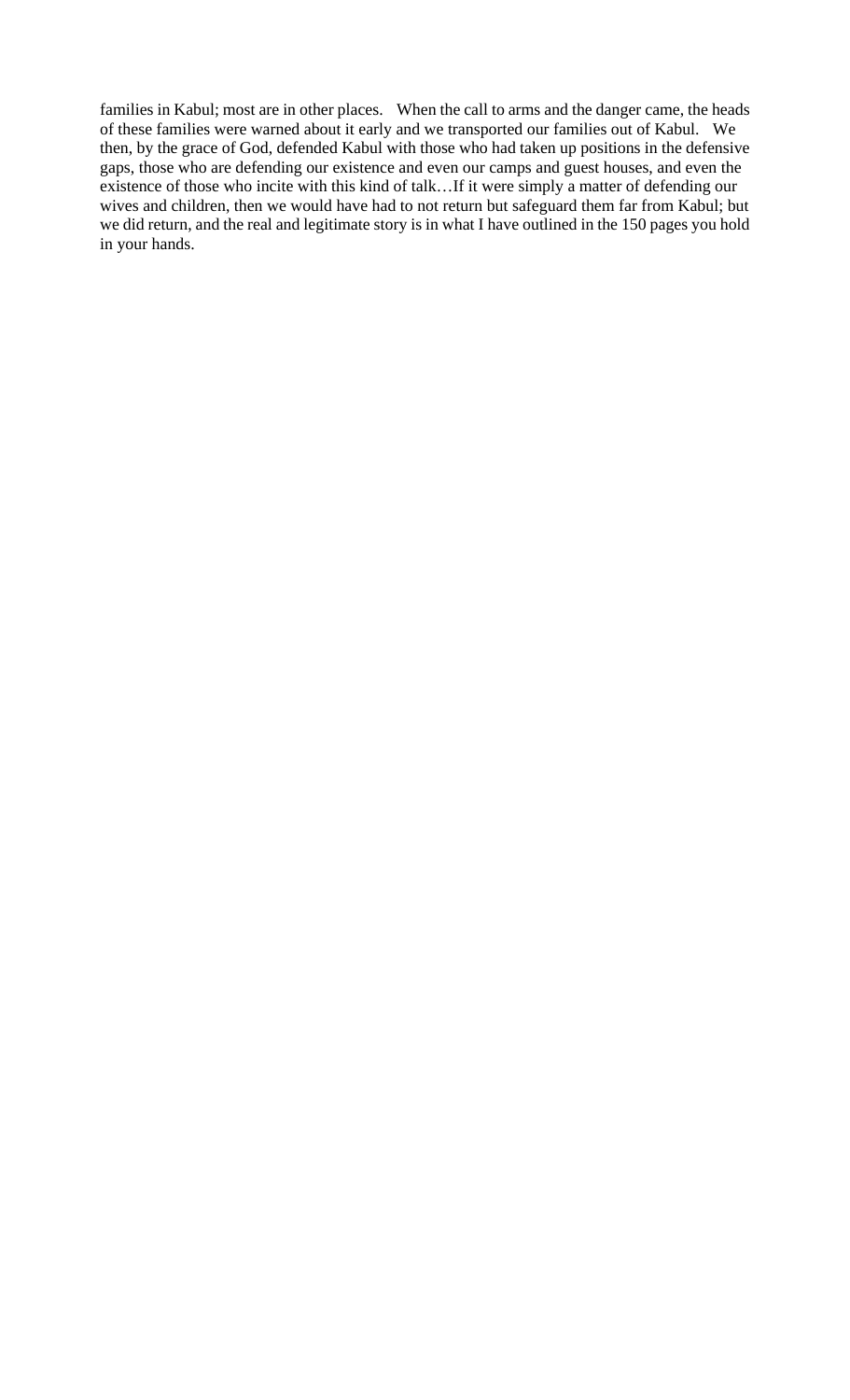families in Kabul; most are in other places. When the call to arms and the danger came, the heads of these families were warned about it early and we transported our families out of Kabul. We then, by the grace of God, defended Kabul with those who had taken up positions in the defensive gaps, those who are defending our existence and even our camps and guest houses, and even the existence of those who incite with this kind of talk…If it were simply a matter of defending our wives and children, then we would have had to not return but safeguard them far from Kabul; but we did return, and the real and legitimate story is in what I have outlined in the 150 pages you hold in your hands.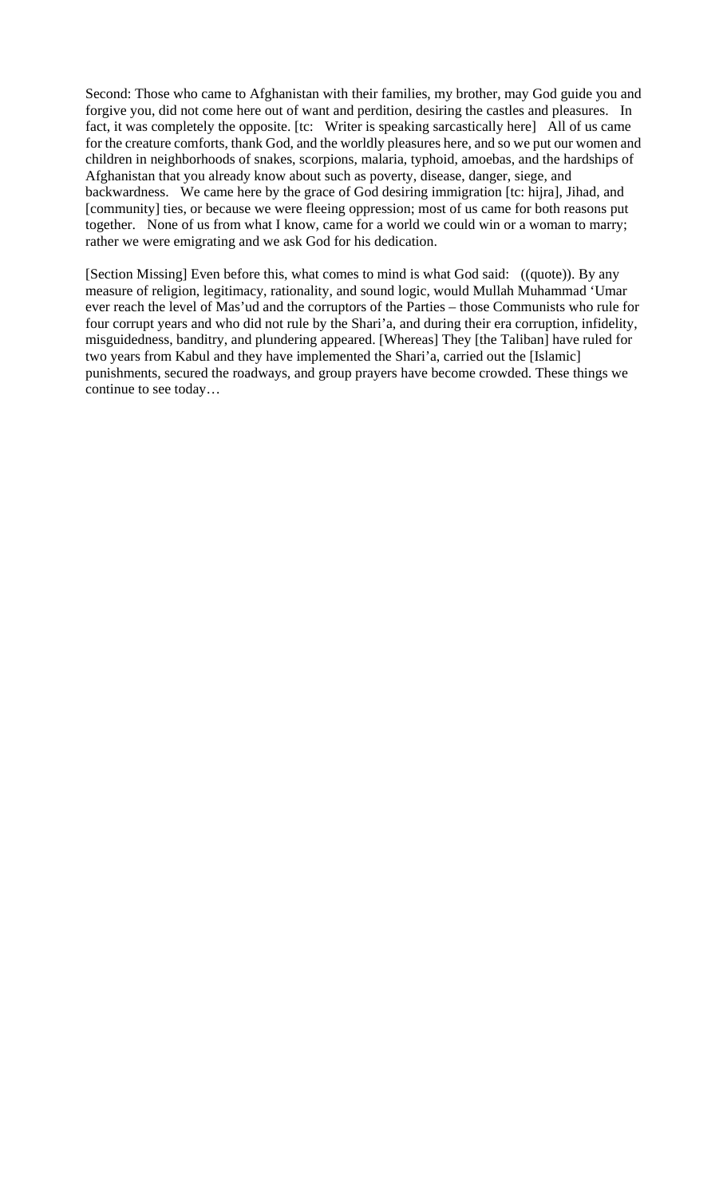Second: Those who came to Afghanistan with their families, my brother, may God guide you and forgive you, did not come here out of want and perdition, desiring the castles and pleasures. In fact, it was completely the opposite. [tc: Writer is speaking sarcastically here] All of us came for the creature comforts, thank God, and the worldly pleasures here, and so we put our women and children in neighborhoods of snakes, scorpions, malaria, typhoid, amoebas, and the hardships of Afghanistan that you already know about such as poverty, disease, danger, siege, and backwardness. We came here by the grace of God desiring immigration [tc: hijra], Jihad, and [community] ties, or because we were fleeing oppression; most of us came for both reasons put together. None of us from what I know, came for a world we could win or a woman to marry; rather we were emigrating and we ask God for his dedication.

[Section Missing] Even before this, what comes to mind is what God said: ((quote)). By any measure of religion, legitimacy, rationality, and sound logic, would Mullah Muhammad 'Umar ever reach the level of Mas'ud and the corruptors of the Parties – those Communists who rule for four corrupt years and who did not rule by the Shari'a, and during their era corruption, infidelity, misguidedness, banditry, and plundering appeared. [Whereas] They [the Taliban] have ruled for two years from Kabul and they have implemented the Shari'a, carried out the [Islamic] punishments, secured the roadways, and group prayers have become crowded. These things we continue to see today…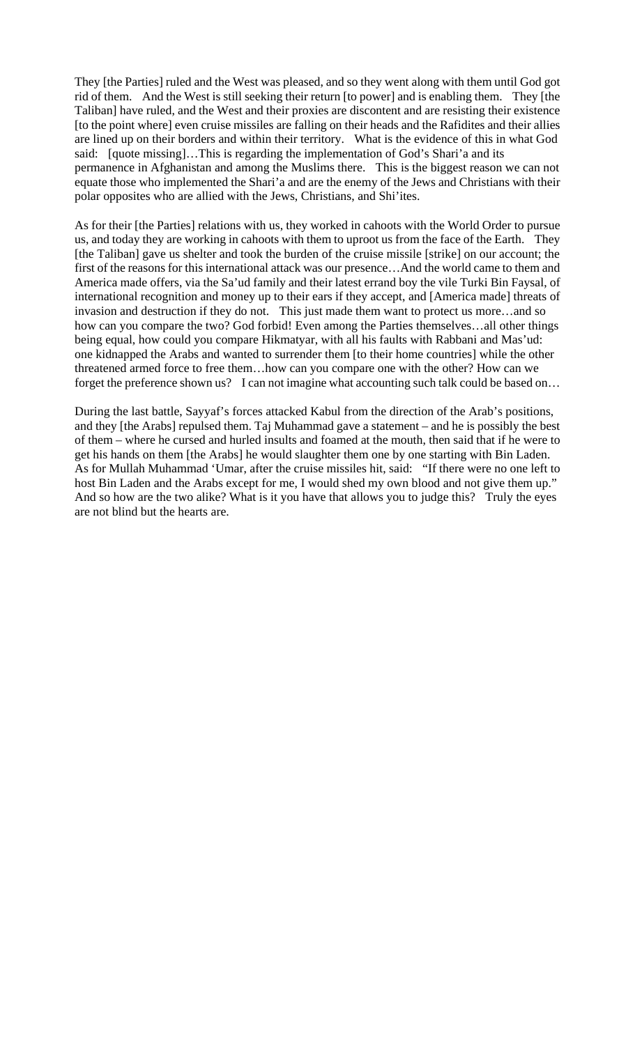They [the Parties] ruled and the West was pleased, and so they went along with them until God got rid of them. And the West is still seeking their return [to power] and is enabling them. They [the Taliban] have ruled, and the West and their proxies are discontent and are resisting their existence [to the point where] even cruise missiles are falling on their heads and the Rafidites and their allies are lined up on their borders and within their territory. What is the evidence of this in what God said: [quote missing]…This is regarding the implementation of God's Shari'a and its permanence in Afghanistan and among the Muslims there. This is the biggest reason we can not equate those who implemented the Shari'a and are the enemy of the Jews and Christians with their polar opposites who are allied with the Jews, Christians, and Shi'ites.

As for their [the Parties] relations with us, they worked in cahoots with the World Order to pursue us, and today they are working in cahoots with them to uproot us from the face of the Earth. They [the Taliban] gave us shelter and took the burden of the cruise missile [strike] on our account; the first of the reasons for this international attack was our presence…And the world came to them and America made offers, via the Sa'ud family and their latest errand boy the vile Turki Bin Faysal, of international recognition and money up to their ears if they accept, and [America made] threats of invasion and destruction if they do not. This just made them want to protect us more…and so how can you compare the two? God forbid! Even among the Parties themselves…all other things being equal, how could you compare Hikmatyar, with all his faults with Rabbani and Mas'ud: one kidnapped the Arabs and wanted to surrender them [to their home countries] while the other threatened armed force to free them…how can you compare one with the other? How can we forget the preference shown us? I can not imagine what accounting such talk could be based on…

During the last battle, Sayyaf's forces attacked Kabul from the direction of the Arab's positions, and they [the Arabs] repulsed them. Taj Muhammad gave a statement – and he is possibly the best of them – where he cursed and hurled insults and foamed at the mouth, then said that if he were to get his hands on them [the Arabs] he would slaughter them one by one starting with Bin Laden. As for Mullah Muhammad 'Umar, after the cruise missiles hit, said: "If there were no one left to host Bin Laden and the Arabs except for me, I would shed my own blood and not give them up." And so how are the two alike? What is it you have that allows you to judge this? Truly the eyes are not blind but the hearts are.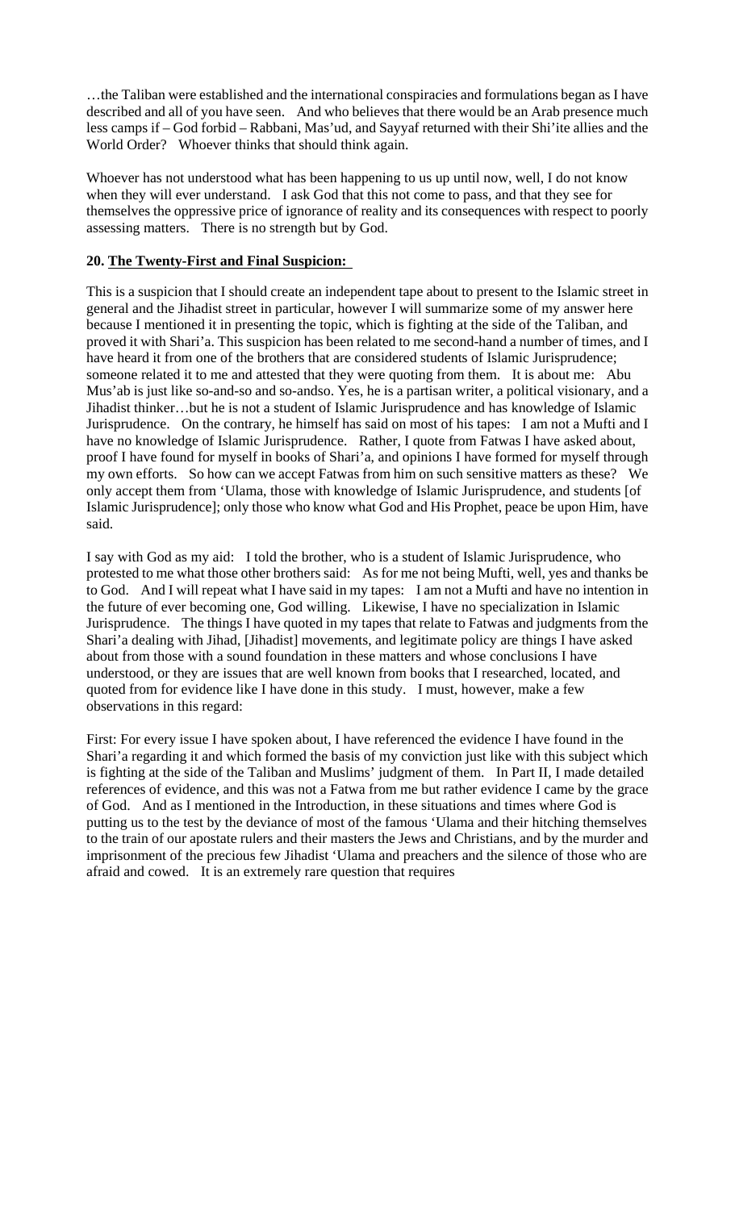…the Taliban were established and the international conspiracies and formulations began as I have described and all of you have seen. And who believes that there would be an Arab presence much less camps if – God forbid – Rabbani, Mas'ud, and Sayyaf returned with their Shi'ite allies and the World Order? Whoever thinks that should think again.

Whoever has not understood what has been happening to us up until now, well, I do not know when they will ever understand. I ask God that this not come to pass, and that they see for themselves the oppressive price of ignorance of reality and its consequences with respect to poorly assessing matters. There is no strength but by God.

**20. <u>The Twenty-First and Final Suspicion:</u>**

This is a suspicion that I should create an independent tape about to present to the Islamic street in general and the Jihadist street in particular, however I will summarize some of my answer here because I mentioned it in presenting the topic, which is fighting at the side of the Taliban, and proved it with Shari'a. This suspicion has been related to me second-hand a number of times, and I have heard it from one of the brothers that are considered students of Islamic Jurisprudence; someone related it to me and attested that they were quoting from them. It is about me: Abu Mus'ab is just like so-and-so and so-andso. Yes, he is a partisan writer, a political visionary, and a Jihadist thinker…but he is not a student of Islamic Jurisprudence and has knowledge of Islamic Jurisprudence. On the contrary, he himself has said on most of his tapes: I am not a Mufti and I have no knowledge of Islamic Jurisprudence. Rather, I quote from Fatwas I have asked about, proof I have found for myself in books of Shari'a, and opinions I have formed for myself through my own efforts. So how can we accept Fatwas from him on such sensitive matters as these? We only accept them from 'Ulama, those with knowledge of Islamic Jurisprudence, and students [of Islamic Jurisprudence]; only those who know what God and His Prophet, peace be upon Him, have said.

I say with God as my aid: I told the brother, who is a student of Islamic Jurisprudence, who protested to me what those other brothers said: As for me not being Mufti, well, yes and thanks be to God. And I will repeat what I have said in my tapes: I am not a Mufti and have no intention in the future of ever becoming one, God willing. Likewise, I have no specialization in Islamic Jurisprudence. The things I have quoted in my tapes that relate to Fatwas and judgments from the Shari'a dealing with Jihad, [Jihadist] movements, and legitimate policy are things I have asked about from those with a sound foundation in these matters and whose conclusions I have understood, or they are issues that are well known from books that I researched, located, and quoted from for evidence like I have done in this study. I must, however, make a few observations in this regard:

First: For every issue I have spoken about, I have referenced the evidence I have found in the Shari'a regarding it and which formed the basis of my conviction just like with this subject which is fighting at the side of the Taliban and Muslims' judgment of them. In Part II, I made detailed references of evidence, and this was not a Fatwa from me but rather evidence I came by the grace of God. And as I mentioned in the Introduction, in these situations and times where God is putting us to the test by the deviance of most of the famous 'Ulama and their hitching themselves to the train of our apostate rulers and their masters the Jews and Christians, and by the murder and imprisonment of the precious few Jihadist 'Ulama and preachers and the silence of those who are afraid and cowed. It is an extremely rare question that requires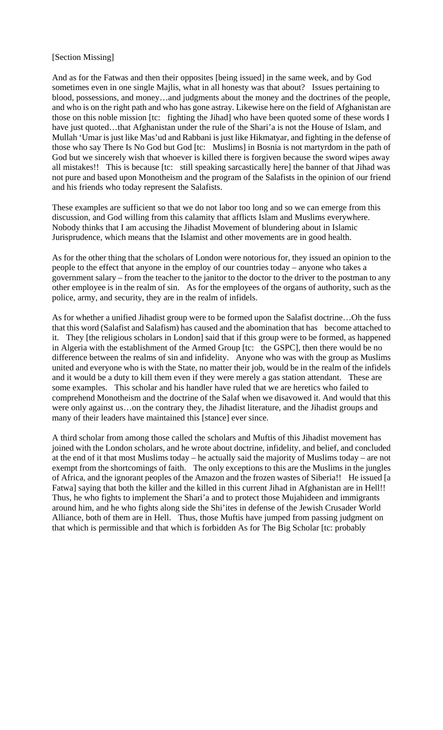[Section Missing]

And as for the Fatwas and then their opposites [being issued] in the same week, and by God sometimes even in one single Majlis, what in all honesty was that about? Issues pertaining to blood, possessions, and money…and judgments about the money and the doctrines of the people, and who is on the right path and who has gone astray. Likewise here on the field of Afghanistan are those on this noble mission [tc: fighting the Jihad] who have been quoted some of these words I have just quoted…that Afghanistan under the rule of the Shari'a is not the House of Islam, and Mullah 'Umar is just like Mas'ud and Rabbani is just like Hikmatyar, and fighting in the defense of those who say There Is No God but God [tc: Muslims] in Bosnia is not martyrdom in the path of God but we sincerely wish that whoever is killed there is forgiven because the sword wipes away all mistakes!! This is because [tc: still speaking sarcastically here] the banner of that Jihad was not pure and based upon Monotheism and the program of the Salafists in the opinion of our friend and his friends who today represent the Salafists.

These examples are sufficient so that we do not labor too long and so we can emerge from this discussion, and God willing from this calamity that afflicts Islam and Muslims everywhere. Nobody thinks that I am accusing the Jihadist Movement of blundering about in Islamic Jurisprudence, which means that the Islamist and other movements are in good health.

As for the other thing that the scholars of London were notorious for, they issued an opinion to the people to the effect that anyone in the employ of our countries today – anyone who takes a government salary – from the teacher to the janitor to the doctor to the driver to the postman to any other employee is in the realm of sin. As for the employees of the organs of authority, such as the police, army, and security, they are in the realm of infidels.

As for whether a unified Jihadist group were to be formed upon the Salafist doctrine…Oh the fuss that this word (Salafist and Salafism) has caused and the abomination that has become attached to it. They [the religious scholars in London] said that if this group were to be formed, as happened in Algeria with the establishment of the Armed Group [tc: the GSPC], then there would be no difference between the realms of sin and infidelity. Anyone who was with the group as Muslims united and everyone who is with the State, no matter their job, would be in the realm of the infidels and it would be a duty to kill them even if they were merely a gas station attendant. These are some examples. This scholar and his handler have ruled that we are heretics who failed to comprehend Monotheism and the doctrine of the Salaf when we disavowed it. And would that this were only against us…on the contrary they, the Jihadist literature, and the Jihadist groups and many of their leaders have maintained this [stance] ever since.

A third scholar from among those called the scholars and Muftis of this Jihadist movement has joined with the London scholars, and he wrote about doctrine, infidelity, and belief, and concluded at the end of it that most Muslims today – he actually said the majority of Muslims today – are not exempt from the shortcomings of faith. The only exceptions to this are the Muslims in the jungles of Africa, and the ignorant peoples of the Amazon and the frozen wastes of Siberia!! He issued [a Fatwa] saying that both the killer and the killed in this current Jihad in Afghanistan are in Hell!! Thus, he who fights to implement the Shari'a and to protect those Mujahideen and immigrants around him, and he who fights along side the Shi'ites in defense of the Jewish Crusader World Alliance, both of them are in Hell. Thus, those Muftis have jumped from passing judgment on that which is permissible and that which is forbidden As for The Big Scholar [tc: probably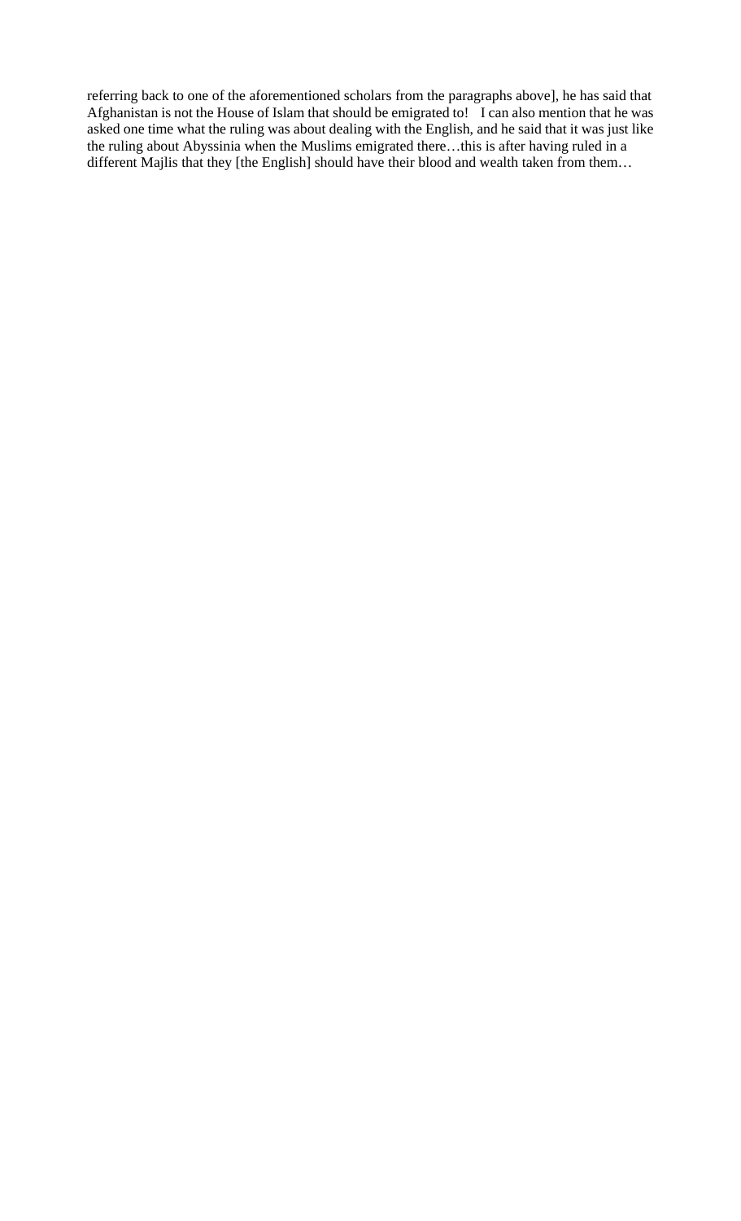referring back to one of the aforementioned scholars from the paragraphs above], he has said that Afghanistan is not the House of Islam that should be emigrated to!   I can also mention that he was asked one time what the ruling was about dealing with the English, and he said that it was just like the ruling about Abyssinia when the Muslims emigrated there…this is after having ruled in a different Majlis that they [the English] should have their blood and wealth taken from them…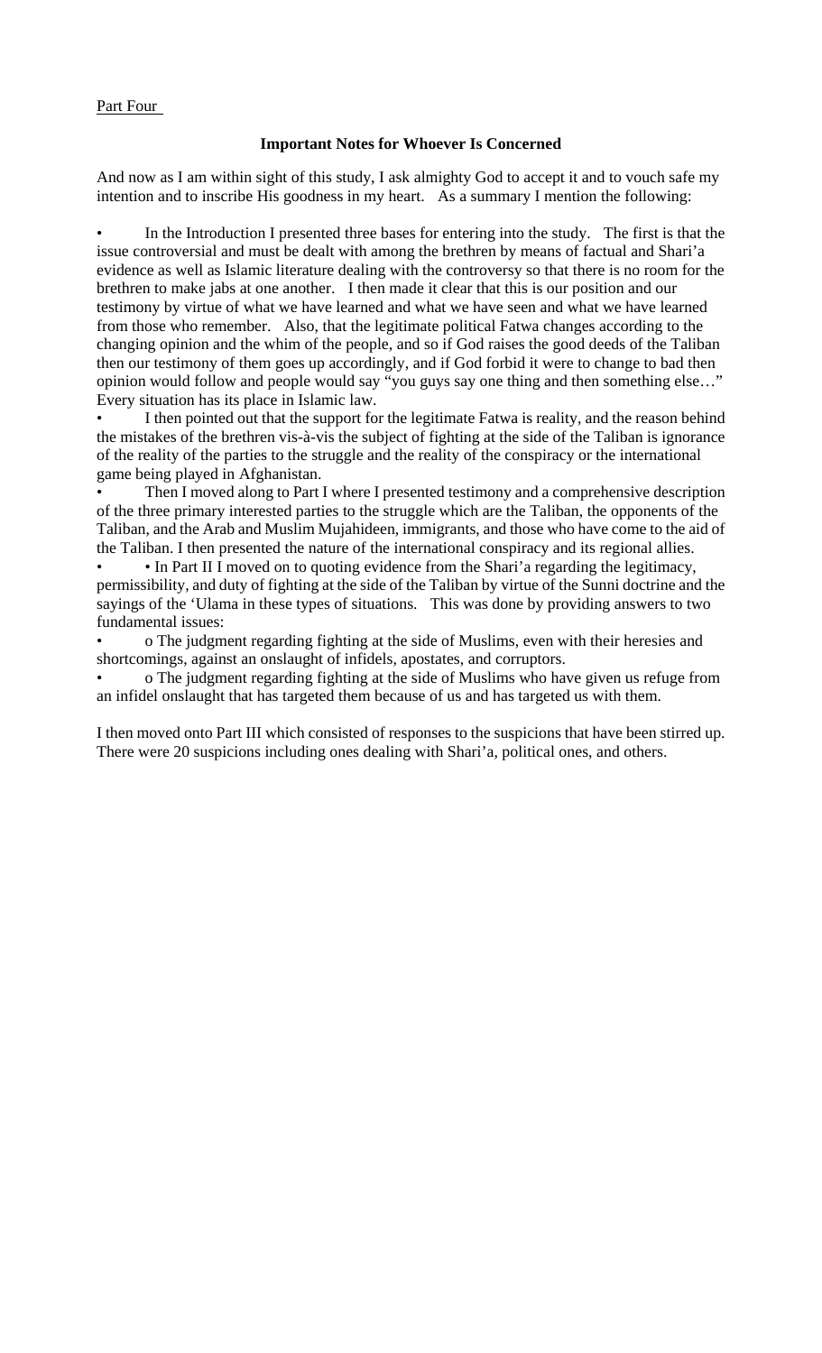Part Four

**Important Notes for Whoever Is Concerned**

And now as I am within sight of this study, I ask almighty God to accept it and to vouch safe my intention and to inscribe His goodness in my heart. As a summary I mention the following:

- In the Introduction I presented three bases for entering into the study. The first is that the issue controversial and must be dealt with among the brethren by means of factual and Shari'a evidence as well as Islamic literature dealing with the controversy so that there is no room for the brethren to make jabs at one another. I then made it clear that this is our position and our testimony by virtue of what we have learned and what we have seen and what we have learned from those who remember. Also, that the legitimate political Fatwa changes according to the changing opinion and the whim of the people, and so if God raises the good deeds of the Taliban then our testimony of them goes up accordingly, and if God forbid it were to change to bad then opinion would follow and people would say "you guys say one thing and then something else…" Every situation has its place in Islamic law.
- I then pointed out that the support for the legitimate Fatwa is reality, and the reason behind the mistakes of the brethren vis-à-vis the subject of fighting at the side of the Taliban is ignorance of the reality of the parties to the struggle and the reality of the conspiracy or the international game being played in Afghanistan.
- Then I moved along to Part I where I presented testimony and a comprehensive description of the three primary interested parties to the struggle which are the Taliban, the opponents of the Taliban, and the Arab and Muslim Mujahideen, immigrants, and those who have come to the aid of the Taliban. I then presented the nature of the international conspiracy and its regional allies.
- • In Part II I moved on to quoting evidence from the Shari'a regarding the legitimacy, permissibility, and duty of fighting at the side of the Taliban by virtue of the Sunni doctrine and the sayings of the 'Ulama in these types of situations. This was done by providing answers to two fundamental issues:
- o The judgment regarding fighting at the side of Muslims, even with their heresies and shortcomings, against an onslaught of infidels, apostates, and corruptors.
- o The judgment regarding fighting at the side of Muslims who have given us refuge from an infidel onslaught that has targeted them because of us and has targeted us with them.

I then moved onto Part III which consisted of responses to the suspicions that have been stirred up. There were 20 suspicions including ones dealing with Shari'a, political ones, and others.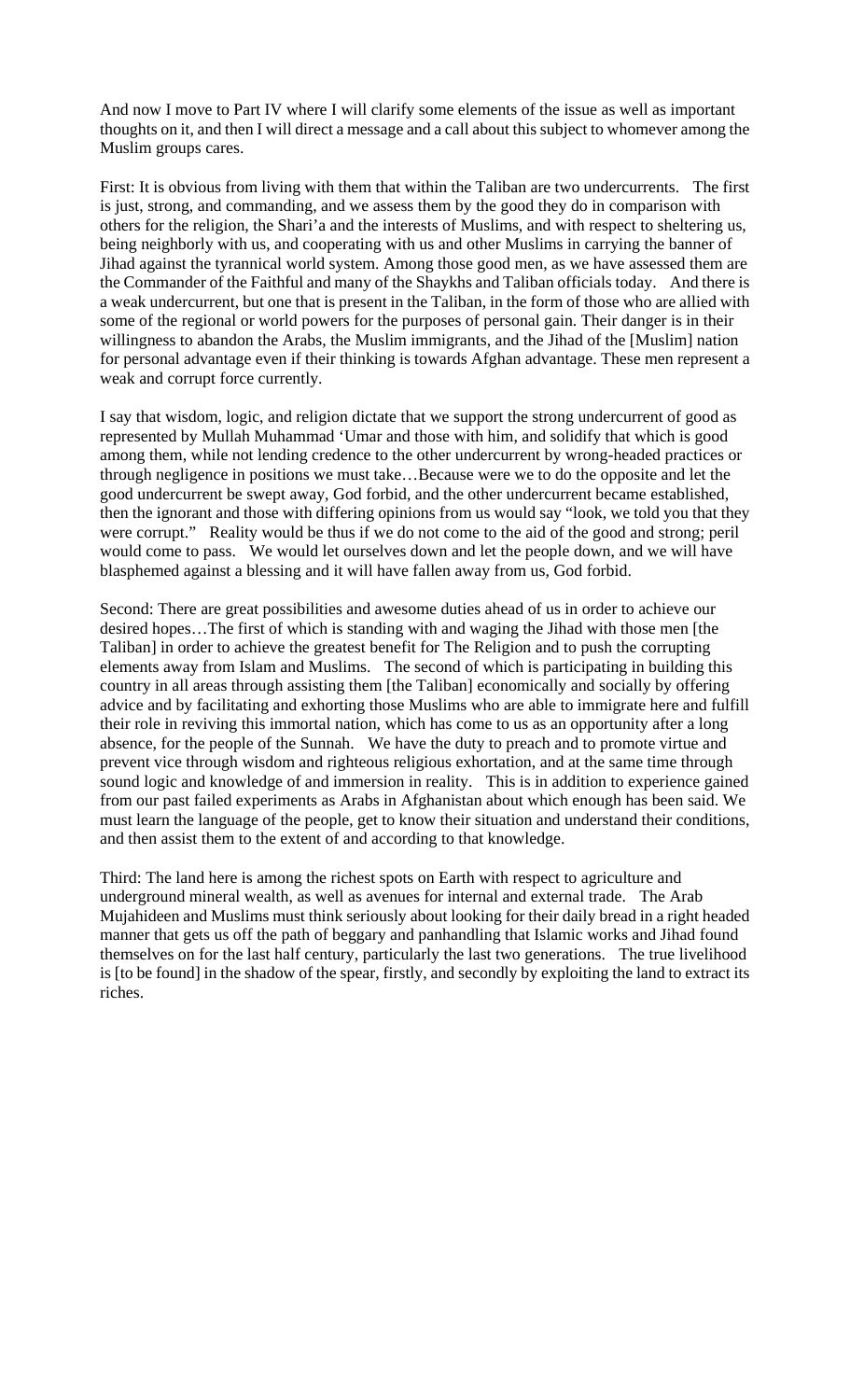And now I move to Part IV where I will clarify some elements of the issue as well as important thoughts on it, and then I will direct a message and a call about this subject to whomever among the Muslim groups cares.

First: It is obvious from living with them that within the Taliban are two undercurrents. The first is just, strong, and commanding, and we assess them by the good they do in comparison with others for the religion, the Shari'a and the interests of Muslims, and with respect to sheltering us, being neighborly with us, and cooperating with us and other Muslims in carrying the banner of Jihad against the tyrannical world system. Among those good men, as we have assessed them are the Commander of the Faithful and many of the Shaykhs and Taliban officials today. And there is a weak undercurrent, but one that is present in the Taliban, in the form of those who are allied with some of the regional or world powers for the purposes of personal gain. Their danger is in their willingness to abandon the Arabs, the Muslim immigrants, and the Jihad of the [Muslim] nation for personal advantage even if their thinking is towards Afghan advantage. These men represent a weak and corrupt force currently.

I say that wisdom, logic, and religion dictate that we support the strong undercurrent of good as represented by Mullah Muhammad 'Umar and those with him, and solidify that which is good among them, while not lending credence to the other undercurrent by wrong-headed practices or through negligence in positions we must take…Because were we to do the opposite and let the good undercurrent be swept away, God forbid, and the other undercurrent became established, then the ignorant and those with differing opinions from us would say "look, we told you that they were corrupt." Reality would be thus if we do not come to the aid of the good and strong; peril would come to pass. We would let ourselves down and let the people down, and we will have blasphemed against a blessing and it will have fallen away from us, God forbid.

Second: There are great possibilities and awesome duties ahead of us in order to achieve our desired hopes…The first of which is standing with and waging the Jihad with those men [the Taliban] in order to achieve the greatest benefit for The Religion and to push the corrupting elements away from Islam and Muslims. The second of which is participating in building this country in all areas through assisting them [the Taliban] economically and socially by offering advice and by facilitating and exhorting those Muslims who are able to immigrate here and fulfill their role in reviving this immortal nation, which has come to us as an opportunity after a long absence, for the people of the Sunnah. We have the duty to preach and to promote virtue and prevent vice through wisdom and righteous religious exhortation, and at the same time through sound logic and knowledge of and immersion in reality. This is in addition to experience gained from our past failed experiments as Arabs in Afghanistan about which enough has been said. We must learn the language of the people, get to know their situation and understand their conditions, and then assist them to the extent of and according to that knowledge.

Third: The land here is among the richest spots on Earth with respect to agriculture and underground mineral wealth, as well as avenues for internal and external trade. The Arab Mujahideen and Muslims must think seriously about looking for their daily bread in a right headed manner that gets us off the path of beggary and panhandling that Islamic works and Jihad found themselves on for the last half century, particularly the last two generations. The true livelihood is [to be found] in the shadow of the spear, firstly, and secondly by exploiting the land to extract its riches.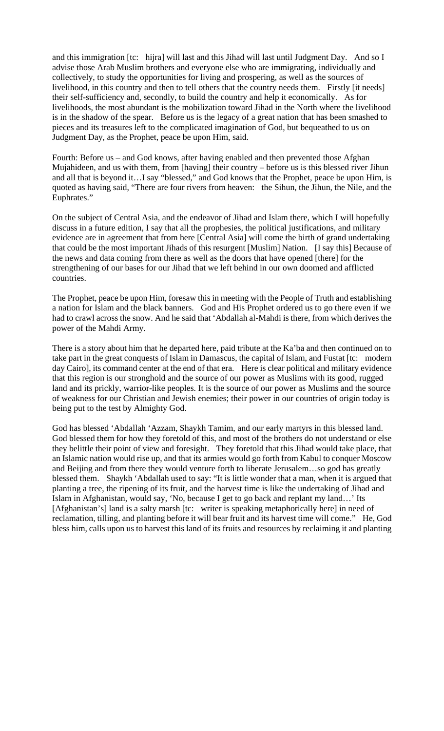and this immigration [tc: hijra] will last and this Jihad will last until Judgment Day. And so I advise those Arab Muslim brothers and everyone else who are immigrating, individually and collectively, to study the opportunities for living and prospering, as well as the sources of livelihood, in this country and then to tell others that the country needs them. Firstly [it needs] their self-sufficiency and, secondly, to build the country and help it economically. As for livelihoods, the most abundant is the mobilization toward Jihad in the North where the livelihood is in the shadow of the spear. Before us is the legacy of a great nation that has been smashed to pieces and its treasures left to the complicated imagination of God, but bequeathed to us on Judgment Day, as the Prophet, peace be upon Him, said.

Fourth: Before us – and God knows, after having enabled and then prevented those Afghan Mujahideen, and us with them, from [having] their country – before us is this blessed river Jihun and all that is beyond it…I say "blessed," and God knows that the Prophet, peace be upon Him, is quoted as having said, "There are four rivers from heaven: the Sihun, the Jihun, the Nile, and the Euphrates."

On the subject of Central Asia, and the endeavor of Jihad and Islam there, which I will hopefully discuss in a future edition, I say that all the prophesies, the political justifications, and military evidence are in agreement that from here [Central Asia] will come the birth of grand undertaking that could be the most important Jihads of this resurgent [Muslim] Nation. [I say this] Because of the news and data coming from there as well as the doors that have opened [there] for the strengthening of our bases for our Jihad that we left behind in our own doomed and afflicted countries.

The Prophet, peace be upon Him, foresaw this in meeting with the People of Truth and establishing a nation for Islam and the black banners. God and His Prophet ordered us to go there even if we had to crawl across the snow. And he said that 'Abdallah al-Mahdi is there, from which derives the power of the Mahdi Army.

There is a story about him that he departed here, paid tribute at the Ka'ba and then continued on to take part in the great conquests of Islam in Damascus, the capital of Islam, and Fustat [tc: modern day Cairo], its command center at the end of that era. Here is clear political and military evidence that this region is our stronghold and the source of our power as Muslims with its good, rugged land and its prickly, warrior-like peoples. It is the source of our power as Muslims and the source of weakness for our Christian and Jewish enemies; their power in our countries of origin today is being put to the test by Almighty God.

God has blessed 'Abdallah 'Azzam, Shaykh Tamim, and our early martyrs in this blessed land. God blessed them for how they foretold of this, and most of the brothers do not understand or else they belittle their point of view and foresight. They foretold that this Jihad would take place, that an Islamic nation would rise up, and that its armies would go forth from Kabul to conquer Moscow and Beijing and from there they would venture forth to liberate Jerusalem…so god has greatly blessed them. Shaykh 'Abdallah used to say: "It is little wonder that a man, when it is argued that planting a tree, the ripening of its fruit, and the harvest time is like the undertaking of Jihad and Islam in Afghanistan, would say, 'No, because I get to go back and replant my land…' Its [Afghanistan's] land is a salty marsh [tc: writer is speaking metaphorically here] in need of reclamation, tilling, and planting before it will bear fruit and its harvest time will come." He, God bless him, calls upon us to harvest this land of its fruits and resources by reclaiming it and planting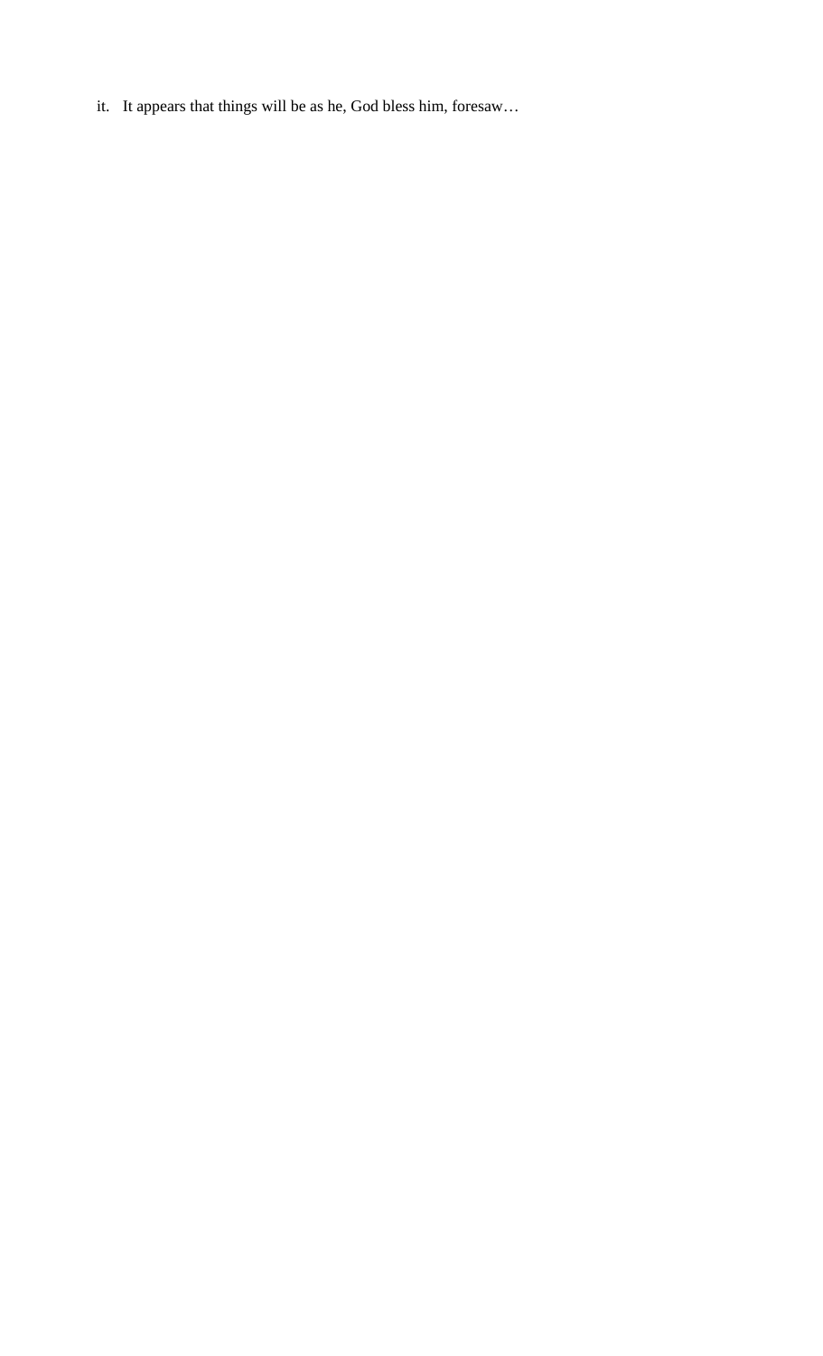it. It appears that things will be as he, God bless him, foresaw…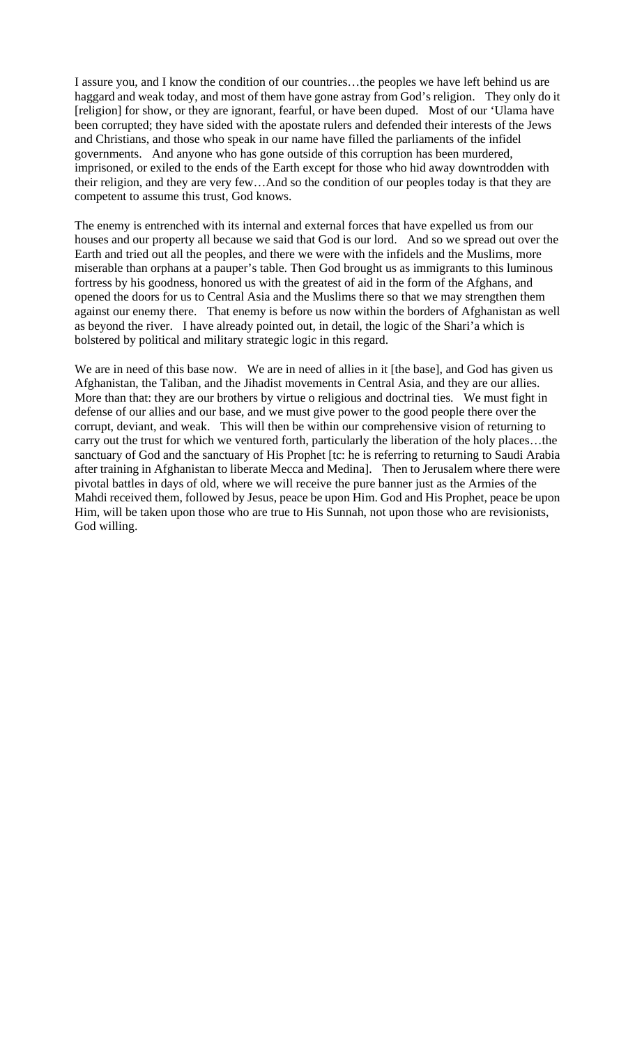I assure you, and I know the condition of our countries…the peoples we have left behind us are haggard and weak today, and most of them have gone astray from God's religion. They only do it [religion] for show, or they are ignorant, fearful, or have been duped. Most of our 'Ulama have been corrupted; they have sided with the apostate rulers and defended their interests of the Jews and Christians, and those who speak in our name have filled the parliaments of the infidel governments. And anyone who has gone outside of this corruption has been murdered, imprisoned, or exiled to the ends of the Earth except for those who hid away downtrodden with their religion, and they are very few…And so the condition of our peoples today is that they are competent to assume this trust, God knows.

The enemy is entrenched with its internal and external forces that have expelled us from our houses and our property all because we said that God is our lord. And so we spread out over the Earth and tried out all the peoples, and there we were with the infidels and the Muslims, more miserable than orphans at a pauper's table. Then God brought us as immigrants to this luminous fortress by his goodness, honored us with the greatest of aid in the form of the Afghans, and opened the doors for us to Central Asia and the Muslims there so that we may strengthen them against our enemy there. That enemy is before us now within the borders of Afghanistan as well as beyond the river. I have already pointed out, in detail, the logic of the Shari'a which is bolstered by political and military strategic logic in this regard.

We are in need of this base now. We are in need of allies in it [the base], and God has given us Afghanistan, the Taliban, and the Jihadist movements in Central Asia, and they are our allies. More than that: they are our brothers by virtue o religious and doctrinal ties. We must fight in defense of our allies and our base, and we must give power to the good people there over the corrupt, deviant, and weak. This will then be within our comprehensive vision of returning to carry out the trust for which we ventured forth, particularly the liberation of the holy places…the sanctuary of God and the sanctuary of His Prophet [tc: he is referring to returning to Saudi Arabia after training in Afghanistan to liberate Mecca and Medina]. Then to Jerusalem where there were pivotal battles in days of old, where we will receive the pure banner just as the Armies of the Mahdi received them, followed by Jesus, peace be upon Him. God and His Prophet, peace be upon Him, will be taken upon those who are true to His Sunnah, not upon those who are revisionists, God willing.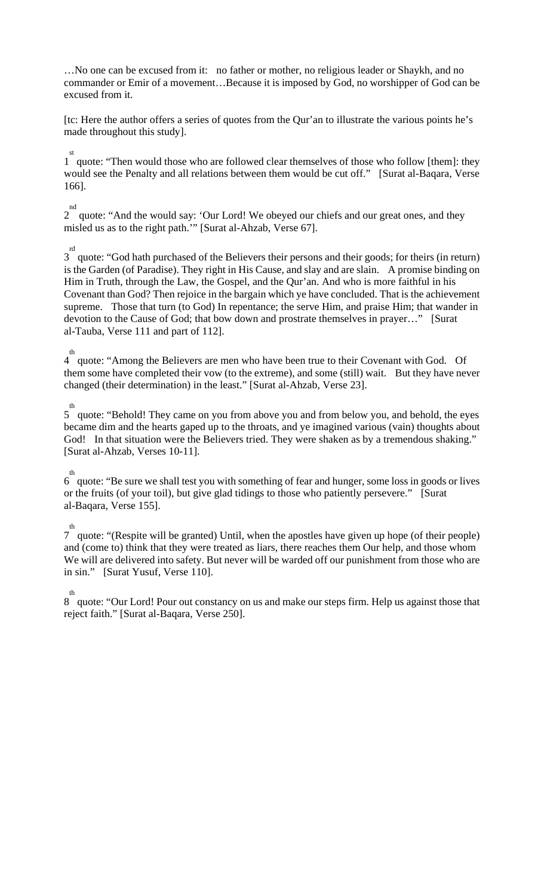…No one can be excused from it: no father or mother, no religious leader or Shaykh, and no commander or Emir of a movement…Because it is imposed by God, no worshipper of God can be excused from it.

[tc: Here the author offers a series of quotes from the Qur'an to illustrate the various points he's made throughout this study].

1st quote: "Then would those who are followed clear themselves of those who follow [them]: they would see the Penalty and all relations between them would be cut off." [Surat al-Baqara, Verse 166].

2nd quote: "And the would say: 'Our Lord! We obeyed our chiefs and our great ones, and they misled us as to the right path.'" [Surat al-Ahzab, Verse 67].

3rd quote: "God hath purchased of the Believers their persons and their goods; for theirs (in return) is the Garden (of Paradise). They right in His Cause, and slay and are slain. A promise binding on Him in Truth, through the Law, the Gospel, and the Qur'an. And who is more faithful in his Covenant than God? Then rejoice in the bargain which ye have concluded. That is the achievement supreme. Those that turn (to God) In repentance; the serve Him, and praise Him; that wander in devotion to the Cause of God; that bow down and prostrate themselves in prayer…" [Surat al-Tauba, Verse 111 and part of 112].

4th quote: "Among the Believers are men who have been true to their Covenant with God. Of them some have completed their vow (to the extreme), and some (still) wait. But they have never changed (their determination) in the least." [Surat al-Ahzab, Verse 23].

5th quote: "Behold! They came on you from above you and from below you, and behold, the eyes became dim and the hearts gaped up to the throats, and ye imagined various (vain) thoughts about God! In that situation were the Believers tried. They were shaken as by a tremendous shaking." [Surat al-Ahzab, Verses 10-11].

6th quote: "Be sure we shall test you with something of fear and hunger, some loss in goods or lives or the fruits (of your toil), but give glad tidings to those who patiently persevere." [Surat al-Baqara, Verse 155].

7th quote: "(Respite will be granted) Until, when the apostles have given up hope (of their people) and (come to) think that they were treated as liars, there reaches them Our help, and those whom We will are delivered into safety. But never will be warded off our punishment from those who are in sin." [Surat Yusuf, Verse 110].

8th quote: "Our Lord! Pour out constancy on us and make our steps firm. Help us against those that reject faith." [Surat al-Baqara, Verse 250].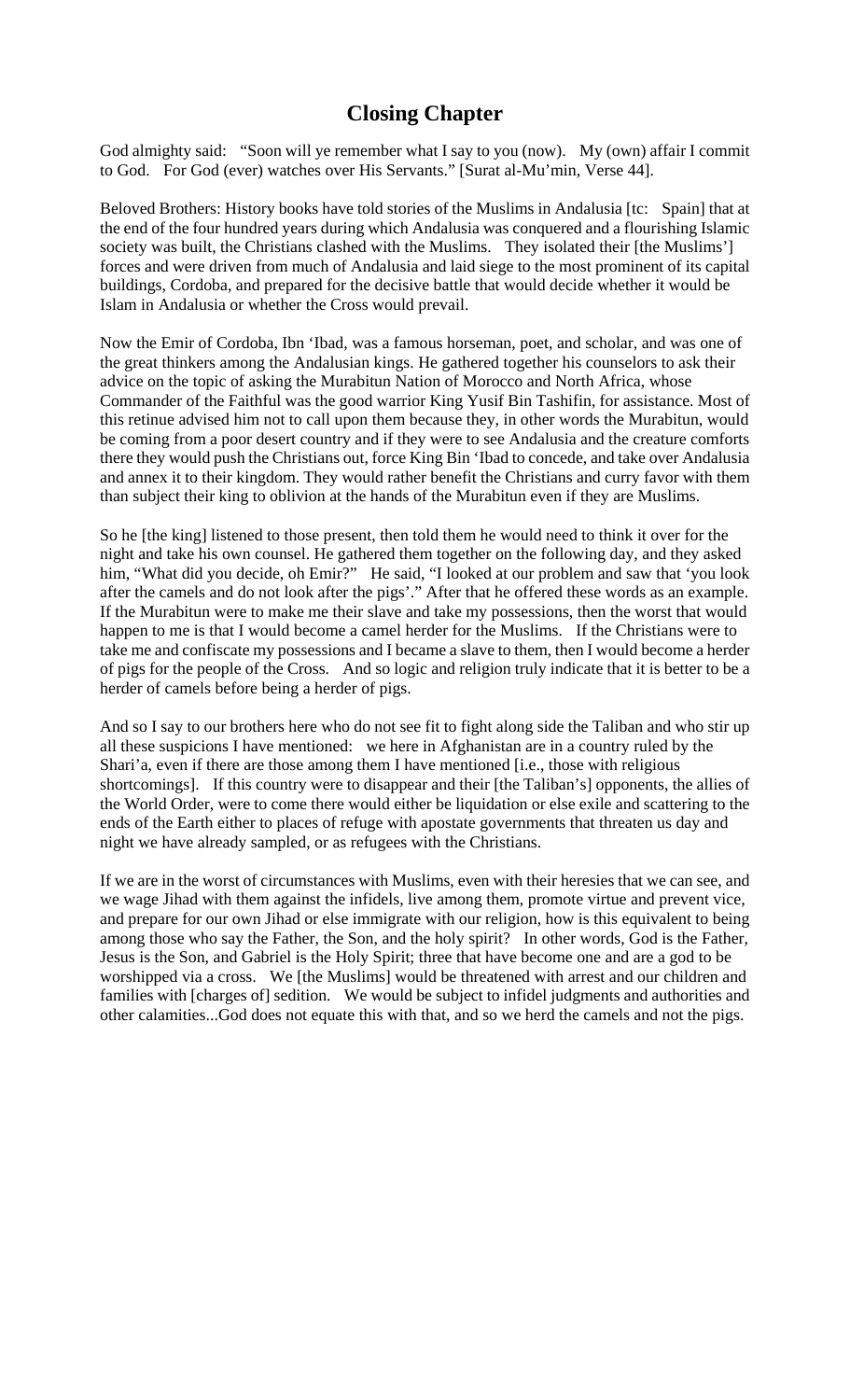## Closing Chapter

God almighty said: "Soon will ye remember what I say to you (now). My (own) affair I commit to God. For God (ever) watches over His Servants." [Surat al-Mu'min, Verse 44].

Beloved Brothers: History books have told stories of the Muslims in Andalusia [tc: Spain] that at the end of the four hundred years during which Andalusia was conquered and a flourishing Islamic society was built, the Christians clashed with the Muslims. They isolated their [the Muslims'] forces and were driven from much of Andalusia and laid siege to the most prominent of its capital buildings, Cordoba, and prepared for the decisive battle that would decide whether it would be Islam in Andalusia or whether the Cross would prevail.

Now the Emir of Cordoba, Ibn 'Ibad, was a famous horseman, poet, and scholar, and was one of the great thinkers among the Andalusian kings. He gathered together his counselors to ask their advice on the topic of asking the Murabitun Nation of Morocco and North Africa, whose Commander of the Faithful was the good warrior King Yusif Bin Tashifin, for assistance. Most of this retinue advised him not to call upon them because they, in other words the Murabitun, would be coming from a poor desert country and if they were to see Andalusia and the creature comforts there they would push the Christians out, force King Bin 'Ibad to concede, and take over Andalusia and annex it to their kingdom. They would rather benefit the Christians and curry favor with them than subject their king to oblivion at the hands of the Murabitun even if they are Muslims.

So he [the king] listened to those present, then told them he would need to think it over for the night and take his own counsel. He gathered them together on the following day, and they asked him, "What did you decide, oh Emir?" He said, "I looked at our problem and saw that 'you look after the camels and do not look after the pigs'." After that he offered these words as an example. If the Murabitun were to make me their slave and take my possessions, then the worst that would happen to me is that I would become a camel herder for the Muslims. If the Christians were to take me and confiscate my possessions and I became a slave to them, then I would become a herder of pigs for the people of the Cross. And so logic and religion truly indicate that it is better to be a herder of camels before being a herder of pigs.

And so I say to our brothers here who do not see fit to fight along side the Taliban and who stir up all these suspicions I have mentioned: we here in Afghanistan are in a country ruled by the Shari'a, even if there are those among them I have mentioned [i.e., those with religious shortcomings]. If this country were to disappear and their [the Taliban's] opponents, the allies of the World Order, were to come there would either be liquidation or else exile and scattering to the ends of the Earth either to places of refuge with apostate governments that threaten us day and night we have already sampled, or as refugees with the Christians.

If we are in the worst of circumstances with Muslims, even with their heresies that we can see, and we wage Jihad with them against the infidels, live among them, promote virtue and prevent vice, and prepare for our own Jihad or else immigrate with our religion, how is this equivalent to being among those who say the Father, the Son, and the holy spirit? In other words, God is the Father, Jesus is the Son, and Gabriel is the Holy Spirit; three that have become one and are a god to be worshipped via a cross. We [the Muslims] would be threatened with arrest and our children and families with [charges of] sedition. We would be subject to infidel judgments and authorities and other calamities...God does not equate this with that, and so we herd the camels and not the pigs.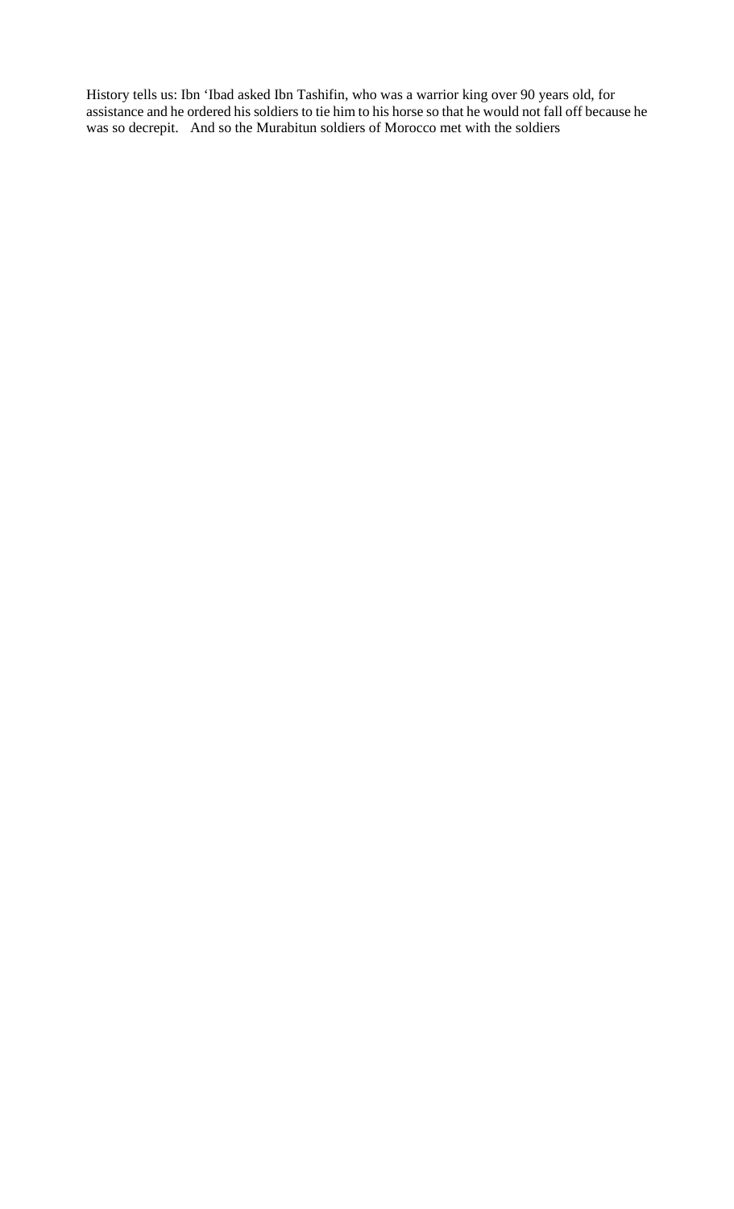History tells us: Ibn ‘Ibad asked Ibn Tashifin, who was a warrior king over 90 years old, for assistance and he ordered his soldiers to tie him to his horse so that he would not fall off because he was so decrepit. And so the Murabitun soldiers of Morocco met with the soldiers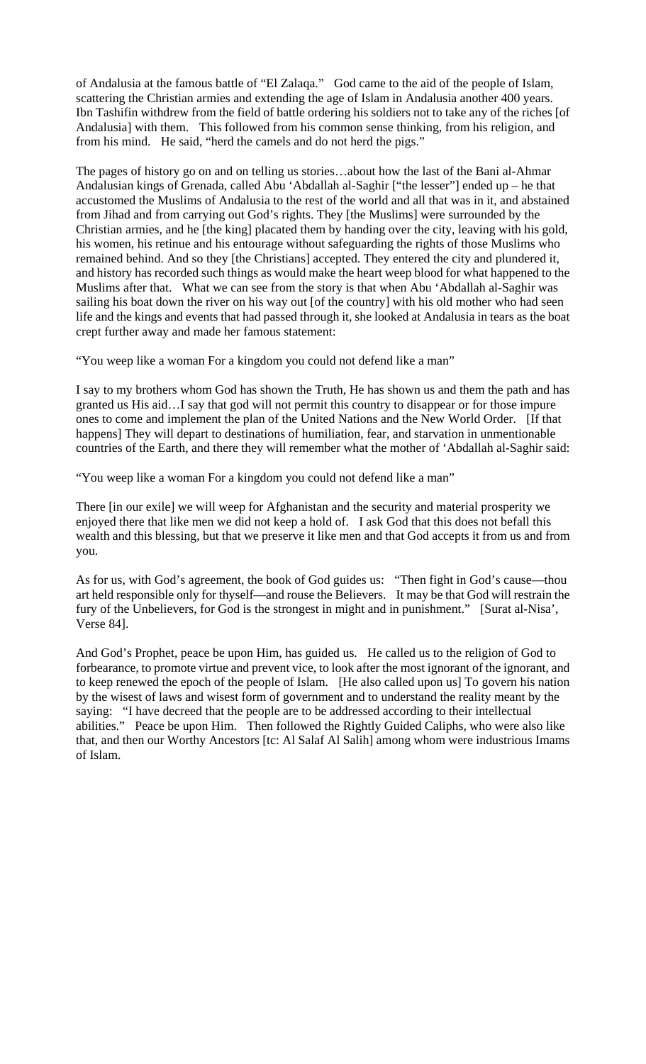of Andalusia at the famous battle of "El Zalaqa." God came to the aid of the people of Islam, scattering the Christian armies and extending the age of Islam in Andalusia another 400 years. Ibn Tashifin withdrew from the field of battle ordering his soldiers not to take any of the riches [of Andalusia] with them. This followed from his common sense thinking, from his religion, and from his mind. He said, "herd the camels and do not herd the pigs."

The pages of history go on and on telling us stories…about how the last of the Bani al-Ahmar Andalusian kings of Grenada, called Abu 'Abdallah al-Saghir ["the lesser"] ended up – he that accustomed the Muslims of Andalusia to the rest of the world and all that was in it, and abstained from Jihad and from carrying out God's rights. They [the Muslims] were surrounded by the Christian armies, and he [the king] placated them by handing over the city, leaving with his gold, his women, his retinue and his entourage without safeguarding the rights of those Muslims who remained behind. And so they [the Christians] accepted. They entered the city and plundered it, and history has recorded such things as would make the heart weep blood for what happened to the Muslims after that. What we can see from the story is that when Abu 'Abdallah al-Saghir was sailing his boat down the river on his way out [of the country] with his old mother who had seen life and the kings and events that had passed through it, she looked at Andalusia in tears as the boat crept further away and made her famous statement:

"You weep like a woman For a kingdom you could not defend like a man"

I say to my brothers whom God has shown the Truth, He has shown us and them the path and has granted us His aid…I say that god will not permit this country to disappear or for those impure ones to come and implement the plan of the United Nations and the New World Order. [If that happens] They will depart to destinations of humiliation, fear, and starvation in unmentionable countries of the Earth, and there they will remember what the mother of 'Abdallah al-Saghir said:

"You weep like a woman For a kingdom you could not defend like a man"

There [in our exile] we will weep for Afghanistan and the security and material prosperity we enjoyed there that like men we did not keep a hold of. I ask God that this does not befall this wealth and this blessing, but that we preserve it like men and that God accepts it from us and from you.

As for us, with God's agreement, the book of God guides us: "Then fight in God's cause—thou art held responsible only for thyself—and rouse the Believers. It may be that God will restrain the fury of the Unbelievers, for God is the strongest in might and in punishment." [Surat al-Nisa', Verse 84].

And God's Prophet, peace be upon Him, has guided us. He called us to the religion of God to forbearance, to promote virtue and prevent vice, to look after the most ignorant of the ignorant, and to keep renewed the epoch of the people of Islam. [He also called upon us] To govern his nation by the wisest of laws and wisest form of government and to understand the reality meant by the saying: "I have decreed that the people are to be addressed according to their intellectual abilities." Peace be upon Him. Then followed the Rightly Guided Caliphs, who were also like that, and then our Worthy Ancestors [tc: Al Salaf Al Salih] among whom were industrious Imams of Islam.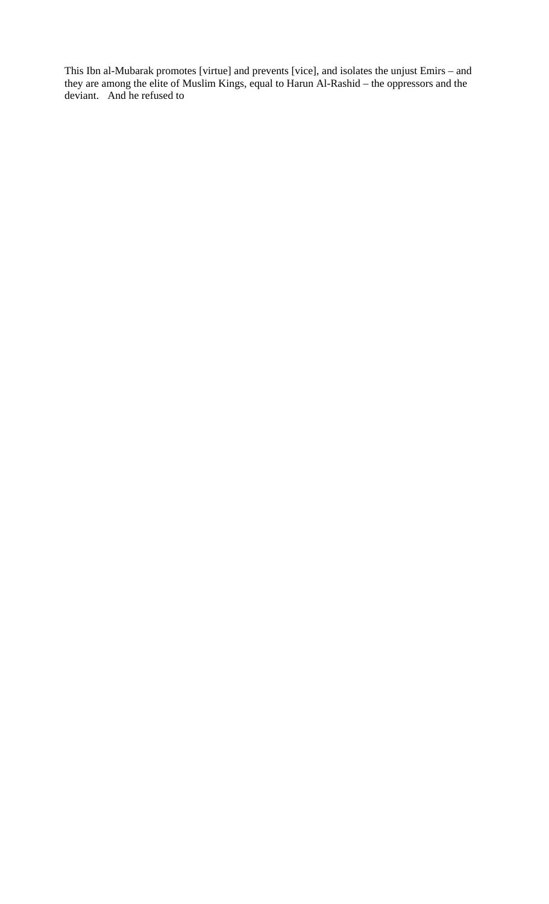This Ibn al-Mubarak promotes [virtue] and prevents [vice], and isolates the unjust Emirs – and they are among the elite of Muslim Kings, equal to Harun Al-Rashid – the oppressors and the deviant.   And he refused to